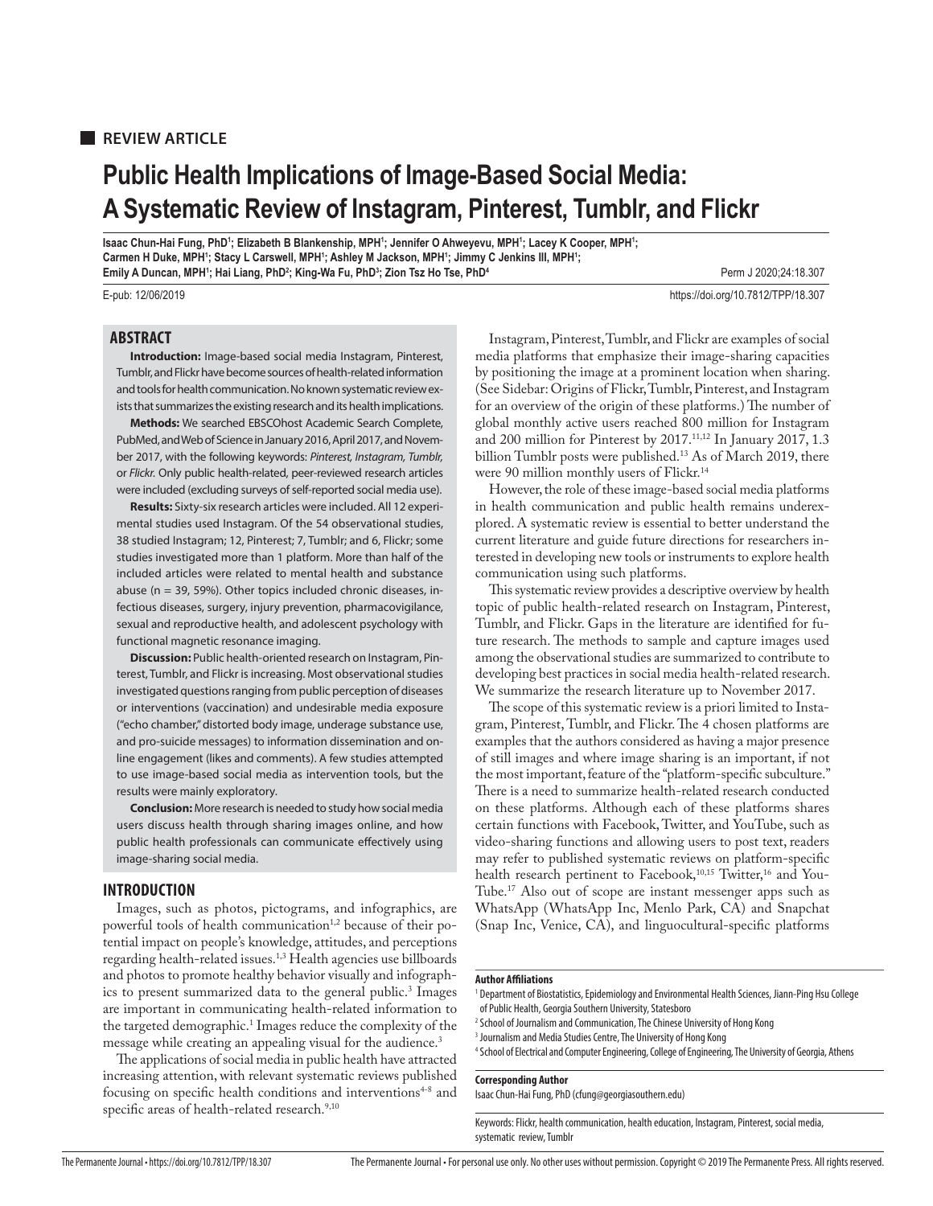**REVIEW ARTICLE**

# Public Health Implications of Image-Based Social Media: A Systematic Review of Instagram, Pinterest, Tumblr, and Flickr

**Isaac Chun-Hai Fung, PhD[1]; Elizabeth B Blankenship, MPH[1]; Jennifer O Ahweyevu, MPH[1]; Lacey K Cooper, MPH[1]; Carmen H Duke, MPH[1]; Stacy L Carswell, MPH[1]; Ashley M Jackson, MPH[1]; Jimmy C Jenkins III, MPH[1]; Emily A Duncan, MPH[1]; Hai Liang, PhD[2]; King-Wa Fu, PhD[3]; Zion Tsz Ho Tse, PhD[4]**

Perm J 2020;24:18.307

E-pub: 12/06/2019

https://doi.org/10.7812/TPP/18.307

## ABSTRACT

**Introduction:** Image-based social media Instagram, Pinterest, Tumblr, and Flickr have become sources of health-related information and tools for health communication. No known systematic review exists that summarizes the existing research and its health implications.

**Methods:** We searched EBSCOhost Academic Search Complete, PubMed, and Web of Science in January 2016, April 2017, and November 2017, with the following keywords: *Pinterest, Instagram, Tumblr,* or *Flickr.* Only public health-related, peer-reviewed research articles were included (excluding surveys of self-reported social media use).

**Results:** Sixty-six research articles were included. All 12 experimental studies used Instagram. Of the 54 observational studies, 38 studied Instagram; 12, Pinterest; 7, Tumblr; and 6, Flickr; some studies investigated more than 1 platform. More than half of the included articles were related to mental health and substance abuse (n = 39, 59%). Other topics included chronic diseases, infectious diseases, surgery, injury prevention, pharmacovigilance, sexual and reproductive health, and adolescent psychology with functional magnetic resonance imaging.

**Discussion:** Public health-oriented research on Instagram, Pinterest, Tumblr, and Flickr is increasing. Most observational studies investigated questions ranging from public perception of diseases or interventions (vaccination) and undesirable media exposure ("echo chamber," distorted body image, underage substance use, and pro-suicide messages) to information dissemination and online engagement (likes and comments). A few studies attempted to use image-based social media as intervention tools, but the results were mainly exploratory.

**Conclusion:** More research is needed to study how social media users discuss health through sharing images online, and how public health professionals can communicate effectively using image-sharing social media.

## INTRODUCTION

Images, such as photos, pictograms, and infographics, are powerful tools of health communication[1,2] because of their potential impact on people's knowledge, attitudes, and perceptions regarding health-related issues.[1,3] Health agencies use billboards and photos to promote healthy behavior visually and infographics to present summarized data to the general public.[3] Images are important in communicating health-related information to the targeted demographic.[1] Images reduce the complexity of the message while creating an appealing visual for the audience.[3]

The applications of social media in public health have attracted increasing attention, with relevant systematic reviews published focusing on specific health conditions and interventions[4-8] and specific areas of health-related research.[9,10]

Instagram, Pinterest, Tumblr, and Flickr are examples of social media platforms that emphasize their image-sharing capacities by positioning the image at a prominent location when sharing. (See Sidebar: Origins of Flickr, Tumblr, Pinterest, and Instagram for an overview of the origin of these platforms.) The number of global monthly active users reached 800 million for Instagram and 200 million for Pinterest by 2017.[11,12] In January 2017, 1.3 billion Tumblr posts were published.[13] As of March 2019, there were 90 million monthly users of Flickr.[14]

However, the role of these image-based social media platforms in health communication and public health remains underexplored. A systematic review is essential to better understand the current literature and guide future directions for researchers interested in developing new tools or instruments to explore health communication using such platforms.

This systematic review provides a descriptive overview by health topic of public health-related research on Instagram, Pinterest, Tumblr, and Flickr. Gaps in the literature are identified for future research. The methods to sample and capture images used among the observational studies are summarized to contribute to developing best practices in social media health-related research. We summarize the research literature up to November 2017.

The scope of this systematic review is a priori limited to Instagram, Pinterest, Tumblr, and Flickr. The 4 chosen platforms are examples that the authors considered as having a major presence of still images and where image sharing is an important, if not the most important, feature of the "platform-specific subculture." There is a need to summarize health-related research conducted on these platforms. Although each of these platforms shares certain functions with Facebook, Twitter, and YouTube, such as video-sharing functions and allowing users to post text, readers may refer to published systematic reviews on platform-specific health research pertinent to Facebook,[10,15] Twitter,[16] and YouTube.[17] Also out of scope are instant messenger apps such as WhatsApp (WhatsApp Inc, Menlo Park, CA) and Snapchat (Snap Inc, Venice, CA), and linguocultural-specific platforms

**Author Affiliations**

[1] Department of Biostatistics, Epidemiology and Environmental Health Sciences, Jiann-Ping Hsu College of Public Health, Georgia Southern University, Statesboro

[2] School of Journalism and Communication, The Chinese University of Hong Kong

[3] Journalism and Media Studies Centre, The University of Hong Kong

[4] School of Electrical and Computer Engineering, College of Engineering, The University of Georgia, Athens

**Corresponding Author**

Isaac Chun-Hai Fung, PhD (cfung@georgiasouthern.edu)

Keywords: Flickr, health communication, health education, Instagram, Pinterest, social media, systematic review, Tumblr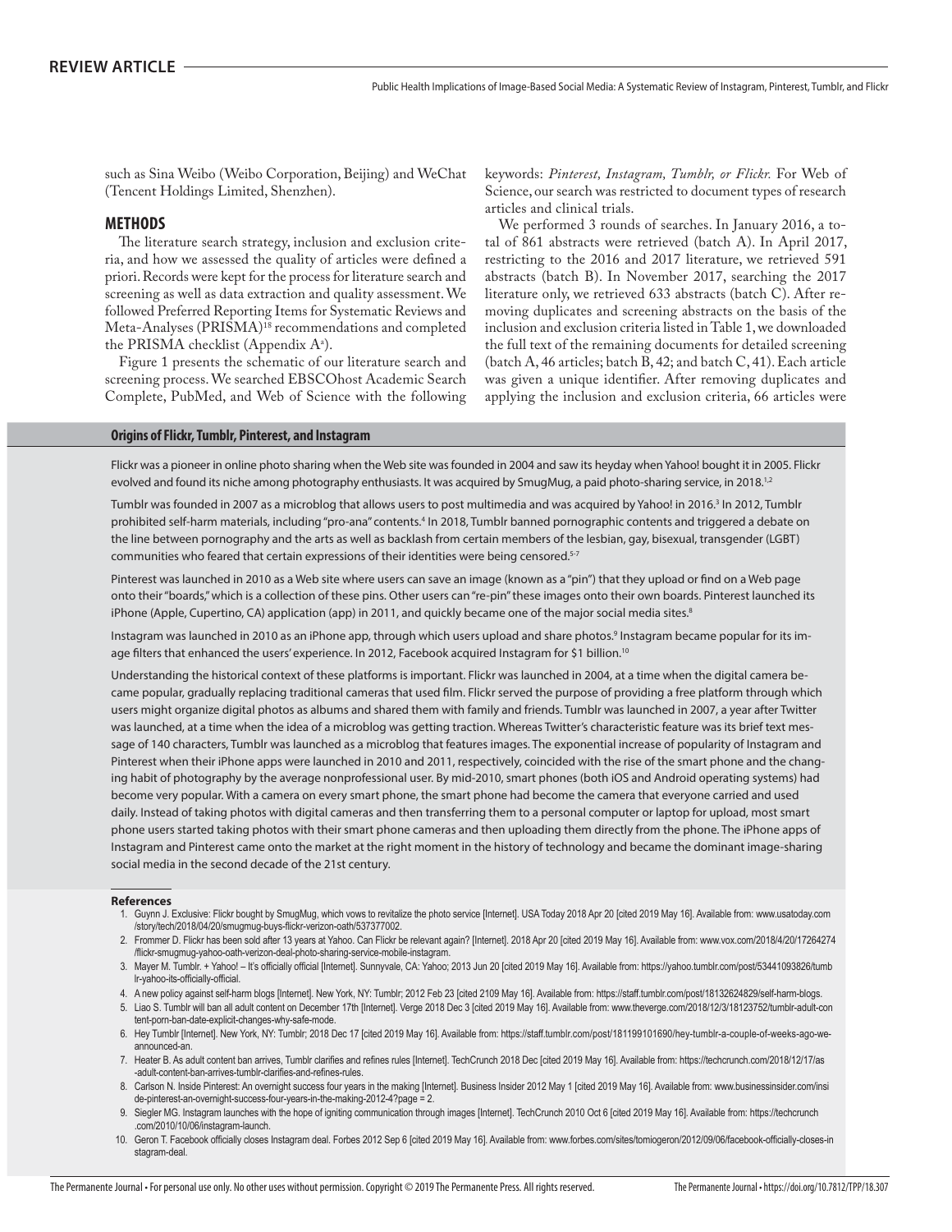such as Sina Weibo (Weibo Corporation, Beijing) and WeChat (Tencent Holdings Limited, Shenzhen).

## METHODS

The literature search strategy, inclusion and exclusion criteria, and how we assessed the quality of articles were defined a priori. Records were kept for the process for literature search and screening as well as data extraction and quality assessment. We followed Preferred Reporting Items for Systematic Reviews and Meta-Analyses (PRISMA)[18] recommendations and completed the PRISMA checklist (Appendix A[a]).

Figure 1 presents the schematic of our literature search and screening process. We searched EBSCOhost Academic Search Complete, PubMed, and Web of Science with the following keywords: *Pinterest, Instagram, Tumblr, or Flickr.* For Web of Science, our search was restricted to document types of research articles and clinical trials.

We performed 3 rounds of searches. In January 2016, a total of 861 abstracts were retrieved (batch A). In April 2017, restricting to the 2016 and 2017 literature, we retrieved 591 abstracts (batch B). In November 2017, searching the 2017 literature only, we retrieved 633 abstracts (batch C). After removing duplicates and screening abstracts on the basis of the inclusion and exclusion criteria listed in Table 1, we downloaded the full text of the remaining documents for detailed screening (batch A, 46 articles; batch B, 42; and batch C, 41). Each article was given a unique identifier. After removing duplicates and applying the inclusion and exclusion criteria, 66 articles were

### Origins of Flickr, Tumblr, Pinterest, and Instagram

Flickr was a pioneer in online photo sharing when the Web site was founded in 2004 and saw its heyday when Yahoo! bought it in 2005. Flickr evolved and found its niche among photography enthusiasts. It was acquired by SmugMug, a paid photo-sharing service, in 2018.[1,2]

Tumblr was founded in 2007 as a microblog that allows users to post multimedia and was acquired by Yahoo! in 2016.[3] In 2012, Tumblr prohibited self-harm materials, including "pro-ana" contents.[4] In 2018, Tumblr banned pornographic contents and triggered a debate on the line between pornography and the arts as well as backlash from certain members of the lesbian, gay, bisexual, transgender (LGBT) communities who feared that certain expressions of their identities were being censored.[5-7]

Pinterest was launched in 2010 as a Web site where users can save an image (known as a "pin") that they upload or find on a Web page onto their "boards," which is a collection of these pins. Other users can "re-pin" these images onto their own boards. Pinterest launched its iPhone (Apple, Cupertino, CA) application (app) in 2011, and quickly became one of the major social media sites.[8]

Instagram was launched in 2010 as an iPhone app, through which users upload and share photos.[9] Instagram became popular for its image filters that enhanced the users' experience. In 2012, Facebook acquired Instagram for $1 billion.[10]

Understanding the historical context of these platforms is important. Flickr was launched in 2004, at a time when the digital camera became popular, gradually replacing traditional cameras that used film. Flickr served the purpose of providing a free platform through which users might organize digital photos as albums and shared them with family and friends. Tumblr was launched in 2007, a year after Twitter was launched, at a time when the idea of a microblog was getting traction. Whereas Twitter's characteristic feature was its brief text message of 140 characters, Tumblr was launched as a microblog that features images. The exponential increase of popularity of Instagram and Pinterest when their iPhone apps were launched in 2010 and 2011, respectively, coincided with the rise of the smart phone and the changing habit of photography by the average nonprofessional user. By mid-2010, smart phones (both iOS and Android operating systems) had become very popular. With a camera on every smart phone, the smart phone had become the camera that everyone carried and used daily. Instead of taking photos with digital cameras and then transferring them to a personal computer or laptop for upload, most smart phone users started taking photos with their smart phone cameras and then uploading them directly from the phone. The iPhone apps of Instagram and Pinterest came onto the market at the right moment in the history of technology and became the dominant image-sharing social media in the second decade of the 21st century.

#### References

1. Guynn J. Exclusive: Flickr bought by SmugMug, which vows to revitalize the photo service [Internet]. USA Today 2018 Apr 20 [cited 2019 May 16]. Available from: www.usatoday.com/story/tech/2018/04/20/smugmug-buys-flickr-verizon-oath/537377002.
2. Frommer D. Flickr has been sold after 13 years at Yahoo. Can Flickr be relevant again? [Internet]. 2018 Apr 20 [cited 2019 May 16]. Available from: www.vox.com/2018/4/20/17264274/flickr-smugmug-yahoo-oath-verizon-deal-photo-sharing-service-mobile-instagram.
3. Mayer M. Tumblr. + Yahoo! – It's officially official [Internet]. Sunnyvale, CA: Yahoo; 2013 Jun 20 [cited 2019 May 16]. Available from: https://yahoo.tumblr.com/post/53441093826/tumblr-yahoo-its-officially-official.
4. A new policy against self-harm blogs [Internet]. New York, NY: Tumblr; 2012 Feb 23 [cited 2109 May 16]. Available from: https://staff.tumblr.com/post/18132624829/self-harm-blogs.
5. Liao S. Tumblr will ban all adult content on December 17th [Internet]. Verge 2018 Dec 3 [cited 2019 May 16]. Available from: www.theverge.com/2018/12/3/18123752/tumblr-adult-content-porn-ban-date-explicit-changes-why-safe-mode.
6. Hey Tumblr [Internet]. New York, NY: Tumblr; 2018 Dec 17 [cited 2019 May 16]. Available from: https://staff.tumblr.com/post/181199101690/hey-tumblr-a-couple-of-weeks-ago-we-announced-an.
7. Heater B. As adult content ban arrives, Tumblr clarifies and refines rules [Internet]. TechCrunch 2018 Dec [cited 2019 May 16]. Available from: https://techcrunch.com/2018/12/17/as-adult-content-ban-arrives-tumblr-clarifies-and-refines-rules.
8. Carlson N. Inside Pinterest: An overnight success four years in the making [Internet]. Business Insider 2012 May 1 [cited 2019 May 16]. Available from: www.businessinsider.com/inside-pinterest-an-overnight-success-four-years-in-the-making-2012-4?page = 2.
9. Siegler MG. Instagram launches with the hope of igniting communication through images [Internet]. TechCrunch 2010 Oct 6 [cited 2019 May 16]. Available from: https://techcrunch.com/2010/10/06/instagram-launch.
10. Geron T. Facebook officially closes Instagram deal. Forbes 2012 Sep 6 [cited 2019 May 16]. Available from: www.forbes.com/sites/tomiogeron/2012/09/06/facebook-officially-closes-instagram-deal.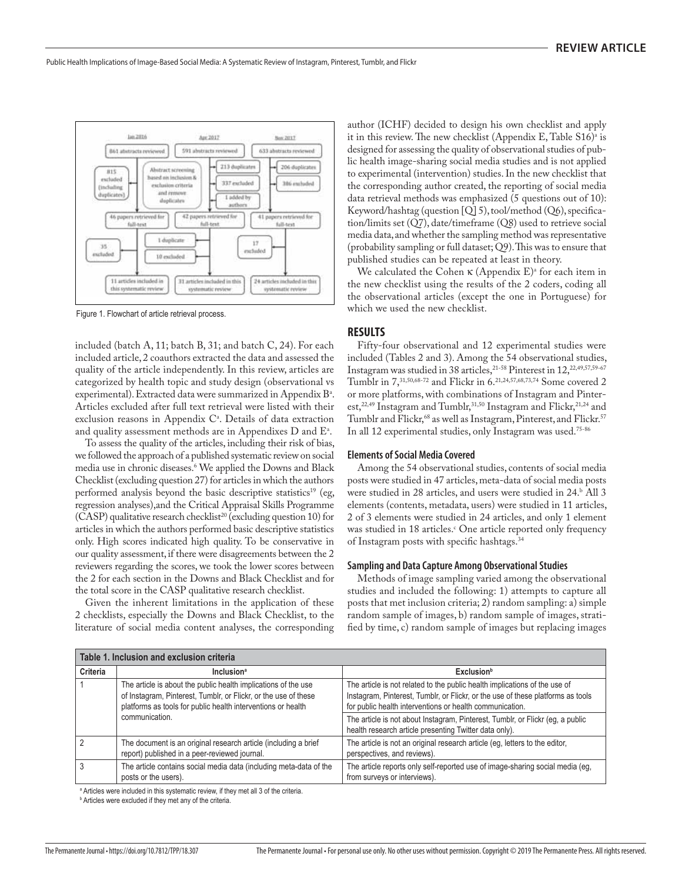Figure 1. Flowchart of article retrieval process.

included (batch A, 11; batch B, 31; and batch C, 24). For each included article, 2 coauthors extracted the data and assessed the quality of the article independently. In this review, articles are categorized by health topic and study design (observational vs experimental). Extracted data were summarized in Appendix B[a]. Articles excluded after full text retrieval were listed with their exclusion reasons in Appendix C[a]. Details of data extraction and quality assessment methods are in Appendixes D and E[a].

To assess the quality of the articles, including their risk of bias, we followed the approach of a published systematic review on social media use in chronic diseases.[6] We applied the Downs and Black Checklist (excluding question 27) for articles in which the authors performed analysis beyond the basic descriptive statistics[19] (eg, regression analyses),and the Critical Appraisal Skills Programme (CASP) qualitative research checklist[20] (excluding question 10) for articles in which the authors performed basic descriptive statistics only. High scores indicated high quality. To be conservative in our quality assessment, if there were disagreements between the 2 reviewers regarding the scores, we took the lower scores between the 2 for each section in the Downs and Black Checklist and for the total score in the CASP qualitative research checklist.

Given the inherent limitations in the application of these 2 checklists, especially the Downs and Black Checklist, to the literature of social media content analyses, the corresponding author (ICHF) decided to design his own checklist and apply it in this review. The new checklist (Appendix E, Table S16)[a] is designed for assessing the quality of observational studies of public health image-sharing social media studies and is not applied to experimental (intervention) studies. In the new checklist that the corresponding author created, the reporting of social media data retrieval methods was emphasized (5 questions out of 10): Keyword/hashtag (question [Q] 5), tool/method (Q6), specification/limits set (Q7), date/timeframe (Q8) used to retrieve social media data, and whether the sampling method was representative (probability sampling or full dataset; Q9). This was to ensure that published studies can be repeated at least in theory.

We calculated the Cohen κ (Appendix E)[a] for each item in the new checklist using the results of the 2 coders, coding all the observational articles (except the one in Portuguese) for which we used the new checklist.

## RESULTS

Fifty-four observational and 12 experimental studies were included (Tables 2 and 3). Among the 54 observational studies, Instagram was studied in 38 articles,[21-58] Pinterest in 12,[22,49,57,59-67] Tumblr in 7,[31,50,68-72] and Flickr in 6.[21,24,57,68,73,74] Some covered 2 or more platforms, with combinations of Instagram and Pinterest,[22,49] Instagram and Tumblr,[31,50] Instagram and Flickr,[21,24] and Tumblr and Flickr,[68] as well as Instagram, Pinterest, and Flickr.[57] In all 12 experimental studies, only Instagram was used.[75-86]

### Elements of Social Media Covered

Among the 54 observational studies, contents of social media posts were studied in 47 articles, meta-data of social media posts were studied in 28 articles, and users were studied in 24.[b] All 3 elements (contents, metadata, users) were studied in 11 articles, 2 of 3 elements were studied in 24 articles, and only 1 element was studied in 18 articles.[c] One article reported only frequency of Instagram posts with specific hashtags.[34]

### Sampling and Data Capture Among Observational Studies

Methods of image sampling varied among the observational studies and included the following: 1) attempts to capture all posts that met inclusion criteria; 2) random sampling: a) simple random sample of images, b) random sample of images, stratified by time, c) random sample of images but replacing images

**Table 1. Inclusion and exclusion criteria**

| Criteria | Inclusion[a] | Exclusion[b] |
|---|---|---|
| 1 | The article is about the public health implications of the use of Instagram, Pinterest, Tumblr, or Flickr, or the use of these platforms as tools for public health interventions or health communication. | The article is not related to the public health implications of the use of Instagram, Pinterest, Tumblr, or Flickr, or the use of these platforms as tools for public health interventions or health communication. |
| | | The article is not about Instagram, Pinterest, Tumblr, or Flickr (eg, a public health research article presenting Twitter data only). |
| 2 | The document is an original research article (including a brief report) published in a peer-reviewed journal. | The article is not an original research article (eg, letters to the editor, perspectives, and reviews). |
| 3 | The article contains social media data (including meta-data of the posts or the users). | The article reports only self-reported use of image-sharing social media (eg, from surveys or interviews). |

[a] Articles were included in this systematic review, if they met all 3 of the criteria.

[b] Articles were excluded if they met any of the criteria.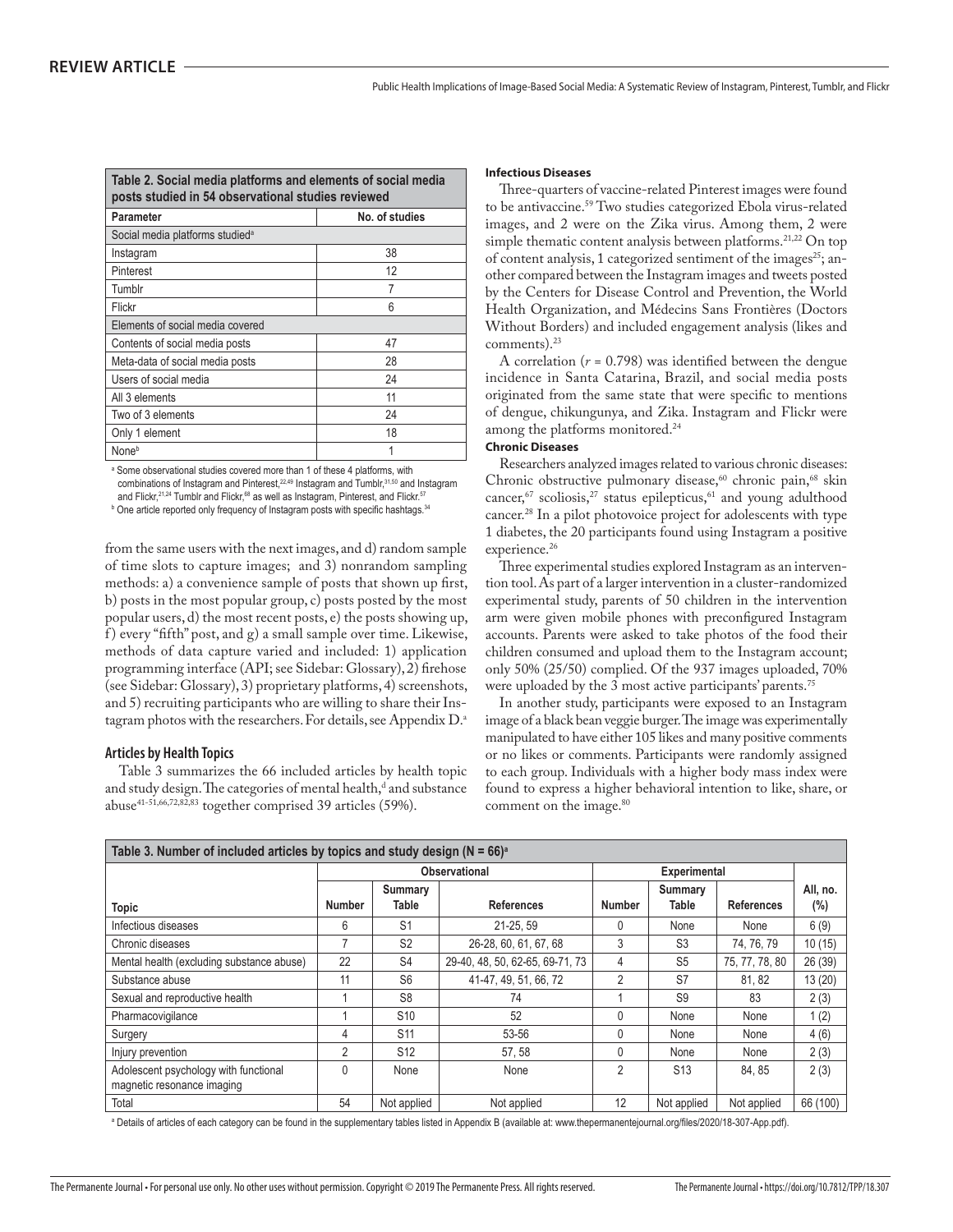**Table 2. Social media platforms and elements of social media posts studied in 54 observational studies reviewed**

| Parameter | No. of studies |
| --- | --- |
| Social media platforms studied[a] | |
| Instagram | 38 |
| Pinterest | 12 |
| Tumblr | 7 |
| Flickr | 6 |
| Elements of social media covered | |
| Contents of social media posts | 47 |
| Meta-data of social media posts | 28 |
| Users of social media | 24 |
| All 3 elements | 11 |
| Two of 3 elements | 24 |
| Only 1 element | 18 |
| None[b] | 1 |

[a] Some observational studies covered more than 1 of these 4 platforms, with combinations of Instagram and Pinterest,[22,49] Instagram and Tumblr,[31,50] and Instagram and Flickr,[21,24] Tumblr and Flickr,[68] as well as Instagram, Pinterest, and Flickr.[57]

[b] One article reported only frequency of Instagram posts with specific hashtags.[34]

from the same users with the next images, and d) random sample of time slots to capture images; and 3) nonrandom sampling methods: a) a convenience sample of posts that shown up first, b) posts in the most popular group, c) posts posted by the most popular users, d) the most recent posts, e) the posts showing up, f) every "fifth" post, and g) a small sample over time. Likewise, methods of data capture varied and included: 1) application programming interface (API; see Sidebar: Glossary), 2) firehose (see Sidebar: Glossary), 3) proprietary platforms, 4) screenshots, and 5) recruiting participants who are willing to share their Instagram photos with the researchers. For details, see Appendix D.[a]

## Articles by Health Topics

Table 3 summarizes the 66 included articles by health topic and study design. The categories of mental health,[d] and substance abuse[41-51,66,72,82,83] together comprised 39 articles (59%).

### Infectious Diseases

Three-quarters of vaccine-related Pinterest images were found to be antivaccine.[59] Two studies categorized Ebola virus-related images, and 2 were on the Zika virus. Among them, 2 were simple thematic content analysis between platforms.[21,22] On top of content analysis, 1 categorized sentiment of the images[25]; another compared between the Instagram images and tweets posted by the Centers for Disease Control and Prevention, the World Health Organization, and Médecins Sans Frontières (Doctors Without Borders) and included engagement analysis (likes and comments).[23]

A correlation ($r = 0.798$) was identified between the dengue incidence in Santa Catarina, Brazil, and social media posts originated from the same state that were specific to mentions of dengue, chikungunya, and Zika. Instagram and Flickr were among the platforms monitored.[24]

### Chronic Diseases

Researchers analyzed images related to various chronic diseases: Chronic obstructive pulmonary disease,[60] chronic pain,[68] skin cancer,[67] scoliosis,[27] status epilepticus,[61] and young adulthood cancer.[28] In a pilot photovoice project for adolescents with type 1 diabetes, the 20 participants found using Instagram a positive experience.[26]

Three experimental studies explored Instagram as an intervention tool. As part of a larger intervention in a cluster-randomized experimental study, parents of 50 children in the intervention arm were given mobile phones with preconfigured Instagram accounts. Parents were asked to take photos of the food their children consumed and upload them to the Instagram account; only 50% (25/50) complied. Of the 937 images uploaded, 70% were uploaded by the 3 most active participants' parents.[75]

In another study, participants were exposed to an Instagram image of a black bean veggie burger. The image was experimentally manipulated to have either 105 likes and many positive comments or no likes or comments. Participants were randomly assigned to each group. Individuals with a higher body mass index were found to express a higher behavioral intention to like, share, or comment on the image.[80]

**Table 3. Number of included articles by topics and study design (N = 66)[a]**

| | Observational | | | Experimental | | | |
| --- | --- | --- | --- | --- | --- | --- | --- |
| Topic | Number | Summary Table | References | Number | Summary Table | References | All, no. (%) |
| Infectious diseases | 6 | S1 | 21-25, 59 | 0 | None | None | 6 (9) |
| Chronic diseases | 7 | S2 | 26-28, 60, 61, 67, 68 | 3 | S3 | 74, 76, 79 | 10 (15) |
| Mental health (excluding substance abuse) | 22 | S4 | 29-40, 48, 50, 62-65, 69-71, 73 | 4 | S5 | 75, 77, 78, 80 | 26 (39) |
| Substance abuse | 11 | S6 | 41-47, 49, 51, 66, 72 | 2 | S7 | 81, 82 | 13 (20) |
| Sexual and reproductive health | 1 | S8 | 74 | 1 | S9 | 83 | 2 (3) |
| Pharmacovigilance | 1 | S10 | 52 | 0 | None | None | 1 (2) |
| Surgery | 4 | S11 | 53-56 | 0 | None | None | 4 (6) |
| Injury prevention | 2 | S12 | 57, 58 | 0 | None | None | 2 (3) |
| Adolescent psychology with functional magnetic resonance imaging | 0 | None | None | 2 | S13 | 84, 85 | 2 (3) |
| Total | 54 | Not applied | Not applied | 12 | Not applied | Not applied | 66 (100) |

[a] Details of articles of each category can be found in the supplementary tables listed in Appendix B (available at: www.thepermanentejournal.org/files/2020/18-307-App.pdf).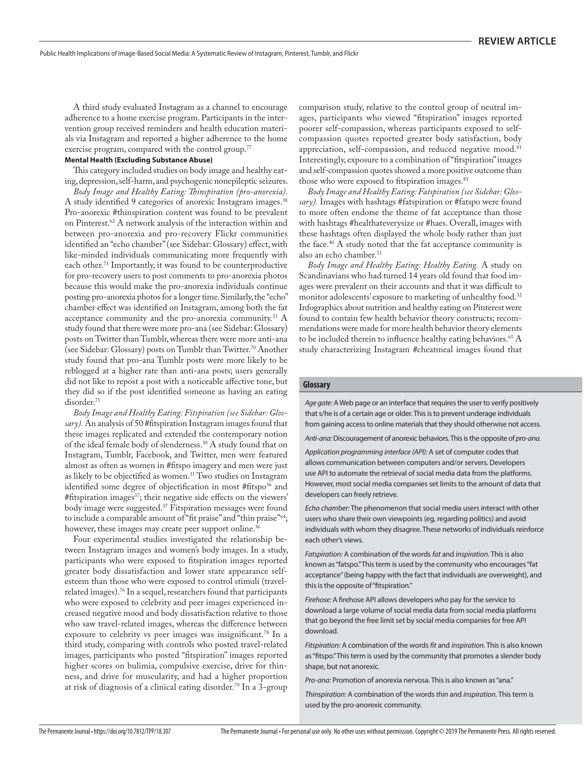A third study evaluated Instagram as a channel to encourage adherence to a home exercise program. Participants in the intervention group received reminders and health education materials via Instagram and reported a higher adherence to the home exercise program, compared with the control group.[77]

#### Mental Health (Excluding Substance Abuse)

This category included studies on body image and healthy eating, depression, self-harm, and psychogenic nonepileptic seizures.

*Body Image and Healthy Eating: Thinspiration (pro-anorexia).* A study identified 9 categories of anorexic Instagram images.[38] Pro-anorexic #thinspiration content was found to be prevalent on Pinterest.[62] A network analysis of the interaction within and between pro-anorexia and pro-recovery Flickr communities identified an "echo chamber" (see Sidebar: Glossary) effect, with like-minded individuals communicating more frequently with each other.[73] Importantly, it was found to be counterproductive for pro-recovery users to post comments to pro-anorexia photos because this would make the pro-anorexia individuals continue posting pro-anorexia photos for a longer time. Similarly, the "echo" chamber effect was identified on Instagram, among both the fat acceptance community and the pro-anorexia community.[33] A study found that there were more pro-ana (see Sidebar: Glossary) posts on Twitter than Tumblr, whereas there were more anti-ana (see Sidebar: Glossary) posts on Tumblr than Twitter.[70] Another study found that pro-ana Tumblr posts were more likely to be reblogged at a higher rate than anti-ana posts; users generally did not like to repost a post with a noticeable affective tone, but they did so if the post identified someone as having an eating disorder.[71]

*Body Image and Healthy Eating: Fitspiration (see Sidebar: Glossary).* An analysis of 50 #fitspiration Instagram images found that these images replicated and extended the contemporary notion of the ideal female body of slenderness.[30] A study found that on Instagram, Tumblr, Facebook, and Twitter, men were featured almost as often as women in #fitspo imagery and men were just as likely to be objectified as women.[31] Two studies on Instagram identified some degree of objectification in most #fitspo[36] and #fitspiration images[37]; their negative side effects on the viewers' body image were suggested.[37] Fitspiration messages were found to include a comparable amount of "fit praise" and "thin praise"[64]; however, these images may create peer support online.[36]

Four experimental studies investigated the relationship between Instagram images and women's body images. In a study, participants who were exposed to fitspiration images reported greater body dissatisfaction and lower state appearance self-esteem than those who were exposed to control stimuli (travel-related images).[76] In a sequel, researchers found that participants who were exposed to celebrity and peer images experienced increased negative mood and body dissatisfaction relative to those who saw travel-related images, whereas the difference between exposure to celebrity vs peer images was insignificant.[78] In a third study, comparing with controls who posted travel-related images, participants who posted "fitspiration" images reported higher scores on bulimia, compulsive exercise, drive for thinness, and drive for muscularity, and had a higher proportion at risk of diagnosis of a clinical eating disorder.[79] In a 3-group comparison study, relative to the control group of neutral images, participants who viewed "fitspiration" images reported poorer self-compassion, whereas participants exposed to self-compassion quotes reported greater body satisfaction, body appreciation, self-compassion, and reduced negative mood.[81] Interestingly, exposure to a combination of "fitspiration" images and self-compassion quotes showed a more positive outcome than those who were exposed to fitspiration images.[81]

*Body Image and Healthy Eating: Fatspiration (see Sidebar: Glossary).* Images with hashtags #fatspiration or #fatspo were found to more often endorse the theme of fat acceptance than those with hashtags #healthateverysize or #haes. Overall, images with these hashtags often displayed the whole body rather than just the face.[40] A study noted that the fat acceptance community is also an echo chamber.[33]

*Body Image and Healthy Eating: Healthy Eating.* A study on Scandinavians who had turned 14 years old found that food images were prevalent on their accounts and that it was difficult to monitor adolescents' exposure to marketing of unhealthy food.[32] Infographics about nutrition and healthy eating on Pinterest were found to contain few health behavior theory constructs; recommendations were made for more health behavior theory elements to be included therein to influence healthy eating behaviors.[65] A study characterizing Instagram #cheatmeal images found that

### Glossary

*Age gate:* A Web page or an interface that requires the user to verify positively that s/he is of a certain age or older. This is to prevent underage individuals from gaining access to online materials that they should otherwise not access.

*Anti-ana:* Discouragement of anorexic behaviors. This is the opposite of *pro-ana.*

*Application programming interface (API):* A set of computer codes that allows communication between computers and/or servers. Developers use API to automate the retrieval of social media data from the platforms. However, most social media companies set limits to the amount of data that developers can freely retrieve.

*Echo chamber:* The phenomenon that social media users interact with other users who share their own viewpoints (eg, regarding politics) and avoid individuals with whom they disagree. These networks of individuals reinforce each other's views.

*Fatspiration:* A combination of the words *fat* and *inspiration.* This is also known as "fatspo." This term is used by the community who encourages "fat acceptance" (being happy with the fact that individuals are overweight), and this is the opposite of "fitspiration."

*Firehose:* A firehose API allows developers who pay for the service to download a large volume of social media data from social media platforms that go beyond the free limit set by social media companies for free API download.

*Fitspiration:* A combination of the words *fit* and *inspiration.* This is also known as "fitspo." This term is used by the community that promotes a slender body shape, but not anorexic.

*Pro-ana:* Promotion of anorexia nervosa. This is also known as "ana."

*Thinspiration:* A combination of the words *thin* and *inspiration.* This term is used by the pro-anorexic community.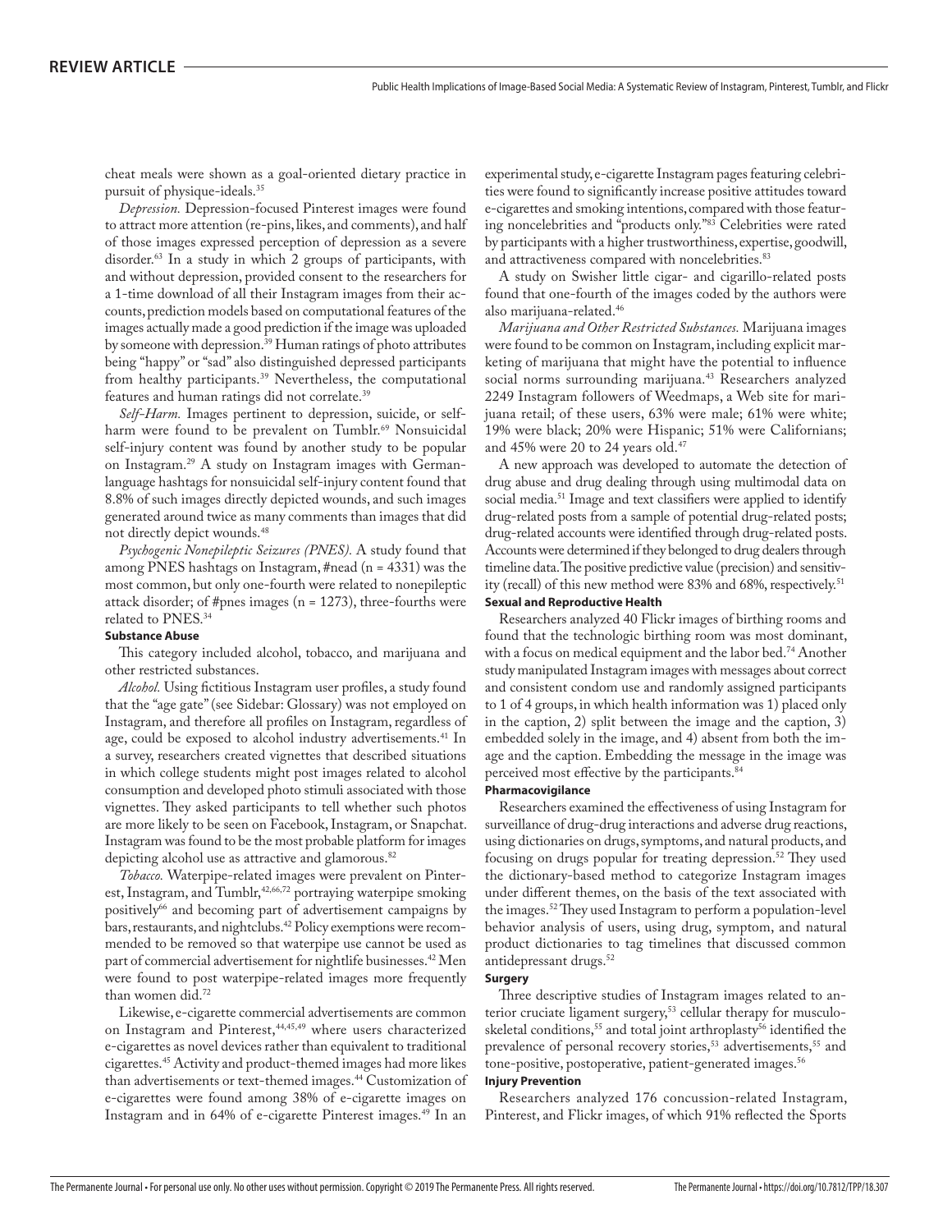cheat meals were shown as a goal-oriented dietary practice in pursuit of physique-ideals.[35]

*Depression.* Depression-focused Pinterest images were found to attract more attention (re-pins, likes, and comments), and half of those images expressed perception of depression as a severe disorder.[63] In a study in which 2 groups of participants, with and without depression, provided consent to the researchers for a 1-time download of all their Instagram images from their accounts, prediction models based on computational features of the images actually made a good prediction if the image was uploaded by someone with depression.[39] Human ratings of photo attributes being "happy" or "sad" also distinguished depressed participants from healthy participants.[39] Nevertheless, the computational features and human ratings did not correlate.[39]

*Self-Harm.* Images pertinent to depression, suicide, or self-harm were found to be prevalent on Tumblr.[69] Nonsuicidal self-injury content was found by another study to be popular on Instagram.[29] A study on Instagram images with German-language hashtags for nonsuicidal self-injury content found that 8.8% of such images directly depicted wounds, and such images generated around twice as many comments than images that did not directly depict wounds.[48]

*Psychogenic Nonepileptic Seizures (PNES).* A study found that among PNES hashtags on Instagram, #nead (n = 4331) was the most common, but only one-fourth were related to nonepileptic attack disorder; of #pnes images (n = 1273), three-fourths were related to PNES.[34]

**Substance Abuse**

This category included alcohol, tobacco, and marijuana and other restricted substances.

*Alcohol.* Using fictitious Instagram user profiles, a study found that the "age gate" (see Sidebar: Glossary) was not employed on Instagram, and therefore all profiles on Instagram, regardless of age, could be exposed to alcohol industry advertisements.[41] In a survey, researchers created vignettes that described situations in which college students might post images related to alcohol consumption and developed photo stimuli associated with those vignettes. They asked participants to tell whether such photos are more likely to be seen on Facebook, Instagram, or Snapchat. Instagram was found to be the most probable platform for images depicting alcohol use as attractive and glamorous.[82]

*Tobacco.* Waterpipe-related images were prevalent on Pinterest, Instagram, and Tumblr,[42,66,72] portraying waterpipe smoking positively[66] and becoming part of advertisement campaigns by bars, restaurants, and nightclubs.[42] Policy exemptions were recommended to be removed so that waterpipe use cannot be used as part of commercial advertisement for nightlife businesses.[42] Men were found to post waterpipe-related images more frequently than women did.[72]

Likewise, e-cigarette commercial advertisements are common on Instagram and Pinterest,[44,45,49] where users characterized e-cigarettes as novel devices rather than equivalent to traditional cigarettes.[45] Activity and product-themed images had more likes than advertisements or text-themed images.[44] Customization of e-cigarettes were found among 38% of e-cigarette images on Instagram and in 64% of e-cigarette Pinterest images.[49] In an experimental study, e-cigarette Instagram pages featuring celebrities were found to significantly increase positive attitudes toward e-cigarettes and smoking intentions, compared with those featuring noncelebrities and "products only."[83] Celebrities were rated by participants with a higher trustworthiness, expertise, goodwill, and attractiveness compared with noncelebrities.[83]

A study on Swisher little cigar- and cigarillo-related posts found that one-fourth of the images coded by the authors were also marijuana-related.[46]

*Marijuana and Other Restricted Substances.* Marijuana images were found to be common on Instagram, including explicit marketing of marijuana that might have the potential to influence social norms surrounding marijuana.[43] Researchers analyzed 2249 Instagram followers of Weedmaps, a Web site for marijuana retail; of these users, 63% were male; 61% were white; 19% were black; 20% were Hispanic; 51% were Californians; and 45% were 20 to 24 years old.[47]

A new approach was developed to automate the detection of drug abuse and drug dealing through using multimodal data on social media.[51] Image and text classifiers were applied to identify drug-related posts from a sample of potential drug-related posts; drug-related accounts were identified through drug-related posts. Accounts were determined if they belonged to drug dealers through timeline data. The positive predictive value (precision) and sensitivity (recall) of this new method were 83% and 68%, respectively.[51]

**Sexual and Reproductive Health**

Researchers analyzed 40 Flickr images of birthing rooms and found that the technologic birthing room was most dominant, with a focus on medical equipment and the labor bed.[74] Another study manipulated Instagram images with messages about correct and consistent condom use and randomly assigned participants to 1 of 4 groups, in which health information was 1) placed only in the caption, 2) split between the image and the caption, 3) embedded solely in the image, and 4) absent from both the image and the caption. Embedding the message in the image was perceived most effective by the participants.[84]

**Pharmacovigilance**

Researchers examined the effectiveness of using Instagram for surveillance of drug-drug interactions and adverse drug reactions, using dictionaries on drugs, symptoms, and natural products, and focusing on drugs popular for treating depression.[52] They used the dictionary-based method to categorize Instagram images under different themes, on the basis of the text associated with the images.[52] They used Instagram to perform a population-level behavior analysis of users, using drug, symptom, and natural product dictionaries to tag timelines that discussed common antidepressant drugs.[52]

**Surgery**

Three descriptive studies of Instagram images related to anterior cruciate ligament surgery,[53] cellular therapy for musculoskeletal conditions,[55] and total joint arthroplasty[56] identified the prevalence of personal recovery stories,[53] advertisements,[55] and tone-positive, postoperative, patient-generated images.[56]

**Injury Prevention**

Researchers analyzed 176 concussion-related Instagram, Pinterest, and Flickr images, of which 91% reflected the Sports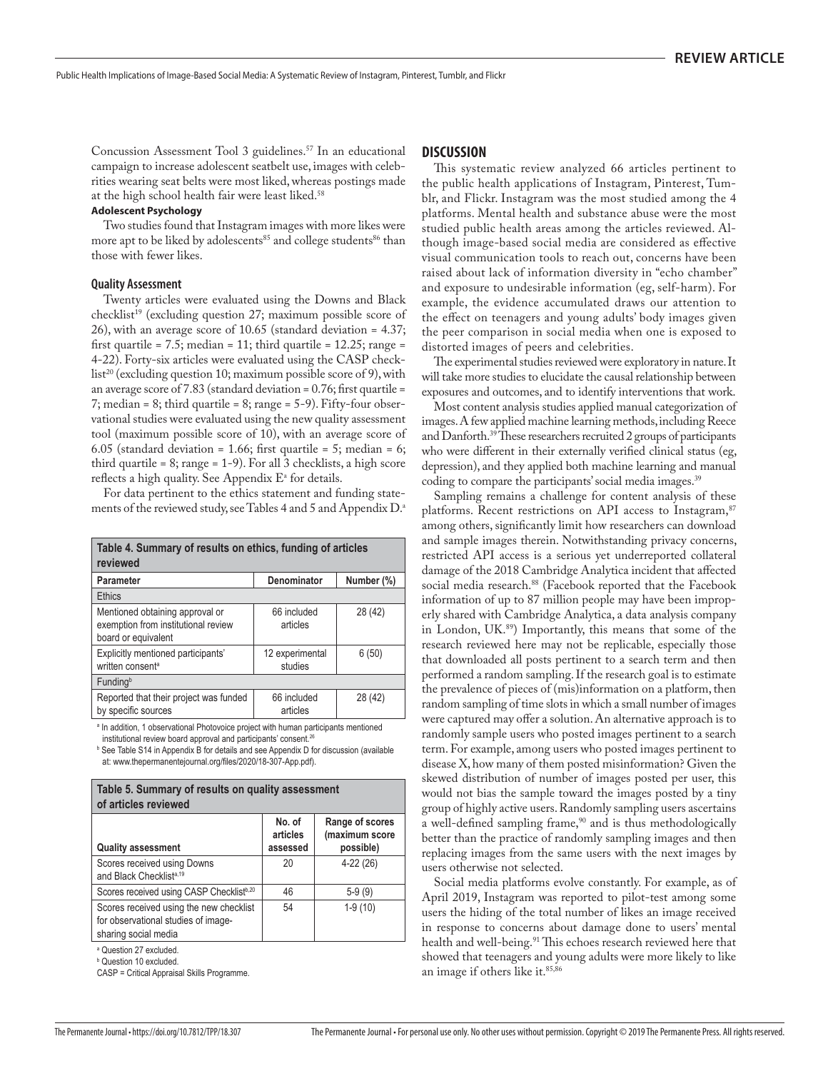Concussion Assessment Tool 3 guidelines.[57] In an educational campaign to increase adolescent seatbelt use, images with celebrities wearing seat belts were most liked, whereas postings made at the high school health fair were least liked.[58]

#### Adolescent Psychology

Two studies found that Instagram images with more likes were more apt to be liked by adolescents[85] and college students[86] than those with fewer likes.

### Quality Assessment

Twenty articles were evaluated using the Downs and Black checklist[19] (excluding question 27; maximum possible score of 26), with an average score of 10.65 (standard deviation = 4.37; first quartile = 7.5; median = 11; third quartile = 12.25; range = 4-22). Forty-six articles were evaluated using the CASP checklist[20] (excluding question 10; maximum possible score of 9), with an average score of 7.83 (standard deviation = 0.76; first quartile = 7; median = 8; third quartile = 8; range = 5-9). Fifty-four observational studies were evaluated using the new quality assessment tool (maximum possible score of 10), with an average score of 6.05 (standard deviation = 1.66; first quartile = 5; median = 6; third quartile = 8; range = 1-9). For all 3 checklists, a high score reflects a high quality. See Appendix E[a] for details.

For data pertinent to the ethics statement and funding statements of the reviewed study, see Tables 4 and 5 and Appendix D.[a]

**Table 4. Summary of results on ethics, funding of articles reviewed**

| Parameter | Denominator | Number (%) |
|---|---|---|
| Ethics | | |
| Mentioned obtaining approval or exemption from institutional review board or equivalent | 66 included articles | 28 (42) |
| Explicitly mentioned participants' written consent[a] | 12 experimental studies | 6 (50) |
| Funding[b] | | |
| Reported that their project was funded by specific sources | 66 included articles | 28 (42) |

[a] In addition, 1 observational Photovoice project with human participants mentioned institutional review board approval and participants' consent.[26]

[b] See Table S14 in Appendix B for details and see Appendix D for discussion (available at: www.thepermanentejournal.org/files/2020/18-307-App.pdf).

**Table 5. Summary of results on quality assessment of articles reviewed**

| Quality assessment | No. of articles assessed | Range of scores (maximum score possible) |
|---|---|---|
| Scores received using Downs and Black Checklist[a,19] | 20 | 4-22 (26) |
| Scores received using CASP Checklist[b,20] | 46 | 5-9 (9) |
| Scores received using the new checklist for observational studies of image-sharing social media | 54 | 1-9 (10) |

[a] Question 27 excluded.

[b] Question 10 excluded.

CASP = Critical Appraisal Skills Programme.

## DISCUSSION

This systematic review analyzed 66 articles pertinent to the public health applications of Instagram, Pinterest, Tumblr, and Flickr. Instagram was the most studied among the 4 platforms. Mental health and substance abuse were the most studied public health areas among the articles reviewed. Although image-based social media are considered as effective visual communication tools to reach out, concerns have been raised about lack of information diversity in "echo chamber" and exposure to undesirable information (eg, self-harm). For example, the evidence accumulated draws our attention to the effect on teenagers and young adults' body images given the peer comparison in social media when one is exposed to distorted images of peers and celebrities.

The experimental studies reviewed were exploratory in nature. It will take more studies to elucidate the causal relationship between exposures and outcomes, and to identify interventions that work.

Most content analysis studies applied manual categorization of images. A few applied machine learning methods, including Reece and Danforth.[39] These researchers recruited 2 groups of participants who were different in their externally verified clinical status (eg, depression), and they applied both machine learning and manual coding to compare the participants' social media images.[39]

Sampling remains a challenge for content analysis of these platforms. Recent restrictions on API access to Instagram,[87] among others, significantly limit how researchers can download and sample images therein. Notwithstanding privacy concerns, restricted API access is a serious yet underreported collateral damage of the 2018 Cambridge Analytica incident that affected social media research.[88] (Facebook reported that the Facebook information of up to 87 million people may have been improperly shared with Cambridge Analytica, a data analysis company in London, UK.[89]) Importantly, this means that some of the research reviewed here may not be replicable, especially those that downloaded all posts pertinent to a search term and then performed a random sampling. If the research goal is to estimate the prevalence of pieces of (mis)information on a platform, then random sampling of time slots in which a small number of images were captured may offer a solution. An alternative approach is to randomly sample users who posted images pertinent to a search term. For example, among users who posted images pertinent to disease X, how many of them posted misinformation? Given the skewed distribution of number of images posted per user, this would not bias the sample toward the images posted by a tiny group of highly active users. Randomly sampling users ascertains a well-defined sampling frame,[90] and is thus methodologically better than the practice of randomly sampling images and then replacing images from the same users with the next images by users otherwise not selected.

Social media platforms evolve constantly. For example, as of April 2019, Instagram was reported to pilot-test among some users the hiding of the total number of likes an image received in response to concerns about damage done to users' mental health and well-being.[91] This echoes research reviewed here that showed that teenagers and young adults were more likely to like an image if others like it.[85,86]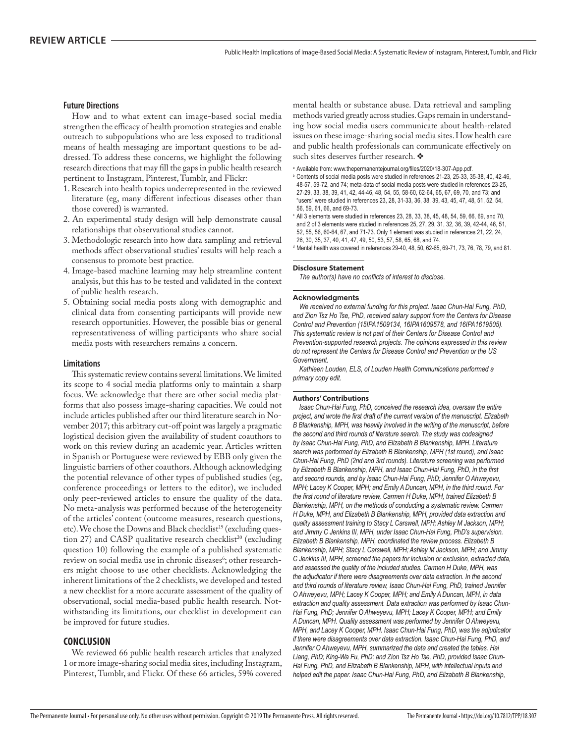### Future Directions

How and to what extent can image-based social media strengthen the efficacy of health promotion strategies and enable outreach to subpopulations who are less exposed to traditional means of health messaging are important questions to be addressed. To address these concerns, we highlight the following research directions that may fill the gaps in public health research pertinent to Instagram, Pinterest, Tumblr, and Flickr:

1. Research into health topics underrepresented in the reviewed literature (eg, many different infectious diseases other than those covered) is warranted.
2. An experimental study design will help demonstrate causal relationships that observational studies cannot.
3. Methodologic research into how data sampling and retrieval methods affect observational studies' results will help reach a consensus to promote best practice.
4. Image-based machine learning may help streamline content analysis, but this has to be tested and validated in the context of public health research.
5. Obtaining social media posts along with demographic and clinical data from consenting participants will provide new research opportunities. However, the possible bias or general representativeness of willing participants who share social media posts with researchers remains a concern.

### Limitations

This systematic review contains several limitations. We limited its scope to 4 social media platforms only to maintain a sharp focus. We acknowledge that there are other social media platforms that also possess image-sharing capacities. We could not include articles published after our third literature search in November 2017; this arbitrary cut-off point was largely a pragmatic logistical decision given the availability of student coauthors to work on this review during an academic year. Articles written in Spanish or Portuguese were reviewed by EBB only given the linguistic barriers of other coauthors. Although acknowledging the potential relevance of other types of published studies (eg, conference proceedings or letters to the editor), we included only peer-reviewed articles to ensure the quality of the data. No meta-analysis was performed because of the heterogeneity of the articles' content (outcome measures, research questions, etc). We chose the Downs and Black checklist[19] (excluding question 27) and CASP qualitative research checklist[20] (excluding question 10) following the example of a published systematic review on social media use in chronic diseases[6]; other researchers might choose to use other checklists. Acknowledging the inherent limitations of the 2 checklists, we developed and tested a new checklist for a more accurate assessment of the quality of observational, social media-based public health research. Notwithstanding its limitations, our checklist in development can be improved for future studies.

## CONCLUSION

We reviewed 66 public health research articles that analyzed 1 or more image-sharing social media sites, including Instagram, Pinterest, Tumblr, and Flickr. Of these 66 articles, 59% covered mental health or substance abuse. Data retrieval and sampling methods varied greatly across studies. Gaps remain in understanding how social media users communicate about health-related issues on these image-sharing social media sites. How health care and public health professionals can communicate effectively on such sites deserves further research. ❖

[a] Available from: www.thepermanentejournal.org/files/2020/18-307-App.pdf.

[b] Contents of social media posts were studied in references 21-23, 25-33, 35-38, 40, 42-46, 48-57, 59-72, and 74; meta-data of social media posts were studied in references 23-25, 27-29, 33, 38, 39, 41, 42, 44-46, 48, 54, 55, 58-60, 62-64, 65, 67, 69, 70, and 73; and "users" were studied in references 23, 28, 31-33, 36, 38, 39, 43, 45, 47, 48, 51, 52, 54, 56, 59, 61, 66, and 69-73.

[c] All 3 elements were studied in references 23, 28, 33, 38, 45, 48, 54, 59, 66, 69, and 70, and 2 of 3 elements were studied in references 25, 27, 29, 31, 32, 36, 39, 42-44, 46, 51, 52, 55, 56, 60-64, 67, and 71-73. Only 1 element was studied in references 21, 22, 24, 26, 30, 35, 37, 40, 41, 47, 49, 50, 53, 57, 58, 65, 68, and 74.

[d] Mental health was covered in references 29-40, 48, 50, 62-65, 69-71, 73, 76, 78, 79, and 81.

#### Disclosure Statement

*The author(s) have no conflicts of interest to disclose.*

#### Acknowledgments

*We received no external funding for this project. Isaac Chun-Hai Fung, PhD, and Zion Tsz Ho Tse, PhD, received salary support from the Centers for Disease Control and Prevention (15IPA1509134, 16IPA1609578, and 16IPA1619505). This systematic review is not part of their Centers for Disease Control and Prevention-supported research projects. The opinions expressed in this review do not represent the Centers for Disease Control and Prevention or the US Government.*

*Kathleen Louden, ELS, of Louden Health Communications performed a primary copy edit.*

#### Authors' Contributions

*Isaac Chun-Hai Fung, PhD, conceived the research idea, oversaw the entire project, and wrote the first draft of the current version of the manuscript. Elizabeth B Blankenship, MPH, was heavily involved in the writing of the manuscript, before the second and third rounds of literature search. The study was codesigned by Isaac Chun-Hai Fung, PhD, and Elizabeth B Blankenship, MPH. Literature search was performed by Elizabeth B Blankenship, MPH (1st round), and Isaac Chun-Hai Fung, PhD (2nd and 3rd rounds). Literature screening was performed by Elizabeth B Blankenship, MPH, and Isaac Chun-Hai Fung, PhD, in the first and second rounds, and by Isaac Chun-Hai Fung, PhD; Jennifer O Ahweyevu, MPH; Lacey K Cooper, MPH; and Emily A Duncan, MPH, in the third round. For the first round of literature review, Carmen H Duke, MPH, trained Elizabeth B Blankenship, MPH, on the methods of conducting a systematic review. Carmen H Duke, MPH, and Elizabeth B Blankenship, MPH, provided data extraction and quality assessment training to Stacy L Carswell, MPH; Ashley M Jackson, MPH; and Jimmy C Jenkins III, MPH, under Isaac Chun-Hai Fung, PhD's supervision. Elizabeth B Blankenship, MPH, coordinated the review process. Elizabeth B Blankenship, MPH; Stacy L Carswell, MPH; Ashley M Jackson, MPH; and Jimmy C Jenkins III, MPH, screened the papers for inclusion or exclusion, extracted data, and assessed the quality of the included studies. Carmen H Duke, MPH, was the adjudicator if there were disagreements over data extraction. In the second and third rounds of literature review, Isaac Chun-Hai Fung, PhD, trained Jennifer O Ahweyevu, MPH; Lacey K Cooper, MPH; and Emily A Duncan, MPH, in data extraction and quality assessment. Data extraction was performed by Isaac Chun-Hai Fung, PhD; Jennifer O Ahweyevu, MPH; Lacey K Cooper, MPH; and Emily A Duncan, MPH. Quality assessment was performed by Jennifer O Ahweyevu, MPH, and Lacey K Cooper, MPH. Isaac Chun-Hai Fung, PhD, was the adjudicator if there were disagreements over data extraction. Isaac Chun-Hai Fung, PhD, and Jennifer O Ahweyevu, MPH, summarized the data and created the tables. Hai Liang, PhD; King-Wa Fu, PhD; and Zion Tsz Ho Tse, PhD, provided Isaac Chun-Hai Fung, PhD, and Elizabeth B Blankenship, MPH, with intellectual inputs and helped edit the paper. Isaac Chun-Hai Fung, PhD, and Elizabeth B Blankenship,*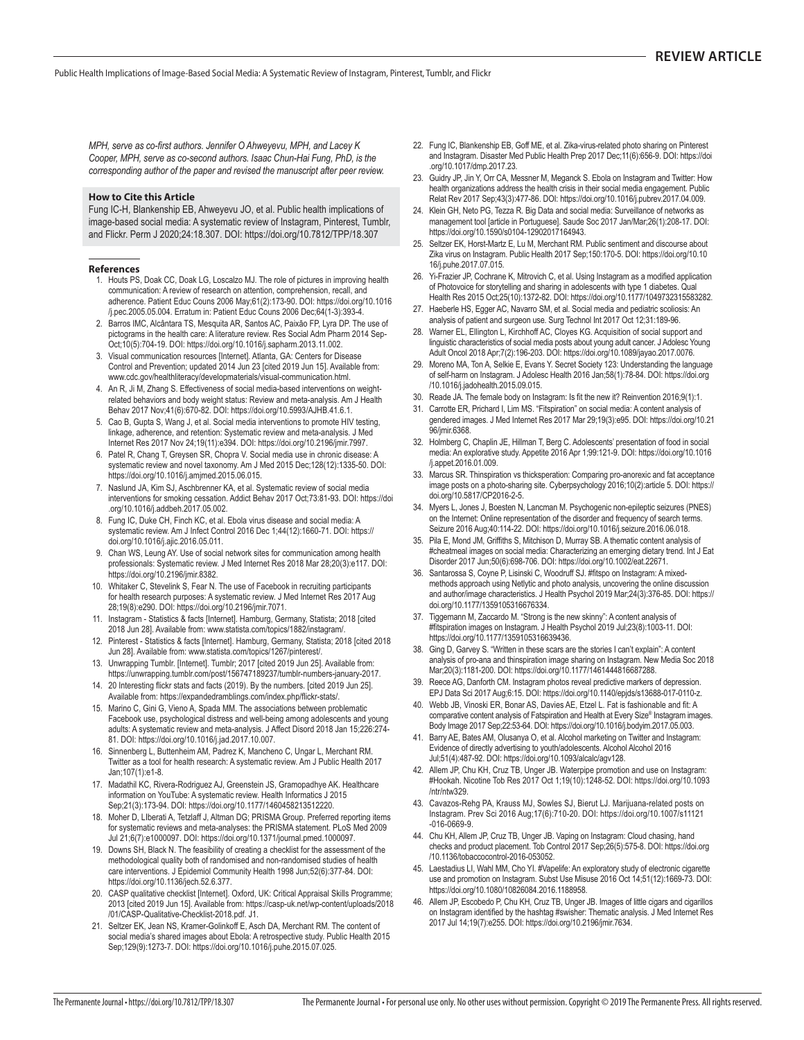*MPH, serve as co-first authors. Jennifer O Ahweyevu, MPH, and Lacey K Cooper, MPH, serve as co-second authors. Isaac Chun-Hai Fung, PhD, is the corresponding author of the paper and revised the manuscript after peer review.*

### How to Cite this Article

Fung IC-H, Blankenship EB, Ahweyevu JO, et al. Public health implications of image-based social media: A systematic review of Instagram, Pinterest, Tumblr, and Flickr. Perm J 2020;24:18.307. DOI: https://doi.org/10.7812/TPP/18.307

### References

1. Houts PS, Doak CC, Doak LG, Loscalzo MJ. The role of pictures in improving health communication: A review of research on attention, comprehension, recall, and adherence. Patient Educ Couns 2006 May;61(2):173-90. DOI: https://doi.org/10.1016/j.pec.2005.05.004. Erratum in: Patient Educ Couns 2006 Dec;64(1-3):393-4.
2. Barros IMC, Alcântara TS, Mesquita AR, Santos AC, Paixão FP, Lyra DP. The use of pictograms in the health care: A literature review. Res Social Adm Pharm 2014 Sep-Oct;10(5):704-19. DOI: https://doi.org/10.1016/j.sapharm.2013.11.002.
3. Visual communication resources [Internet]. Atlanta, GA: Centers for Disease Control and Prevention; updated 2014 Jun 23 [cited 2019 Jun 15]. Available from: www.cdc.gov/healthliteracy/developmaterials/visual-communication.html.
4. An R, Ji M, Zhang S. Effectiveness of social media-based interventions on weight-related behaviors and body weight status: Review and meta-analysis. Am J Health Behav 2017 Nov;41(6):670-82. DOI: https://doi.org/10.5993/AJHB.41.6.1.
5. Cao B, Gupta S, Wang J, et al. Social media interventions to promote HIV testing, linkage, adherence, and retention: Systematic review and meta-analysis. J Med Internet Res 2017 Nov 24;19(11):e394. DOI: https://doi.org/10.2196/jmir.7997.
6. Patel R, Chang T, Greysen SR, Chopra V. Social media use in chronic disease: A systematic review and novel taxonomy. Am J Med 2015 Dec;128(12):1335-50. DOI: https://doi.org/10.1016/j.amjmed.2015.06.015.
7. Naslund JA, Kim SJ, Aschbrenner KA, et al. Systematic review of social media interventions for smoking cessation. Addict Behav 2017 Oct;73:81-93. DOI: https://doi.org/10.1016/j.addbeh.2017.05.002.
8. Fung IC, Duke CH, Finch KC, et al. Ebola virus disease and social media: A systematic review. Am J Infect Control 2016 Dec 1;44(12):1660-71. DOI: https://doi.org/10.1016/j.ajic.2016.05.011.
9. Chan WS, Leung AY. Use of social network sites for communication among health professionals: Systematic review. J Med Internet Res 2018 Mar 28;20(3):e117. DOI: https://doi.org/10.2196/jmir.8382.
10. Whitaker C, Stevelink S, Fear N. The use of Facebook in recruiting participants for health research purposes: A systematic review. J Med Internet Res 2017 Aug 28;19(8):e290. DOI: https://doi.org/10.2196/jmir.7071.
11. Instagram - Statistics & facts [Internet]. Hamburg, Germany, Statista; 2018 [cited 2018 Jun 28]. Available from: www.statista.com/topics/1882/instagram/.
12. Pinterest - Statistics & facts [Internet]. Hamburg, Germany, Statista; 2018 [cited 2018 Jun 28]. Available from: www.statista.com/topics/1267/pinterest/.
13. Unwrapping Tumblr. [Internet]. Tumblr; 2017 [cited 2019 Jun 25]. Available from: https://unwrapping.tumblr.com/post/156747189237/tumblr-numbers-january-2017.
14. 20 Interesting flickr stats and facts (2019). By the numbers. [cited 2019 Jun 25]. Available from: https://expandedramblings.com/index.php/flickr-stats/.
15. Marino C, Gini G, Vieno A, Spada MM. The associations between problematic Facebook use, psychological distress and well-being among adolescents and young adults: A systematic review and meta-analysis. J Affect Disord 2018 Jan 15;226:274-81. DOI: https://doi.org/10.1016/j.jad.2017.10.007.
16. Sinnenberg L, Buttenheim AM, Padrez K, Mancheno C, Ungar L, Merchant RM. Twitter as a tool for health research: A systematic review. Am J Public Health 2017 Jan;107(1):e1-8.
17. Madathil KC, Rivera-Rodriguez AJ, Greenstein JS, Gramopadhye AK. Healthcare information on YouTube: A systematic review. Health Informatics J 2015 Sep;21(3):173-94. DOI: https://doi.org/10.1177/1460458213512220.
18. Moher D, LIberati A, Tetzlaff J, Altman DG; PRISMA Group. Preferred reporting items for systematic reviews and meta-analyses: the PRISMA statement. PLoS Med 2009 Jul 21;6(7):e1000097. DOI: https://doi.org/10.1371/journal.pmed.1000097.
19. Downs SH, Black N. The feasibility of creating a checklist for the assessment of the methodological quality both of randomised and non-randomised studies of health care interventions. J Epidemiol Community Health 1998 Jun;52(6):377-84. DOI: https://doi.org/10.1136/jech.52.6.377.
20. CASP qualitative checklist [Internet]. Oxford, UK: Critical Appraisal Skills Programme; 2013 [cited 2019 Jun 15]. Available from: https://casp-uk.net/wp-content/uploads/2018/01/CASP-Qualitative-Checklist-2018.pdf. J1.
21. Seltzer EK, Jean NS, Kramer-Golinkoff E, Asch DA, Merchant RM. The content of social media's shared images about Ebola: A retrospective study. Public Health 2015 Sep;129(9):1273-7. DOI: https://doi.org/10.1016/j.puhe.2015.07.025.
22. Fung IC, Blankenship EB, Goff ME, et al. Zika-virus-related photo sharing on Pinterest and Instagram. Disaster Med Public Health Prep 2017 Dec;11(6):656-9. DOI: https://doi.org/10.1017/dmp.2017.23.
23. Guidry JP, Jin Y, Orr CA, Messner M, Meganck S. Ebola on Instagram and Twitter: How health organizations address the health crisis in their social media engagement. Public Relat Rev 2017 Sep;43(3):477-86. DOI: https://doi.org/10.1016/j.pubrev.2017.04.009.
24. Klein GH, Neto PG, Tezza R. Big Data and social media: Surveillance of networks as management tool [article in Portuguese]. Saude Soc 2017 Jan/Mar;26(1):208-17. DOI: https://doi.org/10.1590/s0104-12902017164943.
25. Seltzer EK, Horst-Martz E, Lu M, Merchant RM. Public sentiment and discourse about Zika virus on Instagram. Public Health 2017 Sep;150:170-5. DOI: https://doi.org/10.1016/j.puhe.2017.07.015.
26. Yi-Frazier JP, Cochrane K, Mitrovich C, et al. Using Instagram as a modified application of Photovoice for storytelling and sharing in adolescents with type 1 diabetes. Qual Health Res 2015 Oct;25(10):1372-82. DOI: https://doi.org/10.1177/1049732315583282.
27. Haeberle HS, Egger AC, Navarro SM, et al. Social media and pediatric scoliosis: An analysis of patient and surgeon use. Surg Technol Int 2017 Oct 12;31:189-96.
28. Warner EL, Ellington L, Kirchhoff AC, Cloyes KG. Acquisition of social support and linguistic characteristics of social media posts about young adult cancer. J Adolesc Young Adult Oncol 2018 Apr;7(2):196-203. DOI: https://doi.org/10.1089/jayao.2017.0076.
29. Moreno MA, Ton A, Selkie E, Evans Y. Secret Society 123: Understanding the language of self-harm on Instagram. J Adolesc Health 2016 Jan;58(1):78-84. DOI: https://doi.org/10.1016/j.jadohealth.2015.09.015.
30. Reade JA. The female body on Instagram: Is fit the new it? Reinvention 2016;9(1):1.
31. Carrotte ER, Prichard I, Lim MS. "Fitspiration" on social media: A content analysis of gendered images. J Med Internet Res 2017 Mar 29;19(3):e95. DOI: https://doi.org/10.2196/jmir.6368.
32. Holmberg C, Chaplin JE, Hillman T, Berg C. Adolescents' presentation of food in social media: An explorative study. Appetite 2016 Apr 1;99:121-9. DOI: https://doi.org/10.1016/j.appet.2016.01.009.
33. Marcus SR. Thinspiration vs thickspiration: Comparing pro-anorexic and fat acceptance image posts on a photo-sharing site. Cyberpsychology 2016;10(2):article 5. DOI: https://doi.org/10.5817/CP2016-2-5.
34. Myers L, Jones J, Boesten N, Lancman M. Psychogenic non-epileptic seizures (PNES) on the Internet: Online representation of the disorder and frequency of search terms. Seizure 2016 Aug;40:114-22. DOI: https://doi.org/10.1016/j.seizure.2016.06.018.
35. Pila E, Mond JM, Griffiths S, Mitchison D, Murray SB. A thematic content analysis of #cheatmeal images on social media: Characterizing an emerging dietary trend. Int J Eat Disord 2017 Jun;50(6):698-706. DOI: https://doi.org/10.1002/eat.22671.
36. Santarossa S, Coyne P, Lisinski C, Woodruff SJ. #fitspo on Instagram: A mixed-methods approach using Netlytic and photo analysis, uncovering the online discussion and author/image characteristics. J Health Psychol 2019 Mar;24(3):376-85. DOI: https://doi.org/10.1177/1359105316676334.
37. Tiggemann M, Zaccardo M. "Strong is the new skinny": A content analysis of #fitspiration images on Instagram. J Health Psychol 2019 Jul;23(8):1003-11. DOI: https://doi.org/10.1177/1359105316639436.
38. Ging D, Garvey S. "Written in these scars are the stories I can't explain": A content analysis of pro-ana and thinspiration image sharing on Instagram. New Media Soc 2018 Mar;20(3):1181-200. DOI: https://doi.org/10.1177/1461444816687288.
39. Reece AG, Danforth CM. Instagram photos reveal predictive markers of depression. EPJ Data Sci 2017 Aug;6:15. DOI: https://doi.org/10.1140/epjds/s13688-017-0110-z.
40. Webb JB, Vinoski ER, Bonar AS, Davies AE, Etzel L. Fat is fashionable and fit: A comparative content analysis of Fatspiration and Health at Every Size® Instagram images. Body Image 2017 Sep;22:53-64. DOI: https://doi.org/10.1016/j.bodyim.2017.05.003.
41. Barry AE, Bates AM, Olusanya O, et al. Alcohol marketing on Twitter and Instagram: Evidence of directly advertising to youth/adolescents. Alcohol Alcohol 2016 Jul;51(4):487-92. DOI: https://doi.org/10.1093/alcalc/agv128.
42. Allem JP, Chu KH, Cruz TB, Unger JB. Waterpipe promotion and use on Instagram: #Hookah. Nicotine Tob Res 2017 Oct 1;19(10):1248-52. DOI: https://doi.org/10.1093/ntr/ntw329.
43. Cavazos-Rehg PA, Krauss MJ, Sowles SJ, Bierut LJ. Marijuana-related posts on Instagram. Prev Sci 2016 Aug;17(6):710-20. DOI: https://doi.org/10.1007/s11121-016-0669-9.
44. Chu KH, Allem JP, Cruz TB, Unger JB. Vaping on Instagram: Cloud chasing, hand checks and product placement. Tob Control 2017 Sep;26(5):575-8. DOI: https://doi.org/10.1136/tobaccocontrol-2016-053052.
45. Laestadius LI, Wahl MM, Cho YI. #Vapelife: An exploratory study of electronic cigarette use and promotion on Instagram. Subst Use Misuse 2016 Oct 14;51(12):1669-73. DOI: https://doi.org/10.1080/10826084.2016.1188958.
46. Allem JP, Escobedo P, Chu KH, Cruz TB, Unger JB. Images of little cigars and cigarillos on Instagram identified by the hashtag #swisher: Thematic analysis. J Med Internet Res 2017 Jul 14;19(7):e255. DOI: https://doi.org/10.2196/jmir.7634.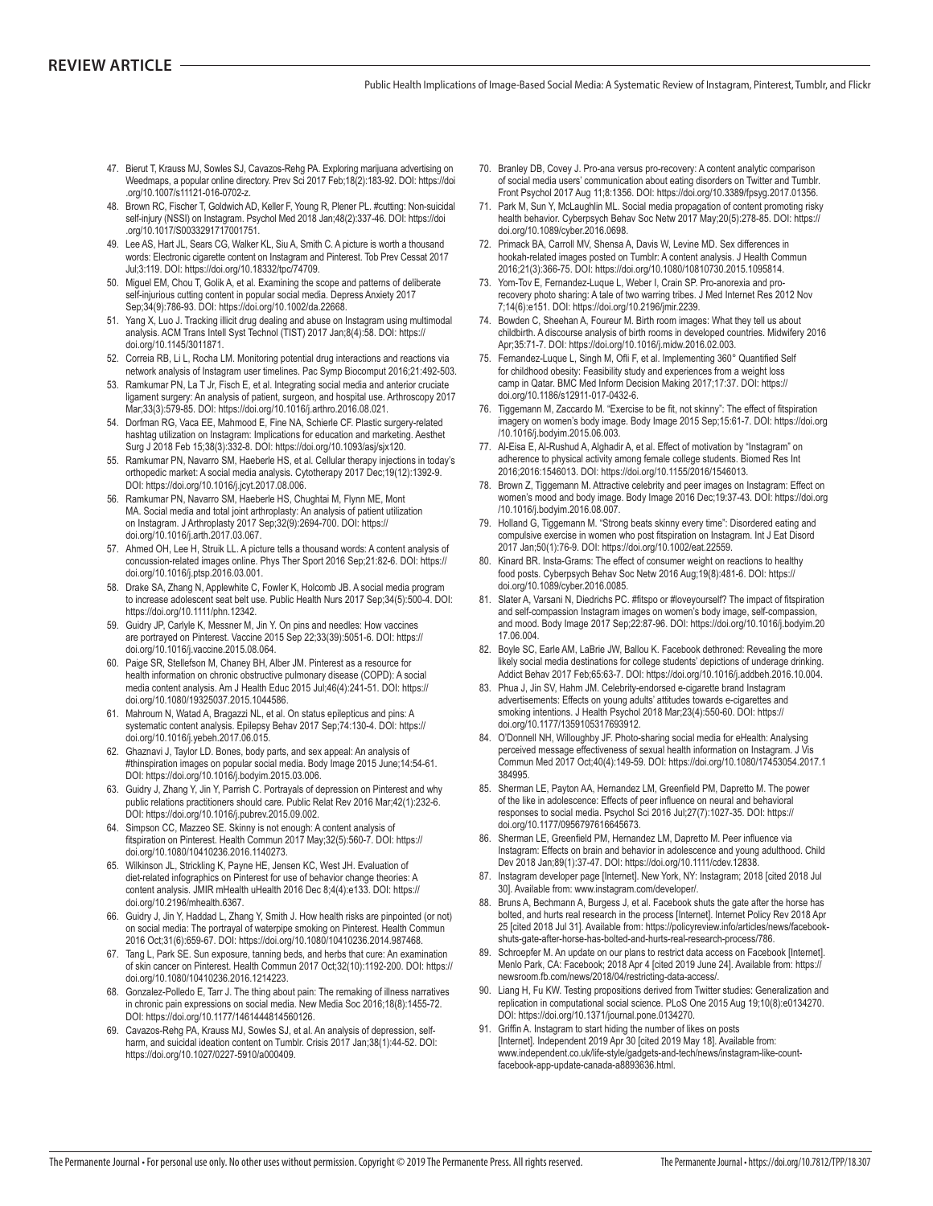47. Bierut T, Krauss MJ, Sowles SJ, Cavazos-Rehg PA. Exploring marijuana advertising on Weedmaps, a popular online directory. Prev Sci 2017 Feb;18(2):183-92. DOI: https://doi.org/10.1007/s11121-016-0702-z.
48. Brown RC, Fischer T, Goldwich AD, Keller F, Young R, Plener PL. #cutting: Non-suicidal self-injury (NSSI) on Instagram. Psychol Med 2018 Jan;48(2):337-46. DOI: https://doi.org/10.1017/S0033291717001751.
49. Lee AS, Hart JL, Sears CG, Walker KL, Siu A, Smith C. A picture is worth a thousand words: Electronic cigarette content on Instagram and Pinterest. Tob Prev Cessat 2017 Jul;3:119. DOI: https://doi.org/10.18332/tpc/74709.
50. Miguel EM, Chou T, Golik A, et al. Examining the scope and patterns of deliberate self-injurious cutting content in popular social media. Depress Anxiety 2017 Sep;34(9):786-93. DOI: https://doi.org/10.1002/da.22668.
51. Yang X, Luo J. Tracking illicit drug dealing and abuse on Instagram using multimodal analysis. ACM Trans Intell Syst Technol (TIST) 2017 Jan;8(4):58. DOI: https://doi.org/10.1145/3011871.
52. Correia RB, Li L, Rocha LM. Monitoring potential drug interactions and reactions via network analysis of Instagram user timelines. Pac Symp Biocomput 2016;21:492-503.
53. Ramkumar PN, La T Jr, Fisch E, et al. Integrating social media and anterior cruciate ligament surgery: An analysis of patient, surgeon, and hospital use. Arthroscopy 2017 Mar;33(3):579-85. DOI: https://doi.org/10.1016/j.arthro.2016.08.021.
54. Dorfman RG, Vaca EE, Mahmood E, Fine NA, Schierle CF. Plastic surgery-related hashtag utilization on Instagram: Implications for education and marketing. Aesthet Surg J 2018 Feb 15;38(3):332-8. DOI: https://doi.org/10.1093/asj/sjx120.
55. Ramkumar PN, Navarro SM, Haeberle HS, et al. Cellular therapy injections in today's orthopedic market: A social media analysis. Cytotherapy 2017 Dec;19(12):1392-9. DOI: https://doi.org/10.1016/j.jcyt.2017.08.006.
56. Ramkumar PN, Navarro SM, Haeberle HS, Chughtai M, Flynn ME, Mont MA. Social media and total joint arthroplasty: An analysis of patient utilization on Instagram. J Arthroplasty 2017 Sep;32(9):2694-700. DOI: https://doi.org/10.1016/j.arth.2017.03.067.
57. Ahmed OH, Lee H, Struik LL. A picture tells a thousand words: A content analysis of concussion-related images online. Phys Ther Sport 2016 Sep;21:82-6. DOI: https://doi.org/10.1016/j.ptsp.2016.03.001.
58. Drake SA, Zhang N, Applewhite C, Fowler K, Holcomb JB. A social media program to increase adolescent seat belt use. Public Health Nurs 2017 Sep;34(5):500-4. DOI: https://doi.org/10.1111/phn.12342.
59. Guidry JP, Carlyle K, Messner M, Jin Y. On pins and needles: How vaccines are portrayed on Pinterest. Vaccine 2015 Sep 22;33(39):5051-6. DOI: https://doi.org/10.1016/j.vaccine.2015.08.064.
60. Paige SR, Stellefson M, Chaney BH, Alber JM. Pinterest as a resource for health information on chronic obstructive pulmonary disease (COPD): A social media content analysis. Am J Health Educ 2015 Jul;46(4):241-51. DOI: https://doi.org/10.1080/19325037.2015.1044586.
61. Mahroum N, Watad A, Bragazzi NL, et al. On status epilepticus and pins: A systematic content analysis. Epilepsy Behav 2017 Sep;74:130-4. DOI: https://doi.org/10.1016/j.yebeh.2017.06.015.
62. Ghaznavi J, Taylor LD. Bones, body parts, and sex appeal: An analysis of #thinspiration images on popular social media. Body Image 2015 June;14:54-61. DOI: https://doi.org/10.1016/j.bodyim.2015.03.006.
63. Guidry J, Zhang Y, Jin Y, Parrish C. Portrayals of depression on Pinterest and why public relations practitioners should care. Public Relat Rev 2016 Mar;42(1):232-6. DOI: https://doi.org/10.1016/j.pubrev.2015.09.002.
64. Simpson CC, Mazzeo SE. Skinny is not enough: A content analysis of fitspiration on Pinterest. Health Commun 2017 May;32(5):560-7. DOI: https://doi.org/10.1080/10410236.2016.1140273.
65. Wilkinson JL, Strickling K, Payne HE, Jensen KC, West JH. Evaluation of diet-related infographics on Pinterest for use of behavior change theories: A content analysis. JMIR mHealth uHealth 2016 Dec 8;4(4):e133. DOI: https://doi.org/10.2196/mhealth.6367.
66. Guidry J, Jin Y, Haddad L, Zhang Y, Smith J. How health risks are pinpointed (or not) on social media: The portrayal of waterpipe smoking on Pinterest. Health Commun 2016 Oct;31(6):659-67. DOI: https://doi.org/10.1080/10410236.2014.987468.
67. Tang L, Park SE. Sun exposure, tanning beds, and herbs that cure: An examination of skin cancer on Pinterest. Health Commun 2017 Oct;32(10):1192-200. DOI: https://doi.org/10.1080/10410236.2016.1214223.
68. Gonzalez-Polledo E, Tarr J. The thing about pain: The remaking of illness narratives in chronic pain expressions on social media. New Media Soc 2016;18(8):1455-72. DOI: https://doi.org/10.1177/1461444814560126.
69. Cavazos-Rehg PA, Krauss MJ, Sowles SJ, et al. An analysis of depression, self-harm, and suicidal ideation content on Tumblr. Crisis 2017 Jan;38(1):44-52. DOI: https://doi.org/10.1027/0227-5910/a000409.
70. Branley DB, Covey J. Pro-ana versus pro-recovery: A content analytic comparison of social media users' communication about eating disorders on Twitter and Tumblr. Front Psychol 2017 Aug 11;8:1356. DOI: https://doi.org/10.3389/fpsyg.2017.01356.
71. Park M, Sun Y, McLaughlin ML. Social media propagation of content promoting risky health behavior. Cyberpsych Behav Soc Netw 2017 May;20(5):278-85. DOI: https://doi.org/10.1089/cyber.2016.0698.
72. Primack BA, Carroll MV, Shensa A, Davis W, Levine MD. Sex differences in hookah-related images posted on Tumblr: A content analysis. J Health Commun 2016;21(3):366-75. DOI: https://doi.org/10.1080/10810730.2015.1095814.
73. Yom-Tov E, Fernandez-Luque L, Weber I, Crain SP. Pro-anorexia and pro-recovery photo sharing: A tale of two warring tribes. J Med Internet Res 2012 Nov 7;14(6):e151. DOI: https://doi.org/10.2196/jmir.2239.
74. Bowden C, Sheehan A, Foureur M. Birth room images: What they tell us about childbirth. A discourse analysis of birth rooms in developed countries. Midwifery 2016 Apr;35:71-7. DOI: https://doi.org/10.1016/j.midw.2016.02.003.
75. Fernandez-Luque L, Singh M, Ofli F, et al. Implementing 360° Quantified Self for childhood obesity: Feasibility study and experiences from a weight loss camp in Qatar. BMC Med Inform Decision Making 2017;17:37. DOI: https://doi.org/10.1186/s12911-017-0432-6.
76. Tiggemann M, Zaccardo M. "Exercise to be fit, not skinny": The effect of fitspiration imagery on women's body image. Body Image 2015 Sep;15:61-7. DOI: https://doi.org/10.1016/j.bodyim.2015.06.003.
77. Al-Eisa E, Al-Rushud A, Alghadir A, et al. Effect of motivation by "Instagram" on adherence to physical activity among female college students. Biomed Res Int 2016;2016:1546013. DOI: https://doi.org/10.1155/2016/1546013.
78. Brown Z, Tiggemann M. Attractive celebrity and peer images on Instagram: Effect on women's mood and body image. Body Image 2016 Dec;19:37-43. DOI: https://doi.org/10.1016/j.bodyim.2016.08.007.
79. Holland G, Tiggemann M. "Strong beats skinny every time": Disordered eating and compulsive exercise in women who post fitspiration on Instagram. Int J Eat Disord 2017 Jan;50(1):76-9. DOI: https://doi.org/10.1002/eat.22559.
80. Kinard BR. Insta-Grams: The effect of consumer weight on reactions to healthy food posts. Cyberpsych Behav Soc Netw 2016 Aug;19(8):481-6. DOI: https://doi.org/10.1089/cyber.2016.0085.
81. Slater A, Varsani N, Diedrichs PC. #fitspo or #loveyourself? The impact of fitspiration and self-compassion Instagram images on women's body image, self-compassion, and mood. Body Image 2017 Sep;22:87-96. DOI: https://doi.org/10.1016/j.bodyim.2017.06.004.
82. Boyle SC, Earle AM, LaBrie JW, Ballou K. Facebook dethroned: Revealing the more likely social media destinations for college students' depictions of underage drinking. Addict Behav 2017 Feb;65:63-7. DOI: https://doi.org/10.1016/j.addbeh.2016.10.004.
83. Phua J, Jin SV, Hahm JM. Celebrity-endorsed e-cigarette brand Instagram advertisements: Effects on young adults' attitudes towards e-cigarettes and smoking intentions. J Health Psychol 2018 Mar;23(4):550-60. DOI: https://doi.org/10.1177/1359105317693912.
84. O'Donnell NH, Willoughby JF. Photo-sharing social media for eHealth: Analysing perceived message effectiveness of sexual health information on Instagram. J Vis Commun Med 2017 Oct;40(4):149-59. DOI: https://doi.org/10.1080/17453054.2017.1384995.
85. Sherman LE, Payton AA, Hernandez LM, Greenfield PM, Dapretto M. The power of the like in adolescence: Effects of peer influence on neural and behavioral responses to social media. Psychol Sci 2016 Jul;27(7):1027-35. DOI: https://doi.org/10.1177/0956797616645673.
86. Sherman LE, Greenfield PM, Hernandez LM, Dapretto M. Peer influence via Instagram: Effects on brain and behavior in adolescence and young adulthood. Child Dev 2018 Jan;89(1):37-47. DOI: https://doi.org/10.1111/cdev.12838.
87. Instagram developer page [Internet]. New York, NY: Instagram; 2018 [cited 2018 Jul 30]. Available from: www.instagram.com/developer/.
88. Bruns A, Bechmann A, Burgess J, et al. Facebook shuts the gate after the horse has bolted, and hurts real research in the process [Internet]. Internet Policy Rev 2018 Apr 25 [cited 2018 Jul 31]. Available from: https://policyreview.info/articles/news/facebook-shuts-gate-after-horse-has-bolted-and-hurts-real-research-process/786.
89. Schroepfer M. An update on our plans to restrict data access on Facebook [Internet]. Menlo Park, CA: Facebook; 2018 Apr 4 [cited 2019 June 24]. Available from: https://newsroom.fb.com/news/2018/04/restricting-data-access/.
90. Liang H, Fu KW. Testing propositions derived from Twitter studies: Generalization and replication in computational social science. PLoS One 2015 Aug 19;10(8):e0134270. DOI: https://doi.org/10.1371/journal.pone.0134270.
91. Griffin A. Instagram to start hiding the number of likes on posts [Internet]. Independent 2019 Apr 30 [cited 2019 May 18]. Available from: www.independent.co.uk/life-style/gadgets-and-tech/news/instagram-like-count-facebook-app-update-canada-a8893636.html.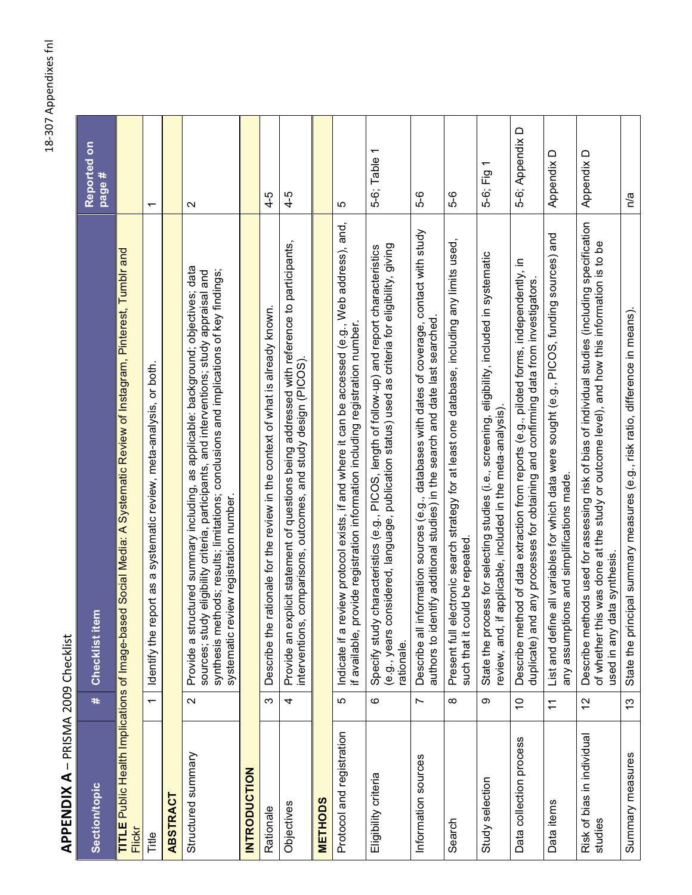# APPENDIX A – PRISMA 2009 Checklist

| Section/topic | # | Checklist item | Reported on page # |
|---|---|---|---|
| **TITLE** Public Health Implications of Image-based Social Media: A Systematic Review of Instagram, Pinterest, Tumblr and Flickr | | | |
| Title | 1 | Identify the report as a systematic review, meta-analysis, or both. | 1 |
| **ABSTRACT** | | | |
| Structured summary | 2 | Provide a structured summary including, as applicable: background; objectives; data sources; study eligibility criteria, participants, and interventions; study appraisal and synthesis methods; results; limitations; conclusions and implications of key findings; systematic review registration number. | 2 |
| **INTRODUCTION** | | | |
| Rationale | 3 | Describe the rationale for the review in the context of what is already known. | 4-5 |
| Objectives | 4 | Provide an explicit statement of questions being addressed with reference to participants, interventions, comparisons, outcomes, and study design (PICOS). | 4-5 |
| **METHODS** | | | |
| Protocol and registration | 5 | Indicate if a review protocol exists, if and where it can be accessed (e.g., Web address), and, if available, provide registration information including registration number. | 5 |
| Eligibility criteria | 6 | Specify study characteristics (e.g., PICOS, length of follow-up) and report characteristics (e.g., years considered, language, publication status) used as criteria for eligibility, giving rationale. | 5-6; Table 1 |
| Information sources | 7 | Describe all information sources (e.g., databases with dates of coverage, contact with study authors to identify additional studies) in the search and date last searched. | 5-6 |
| Search | 8 | Present full electronic search strategy for at least one database, including any limits used, such that it could be repeated. | 5-6 |
| Study selection | 9 | State the process for selecting studies (i.e., screening, eligibility, included in systematic review, and, if applicable, included in the meta-analysis). | 5-6; Fig 1 |
| Data collection process | 10 | Describe method of data extraction from reports (e.g., piloted forms, independently, in duplicate) and any processes for obtaining and confirming data from investigators. | 5-6; Appendix D |
| Data items | 11 | List and define all variables for which data were sought (e.g., PICOS, funding sources) and any assumptions and simplifications made. | Appendix D |
| Risk of bias in individual studies | 12 | Describe methods used for assessing risk of bias of individual studies (including specification of whether this was done at the study or outcome level), and how this information is to be used in any data synthesis. | Appendix D |
| Summary measures | 13 | State the principal summary measures (e.g., risk ratio, difference in means). | n/a |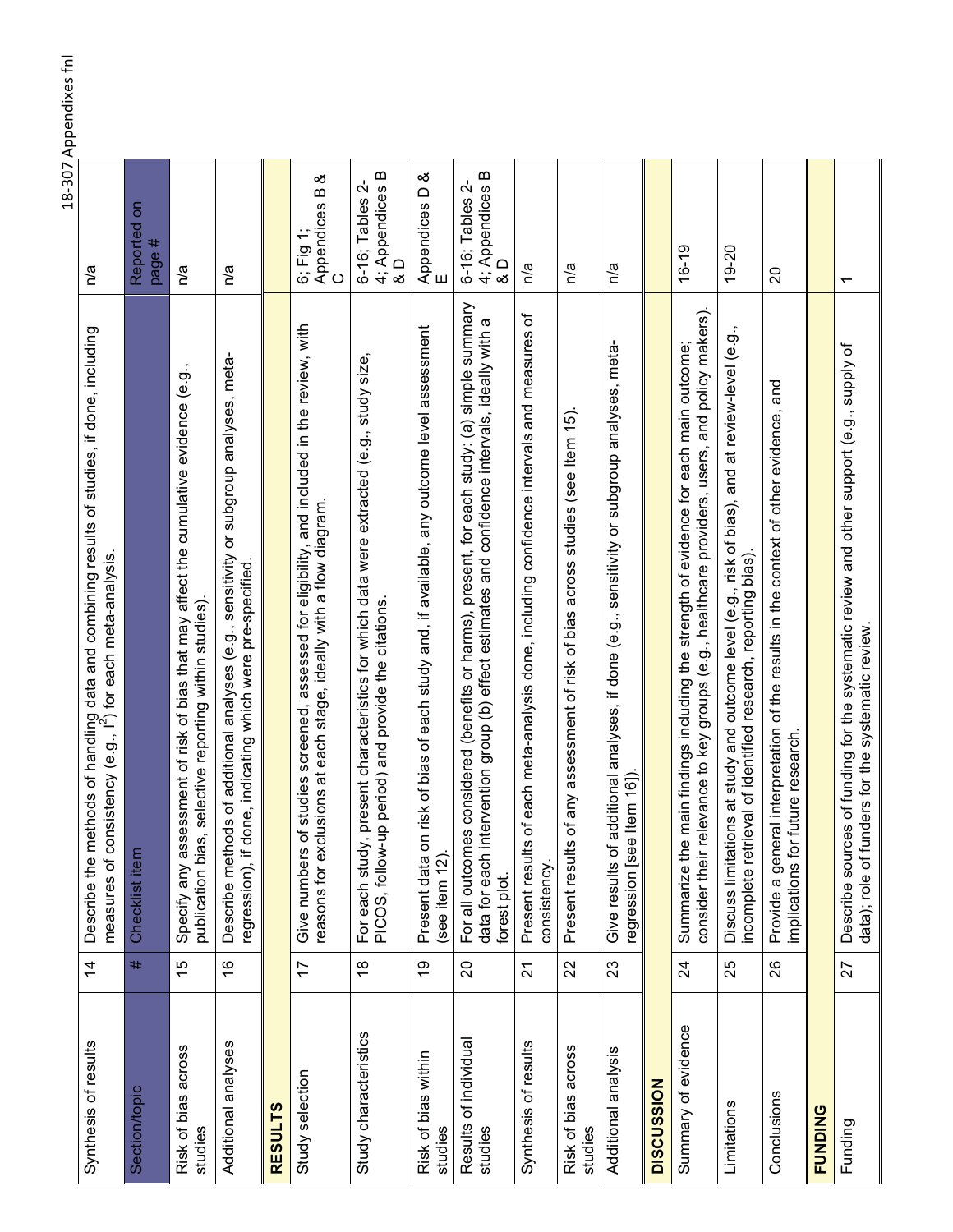| Synthesis of results | 14 | Describe the methods of handling data and combining results of studies, if done, including measures of consistency (e.g., $I^2$) for each meta-analysis. | n/a |
|---|---|---|---|
| **Section/topic** | **#** | **Checklist item** | **Reported on page #** |
| Risk of bias across studies | 15 | Specify any assessment of risk of bias that may affect the cumulative evidence (e.g., publication bias, selective reporting within studies). | n/a |
| Additional analyses | 16 | Describe methods of additional analyses (e.g., sensitivity or subgroup analyses, meta-regression), if done, indicating which were pre-specified. | n/a |
| **RESULTS** | | | |
| Study selection | 17 | Give numbers of studies screened, assessed for eligibility, and included in the review, with reasons for exclusions at each stage, ideally with a flow diagram. | 6; Fig 1; Appendices B & C |
| Study characteristics | 18 | For each study, present characteristics for which data were extracted (e.g., study size, PICOS, follow-up period) and provide the citations. | 6-16; Tables 2-4; Appendices B & D |
| Risk of bias within studies | 19 | Present data on risk of bias of each study and, if available, any outcome level assessment (see item 12). | Appendices D & E |
| Results of individual studies | 20 | For all outcomes considered (benefits or harms), present, for each study: (a) simple summary data for each intervention group (b) effect estimates and confidence intervals, ideally with a forest plot. | 6-16; Tables 2-4; Appendices B & D |
| Synthesis of results | 21 | Present results of each meta-analysis done, including confidence intervals and measures of consistency. | n/a |
| Risk of bias across studies | 22 | Present results of any assessment of risk of bias across studies (see Item 15). | n/a |
| Additional analysis | 23 | Give results of additional analyses, if done (e.g., sensitivity or subgroup analyses, meta-regression [see Item 16]). | n/a |
| **DISCUSSION** | | | |
| Summary of evidence | 24 | Summarize the main findings including the strength of evidence for each main outcome; consider their relevance to key groups (e.g., healthcare providers, users, and policy makers). | 16-19 |
| Limitations | 25 | Discuss limitations at study and outcome level (e.g., risk of bias), and at review-level (e.g., incomplete retrieval of identified research, reporting bias). | 19-20 |
| Conclusions | 26 | Provide a general interpretation of the results in the context of other evidence, and implications for future research. | 20 |
| **FUNDING** | | | |
| Funding | 27 | Describe sources of funding for the systematic review and other support (e.g., supply of data); role of funders for the systematic review. | 1 |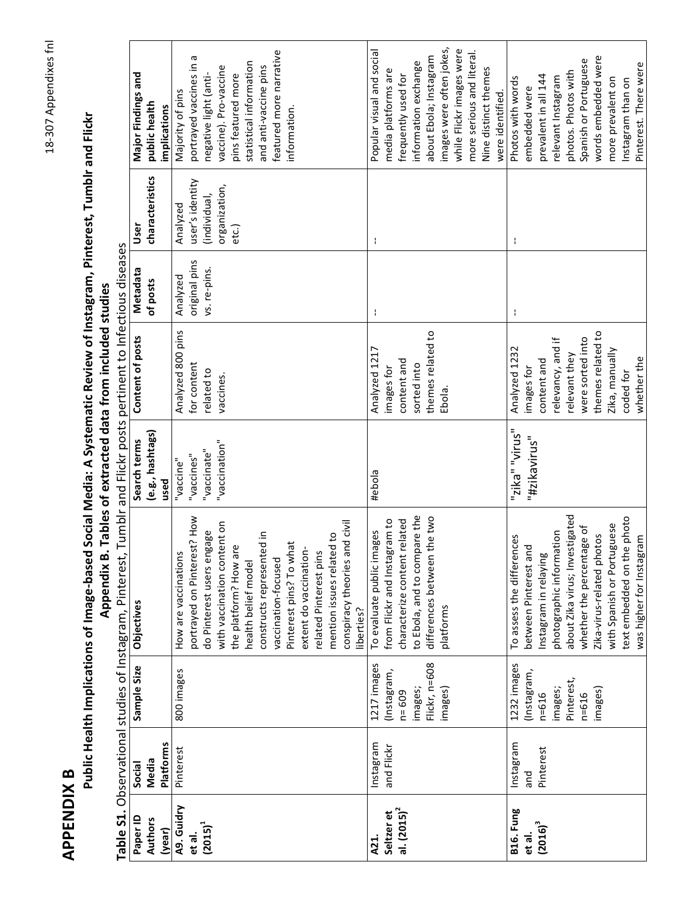# APPENDIX B

## Public Health Implications of Image-based Social Media: A Systematic Review of Instagram, Pinterest, Tumblr and Flickr

### Appendix B. Tables of extracted data from included studies

**Table S1.** Observational studies of Instagram, Pinterest, Tumblr and Flickr posts pertinent to Infectious diseases

| Paper ID Authors (year) | Social Media Platforms | Sample Size | Objectives | Search terms (e.g., hashtags) used | Content of posts | Metadata of posts | User characteristics | Major Findings and public health implications |
|---|---|---|---|---|---|---|---|---|
| **A9. Guidry et al. (2015)[1]** | Pinterest | 800 images | How are vaccinations portrayed on Pinterest? How do Pinterest users engage with vaccination content on the platform? How are health belief model constructs represented in vaccination-focused Pinterest pins? To what extent do vaccination-related Pinterest pins mention issues related to conspiracy theories and civil liberties? | "vaccine" "vaccines" "vaccinate" "vaccination" | Analyzed 800 pins for content related to vaccines. | Analyzed original pins vs. re-pins. | Analyzed user's identity (individual, organization, etc.) | Majority of pins portrayed vaccines in a negative light (anti-vaccine). Pro-vaccine pins featured more statistical information and anti-vaccine pins featured more narrative information. |
| **A21. Seltzer et al. (2015)[2]** | Instagram and Flickr | 1217 images (Instagram, n= 609 images; Flickr, n=608 images) | To evaluate public images from Flickr and Instagram to characterize content related to Ebola, and to compare the two differences between the two platforms | #ebola | Analyzed 1217 images for content and sorted into themes related to Ebola. | -- | -- | Popular visual and social media platforms are frequently used for information exchange about Ebola; Instagram images were often jokes, while Flickr images were more serious and literal. Nine distinct themes were identified. |
| **B16. Fung et al. (2016)[3]** | Instagram and Pinterest | 1232 images (Instagram, n=616 images; Pinterest, n=616 images) | To assess the differences between Pinterest and Instagram in relaying photographic information about Zika virus; Investigated whether the percentage of Zika-virus-related photos with Spanish or Portuguese text embedded on the photo was higher for Instagram | "zika" "virus" "#zikavirus" | Analyzed 1232 images for content and relevancy, and if relevant they were sorted into themes related to Zika, manually coded for whether the | -- | -- | Photos with words embedded were prevalent in all 144 relevant Instagram photos. Photos with Spanish or Portuguese words embedded were more prevalent on Instagram than on Pinterest. There were |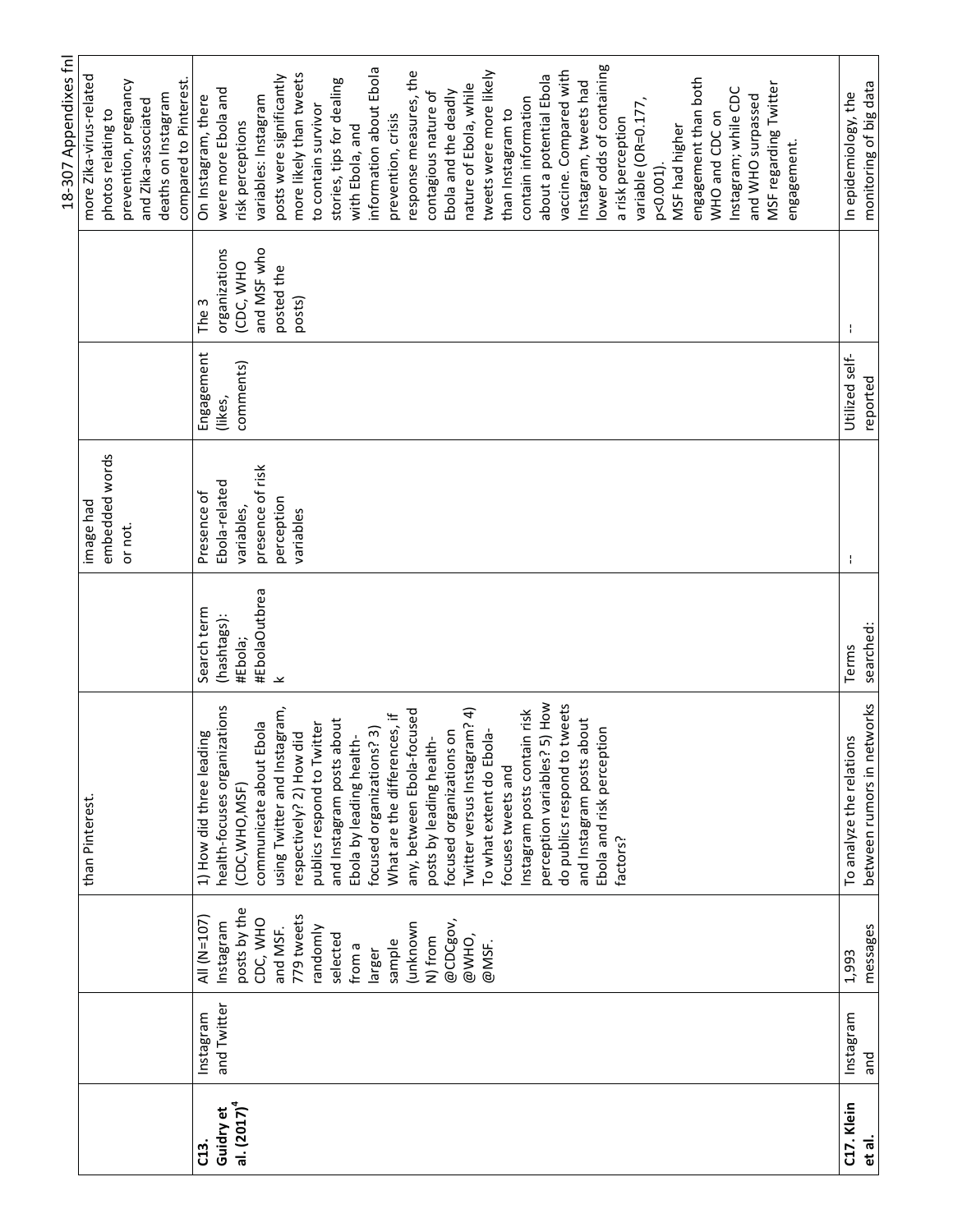| | | | | | | | |
|---|---|---|---|---|---|---|---|
| | | | than Pinterest. | | image had embedded words or not. | | | more Zika-virus-related photos relating to prevention, pregnancy and Zika-associated deaths on Instagram compared to Pinterest. |
| **C13. Guidry et al. (2017)**[4] | Instagram and Twitter | All (N=107) Instagram posts by the CDC, WHO and MSF. 779 tweets randomly selected from a larger sample (unknown N) from @CDCgov, @WHO, @MSF. | 1) How did three leading health-focuses organizations (CDC,WHO,MSF) communicate about Ebola using Twitter and Instagram, respectively? 2) How did publics respond to Twitter and Instagram posts about Ebola by leading health-focused organizations? 3) What are the differences, if any, between Ebola-focused posts by leading health-focused organizations on Twitter versus Instagram? 4) To what extent do Ebola-focuses tweets and Instagram posts contain risk perception variables? 5) How do publics respond to tweets and Instagram posts about Ebola and risk perception factors? | Search term (hashtags): #Ebola; #EbolaOutbreak | Presence of Ebola-related variables, presence of risk perception variables | Engagement (likes, comments) | The 3 organizations (CDC, WHO and MSF who posted the posts) | On Instagram, there were more Ebola and risk perceptions variables: Instagram posts were significantly more likely than tweets to contain survivor stories, tips for dealing with Ebola, and information about Ebola prevention, crisis response measures, the contagious nature of Ebola and the deadly nature of Ebola, while tweets were more likely than Instagram to contain information about a potential Ebola vaccine. Compared with Instagram, tweets had lower odds of containing a risk perception variable (OR=0.177, p<0.001). MSF had higher engagement than both WHO and CDC on Instagram; while CDC and WHO surpassed MSF regarding Twitter engagement. |
| **C17. Klein et al.** | Instagram and | 1,993 messages | To analyze the relations between rumors in networks | Terms searched: | -- | Utilized self-reported | -- | In epidemiology, the monitoring of big data |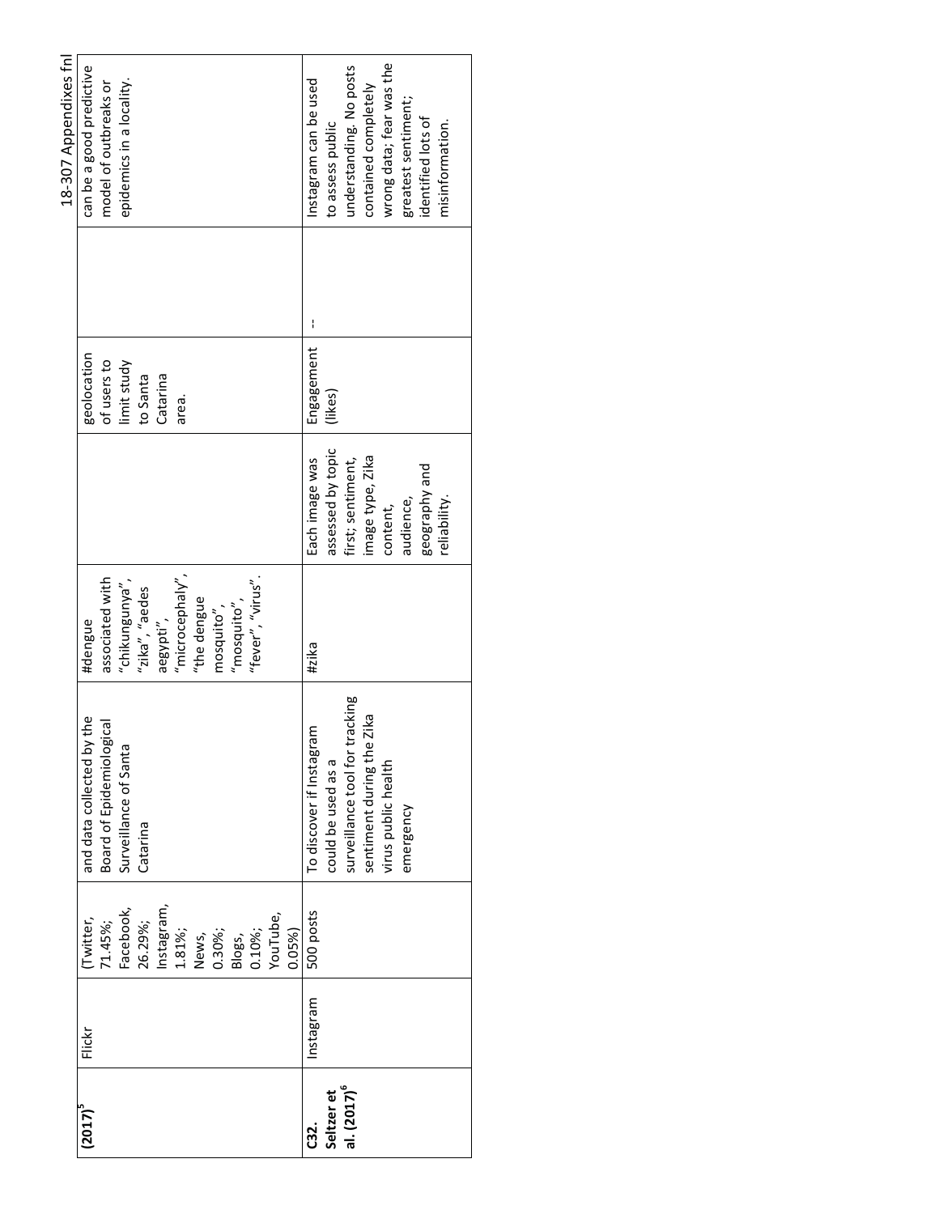| | | | | | | | | |
|---|---|---|---|---|---|---|---|---|
| (2017)[5] | Flickr | (Twitter, 71.45%; Facebook, 26.29%; Instagram, 1.81%; News, 0.30%; Blogs, 0.10%; YouTube, 0.05%) | and data collected by the Board of Epidemiological Surveillance of Santa Catarina | #dengue associated with "chikungunya", "zika", "aedes aegypti", "microcephaly", "the dengue mosquito", "mosquito", "fever", "virus". | | geolocation of users to limit study to Santa Catarina area. | | can be a good predictive model of outbreaks or epidemics in a locality. |
| **C32. Seltzer et al. (2017)[6]** | Instagram | 500 posts | To discover if Instagram could be used as a surveillance tool for tracking sentiment during the Zika virus public health emergency | #zika | Each image was assessed by topic first; sentiment, image type, Zika content, audience, geography and reliability. | Engagement (likes) | -- | Instagram can be used to assess public understanding. No posts contained completely wrong data; fear was the greatest sentiment; identified lots of misinformation. |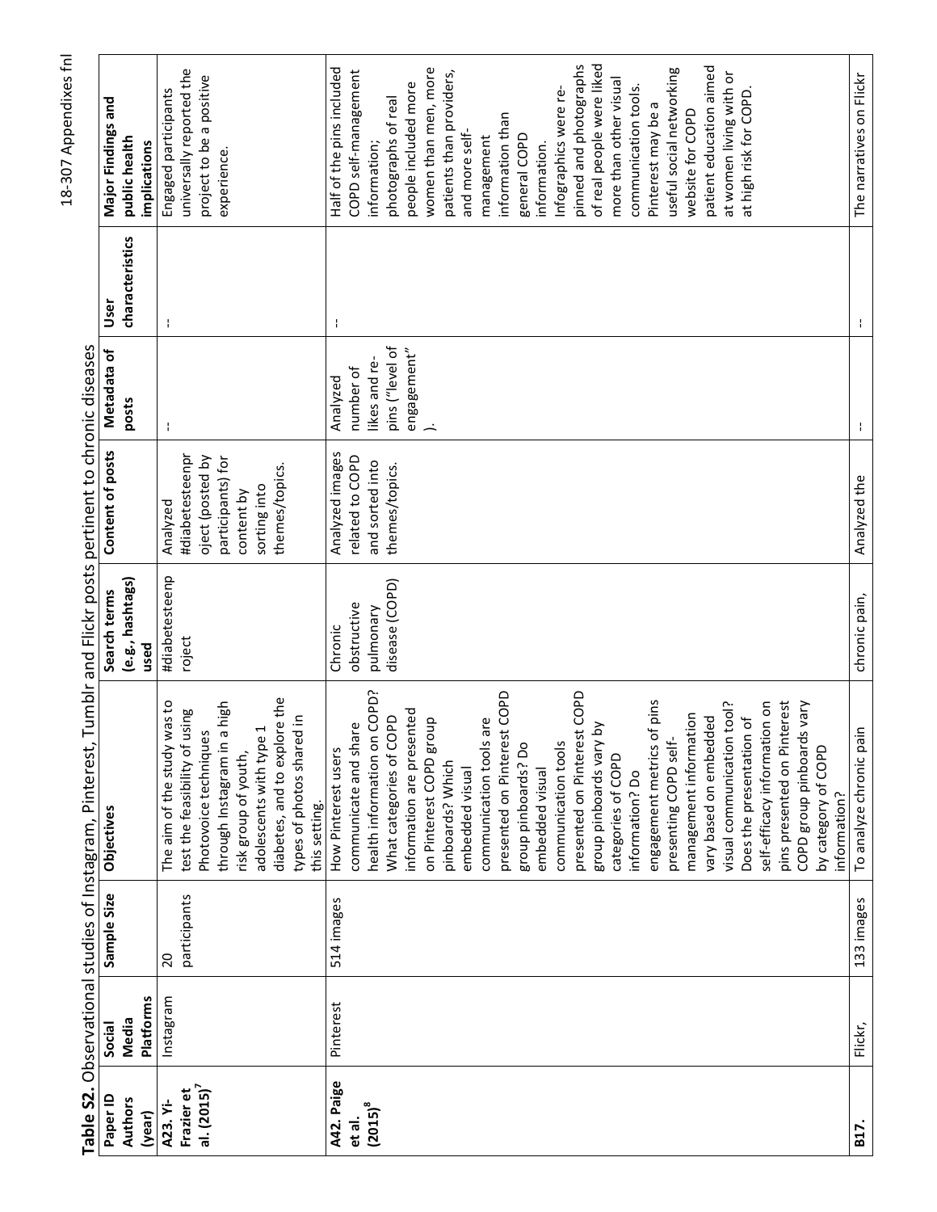**Table S2.** Observational studies of Instagram, Pinterest, Tumblr and Flickr posts pertinent to chronic diseases

| Paper ID Authors (year) | Social Media Platforms | Sample Size | Objectives | Search terms (e.g., hashtags) used | Content of posts | Metadata of posts | User characteristics | Major Findings and public health implications |
|---|---|---|---|---|---|---|---|---|
| **A23. Yi-Frazier et al. (2015)[7]** | Instagram | 20 participants | The aim of the study was to test the feasibility of using Photovoice techniques through Instagram in a high risk group of youth, adolescents with type 1 diabetes, and to explore the types of photos shared in this setting. | #diabetesteenproject | Analyzed #diabetesteenproject (posted by participants) for content by sorting into themes/topics. | -- | -- | Engaged participants universally reported the project to be a positive experience. |
| **A42. Paige et al. (2015)[8]** | Pinterest | 514 images | How Pinterest users communicate and share health information on COPD? What categories of COPD information are presented on Pinterest COPD group pinboards? Which embedded visual communication tools are presented on Pinterest COPD group pinboards? Do embedded visual communication tools presented on Pinterest COPD group pinboards vary by categories of COPD information? Do engagement metrics of pins presenting COPD self-management information vary based on embedded visual communication tool? Does the presentation of self-efficacy information on pins presented on Pinterest COPD group pinboards vary by category of COPD information? | Chronic obstructive pulmonary disease (COPD) | Analyzed images related to COPD and sorted into themes/topics. | Analyzed number of likes and re-pins ("level of engagement"). | -- | Half of the pins included COPD self-management information; photographs of real people included more women than men, more patients than providers, and more self-management information than general COPD information. Infographics were re-pinned and photographs of real people were liked more than other visual communication tools. Pinterest may be a useful social networking website for COPD patient education aimed at women living with or at high risk for COPD. |
| **B17.** | Flickr, | 133 images | To analyze chronic pain | chronic pain, | Analyzed the | -- | -- | The narratives on Flickr |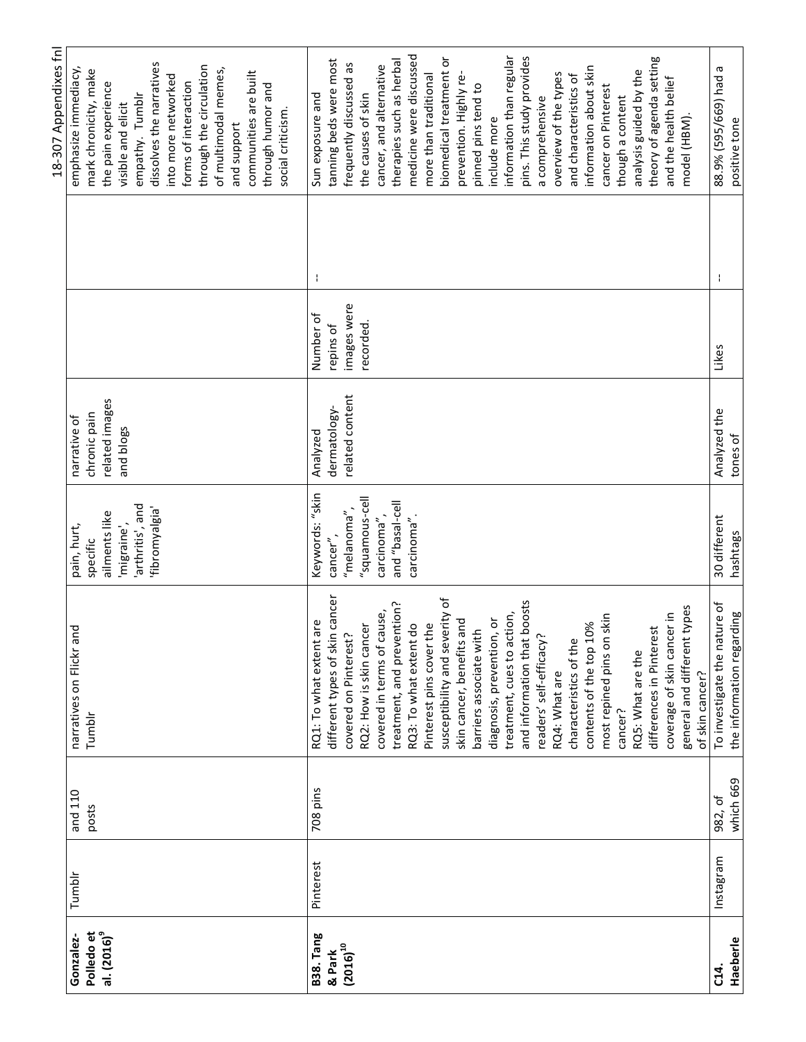| Gonzalez-Polledo et al. (2016)[9] | Tumblr | and 110 posts | narratives on Flickr and Tumblr | pain, hurt, specific ailments like 'migraine', 'arthritis', and 'fibromyalgia' | narrative of chronic pain related images and blogs | | | emphasize immediacy, mark chronicity, make the pain experience visible and elicit empathy. Tumblr dissolves the narratives into more networked forms of interaction through the circulation of multimodal memes, and support communities are built through humor and social criticism. |
|---|---|---|---|---|---|---|---|---|
| **B38. Tang & Park (2016)[10]** | Pinterest | 708 pins | RQ1: To what extent are different types of skin cancer covered on Pinterest? RQ2: How is skin cancer covered in terms of cause, treatment, and prevention? RQ3: To what extent do Pinterest pins cover the susceptibility and severity of skin cancer, benefits and barriers associate with diagnosis, prevention, or treatment, cues to action, and information that boosts readers' self-efficacy? RQ4: What are characteristics of the contents of the top 10% most repined pins on skin cancer? RQ5: What are the differences in Pinterest coverage of skin cancer in general and different types of skin cancer? | Keywords: "skin cancer", "melanoma", "squamous-cell carcinoma", and "basal-cell carcinoma". | Analyzed dermatology-related content | Number of repins of images were recorded. | -- | Sun exposure and tanning beds were most frequently discussed as the causes of skin cancer, and alternative therapies such as herbal medicine were discussed more than traditional biomedical treatment or prevention. Highly re-pinned pins tend to include more information than regular pins. This study provides a comprehensive overview of the types and characteristics of information about skin cancer on Pinterest though a content analysis guided by the theory of agenda setting and the health belief model (HBM). |
| **C14. Haeberle** | Instagram | 982, of which 669 | To investigate the nature of the information regarding | 30 different hashtags | Analyzed the tones of | Likes | -- | 88.9% (595/669) had a positive tone |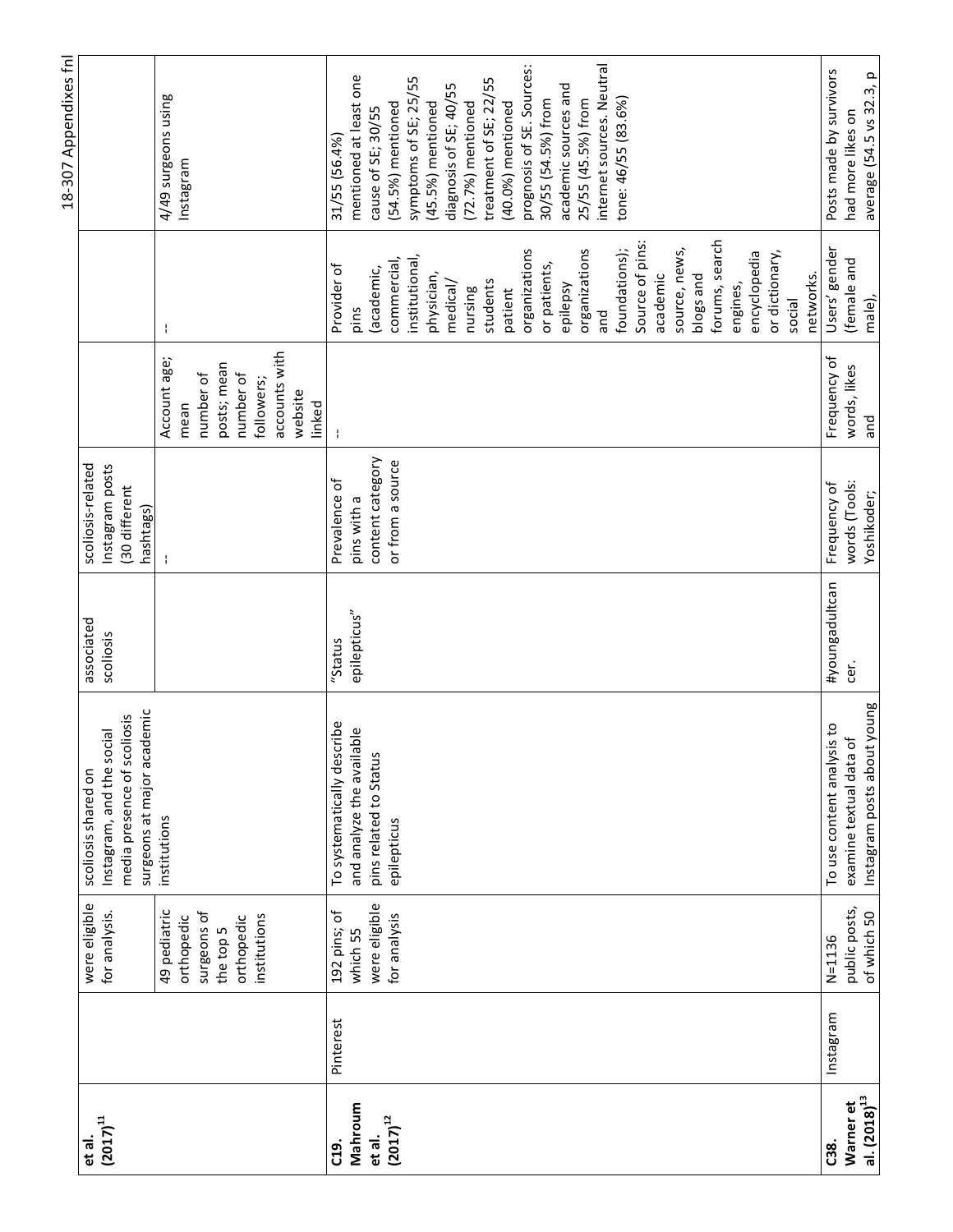| | | | | | | | | |
|---|---|---|---|---|---|---|---|---|
| **et al. (2017)[11]** | | were eligible for analysis. | scoliosis shared on Instagram, and the social media presence of scoliosis surgeons at major academic institutions | associated scoliosis | scoliosis-related Instagram posts (30 different hashtags) | | | |
| | | 49 pediatric orthopedic surgeons of the top 5 orthopedic institutions | | | -- | Account age; mean number of posts; mean number of followers; accounts with website linked | -- | 4/49 surgeons using Instagram |
| **C19. Mahroum et al. (2017)[12]** | Pinterest | 192 pins; of which 55 were eligible for analysis | To systematically describe and analyze the available pins related to Status epilepticus | "Status epilepticus" | Prevalence of pins with a content category or from a source | -- | Provider of pins (academic, commercial, institutional, physician, medical/ nursing students patient organizations or patients, epilepsy organizations and foundations); Source of pins: academic source, news, blogs and forums, search engines, encyclopedia or dictionary, social networks. | 31/55 (56.4%) mentioned at least one cause of SE; 30/55 (54.5%) mentioned symptoms of SE; 25/55 (45.5%) mentioned diagnosis of SE; 40/55 (72.7%) mentioned treatment of SE; 22/55 (40.0%) mentioned prognosis of SE. Sources: 30/55 (54.5%) from academic sources and 25/55 (45.5%) from internet sources. Neutral tone: 46/55 (83.6%) |
| **C38. Warner et al. (2018)[13]** | Instagram | N=1136 public posts, of which 50 | To use content analysis to examine textual data of Instagram posts about young | #youngadultcancer. | Frequency of words (Tools: Yoshikoder; | Frequency of words, likes and | Users' gender (female and male), | Posts made by survivors had more likes on average (54.5 vs 32.3, p |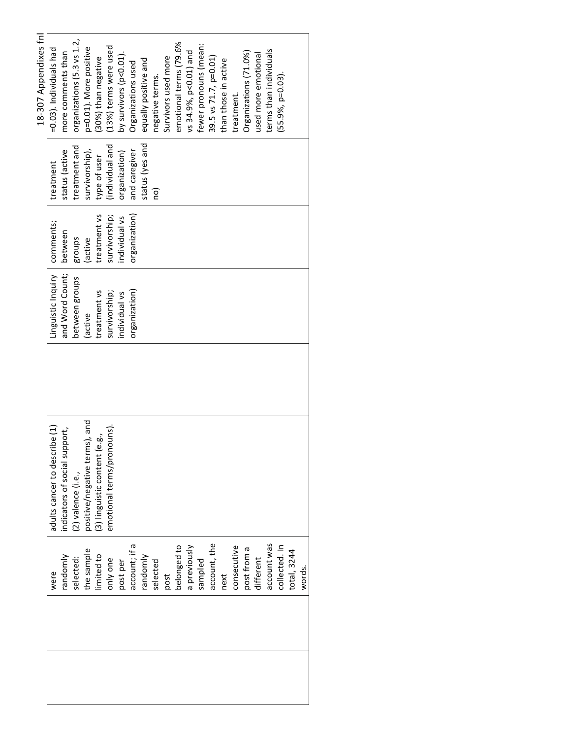| | | | | | | | |
|---|---|---|---|---|---|---|---|
| | were randomly selected: the sample limited to only one post per account; if a randomly selected post belonged to a previously sampled account, the next consecutive post from a different account was collected. In total, 3244 words. | adults cancer to describe (1) indicators of social support, (2) valence (i.e., positive/negative terms), and (3) linguistic content (e.g., emotional terms/pronouns). | | Linguistic Inquiry and Word Count; between groups (active treatment vs survivorship; individual vs organization) | comments; between groups (active treatment vs survivorship; individual vs organization) | treatment status (active treatment and survivorship), type of user (individual and organization) and caregiver status (yes and no) | =0.03). Individuals had more comments than organizations (5.3 vs 1.2, p=0.01). More positive (30%) than negative (13%) terms were used by survivors (p<0.01). Organizations used equally positive and negative terms. Survivors used more emotional terms (79.6% vs 34.9%, p<0.01) and fewer pronouns (mean: 39.5 vs 71.7, p=0.01) than those in active treatment. Organizations (71.0%) used more emotional terms than individuals (55.9%, p=0.03). |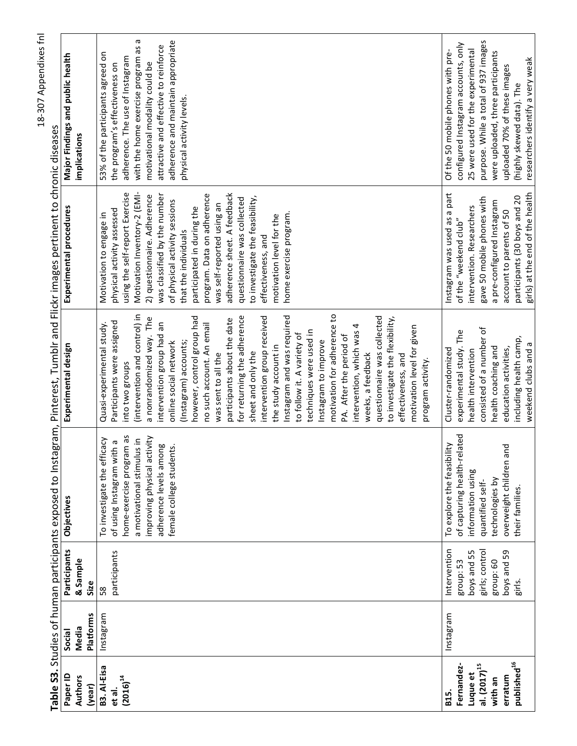**Table S3.** Studies of human participants exposed to Instagram, Pinterest, Tumblr and Flickr images pertinent to chronic diseases

| Paper ID Authors (year) | Social Media Platforms | Participants & Sample Size | Objectives | Experimental design | Experimental procedures | Major Findings and public health implications |
|---|---|---|---|---|---|---|
| **B3. Al-Eisa et al. (2016)**[14] | Instagram | 58 participants | To investigate the efficacy of using Instagram with a home-exercise program as a motivational stimulus in improving physical activity adherence levels among female college students. | Quasi-experimental study. Participants were assigned into two groups (intervention and control) in a nonrandomized way. The intervention group had an online social network (Instagram) accounts; however, control group had no such account. An email was sent to all the participants about the date for returning the adherence sheet and only the intervention group received the study account in Instagram and was required to follow it. A variety of techniques were used in Instagram to improve motivation for adherence to PA. After the period of intervention, which was 4 weeks, a feedback questionnaire was collected to investigate the flexibility, effectiveness, and motivation level for given program activity. | Motivation to engage in physical activity assessed using the self-report Exercise Motivation Inventory-2 (EMI-2) questionnaire. Adherence was classified by the number of physical activity sessions that the individuals participated in during the program. Data on adherence was self-reported using an adherence sheet. A feedback questionnaire was collected to investigate the feasibility, effectiveness, and motivation level for the home exercise program. | 53% of the participants agreed on the program's effectiveness on adherence. The use of Instagram with the home exercise program as a motivational modality could be attractive and effective to reinforce adherence and maintain appropriate physical activity levels. |
| **B15. Fernandez-Luque et al. (2017)**[15] **with an erratum published**[16] | Instagram | Intervention group: 53 boys and 55 girls; control group: 60 boys and 59 girls. | To explore the feasibility of capturing health-related information using quantified self-technologies by overweight children and their families. | Cluster-randomized experimental study. The health intervention consisted of a number of health coaching and education activities, including health camp, weekend clubs and a | Instagram was used as a part of the "weekend club" intervention. Researchers gave 50 mobile phones with a pre-configured Instagram account to parents of 50 participants (30 boys and 20 girls) at the end of the health | Of the 50 mobile phones with pre-configured Instagram accounts, only 25 were used for the experimental purpose. While a total of 937 images were uploaded, three participants uploaded 70% of these images (highly skewed data). The researchers identify a very weak |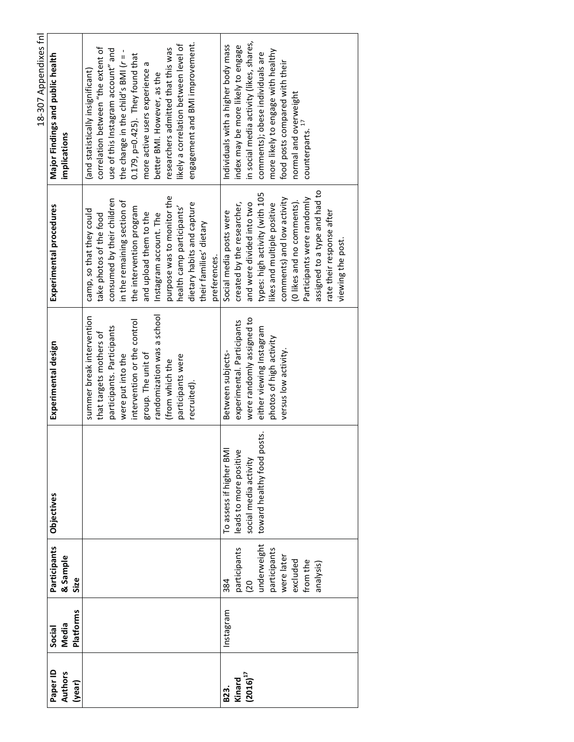| Paper ID Authors (year) | Social Media Platforms | Participants & Sample Size | Objectives | Experimental design | Experimental procedures | Major Findings and public health implications |
|---|---|---|---|---|---|---|
| | | | | summer break intervention that targets mothers of participants. Participants were put into the intervention or the control group. The unit of randomization was a school (from which the participants were recruited). | camp, so that they could take photos of the food consumed by their children in the remaining section of the intervention program and upload them to the Instagram account. The purpose was to monitor the health camp participants' dietary habits and capture their families' dietary preferences. | (and statistically insignificant) correlation between "the extent of use of this Instagram account" and the change in the child's BMI ($r$ = -0.179, p=0.425). They found that more active users experience a better BMI. However, as the researchers admitted that this was likely a correlation between level of engagement and BMI improvement. |
| **B23. Kinard (2016)**[17] | Instagram | 384 participants (20 underweight participants were later excluded from the analysis) | To assess if higher BMI leads to more positive social media activity toward healthy food posts. | Between subjects-experimental. Participants were randomly assigned to either viewing Instagram photos of high activity versus low activity. | Social media posts were created by the researcher, and were divided into two types: high activity (with 105 likes and multiple positive comments) and low activity (0 likes and no comments). Participants were randomly assigned to a type and had to rate their response after viewing the post. | Individuals with a higher body mass index may be more likely to engage in social media activity (likes, shares, comments); obese individuals are more likely to engage with healthy food posts compared with their normal and overweight counterparts.[17] |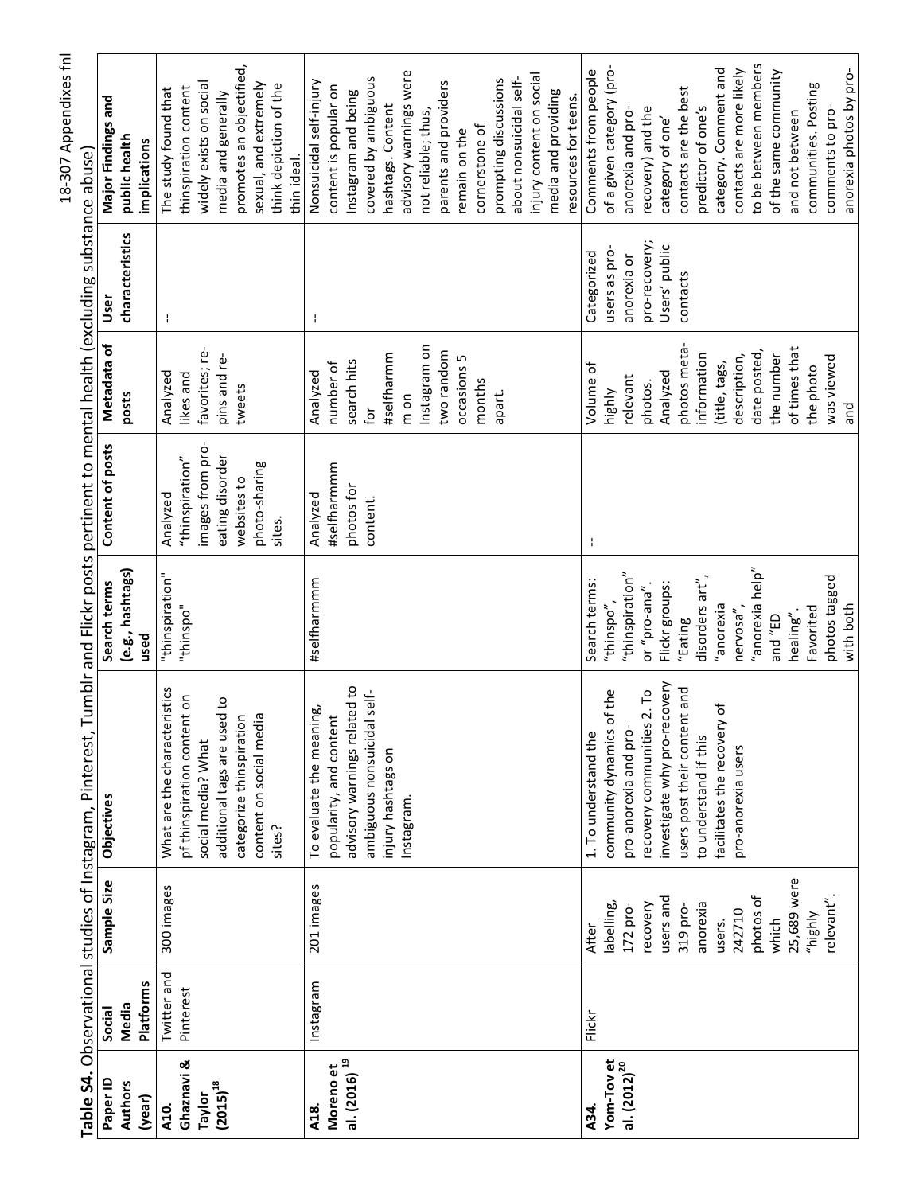**Table S4.** Observational studies of Instagram, Pinterest, Tumblr and Flickr posts pertinent to mental health (excluding substance abuse)

| Paper ID Authors (year) | Social Media Platforms | Sample Size | Objectives | Search terms (e.g., hashtags) used | Content of posts | Metadata of posts | User characteristics | Major Findings and public health implications |
|---|---|---|---|---|---|---|---|---|
| **A10. Ghaznavi & Taylor (2015)**[18] | Twitter and Pinterest | 300 images | What are the characteristics pf thinspiration content on social media? What additional tags are used to categorize thinspiration content on social media sites? | "thinspiration" "thinspo" | Analyzed "thinspiration" images from pro-eating disorder websites to photo-sharing sites. | Analyzed likes and favorites; re-pins and re-tweets | -- | The study found that thinspiration content widely exists on social media and generally promotes an objectified, sexual, and extremely think depiction of the thin ideal. |
| **A18. Moreno et al. (2016)** [19] | Instagram | 201 images | To evaluate the meaning, popularity, and content advisory warnings related to ambiguous nonsuicidal self-injury hashtags on Instagram. | #selfharmmm | Analyzed #selfharmmm photos for content. | Analyzed number of search hits for #selfharmm m on Instagram on two random occasions 5 months apart. | -- | Nonsuicidal self-injury content is popular on Instagram and being covered by ambiguous hashtags. Content advisory warnings were not reliable; thus, parents and providers remain on the cornerstone of prompting discussions about nonsuicidal self-injury content on social media and providing resources for teens. |
| **A34. Yom-Tov et al. (2012)**[20] | Flickr | After labelling, 172 pro-recovery users and 319 pro-anorexia users. 242710 photos of which 25,689 were "highly relevant". | 1. To understand the community dynamics of the pro-anorexia and pro-recovery communities 2. To investigate why pro-recovery users post their content and to understand if this facilitates the recovery of pro-anorexia users | Search terms: "thinspo", "thinspiration", or "pro-ana". Flickr groups: "Eating disorders art", "anorexia nervosa", "anorexia help" and "ED healing". Favorited photos tagged with both | -- | Volume of highly relevant photos. Analyzed photos meta-information (title, tags, description, date posted, the number of times that the photo was viewed and | Categorized users as pro-anorexia or pro-recovery; Users' public contacts | Comments from people of a given category (pro-anorexia and pro-recovery) and the category of one' contacts are the best predictor of one's category. Comment and contacts are more likely to be between members of the same community and not between communities. Posting comments to pro-anorexia photos by pro- |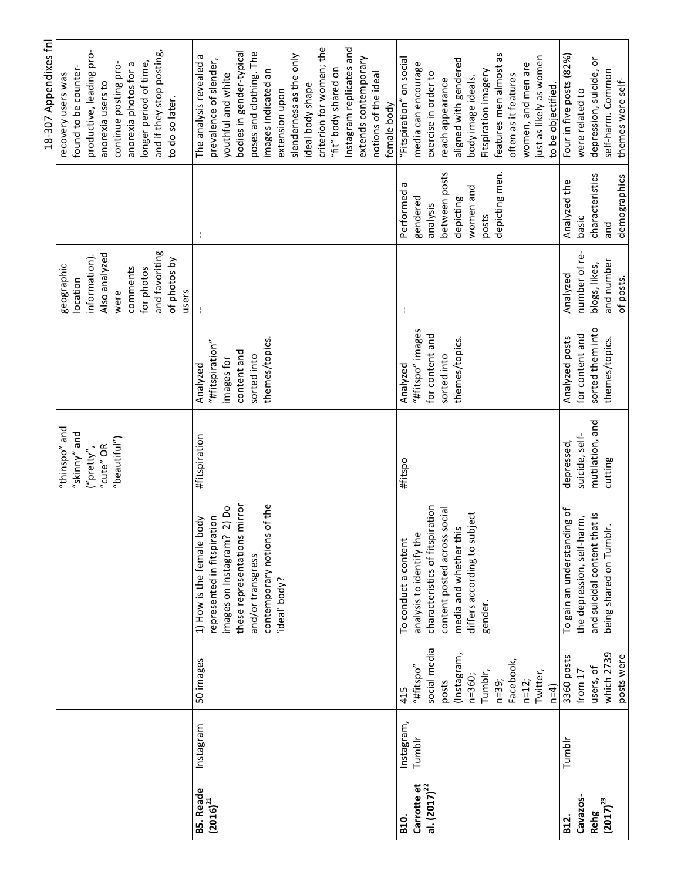| | | | | | | | | |
|---|---|---|---|---|---|---|---|---|
| | | | | "thinspo" and "skinny" and ("pretty", "cute" OR "beautiful") | | geographic location information). Also analyzed were comments for photos and favoriting of photos by users | | recovery users was found to be counter-productive, leading pro-anorexia users to continue posting pro-anorexia photos for a longer period of time, and if they stop posting, to do so later. |
| **B5. Reade (2016)[21]** | Instagram | 50 images | 1) How is the female body represented in fitspiration images on Instagram? 2) Do these representations mirror and/or transgress contemporary notions of the 'ideal' body? | #fitspiration | Analyzed "#fitspiration" images for content and sorted into themes/topics. | -- | -- | The analysis revealed a prevalence of slender, youthful and white bodies in gender-typical poses and clothing. The images indicated an extension upon slenderness as the only ideal body shape criterion for women; the "fit" body shared on Instagram replicates and extends contemporary notions of the ideal female body |
| **B10. Carrotte et al. (2017)[22]** | Instagram, Tumblr | 415 "#fitspo" social media posts (Instagram, n=360; Tumblr, n=39; Facebook, n=12; Twitter, n=4) | To conduct a content analysis to identify the characteristics of fitspiration content posted across social media and whether this differs according to subject gender. | #fitspo | Analyzed "#fitspo" images for content and sorted into themes/topics. | -- | Performed a gendered analysis between posts depicting women and posts depicting men. | "Fitspiration" on social media can encourage exercise in order to reach appearance aligned with gendered body image ideals. Fitspiration imagery features men almost as often as it features women, and men are just as likely as women to be objectified. |
| **B12. Cavazos-Rehg (2017)[23]** | Tumblr | 3360 posts from 17 users, of which 2739 posts were | To gain an understanding of the depression, self-harm, and suicidal content that is being shared on Tumblr. | depressed, suicide, self-mutilation, and cutting | Analyzed posts for content and sorted them into themes/topics. | Analyzed number of re-blogs, likes, and number of posts. | Analyzed the basic characteristics and demographics | Four in five posts (82%) were related to depression, suicide, or self-harm. Common themes were self- |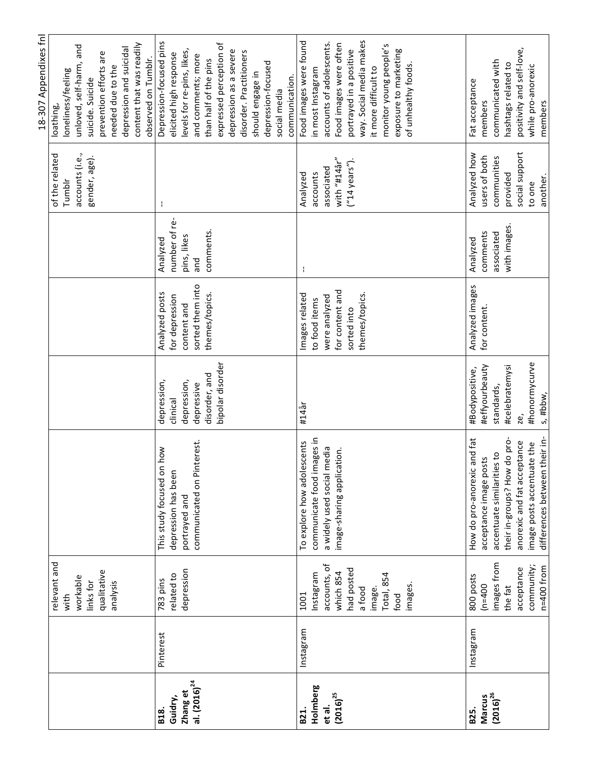| | | relevant and with workable links for qualitative analysis | | | | | of the related Tumblr accounts (i.e., gender, age). | loathing, loneliness/feeling unloved, self-harm, and suicide. Suicide prevention efforts are needed due to the depression and suicidal content that was readily observed on Tumblr. |
|---|---|---|---|---|---|---|---|---|
| **B18. Guidry, Zhang et al. (2016)**[24] | Pinterest | 783 pins related to depression | This study focused on how depression has been portrayed and communicated on Pinterest. | depression, clinical depression, depressive disorder, and bipolar disorder | Analyzed posts for depression content and sorted them into themes/topics. | Analyzed number of re-pins, likes and comments. | -- | Depression-focused pins elicited high response levels for re-pins, likes, and comments; more than half of the pins expressed perception of depression as a severe disorder. Practitioners should engage in depression-focused social media communication. |
| **B21. Holmberg et al. (2016)**[25] | Instagram | 1001 Instagram accounts, of which 854 had posted a food image. Total, 854 food images. | To explore how adolescents communicate food images in a widely used social media image-sharing application. | #14år | Images related to food items were analyzed for content and sorted into themes/topics. | -- | Analyzed accounts associated with "#14år" ("14 years"). | Food images were found in most Instagram accounts of adolescents. Food images were often portrayed in a positive way. Social media makes it more difficult to monitor young people's exposure to marketing of unhealthy foods. |
| **B25. Marcus (2016)**[26] | Instagram | 800 posts (n=400 images from the fat acceptance community; n=400 from | How do pro-anorexic and fat acceptance image posts accentuate similarities to their in-groups? How do pro-anorexic and fat acceptance image posts accentuate the differences between their in- | #Bodypositive, #effyourbeauty standards, #celebratemysize, #honormycurves, #bbw, | Analyzed images for content. | Analyzed comments associated with images. | Analyzed how users of both communities provided social support to one another. | Fat acceptance members communicated with hashtags related to positivity and self-love, while pro-anorexic members |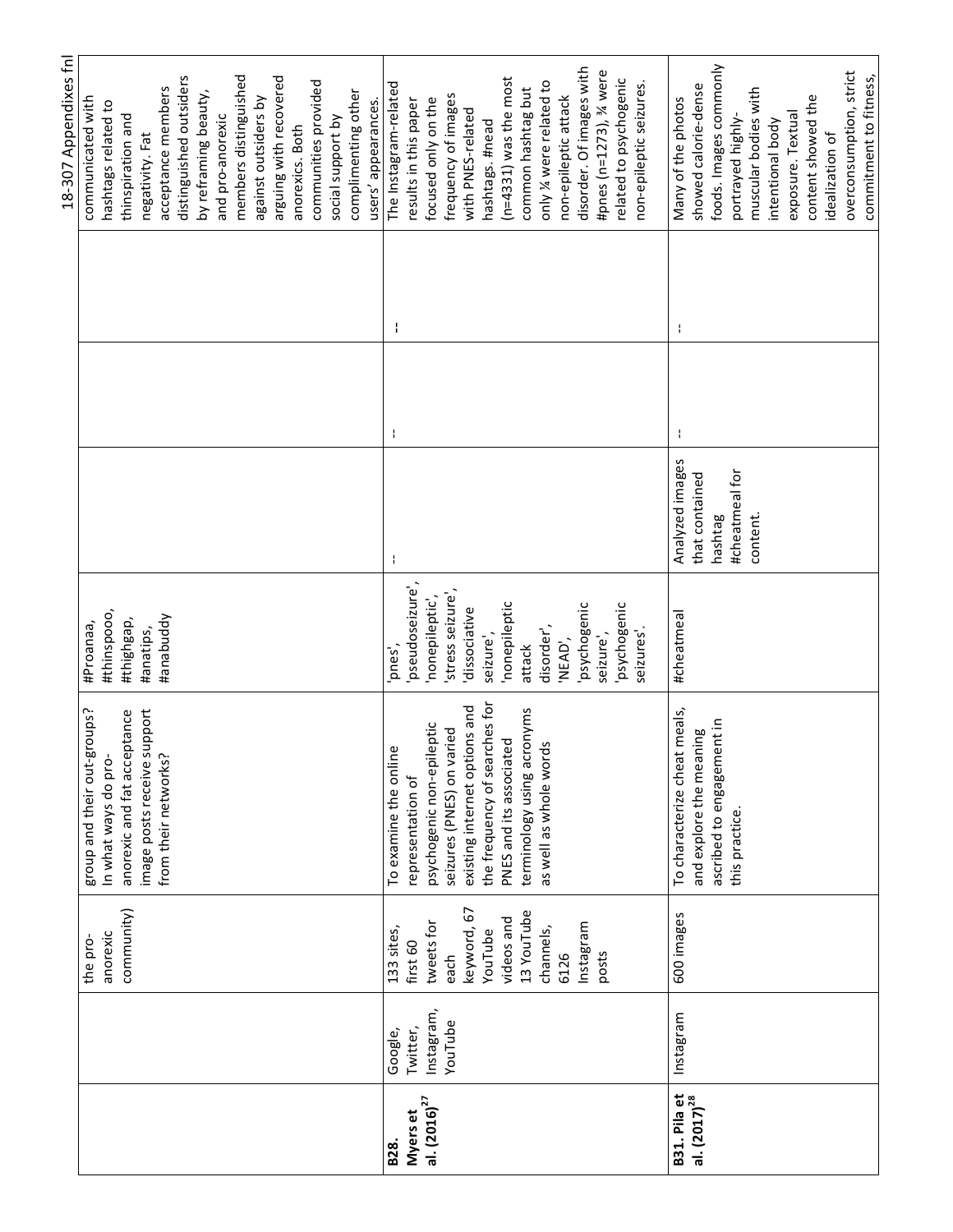| | | | | | | | | |
|---|---|---|---|---|---|---|---|---|
| | | the pro-anorexic community) | group and their out-groups? In what ways do pro-anorexic and fat acceptance image posts receive support from their networks? | #Proana, #thinspooo, #thighgap, #anatips, #anabuddy | | | | communicated with hashtags related to thinspiration and negativity. Fat acceptance members distinguished outsiders by reframing beauty, and pro-anorexic members distinguished against outsiders by arguing with recovered anorexics. Both communities provided social support by complimenting other users' appearances. |
| **B28. Myers et al. (2016)[27]** | Google, Twitter, Instagram, YouTube | 133 sites, first 60 tweets for each keyword, 67 YouTube videos and 13 YouTube channels, 6126 Instagram posts | To examine the online representation of psychogenic non-epileptic seizures (PNES) on varied existing internet options and the frequency of searches for PNES and its associated terminology using acronyms as well as whole words | 'pnes', 'pseudoseizure', 'nonepileptic', 'stress seizure', 'dissociative seizure', 'nonepileptic attack disorder', 'NEAD', 'psychogenic seizure', 'psychogenic seizures'. | -- | -- | -- | The Instagram-related results in this paper focused only on the frequency of images with PNES-related hashtags. #nead (n=4331) was the most common hashtag but only ¼ were related to non-epileptic attack disorder. Of images with #pnes (n=1273), ¾ were related to psychogenic non-epileptic seizures. |
| **B31. Pila et al. (2017)[28]** | Instagram | 600 images | To characterize cheat meals, and explore the meaning ascribed to engagement in this practice. | #cheatmeal | Analyzed images that contained hashtag #cheatmeal for content. | -- | -- | Many of the photos showed calorie-dense foods. Images commonly portrayed highly-muscular bodies with intentional body exposure. Textual content showed the idealization of overconsumption, strict commitment to fitness, |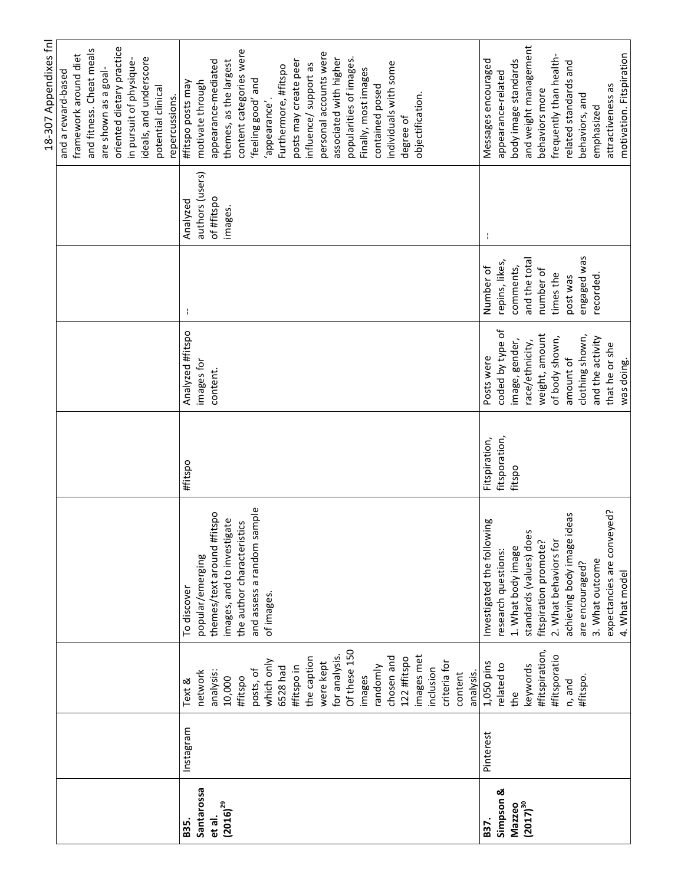| | | | | | | | |
|---|---|---|---|---|---|---|---|
| | | | | | | | and a reward-based framework around diet and fitness. Cheat meals are shown as a goal-oriented dietary practice in pursuit of physique-ideals, and underscore potential clinical repercussions. |
| **B35. Santarossa et al. (2016)[29]** | Instagram | Text & network analysis: 10,000 #fitspo posts, of which only 6528 had #fitspo in the caption were kept for analysis. Of these 150 images randomly chosen and 122 #fitspo images met inclusion criteria for content analysis. | To discover popular/emerging themes/text around #fitspo images, and to investigate the author characteristics and assess a random sample of images. | #fitspo | Analyzed #fitspo images for content. | -- | Analyzed authors (users) of #fitspo images. | #fitspo posts may motivate through appearance-mediated themes, as the largest content categories were 'feeling good' and 'appearance'. Furthermore, #fitspo posts may create peer influence/ support as personal accounts were associated with higher popularities of images. Finally, most images contained posed individuals with some degree of objectification. |
| **B37. Simpson & Mazzeo (2017)[30]** | Pinterest | 1,050 pins related to the keywords #fitspiration, #fitsporatio n, and #fitspo. | Investigated the following research questions: 1. What body image standards (values) does fitspiration promote? 2. What behaviors for achieving body image ideas are encouraged? 3. What outcome expectancies are conveyed? 4. What model | Fitspiration, fitsporation, fitspo | Posts were coded by type of image, gender, race/ethnicity, weight, amount of body shown, amount of clothing shown, and the activity that he or she was doing. | Number of repins, likes, comments, and the total number of times the post was engaged was recorded. | -- | Messages encouraged appearance-related body image standards and weight management behaviors more frequently than health-related standards and behaviors, and emphasized attractiveness as motivation. Fitspiration |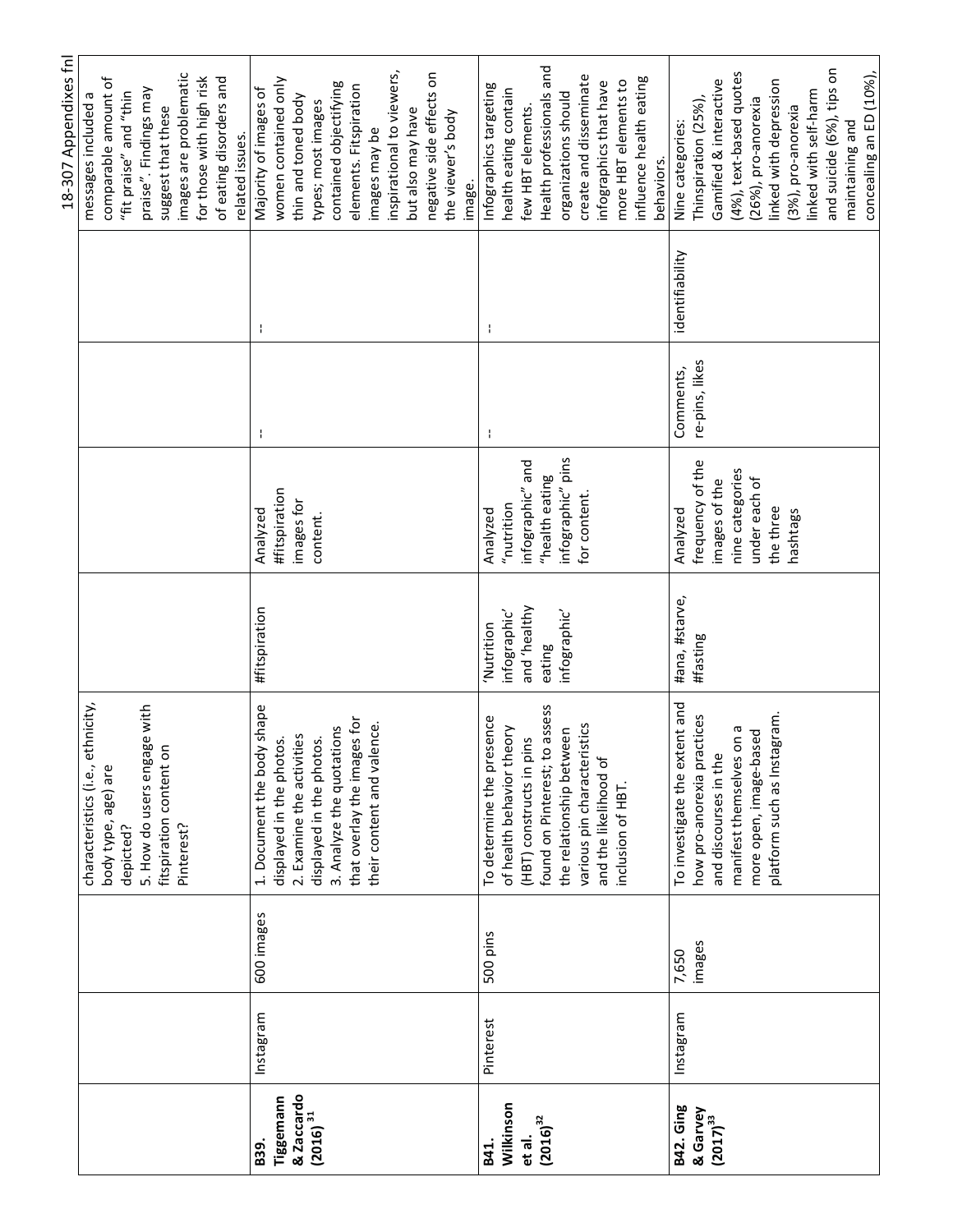| | | | | | | | | |
|---|---|---|---|---|---|---|---|---|
| | | | characteristics (i.e., ethnicity, body type, age) are depicted?<br>5. How do users engage with fitspiration content on Pinterest? | | | | | messages included a comparable amount of "fit praise" and "thin praise". Findings may suggest that these images are problematic for those with high risk of eating disorders and related issues. |
| **B39. Tiggemann & Zaccardo (2016)** [31] | Instagram | 600 images | 1. Document the body shape displayed in the photos.<br>2. Examine the activities displayed in the photos.<br>3. Analyze the quotations that overlay the images for their content and valence. | #fitspiration | Analyzed #fitspiration images for content. | -- | -- | Majority of images of women contained only thin and toned body types; most images contained objectifying elements. Fitspiration images may be inspirational to viewers, but also may have negative side effects on the viewer's body image. |
| **B41. Wilkinson et al. (2016)** [32] | Pinterest | 500 pins | To determine the presence of health behavior theory (HBT) constructs in pins found on Pinterest; to assess the relationship between various pin characteristics and the likelihood of inclusion of HBT. | 'Nutrition infographic' and 'healthy eating infographic' | Analyzed "nutrition infographic" and "health eating infographic" pins for content. | -- | -- | Infographics targeting health eating contain few HBT elements. Health professionals and organizations should create and disseminate infographics that have more HBT elements to influence health eating behaviors. |
| **B42. Ging & Garvey (2017)** [33] | Instagram | 7,650 images | To investigate the extent and how pro-anorexia practices and discourses in the manifest themselves on a more open, image-based platform such as Instagram. | #ana, #starve, #fasting | Analyzed frequency of the images of the nine categories under each of the three hashtags | Comments, re-pins, likes | identifiability | Nine categories: Thinspiration (25%), Gamified & interactive (4%), text-based quotes (26%), pro-anorexia linked with depression (3%), pro-anorexia linked with self-harm and suicide (6%), tips on maintaining and concealing an ED (10%), |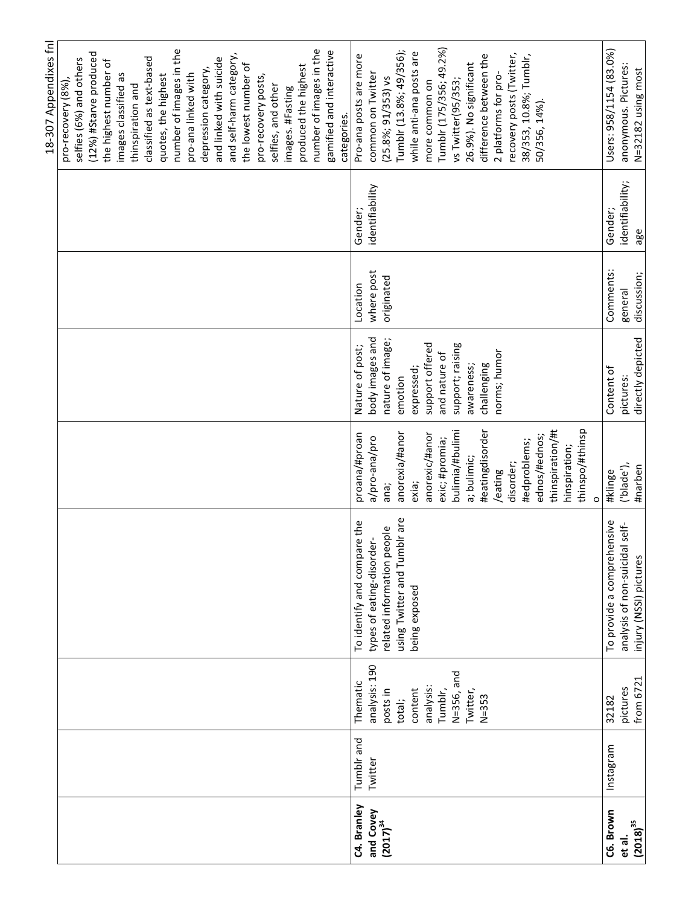| | | | | | | | | |
|---|---|---|---|---|---|---|---|---|
| | | | | | | | | pro-recovery (8%), selfies (6%) and others (12%) #Starve produced the highest number of images classified as thinspiration and classified as text-based quotes, the highest number of images in the pro-ana linked with depression category, and linked with suicide and self-harm category, the lowest number of pro-recovery posts, selfies, and other images. #Fasting produced the highest number of images in the gamified and interactive categories. |
| **C4. Branley and Covey (2017)[34]** | Tumblr and Twitter | Thematic analysis: 190 posts in total; content analysis: Tumblr, N=356, and Twitter, N=353 | To identify and compare the types of eating-disorder-related information people using Twitter and Tumblr are being exposed | proana/#proana/pro-ana/pro ana; anorexia/#anorexia; anorexic/#anorexic; #promia; bulimia/#bulimia; bulimic; #eatingdisorder/eating disorder; #edproblems; ednos/#ednos; thinspiration/#thinspiration; thinspo/#thinspo | Nature of post; body images and nature of image; emotion expressed; support offered and nature of support; raising awareness; challenging norms; humor | Location where post originated | Gender; identifiability | Pro-ana posts are more common on Twitter (25.8%; 91/353) vs Tumblr (13.8%; 49/356); while anti-ana posts are more common on Tumblr (175/356; 49.2%) vs Twitter(95/353; 26.9%). No significant difference between the 2 platforms for pro-recovery posts (Twitter, 38/353, 10.8%; Tumblr, 50/356, 14%). |
| **C6. Brown et al. (2018)[35]** | Instagram | 32182 pictures from 6721 | To provide a comprehensive analysis of non-suicidal self-injury (NSSI) pictures | #klinge ('blade'), #narben | Content of pictures: directly depicted | Comments: general discussion; | Gender; identifiability; age | Users: 958/1154 (83.0%) anonymous. Pictures: N=32182 using most |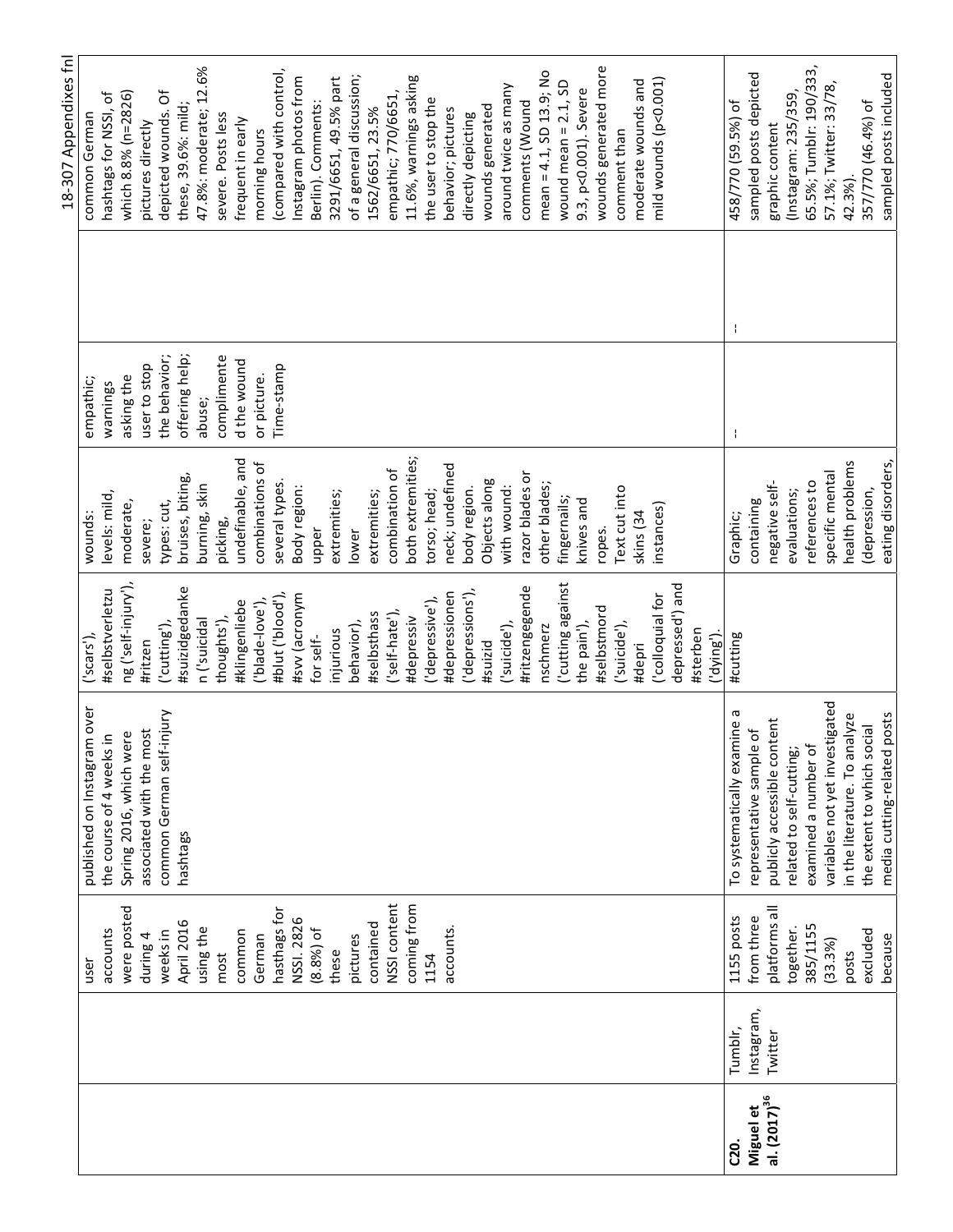| | | | | | | | |
|---|---|---|---|---|---|---|---|
| | | user accounts were posted during 4 weeks in April 2016 using the most common German hasthags for NSSI. 2826 (8.8%) of these pictures contained NSSI content coming from 1154 accounts. | published on Instagram over the course of 4 weeks in Spring 2016, which were associated with the most common German self-injury hashtags | ('scars'), #selbstverletzung ('self-injury'), #ritzen ('cutting'), #suizidgedanken ('suicidal thoughts'), #klingenliebe ('blade-love'), #blut ('blood'), #svv (acronym for self-injurious behavior), #selbsthass ('self-hate'), #depressiv ('depressive'), #depressionen ('depressions'), #suizid ('suicide'), #ritzengegendenschmerz ('cutting against the pain'), #selbstmord ('suicide'), #depri ('colloquial for depressed') and #sterben ('dying'). | wounds: levels: mild, moderate, severe; types: cut, bruises, biting, burning, skin picking, undefinable, and combinations of several types. Body region: upper extremities; lower extremities; combination of both extremities; torso; head; neck; undefined body region. Objects along with wound: razor blades or other blades; fingernails; knives and ropes. Text cut into skins (34 instances) | empathic; warnings asking the user to stop the behavior; offering help; abuse; complimented the wound or picture. Time-stamp | | common German hashtags for NSSI, of which 8.8% (n=2826) pictures directly depicted wounds. Of these, 39.6%: mild; 47.8%: moderate; 12.6% severe. Posts less frequent in early morning hours (compared with control, Instagram photos from Berlin). Comments: 3291/6651, 49.5% part of a general discussion; 1562/6651, 23.5% empathic; 770/6651, 11.6%, warnings asking the user to stop the behavior; pictures directly depicting wounds generated around twice as many comments (Wound mean = 4.1, SD 13.9; No wound mean = 2.1, SD 9.3, p<0.001). Severe wounds generated more comment than moderate wounds and mild wounds (p<0.001) |
| **C20. Miguel et al. (2017)**[36] | Tumblr, Instagram, Twitter | 1155 posts from three platforms all together. 385/1155 (33.3%) posts excluded because | To systematically examine a representative sample of publicly accessible content related to self-cutting; examined a number of variables not yet investigated in the literature. To analyze the extent to which social media cutting-related posts | #cutting | Graphic; containing negative self-evaluations; references to specific mental health problems (depression, eating disorders, | -- | -- | 458/770 (59.5%) of sampled posts depicted graphic content (Instagram: 235/359, 65.5%; Tumblr: 190/333, 57.1%; Twitter: 33/78, 42.3%). 357/770 (46.4%) of sampled posts included |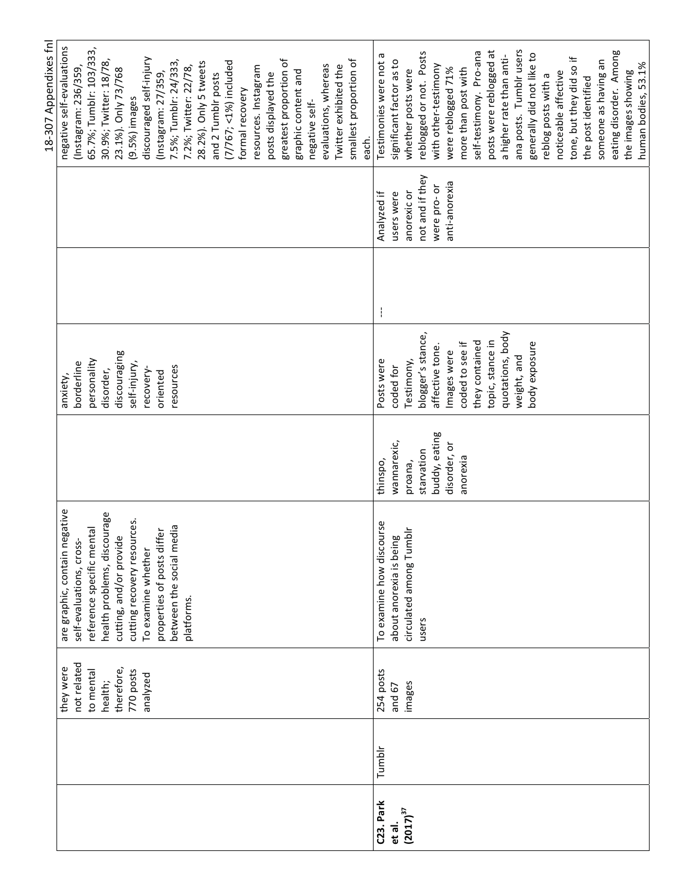| | | | | | | | | |
|---|---|---|---|---|---|---|---|---|
| | | they were not related to mental health; therefore, 770 posts analyzed | are graphic, contain negative self-evaluations, cross-reference specific mental health problems, discourage cutting, and/or provide cutting recovery resources. To examine whether properties of posts differ between the social media platforms. | | anxiety, borderline personality disorder, discouraging self-injury, recovery-oriented resources | | | negative self-evaluations (Instagram: 236/359, 65.7%; Tumblr: 103/333, 30.9%; Twitter: 18/78, 23.1%). Only 73/768 (9.5%) images discouraged self-injury (Instagram: 27/359, 7.5%; Tumblr: 24/333, 7.2%; Twitter: 22/78, 28.2%). Only 5 tweets and 2 Tumblr posts (7/767; <1%) included formal recovery resources. Instagram posts displayed the greatest proportion of graphic content and negative self-evaluations, whereas Twitter exhibited the smallest proportion of each. |
| **C23. Park et al. (2017)[37]** | Tumblr | 254 posts and 67 images | To examine how discourse about anorexia is being circulated among Tumblr users | thinspo, wannarexic, proana, starvation buddy, eating disorder, or anorexia | Posts were coded for Testimony, blogger's stance, affective tone. Images were coded to see if they contained topic, stance in quotations, body weight, and body exposure | --- | Analyzed if users were anorexic or not and if they were pro- or anti-anorexia | Testimonies were not a significant factor as to whether posts were reblogged or not. Posts with other-testimony were reblogged 71% more than post with self-testimony. Pro-ana posts were reblogged at a higher rate than anti-ana posts. Tumblr users generally did not like to reblog posts with a noticeable affective tone, but they did so if the post identified someone as having an eating disorder. Among the images showing human bodies, 53.1% |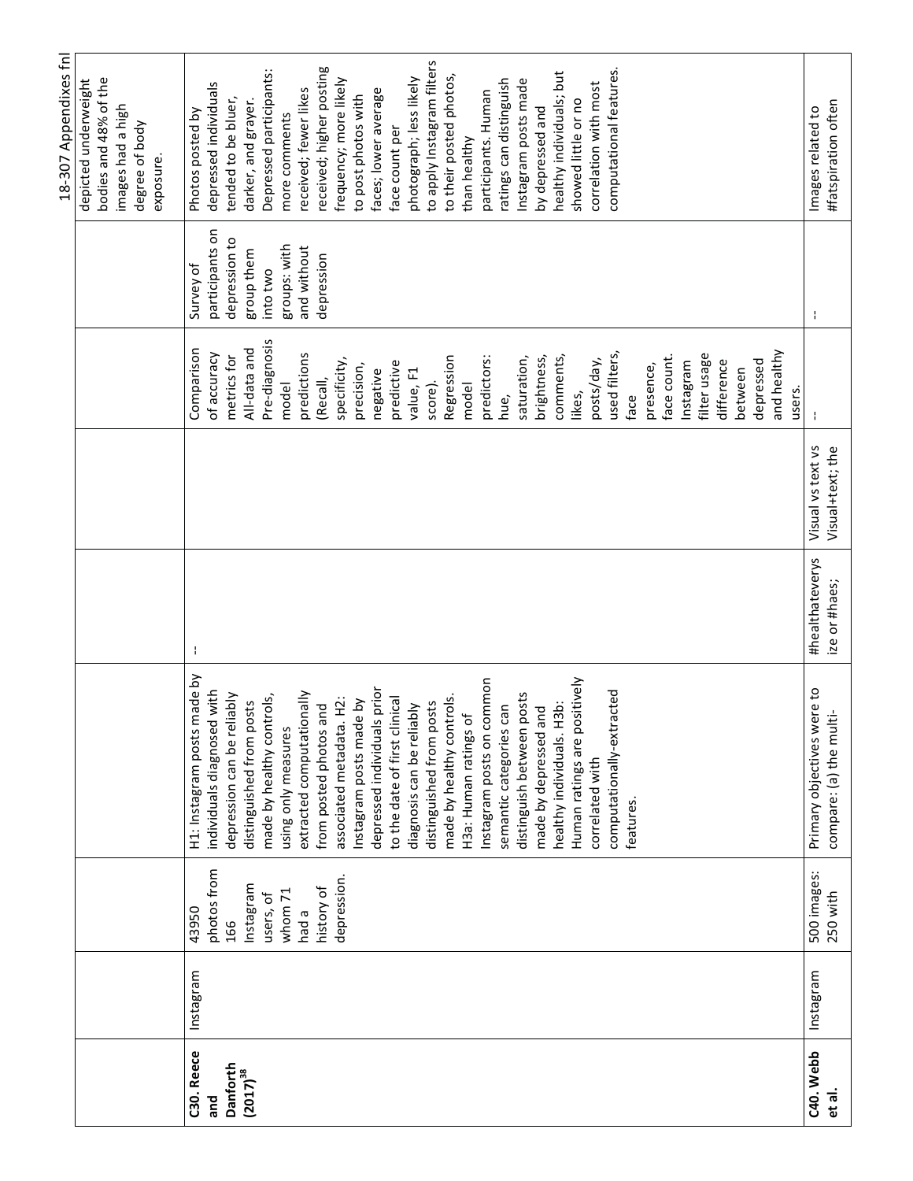| | | | | | | | | |
|---|---|---|---|---|---|---|---|---|
| | | | | | | | | depicted underweight bodies and 48% of the images had a high degree of body exposure. |
| **C30. Reece and Danforth (2017)[38]** | Instagram | 43950 photos from 166 Instagram users, of whom 71 had a history of depression. | H1: Instagram posts made by individuals diagnosed with depression can be reliably distinguished from posts made by healthy controls, using only measures extracted computationally from posted photos and associated metadata. H2: Instagram posts made by depressed individuals prior to the date of first clinical diagnosis can be reliably distinguished from posts made by healthy controls. H3a: Human ratings of Instagram posts on common semantic categories can distinguish between posts made by depressed and healthy individuals. H3b: Human ratings are positively correlated with computationally-extracted features. | -- | | Comparison of accuracy metrics for All-data and Pre-diagnosis model predictions (Recall, specificity, precision, negative predictive value, F1 score). Regression model predictors: hue, saturation, brightness, comments, likes, posts/day, used filters, face presence, face count. Instagram filter usage difference between depressed and healthy users. | Survey of participants on depression to group them into two groups: with and without depression | Photos posted by depressed individuals tended to be bluer, darker, and grayer. Depressed participants: more comments received; fewer likes received; higher posting frequency; more likely to post photos with faces; lower average face count per photograph; less likely to apply Instagram filters to their posted photos, than healthy participants. Human ratings can distinguish Instagram posts made by depressed and healthy individuals; but showed little or no correlation with most computational features. |
| **C40. Webb et al.** | Instagram | 500 images: 250 with | Primary objectives were to compare: (a) the multi- | #healthateverysize or #haes; | Visual vs text vs Visual+text; the | -- | -- | Images related to #fatspiration often |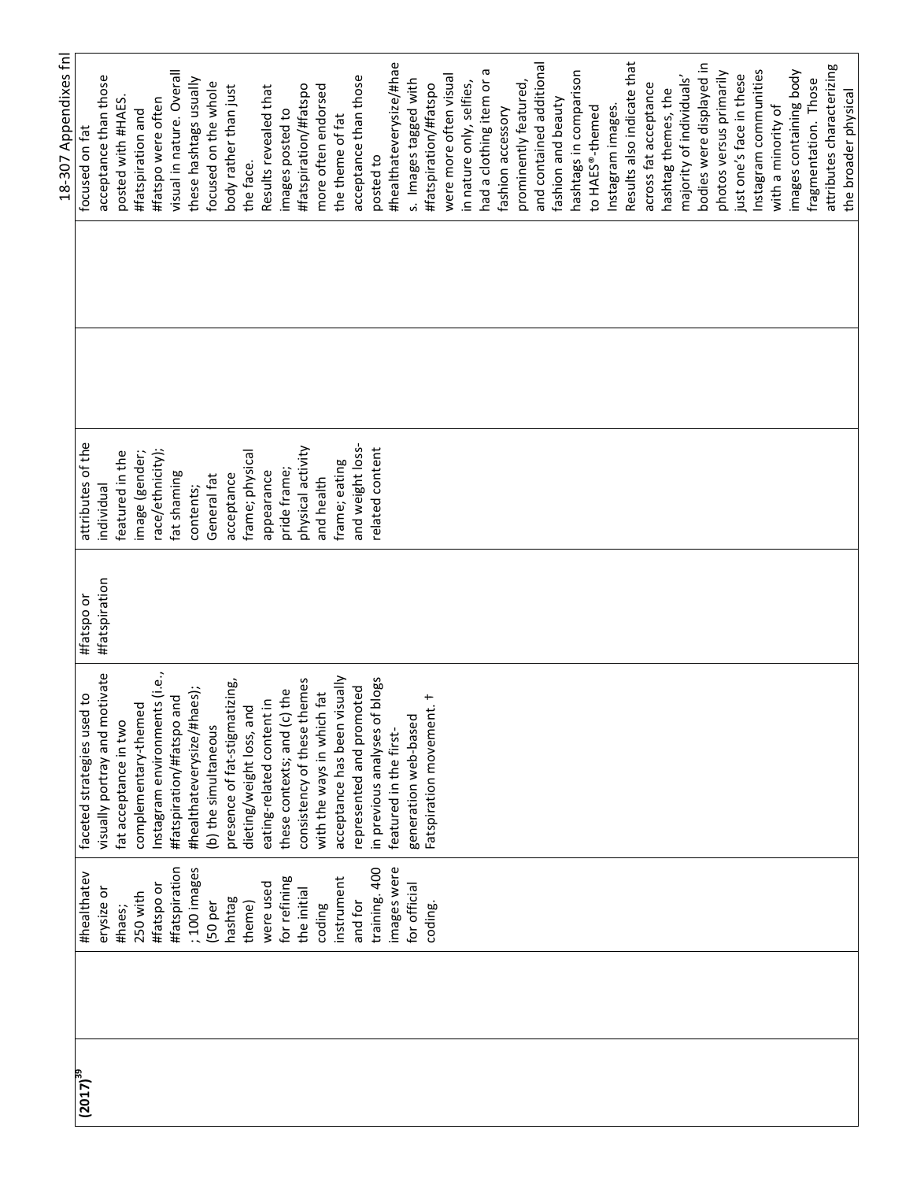| | | | | | | | |
|---|---|---|---|---|---|---|---|
| (2017)[39] | | #healthateverysize or #haes; 250 with #fatspo or #fatspiration; 100 images (50 per hashtag theme) were used for refining the initial coding instrument and for training. 400 images were for official coding. | faceted strategies used to visually portray and motivate fat acceptance in two complementary-themed Instagram environments (i.e., #fatspiration/#fatspo and #healthateverysize/#haes); (b) the simultaneous presence of fat-stigmatizing, dieting/weight loss, and eating-related content in these contexts; and (c) the consistency of these themes with the ways in which fat acceptance has been visually represented and promoted in previous analyses of blogs featured in the first-generation web-based Fatspiration movement. † | #fatspo or #fatspiration | attributes of the individual featured in the image (gender; race/ethnicity); fat shaming contents; General fat acceptance frame; physical appearance pride frame; physical activity and health frame; eating and weight loss-related content | | | focused on fat acceptance than those posted with #HAES. #fatspiration and #fatspo were often visual in nature. Overall these hashtags usually focused on the whole body rather than just the face. Results revealed that images posted to #fatspiration/#fatspo more often endorsed the theme of fat acceptance than those posted to #healthateverysize/#haes. Images tagged with #fatspiration/#fatspo were more often visual in nature only, selfies, had a clothing item or a fashion accessory prominently featured, and contained additional fashion and beauty hashtags in comparison to HAES®-themed Instagram images. Results also indicate that across fat acceptance hashtag themes, the majority of individuals' bodies were displayed in photos versus primarily just one's face in these Instagram communities with a minority of images containing body fragmentation. Those attributes characterizing the broader physical |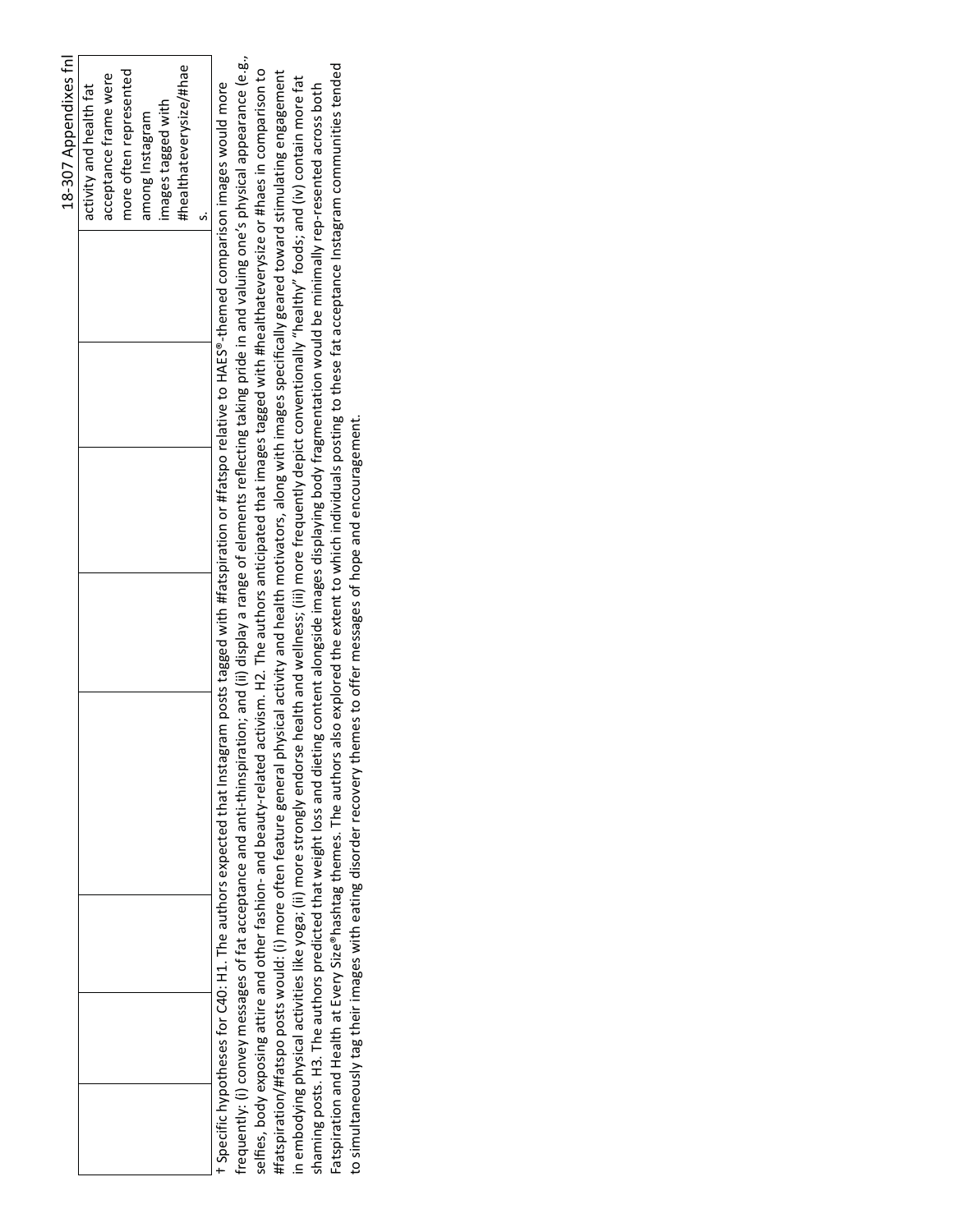| | | | | | | activity and health fat acceptance frame were more often represented among Instagram images tagged with #healthateverysize/#haes. |
|---|---|---|---|---|---|---|

† Specific hypotheses for C40: H1. The authors expected that Instagram posts tagged with #fatspiration or #fatspo relative to HAES®-themed comparison images would more frequently: (i) convey messages of fat acceptance and anti-thinspiration; and (ii) display a range of elements reflecting taking pride in and valuing one's physical appearance (e.g., selfies, body exposing attire and other fashion- and beauty-related activism. H2. The authors anticipated that images tagged with #healthateverysize or #haes in comparison to #fatspiration/#fatspo posts would: (i) more often feature general physical activity and health motivators, along with images specifically geared toward stimulating engagement in embodying physical activities like yoga; (ii) more strongly endorse health and wellness; (iii) more frequently depict conventionally "healthy" foods; and (iv) contain more fat shaming posts. H3. The authors predicted that weight loss and dieting content alongside images displaying body fragmentation would be minimally rep-resented across both Fatspiration and Health at Every Size® hashtag themes. The authors also explored the extent to which individuals posting to these fat acceptance Instagram communities tended to simultaneously tag their images with eating disorder recovery themes to offer messages of hope and encouragement.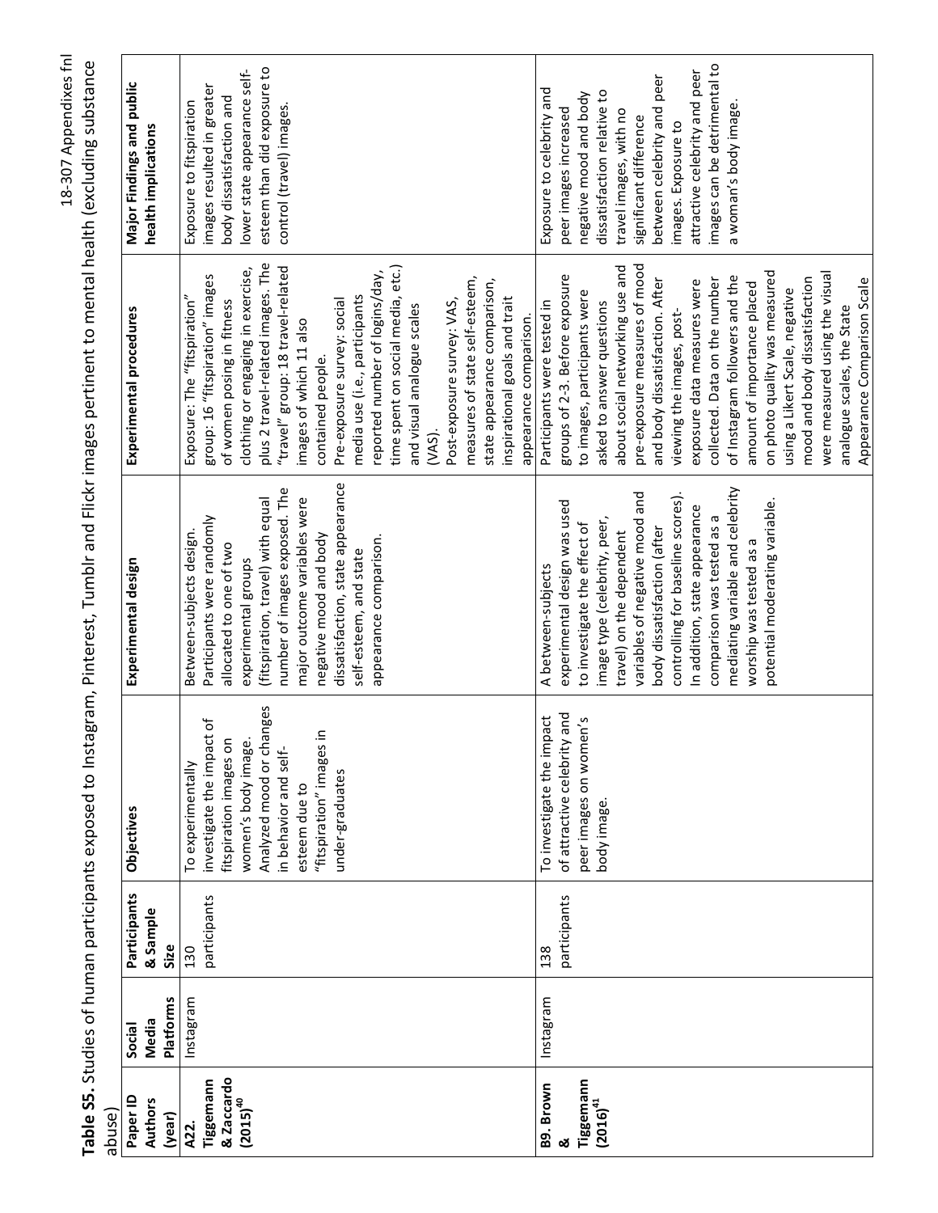**Table S5.** Studies of human participants exposed to Instagram, Pinterest, Tumblr and Flickr images pertinent to mental health (excluding substance abuse)

| Paper ID Authors (year) | Social Media Platforms | Participants & Sample Size | Objectives | Experimental design | Experimental procedures | Major Findings and public health implications |
|---|---|---|---|---|---|---|
| **A22. Tiggemann & Zaccardo (2015)[40]** | Instagram | 130 participants | To experimentally investigate the impact of fitspiration images on women's body image. Analyzed mood or changes in behavior and self-esteem due to "fitspiration" images in under-graduates | Between-subjects design. Participants were randomly allocated to one of two experimental groups (fitspiration, travel) with equal number of images exposed. The major outcome variables were negative mood and body dissatisfaction, state appearance self-esteem, and state appearance comparison. | Exposure: The "fitspiration" group: 16 "fitspiration" images of women posing in fitness clothing or engaging in exercise, plus 2 travel-related images. The "travel" group: 18 travel-related images of which 11 also contained people. Pre-exposure survey: social media use (i.e., participants reported number of logins/day, time spent on social media, etc.) and visual analogue scales (VAS). Post-exposure survey: VAS, measures of state self-esteem, state appearance comparison, inspirational goals and trait appearance comparison. | Exposure to fitspiration images resulted in greater body dissatisfaction and lower state appearance self-esteem than did exposure to control (travel) images. |
| **B9. Brown & Tiggemann (2016)[41]** | Instagram | 138 participants | To investigate the impact of attractive celebrity and peer images on women's body image. | A between-subjects experimental design was used to investigate the effect of image type (celebrity, peer, travel) on the dependent variables of negative mood and body dissatisfaction (after controlling for baseline scores). In addition, state appearance comparison was tested as a mediating variable and celebrity worship was tested as a potential moderating variable. | Participants were tested in groups of 2-3. Before exposure to images, participants were asked to answer questions about social networking use and pre-exposure measures of mood and body dissatisfaction. After viewing the images, post-exposure data measures were collected. Data on the number of Instagram followers and the amount of importance placed on photo quality was measured using a Likert Scale, negative mood and body dissatisfaction were measured using the visual analogue scales, the State Appearance Comparison Scale | Exposure to celebrity and peer images increased negative mood and body dissatisfaction relative to travel images, with no significant difference between celebrity and peer images. Exposure to attractive celebrity and peer images can be detrimental to a woman's body image. |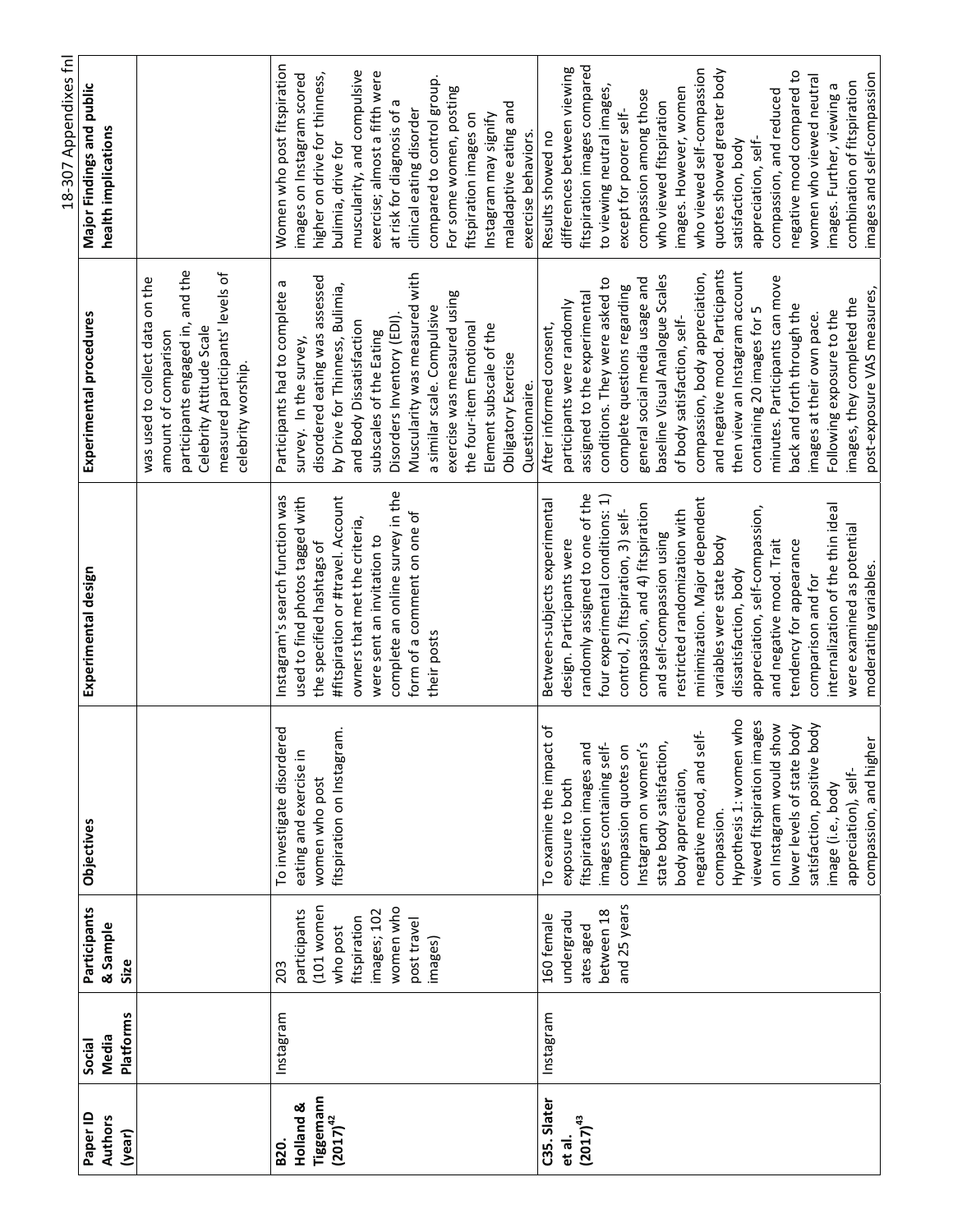| Paper ID Authors (year) | Social Media Platforms | Participants & Sample Size | Objectives | Experimental design | Experimental procedures | Major Findings and public health implications |
|---|---|---|---|---|---|---|
| | | | | | was used to collect data on the amount of comparison participants engaged in, and the Celebrity Attitude Scale measured participants' levels of celebrity worship. | |
| **B20. Holland & Tiggemann (2017)[42]** | Instagram | 203 participants (101 women who post fitspiration images; 102 women who post travel images) | To investigate disordered eating and exercise in women who post fitspiration on Instagram. | Instagram's search function was used to find photos tagged with the specified hashtags of #fitspiration or #travel. Account owners that met the criteria, were sent an invitation to complete an online survey in the form of a comment on one of their posts | Participants had to complete a survey. In the survey, disordered eating was assessed by Drive for Thinness, Bulimia, and Body Dissatisfaction subscales of the Eating Disorders Inventory (EDI). Muscularity was measured with a similar scale. Compulsive exercise was measured using the four-item Emotional Element subscale of the Obligatory Exercise Questionnaire. | Women who post fitspiration images on Instagram scored higher on drive for thinness, bulimia, drive for muscularity, and compulsive exercise; almost a fifth were at risk for diagnosis of a clinical eating disorder compared to control group. For some women, posting fitspiration images on Instagram may signify maladaptive eating and exercise behaviors. |
| **C35. Slater et al. (2017)[43]** | Instagram | 160 female undergraduates aged between 18 and 25 years | To examine the impact of exposure to both fitspiration images and images containing self-compassion quotes on Instagram on women's state body satisfaction, body appreciation, negative mood, and self-compassion. Hypothesis 1: women who viewed fitspiration images on Instagram would show lower levels of state body satisfaction, positive body image (i.e., body appreciation), self-compassion, and higher | Between-subjects experimental design. Participants were randomly assigned to one of the four experimental conditions: 1) control, 2) fitspiration, 3) self-compassion, and 4) fitspiration and self-compassion using restricted randomization with minimization. Major dependent variables were state body dissatisfaction, body appreciation, self-compassion, and negative mood. Trait tendency for appearance comparison and for internalization of the thin ideal were examined as potential moderating variables. | After informed consent, participants were randomly assigned to the experimental conditions. They were asked to complete questions regarding general social media usage and baseline Visual Analogue Scales of body satisfaction, self-compassion, body appreciation, and negative mood. Participants then view an Instagram account containing 20 images for 5 minutes. Participants can move back and forth through the images at their own pace. Following exposure to the images, they completed the post-exposure VAS measures, | Results showed no differences between viewing fitspiration images compared to viewing neutral images, except for poorer self-compassion among those who viewed fitspiration images. However, women who viewed self-compassion quotes showed greater body satisfaction, body appreciation, self-compassion, and reduced negative mood compared to women who viewed neutral images. Further, viewing a combination of fitspiration images and self-compassion |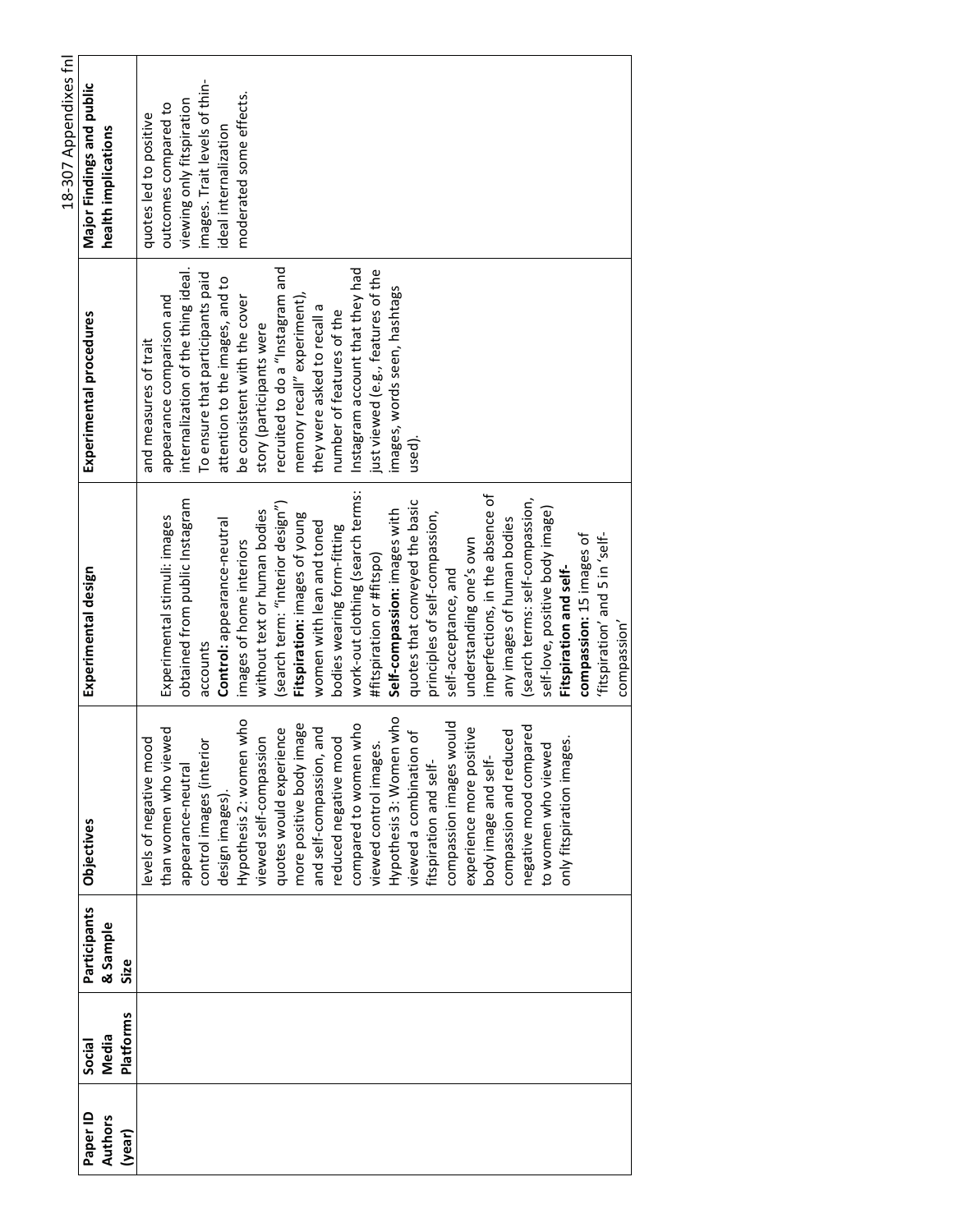| Paper ID Authors (year) | Social Media Platforms | Participants & Sample Size | Objectives | Experimental design | Experimental procedures | Major Findings and public health implications |
|---|---|---|---|---|---|---|
| | | | levels of negative mood than women who viewed appearance-neutral control images (interior design images). Hypothesis 2: women who viewed self-compassion quotes would experience more positive body image and self-compassion, and reduced negative mood compared to women who viewed control images. Hypothesis 3: Women who viewed a combination of fitspiration and self-compassion images would experience more positive body image and self-compassion and reduced negative mood compared to women who viewed only fitspiration images. | Experimental stimuli: images obtained from public Instagram accounts **Control:** appearance-neutral images of home interiors without text or human bodies (search term: "interior design") **Fitspiration:** images of young women with lean and toned bodies wearing form-fitting work-out clothing (search terms: #fitspiration or #fitspo) **Self-compassion:** images with quotes that conveyed the basic principles of self-compassion, self-acceptance, and understanding one's own imperfections, in the absence of any images of human bodies (search terms: self-compassion, self-love, positive body image) **Fitspiration and self-compassion:** 15 images of 'fitspiration' and 5 in 'self-compassion' | and measures of trait appearance comparison and internalization of the thing ideal. To ensure that participants paid attention to the images, and to be consistent with the cover story (participants were recruited to do a "Instagram and memory recall" experiment), they were asked to recall a number of features of the Instagram account that they had just viewed (e.g., features of the images, words seen, hashtags used). | quotes led to positive outcomes compared to viewing only fitspiration images. Trait levels of thin-ideal internalization moderated some effects. |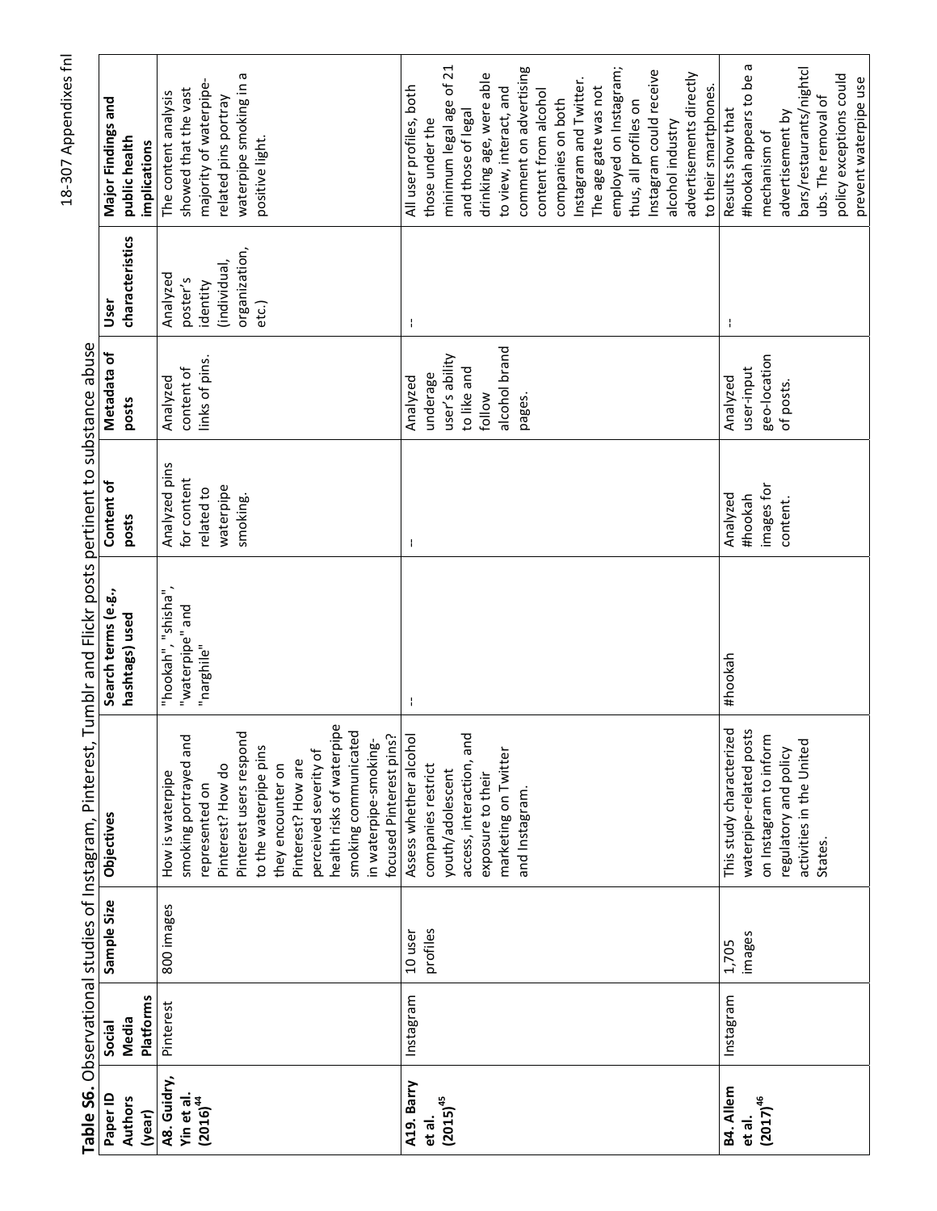**Table S6.** Observational studies of Instagram, Pinterest, Tumblr and Flickr posts pertinent to substance abuse

| Paper ID Authors (year) | Social Media Platforms | Sample Size | Objectives | Search terms (e.g., hashtags) used | Content of posts | Metadata of posts | User characteristics | Major Findings and public health implications |
|---|---|---|---|---|---|---|---|---|
| **A8. Guidry, Yin et al. (2016)**[44] | Pinterest | 800 images | How is waterpipe smoking portrayed and represented on Pinterest? How do Pinterest users respond to the waterpipe pins they encounter on Pinterest? How are perceived severity of health risks of waterpipe smoking communicated in waterpipe-smoking-focused Pinterest pins? | "hookah", "shisha", "waterpipe" and "narghile" | Analyzed pins for content related to waterpipe smoking. | Analyzed content of links of pins. | Analyzed poster's identity (individual, organization, etc.) | The content analysis showed that the vast majority of waterpipe-related pins portray waterpipe smoking in a positive light. |
| **A19. Barry et al. (2015)**[45] | Instagram | 10 user profiles | Assess whether alcohol companies restrict youth/adolescent access, interaction, and exposure to their marketing on Twitter and Instagram. | -- | -- | Analyzed underage user's ability to like and follow alcohol brand pages. | -- | All user profiles, both those under the minimum legal age of 21 and those of legal drinking age, were able to view, interact, and comment on advertising content from alcohol companies on both Instagram and Twitter. The age gate was not employed on Instagram; thus, all profiles on Instagram could receive alcohol industry advertisements directly to their smartphones. |
| **B4. Allem et al. (2017)**[46] | Instagram | 1,705 images | This study characterized waterpipe-related posts on Instagram to inform regulatory and policy activities in the United States. | #hookah | Analyzed #hookah images for content. | Analyzed user-input geo-location of posts. | -- | Results show that #hookah appears to be a mechanism of advertisement by bars/restaurants/nightclubs. The removal of policy exceptions could prevent waterpipe use |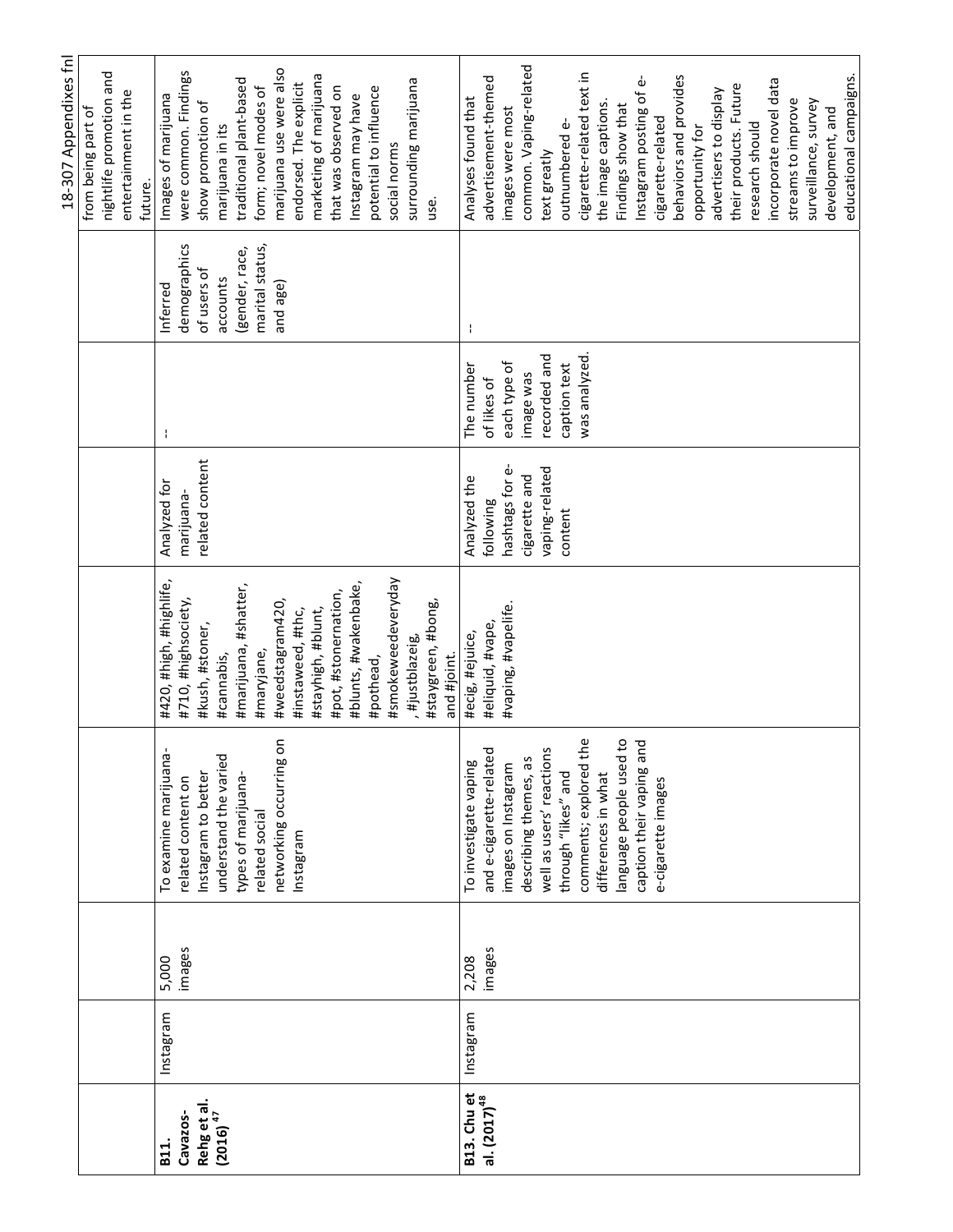| | | | | | | | | |
|---|---|---|---|---|---|---|---|---|
| | | | | | | | | from being part of nightlife promotion and entertainment in the future. |
| **B11. Cavazos-Rehg et al. (2016)**[47] | Instagram | 5,000 images | To examine marijuana-related content on Instagram to better understand the varied types of marijuana-related social networking occurring on Instagram | #420, #high, #highlife, #710, #highsociety, #kush, #stoner, #cannabis, #marijuana, #shatter, #maryjane, #weedstagram420, #instaweed, #thc, #stayhigh, #blunt, #pot, #stonernation, #blunts, #wakenbake, #pothead, #smokeweedeveryday, #justblazeig, #staygreen, #bong, and #joint. | Analyzed for marijuana-related content | -- | Inferred demographics of users of accounts (gender, race, marital status, and age) | Images of marijuana were common. Findings show promotion of marijuana in its traditional plant-based form; novel modes of marijuana use were also endorsed. The explicit marketing of marijuana that was observed on Instagram may have potential to influence social norms surrounding marijuana use. |
| **B13. Chu et al. (2017)**[48] | Instagram | 2,208 images | To investigate vaping and e-cigarette-related images on Instagram describing themes, as well as users' reactions through "likes" and comments; explored the differences in what language people used to caption their vaping and e-cigarette images | #ecig, #ejuice, #eliquid, #vape, #vaping, #vapelife. | Analyzed the following hashtags for e-cigarette and vaping-related content | The number of likes of each type of image was recorded and caption text was analyzed. | -- | Analyses found that advertisement-themed images were most common. Vaping-related text greatly outnumbered e-cigarette-related text in the image captions. Findings show that Instagram posting of e-cigarette-related behaviors and provides opportunity for advertisers to display their products. Future research should incorporate novel data streams to improve surveillance, survey development, and educational campaigns. |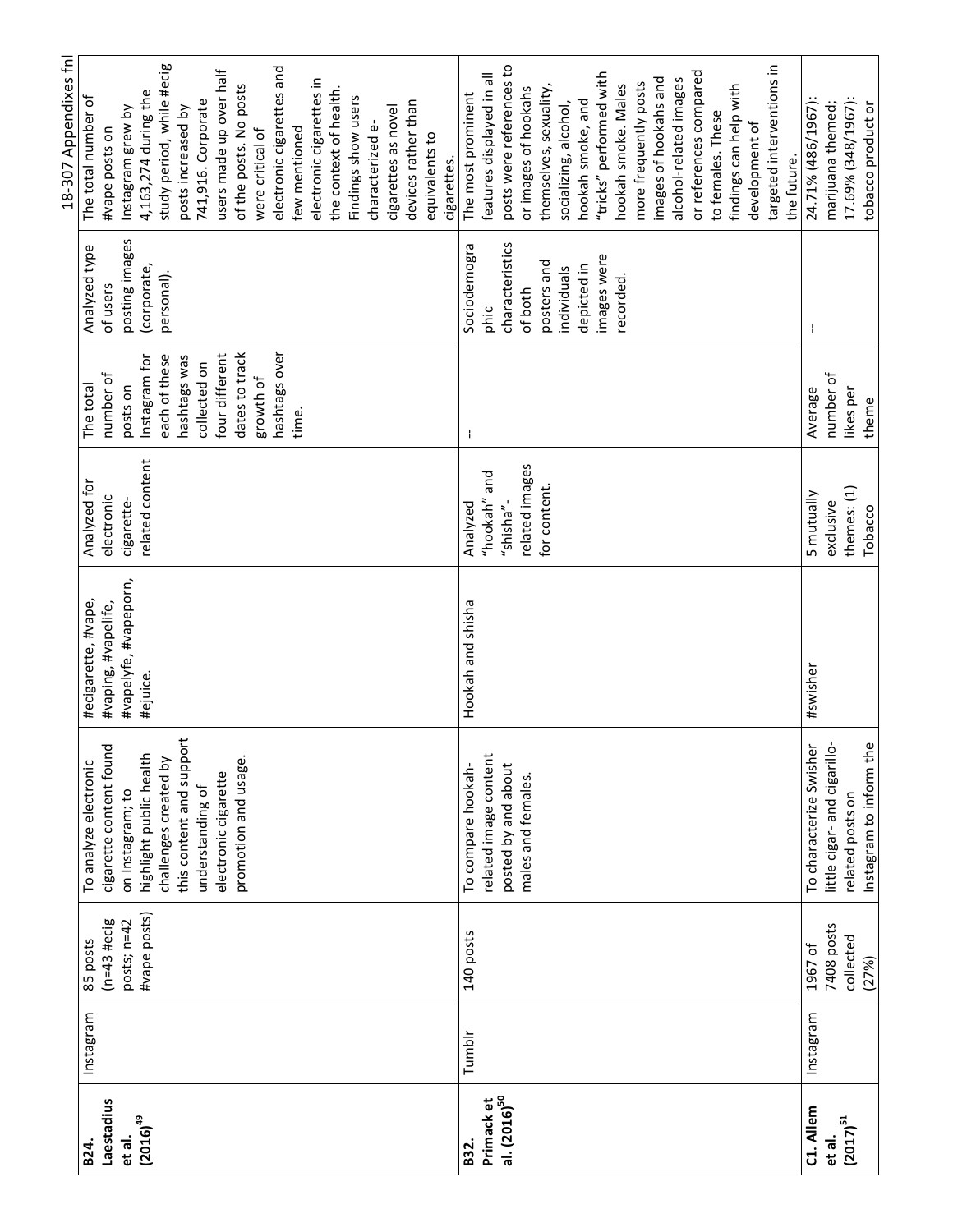| B24. Laestadius et al. (2016)[49] | Instagram | 85 posts (n=43 #ecig posts; n=42 #vape posts) | To analyze electronic cigarette content found on Instagram; to highlight public health challenges created by this content and support understanding of electronic cigarette promotion and usage. | #ecigarette, #vape, #vaping, #vapelife, #vapelyfe, #vapeporn, #ejuice. | Analyzed for electronic cigarette-related content | The total number of posts on Instagram for each of these hashtags was collected on four different dates to track growth of hashtags over time. | Analyzed type of users posting images (corporate, personal). | The total number of #vape posts on Instagram grew by 4,163,274 during the study period, while #ecig posts increased by 741,916. Corporate users made up over half of the posts. No posts were critical of electronic cigarettes and few mentioned electronic cigarettes in the context of health. Findings show users characterized e-cigarettes as novel devices rather than equivalents to cigarettes. |
|---|---|---|---|---|---|---|---|---|
| B32. Primack et al. (2016)[50] | Tumblr | 140 posts | To compare hookah-related image content posted by and about males and females. | Hookah and shisha | Analyzed "hookah" and "shisha"-related images for content. | -- | Sociodemographic characteristics of both posters and individuals depicted in images were recorded. | The most prominent features displayed in all posts were references to or images of hookahs themselves, sexuality, socializing, alcohol, hookah smoke, and "tricks" performed with hookah smoke. Males more frequently posts images of hookahs and alcohol-related images or references compared to females. These findings can help with development of targeted interventions in the future. |
| C1. Allem et al. (2017)[51] | Instagram | 1967 of 7408 posts collected (27%) | To characterize Swisher little cigar- and cigarillo-related posts on Instagram to inform the | #swisher | 5 mutually exclusive themes: (1) Tobacco | Average number of likes per theme | -- | 24.71% (486/1967): marijuana themed; 17.69% (348/1967): tobacco product or |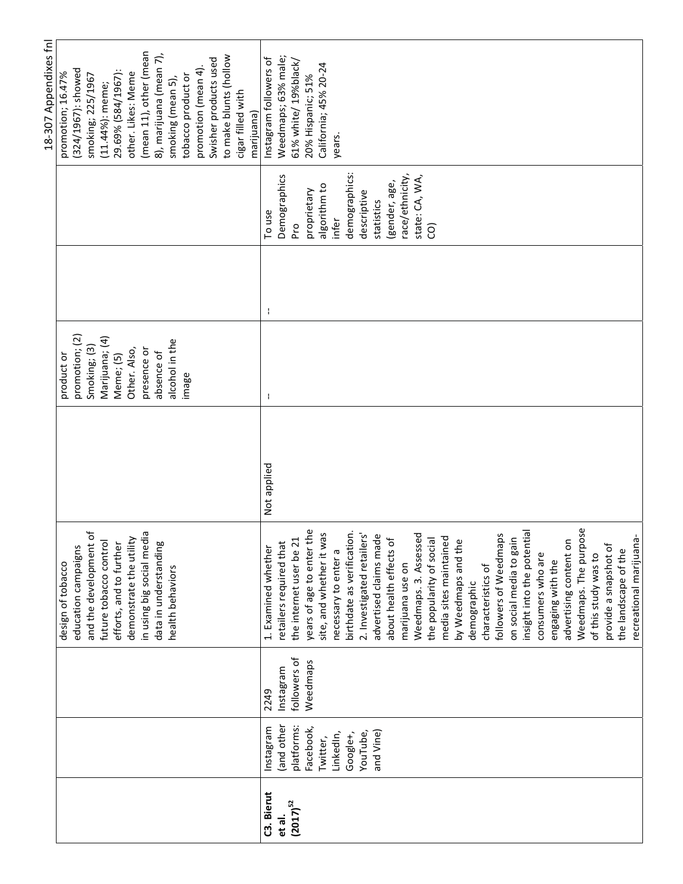| | | | | | | | | |
|---|---|---|---|---|---|---|---|---|
| | | | design of tobacco education campaigns and the development of future tobacco control efforts, and to further demonstrate the utility in using big social media data in understanding health behaviors | | product or promotion; (2) Smoking; (3) Marijuana; (4) Meme; (5) Other. Also, presence or absence of alcohol in the image | | | promotion; 16.47% (324/1967): showed smoking; 225/1967 (11.44%): meme; 29.69% (584/1967): other. Likes: Meme (mean 11), other (mean 8), marijuana (mean 7), smoking (mean 5), tobacco product or promotion (mean 4). Swisher products used to make blunts (hollow cigar filled with marijuana) |
| **C3. Bierut et al. (2017)[52]** | Instagram (and other platforms: Facebook, Twitter, LinkedIn, Google+, YouTube, and Vine) | 2249 Instagram followers of Weedmaps | 1. Examined whether retailers required that the internet user be 21 years of age to enter the site, and whether it was necessary to enter a birthdate as verification. 2. Investigated retailers' advertised claims made about health effects of marijuana use on Weedmaps. 3. Assessed the popularity of social media sites maintained by Weedmaps and the demographic characteristics of followers of Weedmaps on social media to gain insight into the potential consumers who are engaging with the advertising content on Weedmaps. The purpose of this study was to provide a snapshot of the landscape of the recreational marijuana- | Not applied | -- | -- | To use Demographics Pro proprietary algorithm to infer demographics: descriptive statistics (gender, age, race/ethnicity, state: CA, WA, CO) | Instagram followers of Weedmaps; 63% male; 61% white/ 19%black/ 20% Hispanic; 51% California; 45% 20-24 years. |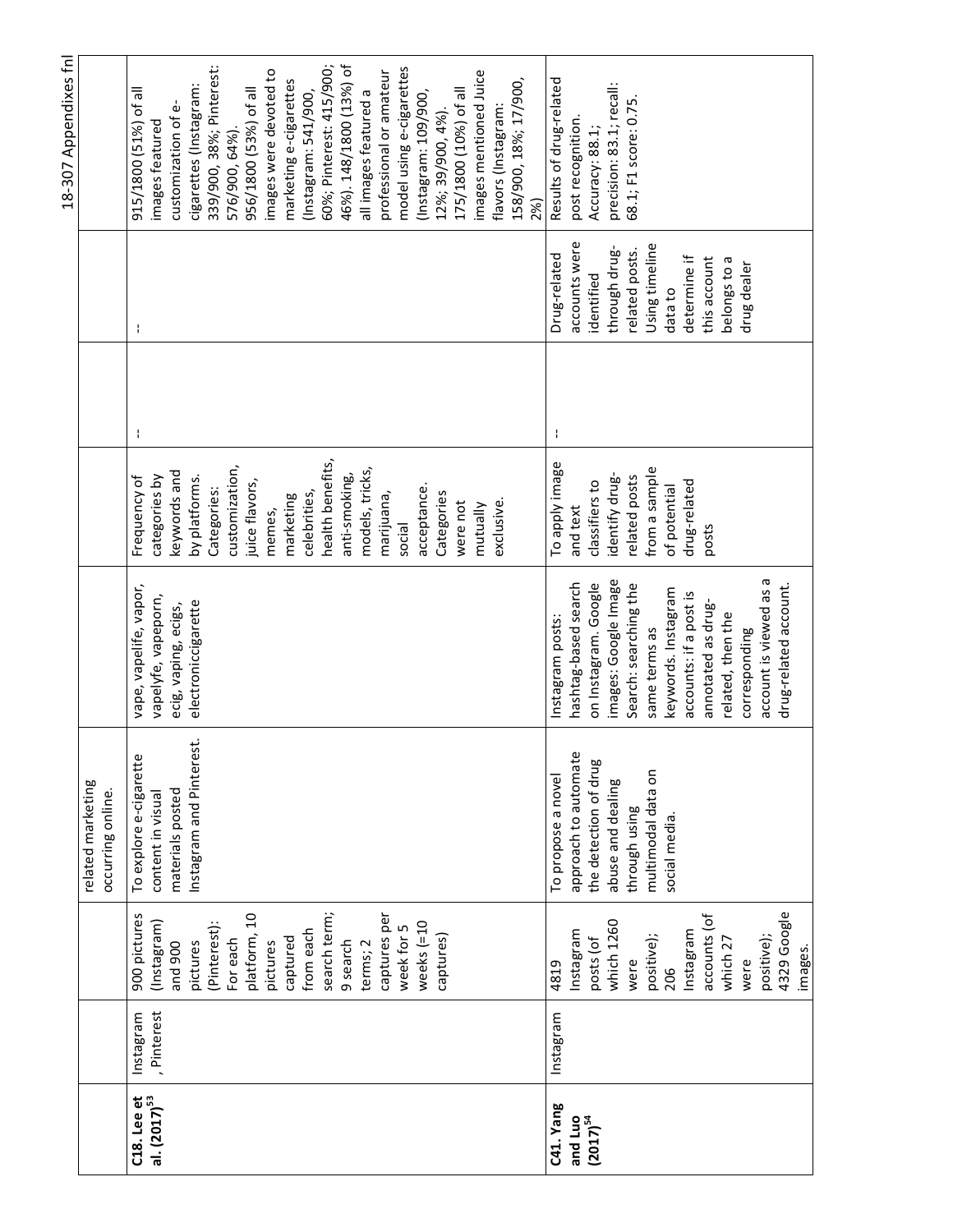| | | | related marketing occurring online. | | | | | |
|---|---|---|---|---|---|---|---|---|
| **C18. Lee et al. (2017)[53]** | Instagram, Pinterest | 900 pictures (Instagram) and 900 pictures (Pinterest): For each platform, 10 pictures captured from each search term; 9 search terms; 2 captures per week for 5 weeks (=10 captures) | To explore e-cigarette content in visual materials posted Instagram and Pinterest. | vape, vapelife, vapor, vapelyfe, vapeporn, ecig, vaping, ecigs, electroniccigarette | Frequency of categories by keywords and by platforms. Categories: customization, juice flavors, memes, marketing celebrities, health benefits, anti-smoking, models, tricks, marijuana, social acceptance. Categories were not mutually exclusive. | -- | -- | 915/1800 (51%) of all images featured customization of e-cigarettes (Instagram: 339/900, 38%; Pinterest: 576/900, 64%). 956/1800 (53%) of all images were devoted to marketing e-cigarettes (Instagram: 541/900, 60%; Pinterest: 415/900; 46%). 148/1800 (13%) of all images featured a professional or amateur model using e-cigarettes (Instagram: 109/900, 12%; 39/900, 4%). 175/1800 (10%) of all images mentioned Juice flavors (Instagram: 158/900, 18%; 17/900, 2%) |
| **C41. Yang and Luo (2017)[54]** | Instagram | 4819 Instagram posts (of which 1260 were positive); 206 Instagram accounts (of which 27 were positive); 4329 Google images. | To propose a novel approach to automate the detection of drug abuse and dealing through using multimodal data on social media. | Instagram posts: hashtag-based search on Instagram. Google images: Google Image Search: searching the same terms as keywords. Instagram accounts: if a post is annotated as drug-related, then the corresponding account is viewed as a drug-related account. | To apply image and text classifiers to identify drug-related posts from a sample of potential drug-related posts | -- | Drug-related accounts were identified through drug-related posts. Using timeline data to determine if this account belongs to a drug dealer | Results of drug-related post recognition. Accuracy: 88.1; precision: 83.1; recall: 68.1; F1 score: 0.75. |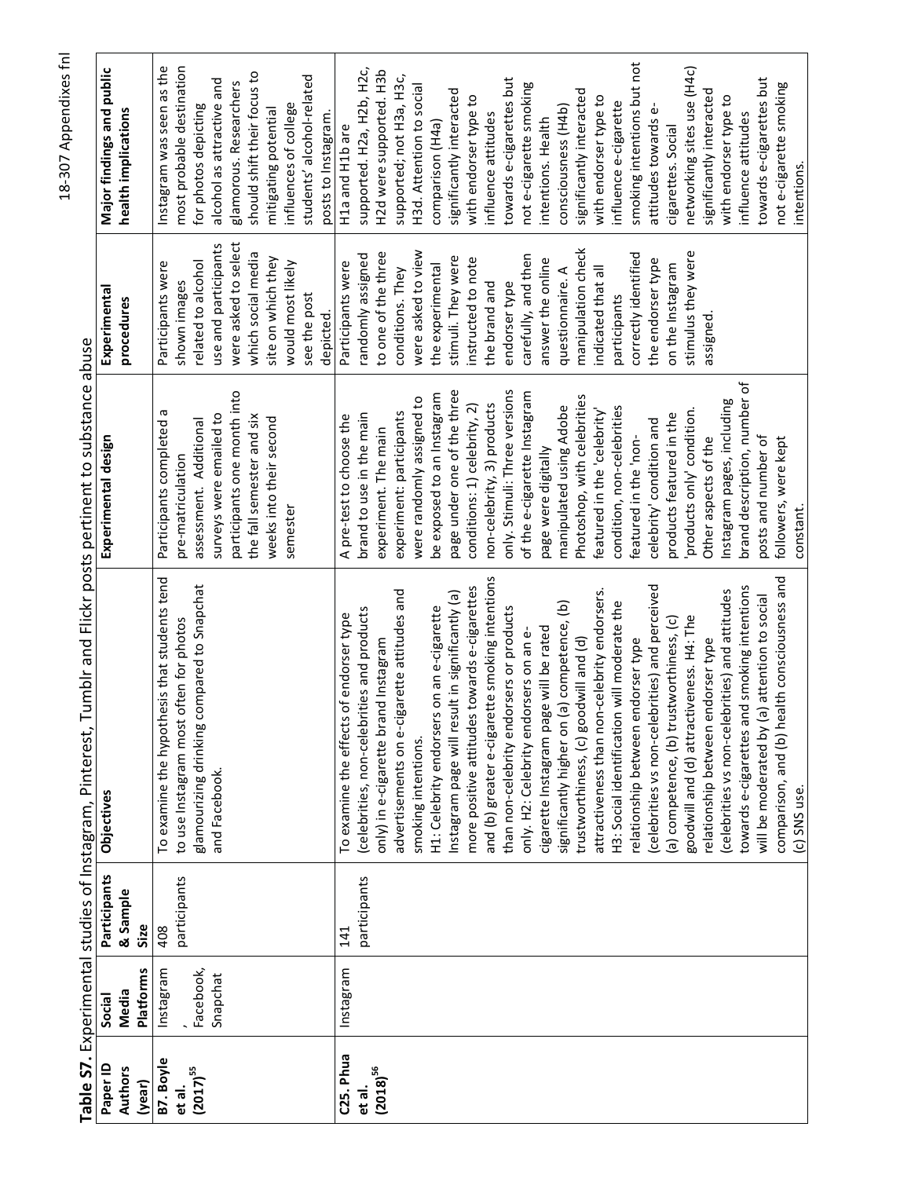**Table S7.** Experimental studies of Instagram, Pinterest, Tumblr and Flickr posts pertinent to substance abuse

| Paper ID Authors (year) | Social Media Platforms | Participants & Sample Size | Objectives | Experimental design | Experimental procedures | Major findings and public health implications |
|---|---|---|---|---|---|---|
| **B7. Boyle et al. (2017)**[55] | Instagram, Facebook, Snapchat | 408 participants | To examine the hypothesis that students tend to use Instagram most often for photos glamourizing drinking compared to Snapchat and Facebook. | Participants completed a pre-matriculation assessment. Additional surveys were emailed to participants one month into the fall semester and six weeks into their second semester | Participants were shown images related to alcohol use and participants were asked to select which social media site on which they would most likely see the post depicted. | Instagram was seen as the most probable destination for photos depicting alcohol as attractive and glamorous. Researchers should shift their focus to mitigating potential influences of college students' alcohol-related posts to Instagram. |
| **C25. Phua et al. (2018)**[56] | Instagram | 141 participants | To examine the effects of endorser type (celebrities, non-celebrities and products only) in e-cigarette brand Instagram advertisements on e-cigarette attitudes and smoking intentions. H1: Celebrity endorsers on an e-cigarette Instagram page will result in significantly (a) more positive attitudes towards e-cigarettes and (b) greater e-cigarette smoking intentions than non-celebrity endorsers or products only. H2: Celebrity endorsers on an e-cigarette Instagram page will be rated significantly higher on (a) competence, (b) trustworthiness, (c) goodwill and (d) attractiveness than non-celebrity endorsers. H3: Social identification will moderate the relationship between endorser type (celebrities vs non-celebrities) and perceived (a) competence, (b) trustworthiness, (c) goodwill and (d) attractiveness. H4: The relationship between endorser type (celebrities vs non-celebrities) and attitudes towards e-cigarettes and smoking intentions will be moderated by (a) attention to social comparison, and (b) health consciousness and (c) SNS use. | A pre-test to choose the brand to use in the main experiment. The main experiment: participants were randomly assigned to be exposed to an Instagram page under one of the three conditions: 1) celebrity, 2) non-celebrity, 3) products only. Stimuli: Three versions of the e-cigarette Instagram page were digitally manipulated using Adobe Photoshop, with celebrities featured in the 'celebrity' condition, non-celebrities featured in the 'non-celebrity' condition and products featured in the 'products only' condition. Other aspects of the Instagram pages, including brand description, number of posts and number of followers, were kept constant. | Participants were randomly assigned to one of the three conditions. They were asked to view the experimental stimuli. They were instructed to note the brand and endorser type carefully, and then answer the online questionnaire. A manipulation check indicated that all participants correctly identified the endorser type on the Instagram stimulus they were assigned. | H1a and H1b are supported. H2a, H2b, H2c, H2d were supported. H3b supported; not H3a, H3c, H3d. Attention to social comparison (H4a) significantly interacted with endorser type to influence attitudes towards e-cigarettes but not e-cigarette smoking intentions. Health consciousness (H4b) significantly interacted with endorser type to influence e-cigarette smoking intentions but not attitudes towards e-cigarettes. Social networking sites use (H4c) significantly interacted with endorser type to influence attitudes towards e-cigarettes but not e-cigarette smoking intentions. |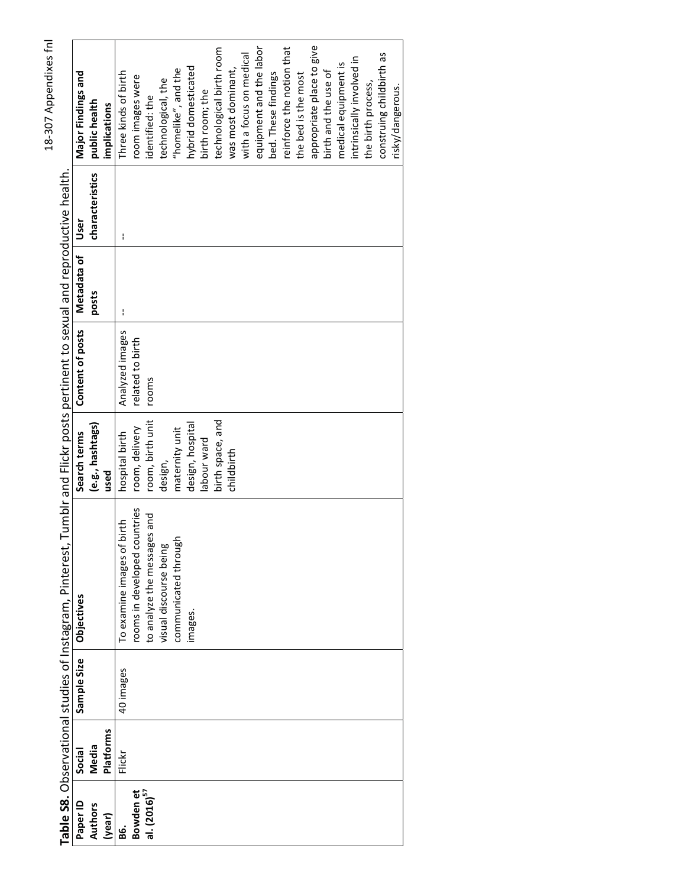**Table S8.** Observational studies of Instagram, Pinterest, Tumblr and Flickr posts pertinent to sexual and reproductive health.

| Paper ID Authors (year) | Social Media Platforms | Sample Size | Objectives | Search terms (e.g., hashtags) used | Content of posts | Metadata of posts | User characteristics | Major Findings and public health implications |
|---|---|---|---|---|---|---|---|---|
| **B6. Bowden et al. (2016)**[57] | Flickr | 40 images | To examine images of birth rooms in developed countries to analyze the messages and visual discourse being communicated through images. | hospital birth room, delivery room, birth unit design, maternity unit design, hospital labour ward birth space, and childbirth | Analyzed images related to birth rooms | -- | -- | Three kinds of birth room images were identified: the technological, the "homelike", and the hybrid domesticated birth room; the technological birth room was most dominant, with a focus on medical equipment and the labor bed. These findings reinforce the notion that the bed is the most appropriate place to give birth and the use of medical equipment is intrinsically involved in the birth process, construing childbirth as risky/dangerous. |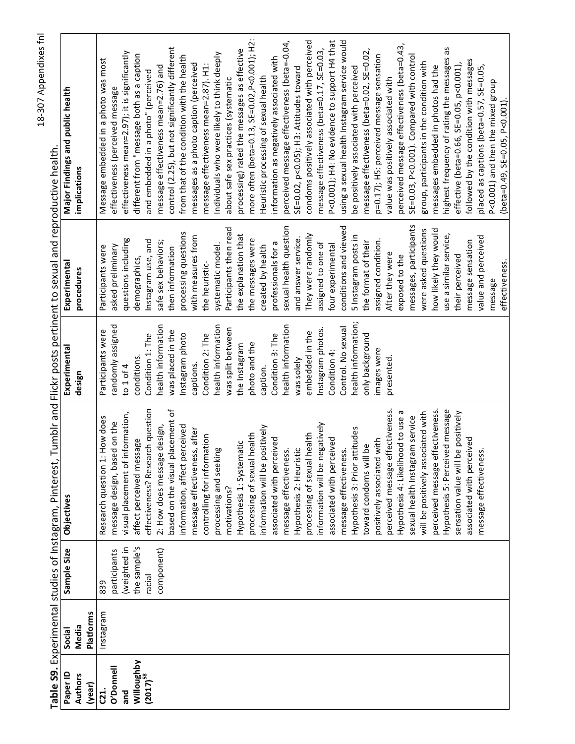**Table S9.** Experimental studies of Instagram, Pinterest, Tumblr and Flickr posts pertinent to sexual and reproductive health.

| Paper ID Authors (year) | Social Media Platforms | Sample Size | Objectives | Experimental design | Experimental procedures | Major Findings and public health implications |
|---|---|---|---|---|---|---|
| **C21. O'Donnell and Willoughby (2017)**[58] | Instagram | 839 participants (weighted in the sample's racial component) | Research question 1: How does message design, based on the visual placement of information, affect perceived message effectiveness? Research question 2: How does message design, based on the visual placement of information, affect perceived message effectiveness, after controlling for information processing and seeking motivations? Hypothesis 1: Systematic processing of sexual health information will be positively associated with perceived message effectiveness. Hypothesis 2: Heuristic processing of sexual health information will be negatively associated with perceived message effectiveness. Hypothesis 3: Prior attitudes toward condoms will be positively associated with perceived message effectiveness. Hypothesis 4: Likelihood to use a sexual health Instagram service will be positively associated with perceived message effectiveness. Hypothesis 5: Perceived message sensation value will be positively associated with perceived message effectiveness. | Participants were randomly assigned to 1 of 4 conditions. Condition 1: The health information was placed in the Instagram photo captions. Condition 2: The health information was split between the Instagram photo and the caption. Condition 3: The health information was solely embedded in the Instagram photos. Condition 4: Control. No sexual health information; only background images were presented. | Participants were asked preliminary questions including demographics, Instagram use, and safe sex behaviors; then information processing questions with measures from the heuristic-systematic model. Participants then read the explanation that the messages were created by health professionals for a sexual health question and answer service. They were randomly assigned to one of four experimental conditions and viewed 5 Instagram posts in the format of their assigned condition. After they were exposed to the messages, participants were asked questions how likely they would use a similar service, their perceived message sensation value and perceived message effectiveness. | Message embedded in a photo was most effectiveness (perceived message effectiveness mean=2.97); it is significantly different from "message both as a caption and embedded in a photo" (perceived message effectiveness mean=2.76) and control (2.25), but not significantly different from that of the condition with the health messages as a photo caption (perceived message effectiveness mean=2.87). H1: Individuals who were likely to think deeply about safe sex practices (systematic processing) rated the messages as effective more often (beta=0.13, SE=0.02, P<0.001); H2: Heuristic processing of sexual health information as negatively associated with perceived message effectiveness (beta=-0.04, SE=0.02, p<0.05); H3: Attitudes toward condoms positively associated with perceived message effectiveness (beta=0.17, SE=0.03, P<0.001); H4: No evidence to support H4 that using a sexual health Instagram service would be positively associated with perceived message effectiveness (beta=0.02, SE=0.02, p=0.17); H5: perceived message sensation value was positively associated with perceived message effectiveness (beta=0.43, SE=0.03, P<0.001). Compared with control group, participants in the condition with messages embedded in photos had the highest frequency of rating the messages as effective (beta=0.66, SE=0.05, p<0.001), followed by the condition with messages placed as captions (beta=0.57, SE=0.05, P<0.001) and then the mixed group (beta=0.49, SE=0.05, P<0.001). |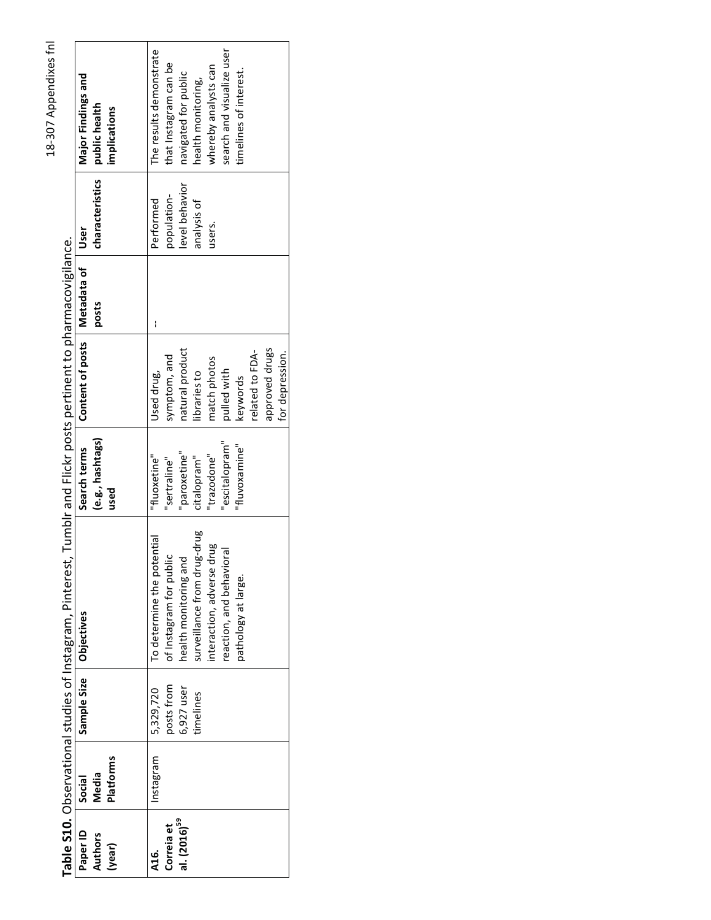**Table S10.** Observational studies of Instagram, Pinterest, Tumblr and Flickr posts pertinent to pharmacovigilance.

| Paper ID Authors (year) | Social Media Platforms | Sample Size | Objectives | Search terms (e.g., hashtags) used | Content of posts | Metadata of posts | User characteristics | Major Findings and public health implications |
|---|---|---|---|---|---|---|---|---|
| **A16. Correia et al. (2016)[59]** | Instagram | 5,329,720 posts from 6,927 user timelines | To determine the potential of Instagram for public health monitoring and surveillance from drug-drug interaction, adverse drug reaction, and behavioral pathology at large. | "fluoxetine" "sertraline" "paroxetine" citalopram" "trazodone" "escitalopram" "fluvoxamine" | Used drug, symptom, and natural product libraries to match photos pulled with keywords related to FDA-approved drugs for depression. | -- | Performed population-level behavior analysis of users. | The results demonstrate that Instagram can be navigated for public health monitoring, whereby analysts can search and visualize user timelines of interest. |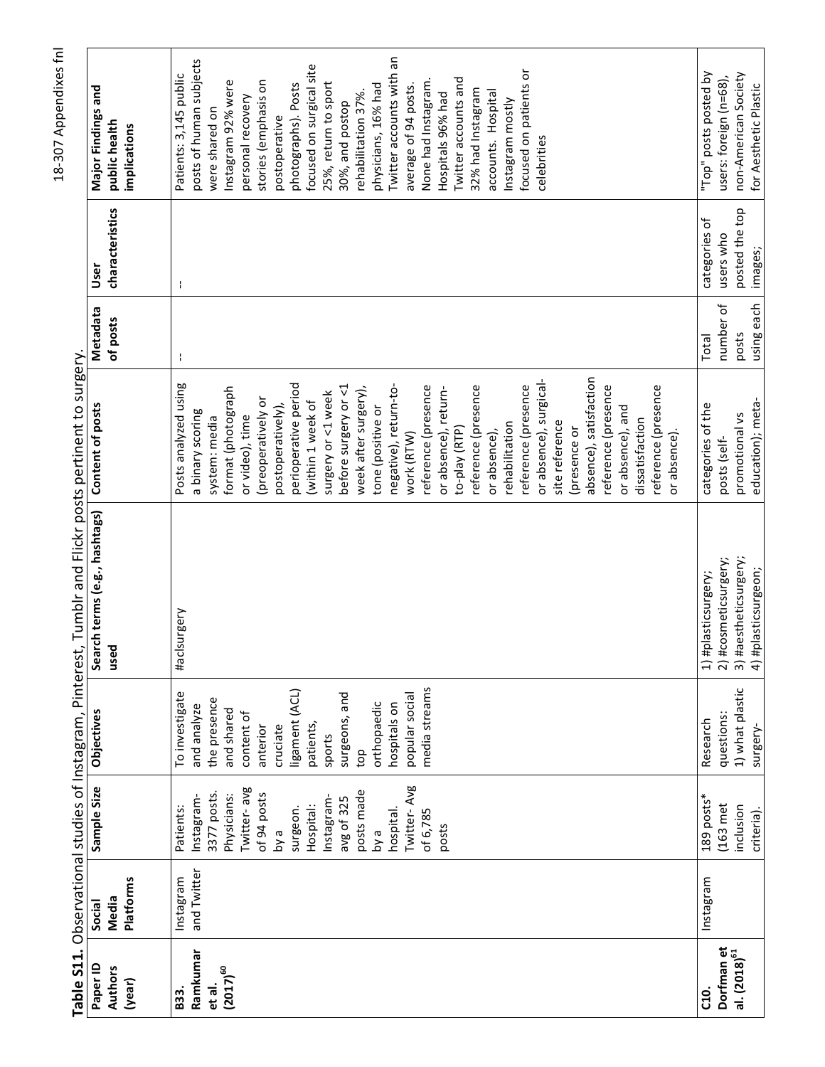**Table S11.** Observational studies of Instagram, Pinterest, Tumblr and Flickr posts pertinent to surgery.

| Paper ID Authors (year) | Social Media Platforms | Sample Size | Objectives | Search terms (e.g., hashtags) used | Content of posts | Metadata of posts | User characteristics | Major Findings and public health implications |
|---|---|---|---|---|---|---|---|---|
| **B33. Ramkumar et al. (2017)[60]** | Instagram and Twitter | Patients: Instagram- 3377 posts. Physicians: Twitter- avg of 94 posts by a surgeon. Hospital: Instagram- avg of 325 posts made by a hospital. Twitter- Avg of 6,785 posts | To investigate and analyze the presence and shared content of anterior cruciate ligament (ACL) patients, sports surgeons, and top orthopaedic hospitals on popular social media streams | #aclsurgery | Posts analyzed using a binary scoring system: media format (photograph or video), time (preoperatively or postoperatively), perioperative period (within 1 week of surgery or <1 week before surgery or <1 week after surgery), tone (positive or negative), return-to-work (RTW) reference (presence or absence), return-to-play (RTP) reference (presence or absence), rehabilitation reference (presence or absence), surgical-site reference (presence or absence), satisfaction reference (presence or absence), and dissatisfaction reference (presence or absence). | -- | -- | Patients: 3,145 public posts of human subjects were shared on Instagram 92% were personal recovery stories (emphasis on postoperative photographs). Posts focused on surgical site 25%, return to sport 30%, and postop rehabilitation 37%. physicians, 16% had Twitter accounts with an average of 94 posts. None had Instagram. Hospitals 96% had Twitter accounts and 32% had Instagram accounts. Hospital Instagram mostly focused on patients or celebrities |
| **C10. Dorfman et al. (2018)[61]** | Instagram | 189 posts* (163 met inclusion criteria). | Research questions: 1) what plastic surgery- | 1) #plasticsurgery; 2) #cosmeticsurgery; 3) #aestheticsurgery; 4) #plasticsurgeon; | categories of the posts (self-promotional vs education); meta- | Total number of posts using each | categories of users who posted the top images; | "Top" posts posted by users: foreign (n=68), non-American Society for Aesthetic Plastic |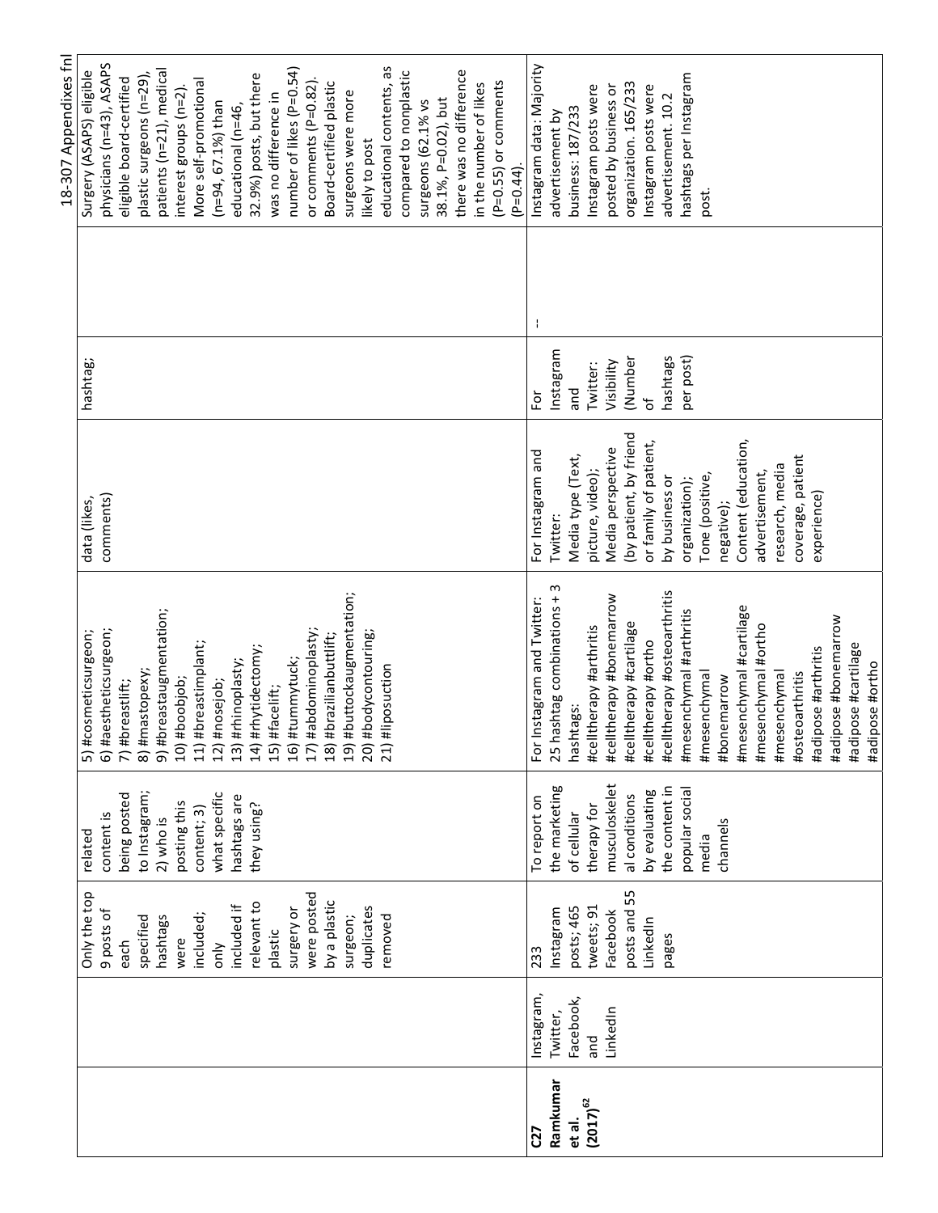| | | | | | | | | |
|---|---|---|---|---|---|---|---|---|
| | | Only the top 9 posts of each specified hashtags were included; only included if relevant to plastic surgery or were posted by a plastic surgeon; duplicates removed | related content is being posted to Instagram; 2) who is posting this content; 3) what specific hashtags are they using? | 5) #cosmeticsurgeon; 6) #aestheticsurgeon; 7) #breastlift; 8) #mastopexy; 9) #breastaugmentation; 10) #boobjob; 11) #breastimplant; 12) #nosejob; 13) #rhinoplasty; 14) #rhytidectomy; 15) #facelift; 16) #tummytuck; 17) #abdominoplasty; 18) #brazilianbuttlift; 19) #buttockaugmentation; 20) #bodycontouring; 21) #liposuction | data (likes, comments) | hashtag; | | Surgery (ASAPS) eligible physicians (n=43), ASAPS eligible board-certified plastic surgeons (n=29), patients (n=21), medical interest groups (n=2). More self-promotional (n=94, 67.1%) than educational (n=46, 32.9%) posts, but there was no difference in number of likes (P=0.54) or comments (P=0.82). Board-certified plastic surgeons were more likely to post educational contents, as compared to nonplastic surgeons (62.1% vs 38.1%, P=0.02), but there was no difference in the number of likes (P=0.55) or comments (P=0.44). |
| **C27 Ramkumar et al. (2017)[62]** | Instagram, Twitter, Facebook, and LinkedIn | 233 Instagram posts; 465 tweets; 91 Facebook posts and 55 LinkedIn pages | To report on the marketing of cellular therapy for musculoskeletal conditions by evaluating the content in popular social media channels | For Instagram and Twitter: 25 hashtag combinations + 3 hashtags: #celltherapy #arthritis #celltherapy #bonemarrow #celltherapy #cartilage #celltherapy #ortho #celltherapy #osteoarthritis #mesenchymal #arthritis #mesenchymal #bonemarrow #mesenchymal #cartilage #mesenchymal #ortho #mesenchymal #osteoarthritis #adipose #arthritis #adipose #bonemarrow #adipose #cartilage #adipose #ortho | For Instagram and Twitter: Media type (Text, picture, video); Media perspective (by patient, by friend or family of patient, by business or organization); Tone (positive, negative); Content (education, advertisement, research, media coverage, patient experience) | For Instagram and Twitter: Visibility (Number of hashtags per post) | -- | Instagram data: Majority advertisement by business: 187/233 Instagram posts were posted by business or organization. 165/233 Instagram posts were advertisement. 10.2 hashtags per Instagram post. |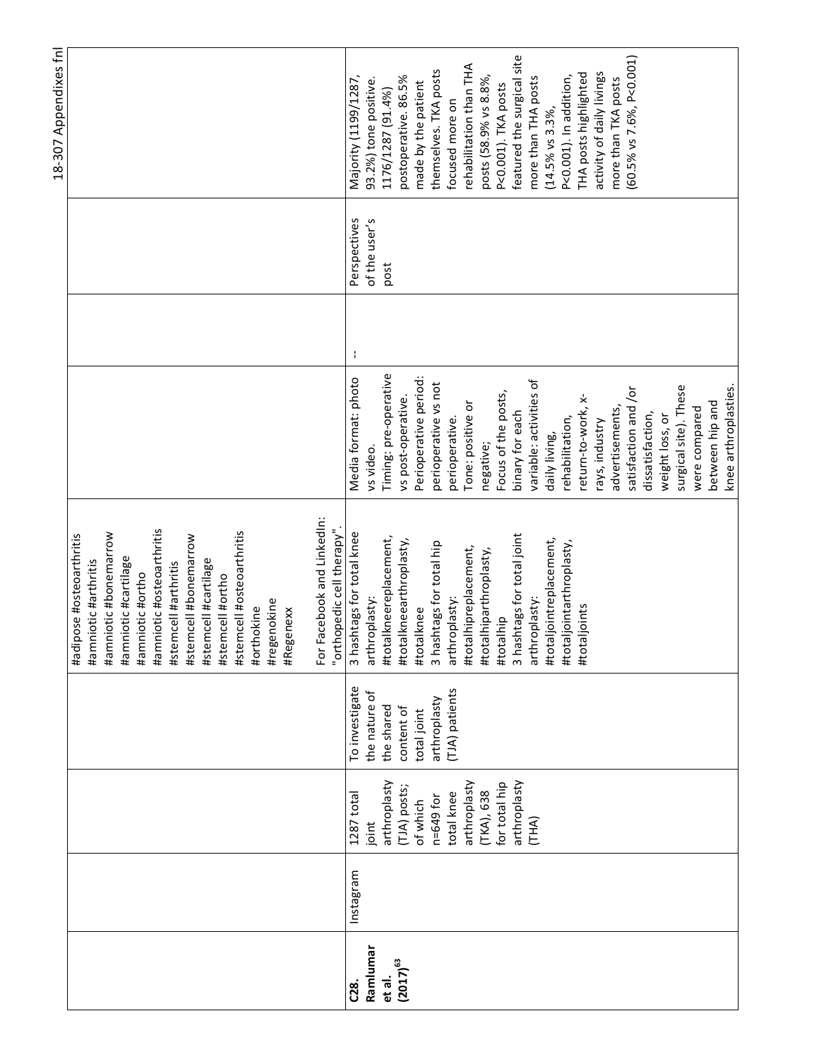| | | | | | | | |
|---|---|---|---|---|---|---|---|
| | | | | #adipose #osteoarthritis #amniotic #arthritis #amniotic #bonemarrow #amniotic #cartilage #amniotic #ortho #amniotic #osteoarthritis #stemcell #arthritis #stemcell #bonemarrow #stemcell #cartilage #stemcell #ortho #stemcell #osteoarthritis #orthokine #regenokine #Regenexx<br><br>For Facebook and LinkedIn: "orthopedic cell therapy". | | | | |
| **C28. Ramlumar et al. (2017)[63]** | Instagram | 1287 total joint arthroplasty (TJA) posts; of which n=649 for total knee arthroplasty (TKA), 638 for total hip arthroplasty (THA) | To investigate the nature of the shared content of total joint arthroplasty (TJA) patients | 3 hashtags for total knee arthroplasty: #totalkneereplacement, #totalkneearthroplasty, #totalknee<br>3 hashtags for total hip arthroplasty: #totalhipreplacement, #totalhiparthroplasty, #totalhip<br>3 hashtags for total joint arthroplasty: #totaljointreplacement, #totaljointarthroplasty, #totaljoints | Media format: photo vs video.<br>Timing: pre-operative vs post-operative.<br>Perioperative period: perioperative vs not perioperative.<br>Tone: positive or negative;<br>Focus of the posts, binary for each variable: activities of daily living, rehabilitation, return-to-work, x-rays, industry advertisements, satisfaction and /or dissatisfaction, weight loss, or surgical site). These were compared between hip and knee arthroplasties. | -- | Perspectives of the user's post | Majority (1199/1287, 93.2%) tone positive. 1176/1287 (91.4%) postoperative. 86.5% made by the patient themselves. TKA posts focused more on rehabilitation than THA posts (58.9% vs 8.8%, P<0.001). TKA posts featured the surgical site more than THA posts (14.5% vs 3.3%, P<0.001). In addition, THA posts highlighted activity of daily livings more than TKA posts (60.5% vs 7.6%, P<0.001) |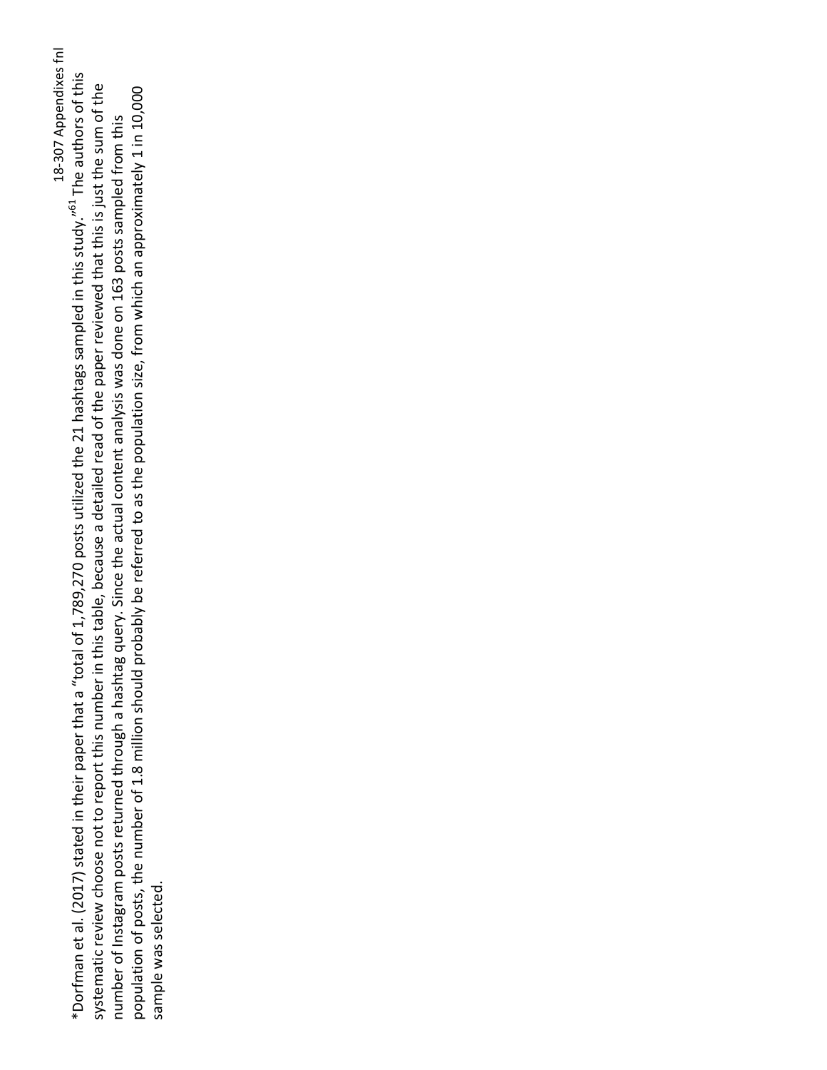*Dorfman et al. (2017) stated in their paper that a "total of 1,789,270 posts utilized the 21 hashtags sampled in this study."[61] The authors of this systematic review choose not to report this number in this table, because a detailed read of the paper reviewed that this is just the sum of the number of Instagram posts returned through a hashtag query. Since the actual content analysis was done on 163 posts sampled from this population of posts, the number of 1.8 million should probably be referred to as the population size, from which an approximately 1 in 10,000 sample was selected.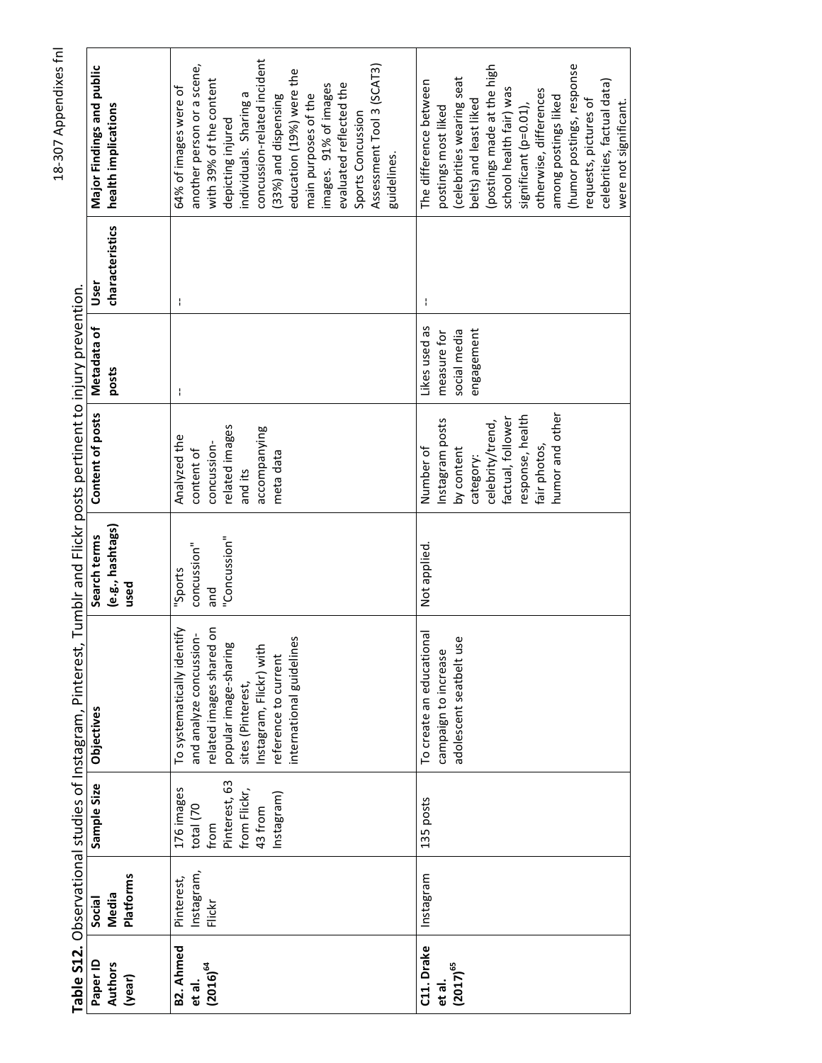**Table S12.** Observational studies of Instagram, Pinterest, Tumblr and Flickr posts pertinent to injury prevention.

| Paper ID Authors (year) | Social Media Platforms | Sample Size | Objectives | Search terms (e.g., hashtags) used | Content of posts | Metadata of posts | User characteristics | Major Findings and public health implications |
|---|---|---|---|---|---|---|---|---|
| **B2. Ahmed et al. (2016)[64]** | Pinterest, Instagram, Flickr | 176 images total (70 from Pinterest, 63 from Flickr, 43 from Instagram) | To systematically identify and analyze concussion-related images shared on popular image-sharing sites (Pinterest, Instagram, Flickr) with reference to current international guidelines | "Sports concussion" and "Concussion" | Analyzed the content of concussion-related images and its accompanying meta data | -- | -- | 64% of images were of another person or a scene, with 39% of the content depicting injured individuals. Sharing a concussion-related incident (33%) and dispensing education (19%) were the main purposes of the images. 91% of images evaluated reflected the Sports Concussion Assessment Tool 3 (SCAT3) guidelines. |
| **C11. Drake et al. (2017)[65]** | Instagram | 135 posts | To create an educational campaign to increase adolescent seatbelt use | Not applied. | Number of Instagram posts by content category: celebrity/trend, factual, follower response, health fair photos, humor and other | Likes used as measure for social media engagement | -- | The difference between postings most liked (celebrities wearing seat belts) and least liked (postings made at the high school health fair) was significant (p=0.01), otherwise, differences among postings liked (humor postings, response requests, pictures of celebrities, factual data) were not significant. |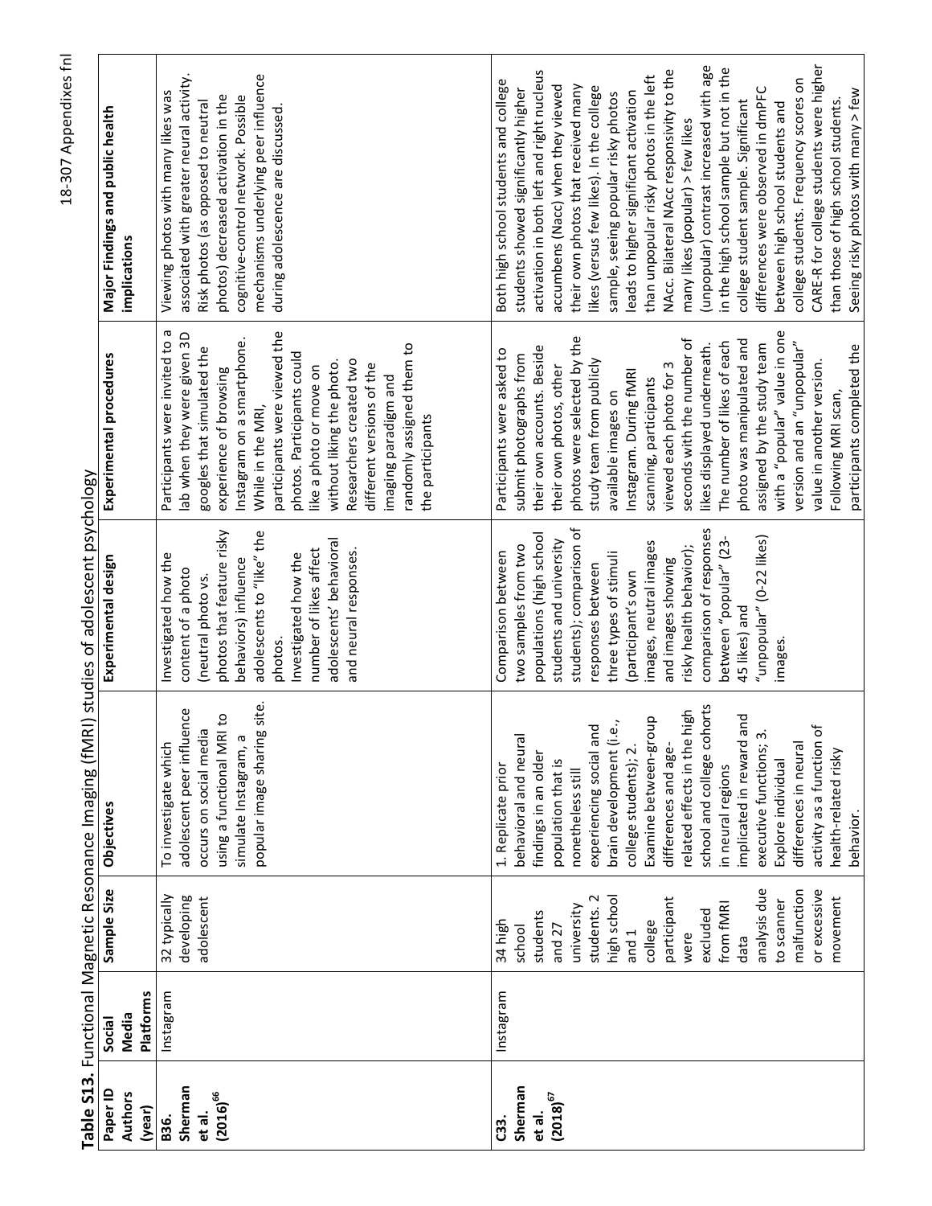**Table S13.** Functional Magnetic Resonance Imaging (fMRI) studies of adolescent psychology

| Paper ID Authors (year) | Social Media Platforms | Sample Size | Objectives | Experimental design | Experimental procedures | Major Findings and public health implications |
|---|---|---|---|---|---|---|
| **B36. Sherman et al. (2016)[66]** | Instagram | 32 typically developing adolescent | To investigate which adolescent peer influence occurs on social media using a functional MRI to simulate Instagram, a popular image sharing site. | Investigated how the content of a photo (neutral photo vs. photos that feature risky behaviors) influence adolescents to "like" the photos. Investigated how the number of likes affect adolescents' behavioral and neural responses. | Participants were invited to a lab when they were given 3D googles that simulated the experience of browsing Instagram on a smartphone. While in the MRI, participants were viewed the photos. Participants could like a photo or move on without liking the photo. Researchers created two different versions of the imaging paradigm and randomly assigned them to the participants | Viewing photos with many likes was associated with greater neural activity. Risk photos (as opposed to neutral photos) decreased activation in the cognitive-control network. Possible mechanisms underlying peer influence during adolescence are discussed. |
| **C33. Sherman et al. (2018)[67]** | Instagram | 34 high school students and 27 university students. 2 high school and 1 college participant were excluded from fMRI data analysis due to scanner malfunction or excessive movement | 1. Replicate prior behavioral and neural findings in an older population that is nonetheless still experiencing social and brain development (i.e., college students); 2. Examine between-group differences and age-related effects in the high school and college cohorts in neural regions implicated in reward and executive functions; 3. Explore individual differences in neural activity as a function of health-related risky behavior. | Comparison between two samples from two populations (high school students and university students); comparison of responses between three types of stimuli (participant's own images, neutral images and images showing risky health behavior); comparison of responses between "popular" (23-45 likes) and "unpopular" (0-22 likes) images. | Participants were asked to submit photographs from their own accounts. Beside their own photos, other photos were selected by the study team from publicly available images on Instagram. During fMRI scanning, participants viewed each photo for 3 seconds with the number of likes displayed underneath. The number of likes of each photo was manipulated and assigned by the study team with a "popular" value in one version and an "unpopular" value in another version. Following MRI scan, participants completed the | Both high school students and college students showed significantly higher activation in both left and right nucleus accumbens (Nacc) when they viewed their own photos that received many likes (versus few likes). In the college sample, seeing popular risky photos leads to higher significant activation than unpopular risky photos in the left NAcc. Bilateral NAcc responsivity to the many likes (popular) > few likes (unpopular) contrast increased with age in the high school sample but not in the college student sample. Significant differences were observed in dmPFC between high school students and college students. Frequency scores on CARE-R for college students were higher than those of high school students. Seeing risky photos with many > few |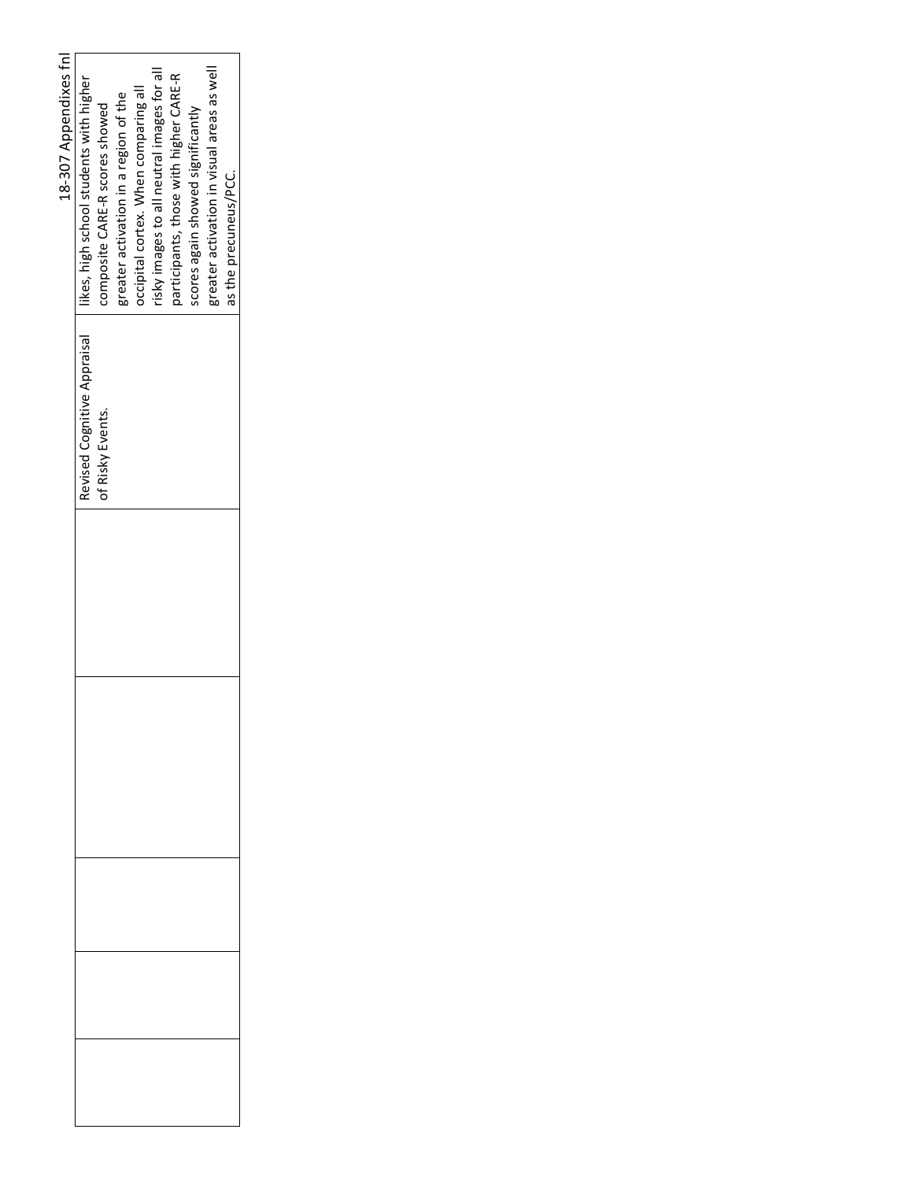| | | | | | | |
|---|---|---|---|---|---|---|
| | | | | | Revised Cognitive Appraisal of Risky Events. | likes, high school students with higher composite CARE-R scores showed greater activation in a region of the occipital cortex. When comparing all risky images to all neutral images for all participants, those with higher CARE-R scores again showed significantly greater activation in visual areas as well as the precuneus/PCC. |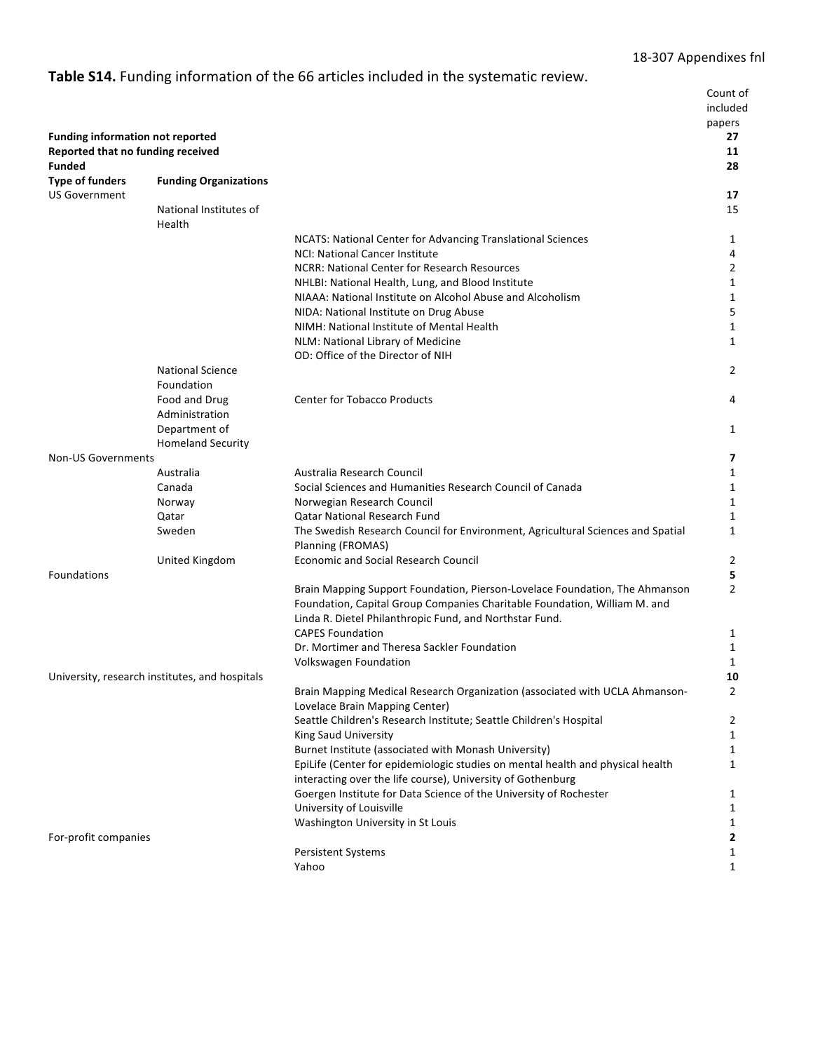**Table S14.** Funding information of the 66 articles included in the systematic review.

| | | | Count of included papers |
|---|---|---|---|
| **Funding information not reported** | | | **27** |
| **Reported that no funding received** | | | **11** |
| **Funded** | | | **28** |
| **Type of funders** | **Funding Organizations** | | |
| US Government | | | **17** |
| | National Institutes of Health | | 15 |
| | | NCATS: National Center for Advancing Translational Sciences | 1 |
| | | NCI: National Cancer Institute | 4 |
| | | NCRR: National Center for Research Resources | 2 |
| | | NHLBI: National Health, Lung, and Blood Institute | 1 |
| | | NIAAA: National Institute on Alcohol Abuse and Alcoholism | 1 |
| | | NIDA: National Institute on Drug Abuse | 5 |
| | | NIMH: National Institute of Mental Health | 1 |
| | | NLM: National Library of Medicine | 1 |
| | | OD: Office of the Director of NIH | |
| | National Science Foundation | | 2 |
| | Food and Drug Administration | Center for Tobacco Products | 4 |
| | Department of Homeland Security | | 1 |
| Non-US Governments | | | **7** |
| | Australia | Australia Research Council | 1 |
| | Canada | Social Sciences and Humanities Research Council of Canada | 1 |
| | Norway | Norwegian Research Council | 1 |
| | Qatar | Qatar National Research Fund | 1 |
| | Sweden | The Swedish Research Council for Environment, Agricultural Sciences and Spatial Planning (FROMAS) | 1 |
| | United Kingdom | Economic and Social Research Council | 2 |
| Foundations | | | **5** |
| | | Brain Mapping Support Foundation, Pierson-Lovelace Foundation, The Ahmanson Foundation, Capital Group Companies Charitable Foundation, William M. and Linda R. Dietel Philanthropic Fund, and Northstar Fund. | 2 |
| | | CAPES Foundation | 1 |
| | | Dr. Mortimer and Theresa Sackler Foundation | 1 |
| | | Volkswagen Foundation | 1 |
| University, research institutes, and hospitals | | | **10** |
| | | Brain Mapping Medical Research Organization (associated with UCLA Ahmanson-Lovelace Brain Mapping Center) | 2 |
| | | Seattle Children's Research Institute; Seattle Children's Hospital | 2 |
| | | King Saud University | 1 |
| | | Burnet Institute (associated with Monash University) | 1 |
| | | EpiLife (Center for epidemiologic studies on mental health and physical health interacting over the life course), University of Gothenburg | 1 |
| | | Goergen Institute for Data Science of the University of Rochester | 1 |
| | | University of Louisville | 1 |
| | | Washington University in St Louis | 1 |
| For-profit companies | | | **2** |
| | | Persistent Systems | 1 |
| | | Yahoo | 1 |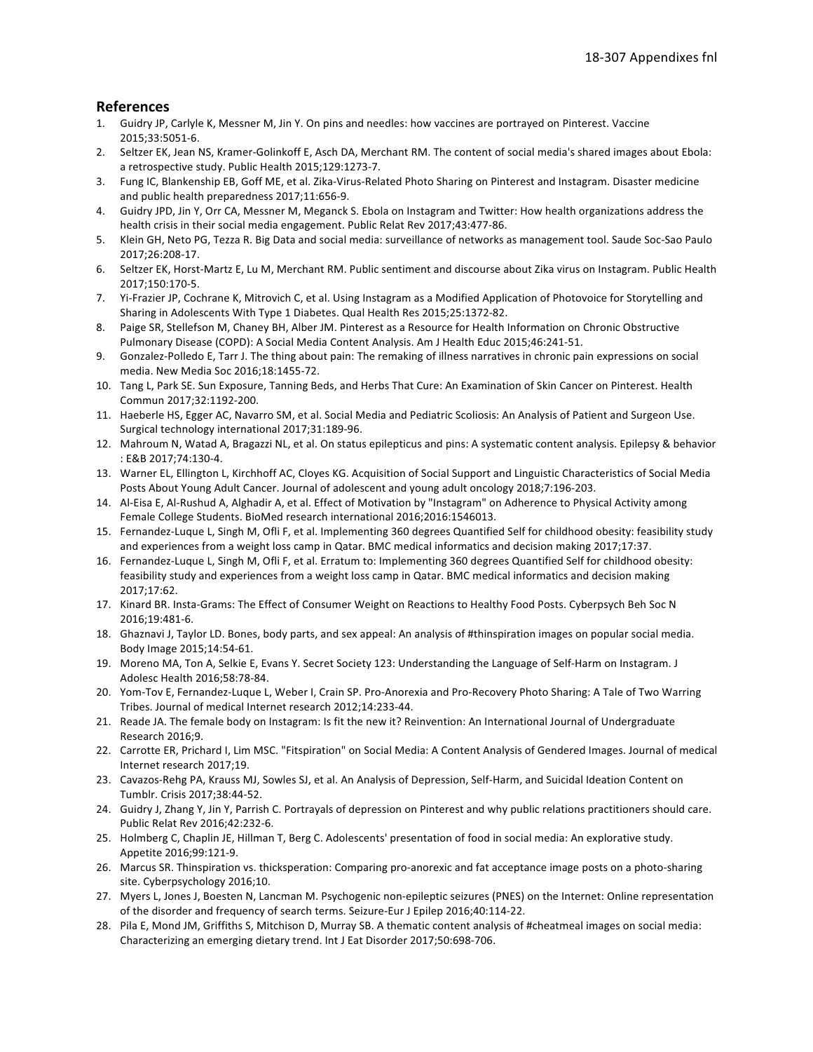## References

1. Guidry JP, Carlyle K, Messner M, Jin Y. On pins and needles: how vaccines are portrayed on Pinterest. Vaccine 2015;33:5051-6.
2. Seltzer EK, Jean NS, Kramer-Golinkoff E, Asch DA, Merchant RM. The content of social media's shared images about Ebola: a retrospective study. Public Health 2015;129:1273-7.
3. Fung IC, Blankenship EB, Goff ME, et al. Zika-Virus-Related Photo Sharing on Pinterest and Instagram. Disaster medicine and public health preparedness 2017;11:656-9.
4. Guidry JPD, Jin Y, Orr CA, Messner M, Meganck S. Ebola on Instagram and Twitter: How health organizations address the health crisis in their social media engagement. Public Relat Rev 2017;43:477-86.
5. Klein GH, Neto PG, Tezza R. Big Data and social media: surveillance of networks as management tool. Saude Soc-Sao Paulo 2017;26:208-17.
6. Seltzer EK, Horst-Martz E, Lu M, Merchant RM. Public sentiment and discourse about Zika virus on Instagram. Public Health 2017;150:170-5.
7. Yi-Frazier JP, Cochrane K, Mitrovich C, et al. Using Instagram as a Modified Application of Photovoice for Storytelling and Sharing in Adolescents With Type 1 Diabetes. Qual Health Res 2015;25:1372-82.
8. Paige SR, Stellefson M, Chaney BH, Alber JM. Pinterest as a Resource for Health Information on Chronic Obstructive Pulmonary Disease (COPD): A Social Media Content Analysis. Am J Health Educ 2015;46:241-51.
9. Gonzalez-Polledo E, Tarr J. The thing about pain: The remaking of illness narratives in chronic pain expressions on social media. New Media Soc 2016;18:1455-72.
10. Tang L, Park SE. Sun Exposure, Tanning Beds, and Herbs That Cure: An Examination of Skin Cancer on Pinterest. Health Commun 2017;32:1192-200.
11. Haeberle HS, Egger AC, Navarro SM, et al. Social Media and Pediatric Scoliosis: An Analysis of Patient and Surgeon Use. Surgical technology international 2017;31:189-96.
12. Mahroum N, Watad A, Bragazzi NL, et al. On status epilepticus and pins: A systematic content analysis. Epilepsy & behavior : E&B 2017;74:130-4.
13. Warner EL, Ellington L, Kirchhoff AC, Cloyes KG. Acquisition of Social Support and Linguistic Characteristics of Social Media Posts About Young Adult Cancer. Journal of adolescent and young adult oncology 2018;7:196-203.
14. Al-Eisa E, Al-Rushud A, Alghadir A, et al. Effect of Motivation by "Instagram" on Adherence to Physical Activity among Female College Students. BioMed research international 2016;2016:1546013.
15. Fernandez-Luque L, Singh M, Ofli F, et al. Implementing 360 degrees Quantified Self for childhood obesity: feasibility study and experiences from a weight loss camp in Qatar. BMC medical informatics and decision making 2017;17:37.
16. Fernandez-Luque L, Singh M, Ofli F, et al. Erratum to: Implementing 360 degrees Quantified Self for childhood obesity: feasibility study and experiences from a weight loss camp in Qatar. BMC medical informatics and decision making 2017;17:62.
17. Kinard BR. Insta-Grams: The Effect of Consumer Weight on Reactions to Healthy Food Posts. Cyberpsych Beh Soc N 2016;19:481-6.
18. Ghaznavi J, Taylor LD. Bones, body parts, and sex appeal: An analysis of #thinspiration images on popular social media. Body Image 2015;14:54-61.
19. Moreno MA, Ton A, Selkie E, Evans Y. Secret Society 123: Understanding the Language of Self-Harm on Instagram. J Adolesc Health 2016;58:78-84.
20. Yom-Tov E, Fernandez-Luque L, Weber I, Crain SP. Pro-Anorexia and Pro-Recovery Photo Sharing: A Tale of Two Warring Tribes. Journal of medical Internet research 2012;14:233-44.
21. Reade JA. The female body on Instagram: Is fit the new it? Reinvention: An International Journal of Undergraduate Research 2016;9.
22. Carrotte ER, Prichard I, Lim MSC. "Fitspiration" on Social Media: A Content Analysis of Gendered Images. Journal of medical Internet research 2017;19.
23. Cavazos-Rehg PA, Krauss MJ, Sowles SJ, et al. An Analysis of Depression, Self-Harm, and Suicidal Ideation Content on Tumblr. Crisis 2017;38:44-52.
24. Guidry J, Zhang Y, Jin Y, Parrish C. Portrayals of depression on Pinterest and why public relations practitioners should care. Public Relat Rev 2016;42:232-6.
25. Holmberg C, Chaplin JE, Hillman T, Berg C. Adolescents' presentation of food in social media: An explorative study. Appetite 2016;99:121-9.
26. Marcus SR. Thinspiration vs. thicksperation: Comparing pro-anorexic and fat acceptance image posts on a photo-sharing site. Cyberpsychology 2016;10.
27. Myers L, Jones J, Boesten N, Lancman M. Psychogenic non-epileptic seizures (PNES) on the Internet: Online representation of the disorder and frequency of search terms. Seizure-Eur J Epilep 2016;40:114-22.
28. Pila E, Mond JM, Griffiths S, Mitchison D, Murray SB. A thematic content analysis of #cheatmeal images on social media: Characterizing an emerging dietary trend. Int J Eat Disorder 2017;50:698-706.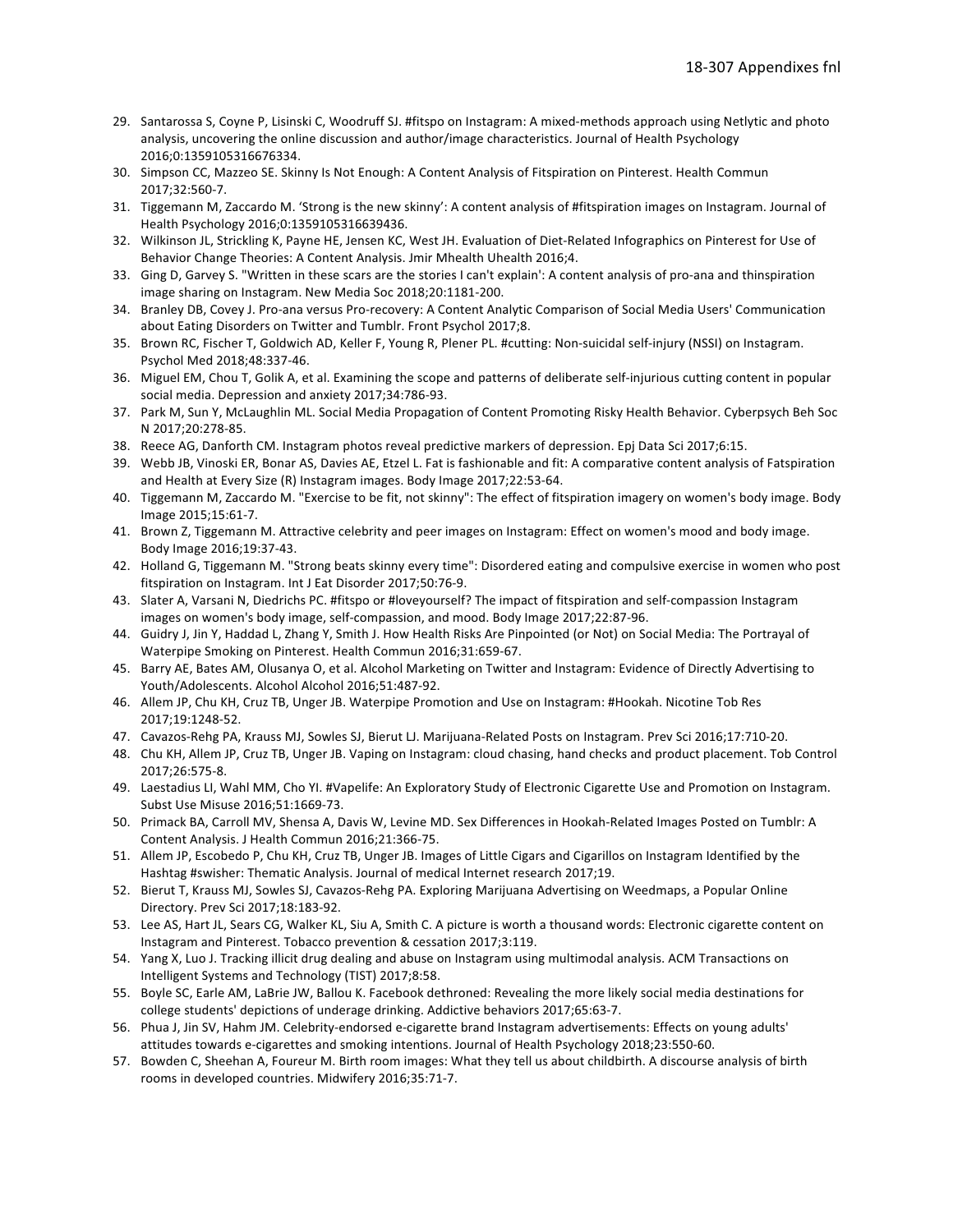29. Santarossa S, Coyne P, Lisinski C, Woodruff SJ. #fitspo on Instagram: A mixed-methods approach using Netlytic and photo analysis, uncovering the online discussion and author/image characteristics. Journal of Health Psychology 2016;0:1359105316676334.
30. Simpson CC, Mazzeo SE. Skinny Is Not Enough: A Content Analysis of Fitspiration on Pinterest. Health Commun 2017;32:560-7.
31. Tiggemann M, Zaccardo M. 'Strong is the new skinny': A content analysis of #fitspiration images on Instagram. Journal of Health Psychology 2016;0:1359105316639436.
32. Wilkinson JL, Strickling K, Payne HE, Jensen KC, West JH. Evaluation of Diet-Related Infographics on Pinterest for Use of Behavior Change Theories: A Content Analysis. Jmir Mhealth Uhealth 2016;4.
33. Ging D, Garvey S. "Written in these scars are the stories I can't explain': A content analysis of pro-ana and thinspiration image sharing on Instagram. New Media Soc 2018;20:1181-200.
34. Branley DB, Covey J. Pro-ana versus Pro-recovery: A Content Analytic Comparison of Social Media Users' Communication about Eating Disorders on Twitter and Tumblr. Front Psychol 2017;8.
35. Brown RC, Fischer T, Goldwich AD, Keller F, Young R, Plener PL. #cutting: Non-suicidal self-injury (NSSI) on Instagram. Psychol Med 2018;48:337-46.
36. Miguel EM, Chou T, Golik A, et al. Examining the scope and patterns of deliberate self-injurious cutting content in popular social media. Depression and anxiety 2017;34:786-93.
37. Park M, Sun Y, McLaughlin ML. Social Media Propagation of Content Promoting Risky Health Behavior. Cyberpsych Beh Soc N 2017;20:278-85.
38. Reece AG, Danforth CM. Instagram photos reveal predictive markers of depression. Epj Data Sci 2017;6:15.
39. Webb JB, Vinoski ER, Bonar AS, Davies AE, Etzel L. Fat is fashionable and fit: A comparative content analysis of Fatspiration and Health at Every Size (R) Instagram images. Body Image 2017;22:53-64.
40. Tiggemann M, Zaccardo M. "Exercise to be fit, not skinny": The effect of fitspiration imagery on women's body image. Body Image 2015;15:61-7.
41. Brown Z, Tiggemann M. Attractive celebrity and peer images on Instagram: Effect on women's mood and body image. Body Image 2016;19:37-43.
42. Holland G, Tiggemann M. "Strong beats skinny every time": Disordered eating and compulsive exercise in women who post fitspiration on Instagram. Int J Eat Disorder 2017;50:76-9.
43. Slater A, Varsani N, Diedrichs PC. #fitspo or #loveyourself? The impact of fitspiration and self-compassion Instagram images on women's body image, self-compassion, and mood. Body Image 2017;22:87-96.
44. Guidry J, Jin Y, Haddad L, Zhang Y, Smith J. How Health Risks Are Pinpointed (or Not) on Social Media: The Portrayal of Waterpipe Smoking on Pinterest. Health Commun 2016;31:659-67.
45. Barry AE, Bates AM, Olusanya O, et al. Alcohol Marketing on Twitter and Instagram: Evidence of Directly Advertising to Youth/Adolescents. Alcohol Alcohol 2016;51:487-92.
46. Allem JP, Chu KH, Cruz TB, Unger JB. Waterpipe Promotion and Use on Instagram: #Hookah. Nicotine Tob Res 2017;19:1248-52.
47. Cavazos-Rehg PA, Krauss MJ, Sowles SJ, Bierut LJ. Marijuana-Related Posts on Instagram. Prev Sci 2016;17:710-20.
48. Chu KH, Allem JP, Cruz TB, Unger JB. Vaping on Instagram: cloud chasing, hand checks and product placement. Tob Control 2017;26:575-8.
49. Laestadius LI, Wahl MM, Cho YI. #Vapelife: An Exploratory Study of Electronic Cigarette Use and Promotion on Instagram. Subst Use Misuse 2016;51:1669-73.
50. Primack BA, Carroll MV, Shensa A, Davis W, Levine MD. Sex Differences in Hookah-Related Images Posted on Tumblr: A Content Analysis. J Health Commun 2016;21:366-75.
51. Allem JP, Escobedo P, Chu KH, Cruz TB, Unger JB. Images of Little Cigars and Cigarillos on Instagram Identified by the Hashtag #swisher: Thematic Analysis. Journal of medical Internet research 2017;19.
52. Bierut T, Krauss MJ, Sowles SJ, Cavazos-Rehg PA. Exploring Marijuana Advertising on Weedmaps, a Popular Online Directory. Prev Sci 2017;18:183-92.
53. Lee AS, Hart JL, Sears CG, Walker KL, Siu A, Smith C. A picture is worth a thousand words: Electronic cigarette content on Instagram and Pinterest. Tobacco prevention & cessation 2017;3:119.
54. Yang X, Luo J. Tracking illicit drug dealing and abuse on Instagram using multimodal analysis. ACM Transactions on Intelligent Systems and Technology (TIST) 2017;8:58.
55. Boyle SC, Earle AM, LaBrie JW, Ballou K. Facebook dethroned: Revealing the more likely social media destinations for college students' depictions of underage drinking. Addictive behaviors 2017;65:63-7.
56. Phua J, Jin SV, Hahm JM. Celebrity-endorsed e-cigarette brand Instagram advertisements: Effects on young adults' attitudes towards e-cigarettes and smoking intentions. Journal of Health Psychology 2018;23:550-60.
57. Bowden C, Sheehan A, Foureur M. Birth room images: What they tell us about childbirth. A discourse analysis of birth rooms in developed countries. Midwifery 2016;35:71-7.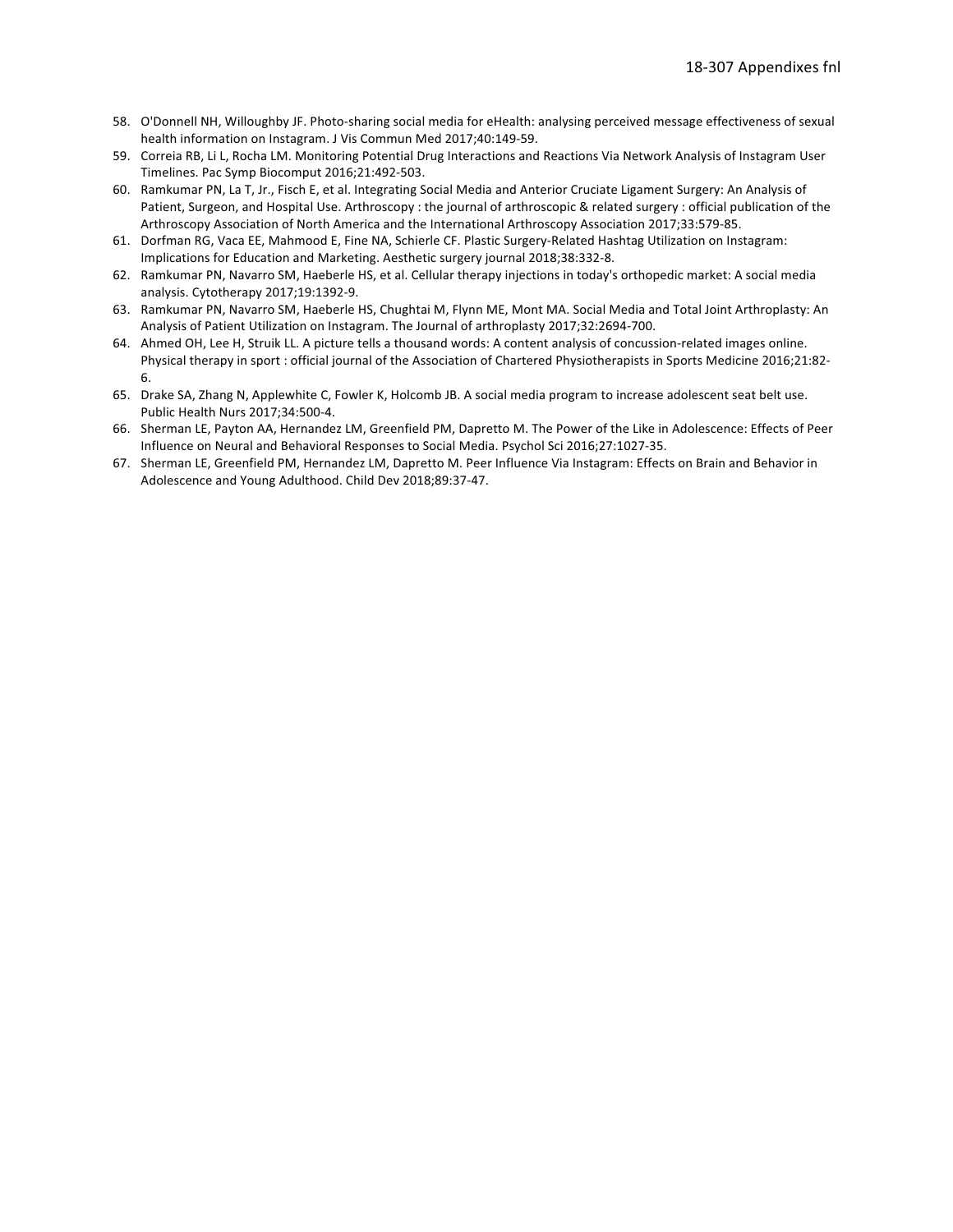58. O'Donnell NH, Willoughby JF. Photo-sharing social media for eHealth: analysing perceived message effectiveness of sexual health information on Instagram. J Vis Commun Med 2017;40:149-59.
59. Correia RB, Li L, Rocha LM. Monitoring Potential Drug Interactions and Reactions Via Network Analysis of Instagram User Timelines. Pac Symp Biocomput 2016;21:492-503.
60. Ramkumar PN, La T, Jr., Fisch E, et al. Integrating Social Media and Anterior Cruciate Ligament Surgery: An Analysis of Patient, Surgeon, and Hospital Use. Arthroscopy : the journal of arthroscopic & related surgery : official publication of the Arthroscopy Association of North America and the International Arthroscopy Association 2017;33:579-85.
61. Dorfman RG, Vaca EE, Mahmood E, Fine NA, Schierle CF. Plastic Surgery-Related Hashtag Utilization on Instagram: Implications for Education and Marketing. Aesthetic surgery journal 2018;38:332-8.
62. Ramkumar PN, Navarro SM, Haeberle HS, et al. Cellular therapy injections in today's orthopedic market: A social media analysis. Cytotherapy 2017;19:1392-9.
63. Ramkumar PN, Navarro SM, Haeberle HS, Chughtai M, Flynn ME, Mont MA. Social Media and Total Joint Arthroplasty: An Analysis of Patient Utilization on Instagram. The Journal of arthroplasty 2017;32:2694-700.
64. Ahmed OH, Lee H, Struik LL. A picture tells a thousand words: A content analysis of concussion-related images online. Physical therapy in sport : official journal of the Association of Chartered Physiotherapists in Sports Medicine 2016;21:82-6.
65. Drake SA, Zhang N, Applewhite C, Fowler K, Holcomb JB. A social media program to increase adolescent seat belt use. Public Health Nurs 2017;34:500-4.
66. Sherman LE, Payton AA, Hernandez LM, Greenfield PM, Dapretto M. The Power of the Like in Adolescence: Effects of Peer Influence on Neural and Behavioral Responses to Social Media. Psychol Sci 2016;27:1027-35.
67. Sherman LE, Greenfield PM, Hernandez LM, Dapretto M. Peer Influence Via Instagram: Effects on Brain and Behavior in Adolescence and Young Adulthood. Child Dev 2018;89:37-47.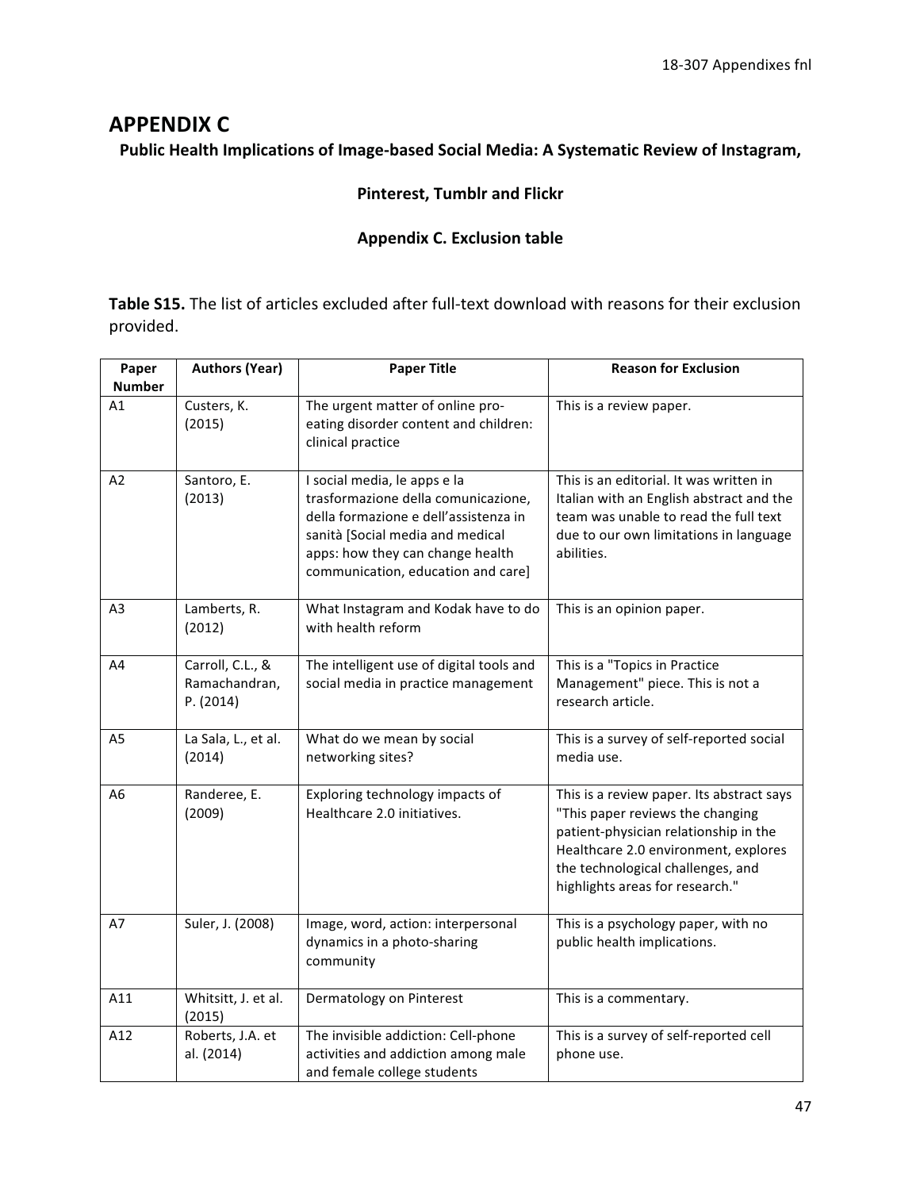# APPENDIX C

**Public Health Implications of Image-based Social Media: A Systematic Review of Instagram, Pinterest, Tumblr and Flickr**

**Appendix C. Exclusion table**

**Table S15.** The list of articles excluded after full-text download with reasons for their exclusion provided.

| Paper Number | Authors (Year) | Paper Title | Reason for Exclusion |
|---|---|---|---|
| A1 | Custers, K. (2015) | The urgent matter of online pro-eating disorder content and children: clinical practice | This is a review paper. |
| A2 | Santoro, E. (2013) | I social media, le apps e la trasformazione della comunicazione, della formazione e dell'assistenza in sanità [Social media and medical apps: how they can change health communication, education and care] | This is an editorial. It was written in Italian with an English abstract and the team was unable to read the full text due to our own limitations in language abilities. |
| A3 | Lamberts, R. (2012) | What Instagram and Kodak have to do with health reform | This is an opinion paper. |
| A4 | Carroll, C.L., & Ramachandran, P. (2014) | The intelligent use of digital tools and social media in practice management | This is a "Topics in Practice Management" piece. This is not a research article. |
| A5 | La Sala, L., et al. (2014) | What do we mean by social networking sites? | This is a survey of self-reported social media use. |
| A6 | Randeree, E. (2009) | Exploring technology impacts of Healthcare 2.0 initiatives. | This is a review paper. Its abstract says "This paper reviews the changing patient-physician relationship in the Healthcare 2.0 environment, explores the technological challenges, and highlights areas for research." |
| A7 | Suler, J. (2008) | Image, word, action: interpersonal dynamics in a photo-sharing community | This is a psychology paper, with no public health implications. |
| A11 | Whitsitt, J. et al. (2015) | Dermatology on Pinterest | This is a commentary. |
| A12 | Roberts, J.A. et al. (2014) | The invisible addiction: Cell-phone activities and addiction among male and female college students | This is a survey of self-reported cell phone use. |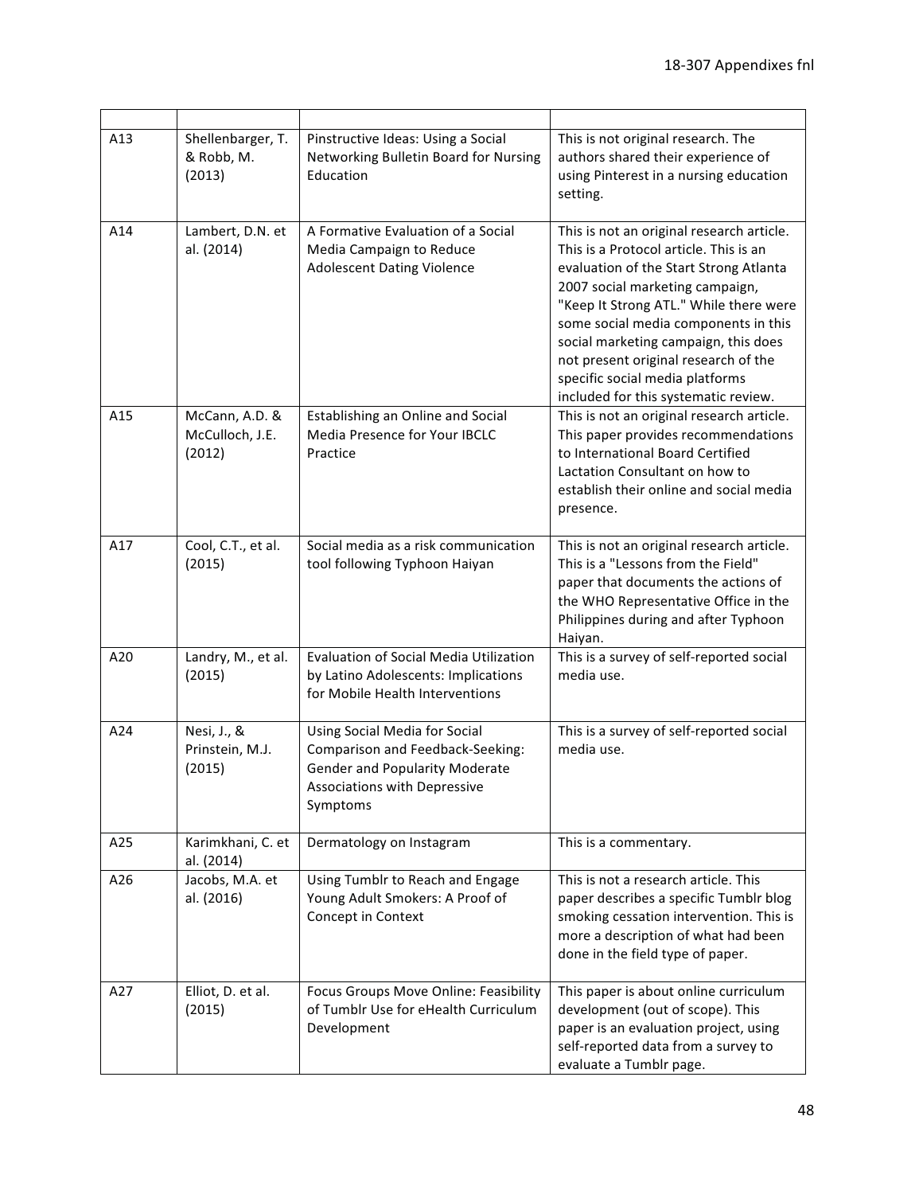| | | | |
|---|---|---|---|
| A13 | Shellenbarger, T. & Robb, M. (2013) | Pinstructive Ideas: Using a Social Networking Bulletin Board for Nursing Education | This is not original research. The authors shared their experience of using Pinterest in a nursing education setting. |
| A14 | Lambert, D.N. et al. (2014) | A Formative Evaluation of a Social Media Campaign to Reduce Adolescent Dating Violence | This is not an original research article. This is a Protocol article. This is an evaluation of the Start Strong Atlanta 2007 social marketing campaign, "Keep It Strong ATL." While there were some social media components in this social marketing campaign, this does not present original research of the specific social media platforms included for this systematic review. |
| A15 | McCann, A.D. & McCulloch, J.E. (2012) | Establishing an Online and Social Media Presence for Your IBCLC Practice | This is not an original research article. This paper provides recommendations to International Board Certified Lactation Consultant on how to establish their online and social media presence. |
| A17 | Cool, C.T., et al. (2015) | Social media as a risk communication tool following Typhoon Haiyan | This is not an original research article. This is a "Lessons from the Field" paper that documents the actions of the WHO Representative Office in the Philippines during and after Typhoon Haiyan. |
| A20 | Landry, M., et al. (2015) | Evaluation of Social Media Utilization by Latino Adolescents: Implications for Mobile Health Interventions | This is a survey of self-reported social media use. |
| A24 | Nesi, J., & Prinstein, M.J. (2015) | Using Social Media for Social Comparison and Feedback-Seeking: Gender and Popularity Moderate Associations with Depressive Symptoms | This is a survey of self-reported social media use. |
| A25 | Karimkhani, C. et al. (2014) | Dermatology on Instagram | This is a commentary. |
| A26 | Jacobs, M.A. et al. (2016) | Using Tumblr to Reach and Engage Young Adult Smokers: A Proof of Concept in Context | This is not a research article. This paper describes a specific Tumblr blog smoking cessation intervention. This is more a description of what had been done in the field type of paper. |
| A27 | Elliot, D. et al. (2015) | Focus Groups Move Online: Feasibility of Tumblr Use for eHealth Curriculum Development | This paper is about online curriculum development (out of scope). This paper is an evaluation project, using self-reported data from a survey to evaluate a Tumblr page. |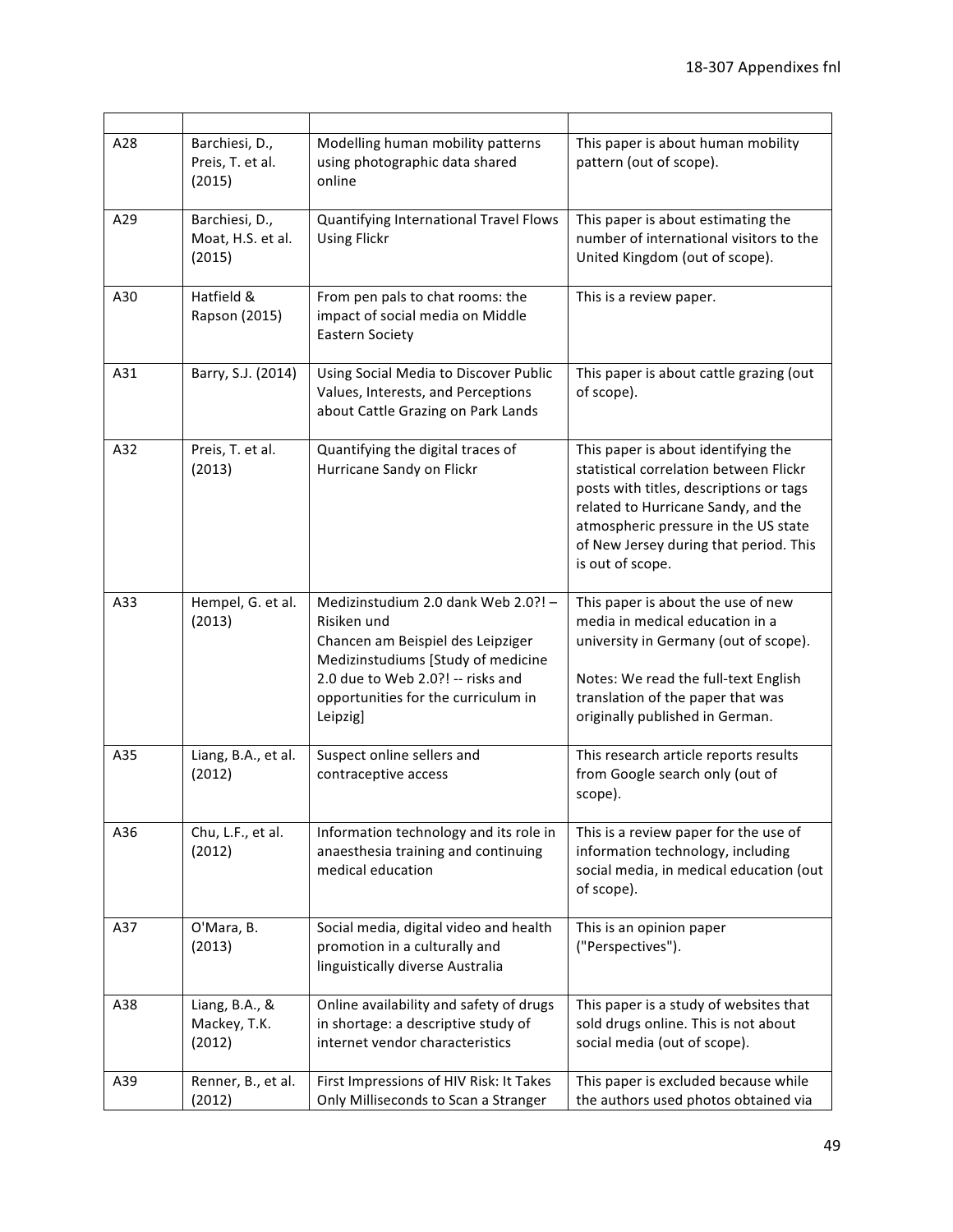| | | | |
|---|---|---|---|
| A28 | Barchiesi, D., Preis, T. et al. (2015) | Modelling human mobility patterns using photographic data shared online | This paper is about human mobility pattern (out of scope). |
| A29 | Barchiesi, D., Moat, H.S. et al. (2015) | Quantifying International Travel Flows Using Flickr | This paper is about estimating the number of international visitors to the United Kingdom (out of scope). |
| A30 | Hatfield & Rapson (2015) | From pen pals to chat rooms: the impact of social media on Middle Eastern Society | This is a review paper. |
| A31 | Barry, S.J. (2014) | Using Social Media to Discover Public Values, Interests, and Perceptions about Cattle Grazing on Park Lands | This paper is about cattle grazing (out of scope). |
| A32 | Preis, T. et al. (2013) | Quantifying the digital traces of Hurricane Sandy on Flickr | This paper is about identifying the statistical correlation between Flickr posts with titles, descriptions or tags related to Hurricane Sandy, and the atmospheric pressure in the US state of New Jersey during that period. This is out of scope. |
| A33 | Hempel, G. et al. (2013) | Medizinstudium 2.0 dank Web 2.0?! – Risiken und Chancen am Beispiel des Leipziger Medizinstudiums [Study of medicine 2.0 due to Web 2.0?! -- risks and opportunities for the curriculum in Leipzig] | This paper is about the use of new media in medical education in a university in Germany (out of scope).<br><br>Notes: We read the full-text English translation of the paper that was originally published in German. |
| A35 | Liang, B.A., et al. (2012) | Suspect online sellers and contraceptive access | This research article reports results from Google search only (out of scope). |
| A36 | Chu, L.F., et al. (2012) | Information technology and its role in anaesthesia training and continuing medical education | This is a review paper for the use of information technology, including social media, in medical education (out of scope). |
| A37 | O'Mara, B. (2013) | Social media, digital video and health promotion in a culturally and linguistically diverse Australia | This is an opinion paper ("Perspectives"). |
| A38 | Liang, B.A., & Mackey, T.K. (2012) | Online availability and safety of drugs in shortage: a descriptive study of internet vendor characteristics | This paper is a study of websites that sold drugs online. This is not about social media (out of scope). |
| A39 | Renner, B., et al. (2012) | First Impressions of HIV Risk: It Takes Only Milliseconds to Scan a Stranger | This paper is excluded because while the authors used photos obtained via |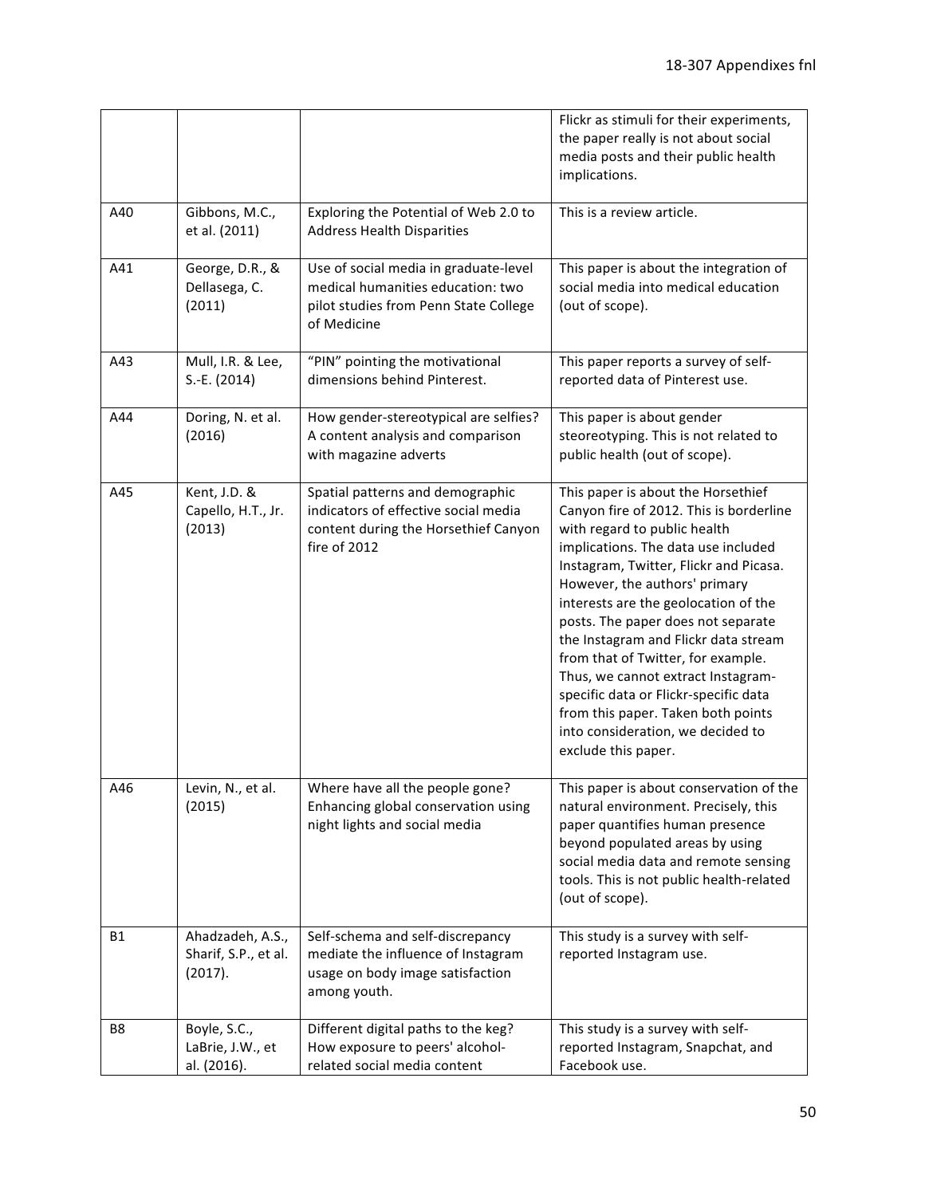| | | | Flickr as stimuli for their experiments, the paper really is not about social media posts and their public health implications. |
|---|---|---|---|
| A40 | Gibbons, M.C., et al. (2011) | Exploring the Potential of Web 2.0 to Address Health Disparities | This is a review article. |
| A41 | George, D.R., & Dellasega, C. (2011) | Use of social media in graduate-level medical humanities education: two pilot studies from Penn State College of Medicine | This paper is about the integration of social media into medical education (out of scope). |
| A43 | Mull, I.R. & Lee, S.-E. (2014) | "PIN" pointing the motivational dimensions behind Pinterest. | This paper reports a survey of self-reported data of Pinterest use. |
| A44 | Doring, N. et al. (2016) | How gender-stereotypical are selfies? A content analysis and comparison with magazine adverts | This paper is about gender steoreotyping. This is not related to public health (out of scope). |
| A45 | Kent, J.D. & Capello, H.T., Jr. (2013) | Spatial patterns and demographic indicators of effective social media content during the Horsethief Canyon fire of 2012 | This paper is about the Horsethief Canyon fire of 2012. This is borderline with regard to public health implications. The data use included Instagram, Twitter, Flickr and Picasa. However, the authors' primary interests are the geolocation of the posts. The paper does not separate the Instagram and Flickr data stream from that of Twitter, for example. Thus, we cannot extract Instagram-specific data or Flickr-specific data from this paper. Taken both points into consideration, we decided to exclude this paper. |
| A46 | Levin, N., et al. (2015) | Where have all the people gone? Enhancing global conservation using night lights and social media | This paper is about conservation of the natural environment. Precisely, this paper quantifies human presence beyond populated areas by using social media data and remote sensing tools. This is not public health-related (out of scope). |
| B1 | Ahadzadeh, A.S., Sharif, S.P., et al. (2017). | Self-schema and self-discrepancy mediate the influence of Instagram usage on body image satisfaction among youth. | This study is a survey with self-reported Instagram use. |
| B8 | Boyle, S.C., LaBrie, J.W., et al. (2016). | Different digital paths to the keg? How exposure to peers' alcohol-related social media content | This study is a survey with self-reported Instagram, Snapchat, and Facebook use. |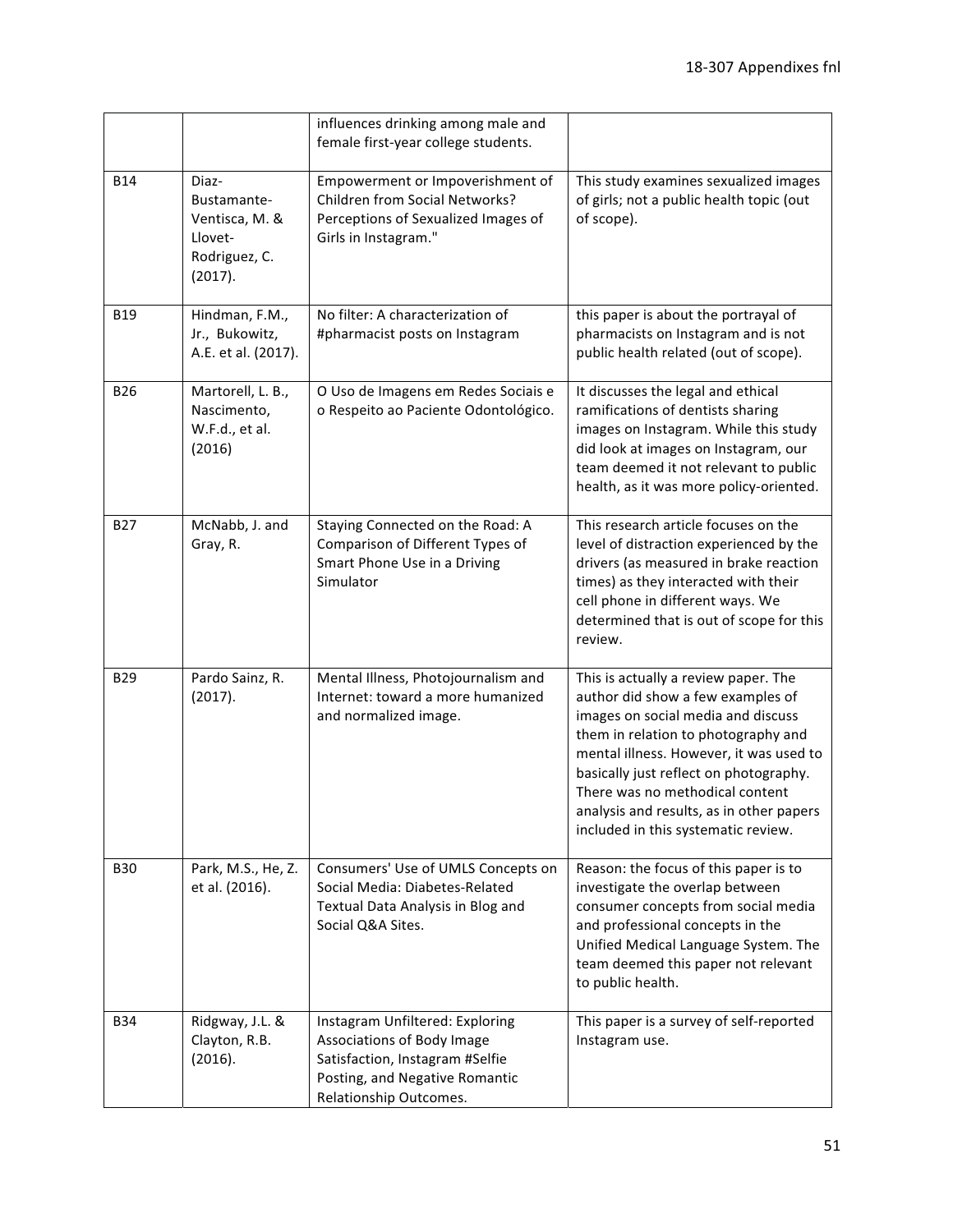| | | influences drinking among male and female first-year college students. | |
|---|---|---|---|
| B14 | Diaz-Bustamante-Ventisca, M. & Llovet-Rodriguez, C. (2017). | Empowerment or Impoverishment of Children from Social Networks? Perceptions of Sexualized Images of Girls in Instagram." | This study examines sexualized images of girls; not a public health topic (out of scope). |
| B19 | Hindman, F.M., Jr., Bukowitz, A.E. et al. (2017). | No filter: A characterization of #pharmacist posts on Instagram | this paper is about the portrayal of pharmacists on Instagram and is not public health related (out of scope). |
| B26 | Martorell, L. B., Nascimento, W.F.d., et al. (2016) | O Uso de Imagens em Redes Sociais e o Respeito ao Paciente Odontológico. | It discusses the legal and ethical ramifications of dentists sharing images on Instagram. While this study did look at images on Instagram, our team deemed it not relevant to public health, as it was more policy-oriented. |
| B27 | McNabb, J. and Gray, R. | Staying Connected on the Road: A Comparison of Different Types of Smart Phone Use in a Driving Simulator | This research article focuses on the level of distraction experienced by the drivers (as measured in brake reaction times) as they interacted with their cell phone in different ways. We determined that is out of scope for this review. |
| B29 | Pardo Sainz, R. (2017). | Mental Illness, Photojournalism and Internet: toward a more humanized and normalized image. | This is actually a review paper. The author did show a few examples of images on social media and discuss them in relation to photography and mental illness. However, it was used to basically just reflect on photography. There was no methodical content analysis and results, as in other papers included in this systematic review. |
| B30 | Park, M.S., He, Z. et al. (2016). | Consumers' Use of UMLS Concepts on Social Media: Diabetes-Related Textual Data Analysis in Blog and Social Q&A Sites. | Reason: the focus of this paper is to investigate the overlap between consumer concepts from social media and professional concepts in the Unified Medical Language System. The team deemed this paper not relevant to public health. |
| B34 | Ridgway, J.L. & Clayton, R.B. (2016). | Instagram Unfiltered: Exploring Associations of Body Image Satisfaction, Instagram #Selfie Posting, and Negative Romantic Relationship Outcomes. | This paper is a survey of self-reported Instagram use. |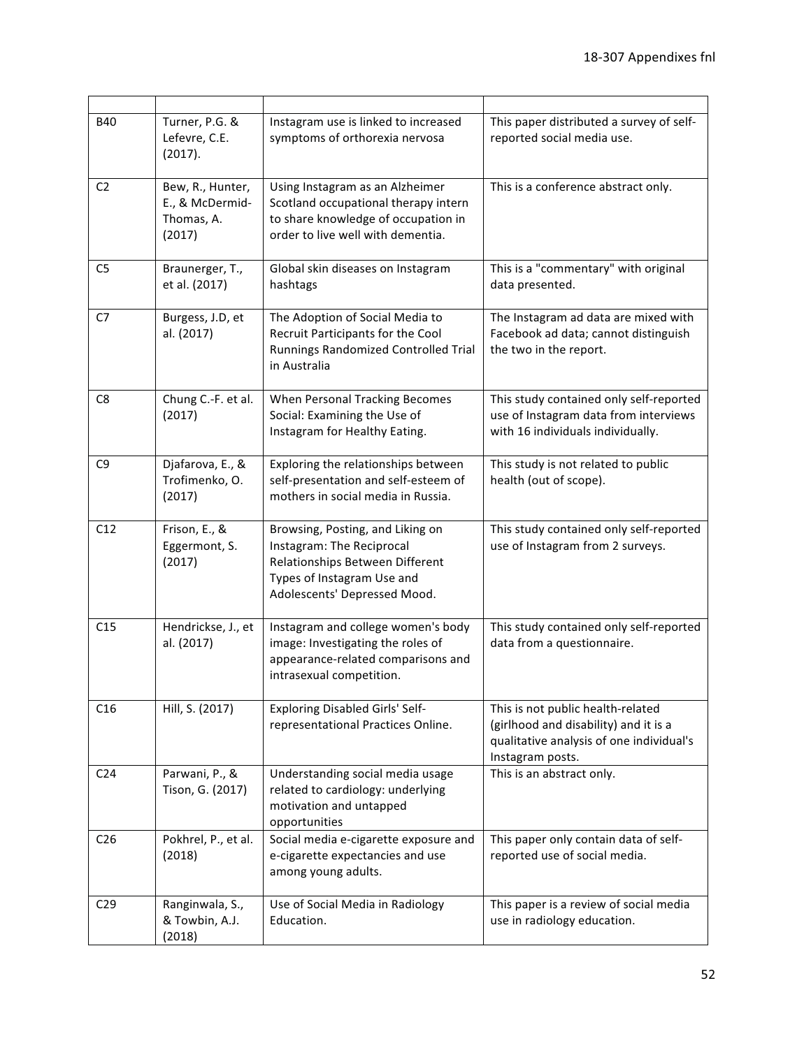| | | | |
|---|---|---|---|
| B40 | Turner, P.G. & Lefevre, C.E. (2017). | Instagram use is linked to increased symptoms of orthorexia nervosa | This paper distributed a survey of self-reported social media use. |
| C2 | Bew, R., Hunter, E., & McDermid-Thomas, A. (2017) | Using Instagram as an Alzheimer Scotland occupational therapy intern to share knowledge of occupation in order to live well with dementia. | This is a conference abstract only. |
| C5 | Braunerger, T., et al. (2017) | Global skin diseases on Instagram hashtags | This is a "commentary" with original data presented. |
| C7 | Burgess, J.D, et al. (2017) | The Adoption of Social Media to Recruit Participants for the Cool Runnings Randomized Controlled Trial in Australia | The Instagram ad data are mixed with Facebook ad data; cannot distinguish the two in the report. |
| C8 | Chung C.-F. et al. (2017) | When Personal Tracking Becomes Social: Examining the Use of Instagram for Healthy Eating. | This study contained only self-reported use of Instagram data from interviews with 16 individuals individually. |
| C9 | Djafarova, E., & Trofimenko, O. (2017) | Exploring the relationships between self-presentation and self-esteem of mothers in social media in Russia. | This study is not related to public health (out of scope). |
| C12 | Frison, E., & Eggermont, S. (2017) | Browsing, Posting, and Liking on Instagram: The Reciprocal Relationships Between Different Types of Instagram Use and Adolescents' Depressed Mood. | This study contained only self-reported use of Instagram from 2 surveys. |
| C15 | Hendrickse, J., et al. (2017) | Instagram and college women's body image: Investigating the roles of appearance-related comparisons and intrasexual competition. | This study contained only self-reported data from a questionnaire. |
| C16 | Hill, S. (2017) | Exploring Disabled Girls' Self-representational Practices Online. | This is not public health-related (girlhood and disability) and it is a qualitative analysis of one individual's Instagram posts. |
| C24 | Parwani, P., & Tison, G. (2017) | Understanding social media usage related to cardiology: underlying motivation and untapped opportunities | This is an abstract only. |
| C26 | Pokhrel, P., et al. (2018) | Social media e-cigarette exposure and e-cigarette expectancies and use among young adults. | This paper only contain data of self-reported use of social media. |
| C29 | Ranginwala, S., & Towbin, A.J. (2018) | Use of Social Media in Radiology Education. | This paper is a review of social media use in radiology education. |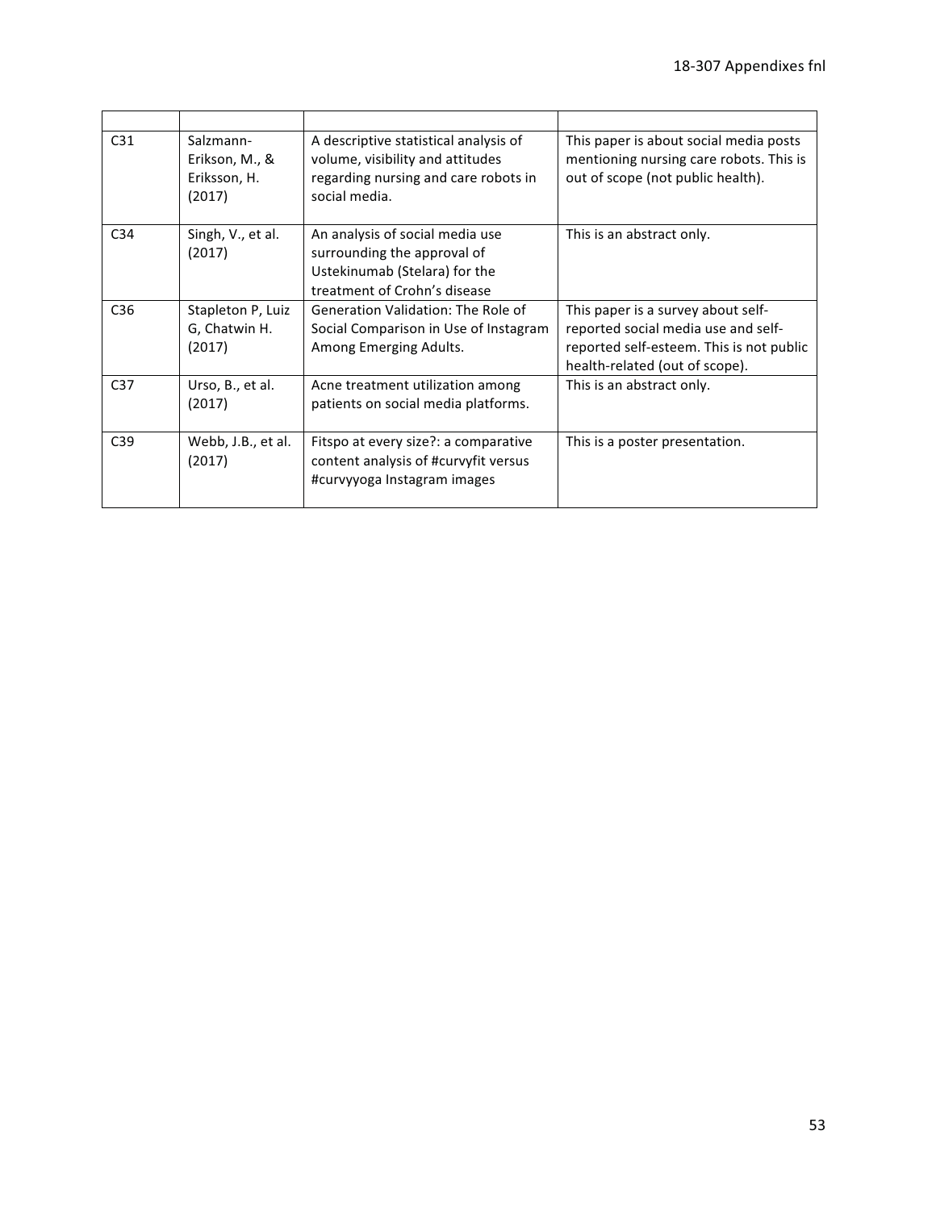| | | | |
|---|---|---|---|
| C31 | Salzmann-Erikson, M., & Eriksson, H. (2017) | A descriptive statistical analysis of volume, visibility and attitudes regarding nursing and care robots in social media. | This paper is about social media posts mentioning nursing care robots. This is out of scope (not public health). |
| C34 | Singh, V., et al. (2017) | An analysis of social media use surrounding the approval of Ustekinumab (Stelara) for the treatment of Crohn's disease | This is an abstract only. |
| C36 | Stapleton P, Luiz G, Chatwin H. (2017) | Generation Validation: The Role of Social Comparison in Use of Instagram Among Emerging Adults. | This paper is a survey about self-reported social media use and self-reported self-esteem. This is not public health-related (out of scope). |
| C37 | Urso, B., et al. (2017) | Acne treatment utilization among patients on social media platforms. | This is an abstract only. |
| C39 | Webb, J.B., et al. (2017) | Fitspo at every size?: a comparative content analysis of #curvyfit versus #curvyyoga Instagram images | This is a poster presentation. |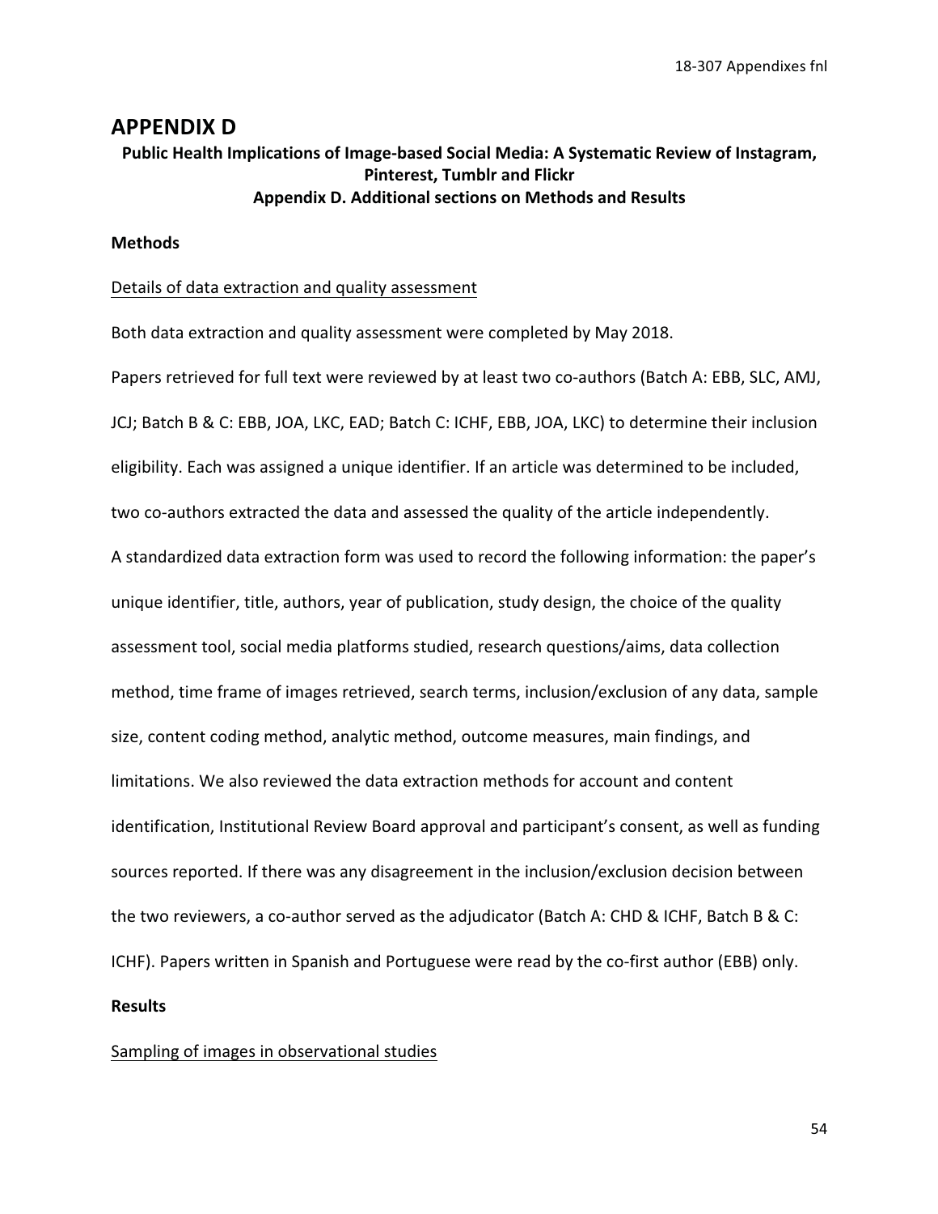# APPENDIX D

**Public Health Implications of Image-based Social Media: A Systematic Review of Instagram, Pinterest, Tumblr and Flickr**
**Appendix D. Additional sections on Methods and Results**

**Methods**

<u>Details of data extraction and quality assessment</u>

Both data extraction and quality assessment were completed by May 2018.

Papers retrieved for full text were reviewed by at least two co-authors (Batch A: EBB, SLC, AMJ, JCJ; Batch B & C: EBB, JOA, LKC, EAD; Batch C: ICHF, EBB, JOA, LKC) to determine their inclusion eligibility. Each was assigned a unique identifier. If an article was determined to be included, two co-authors extracted the data and assessed the quality of the article independently.

A standardized data extraction form was used to record the following information: the paper's unique identifier, title, authors, year of publication, study design, the choice of the quality assessment tool, social media platforms studied, research questions/aims, data collection method, time frame of images retrieved, search terms, inclusion/exclusion of any data, sample size, content coding method, analytic method, outcome measures, main findings, and limitations. We also reviewed the data extraction methods for account and content identification, Institutional Review Board approval and participant's consent, as well as funding sources reported. If there was any disagreement in the inclusion/exclusion decision between the two reviewers, a co-author served as the adjudicator (Batch A: CHD & ICHF, Batch B & C: ICHF). Papers written in Spanish and Portuguese were read by the co-first author (EBB) only.

**Results**

<u>Sampling of images in observational studies</u>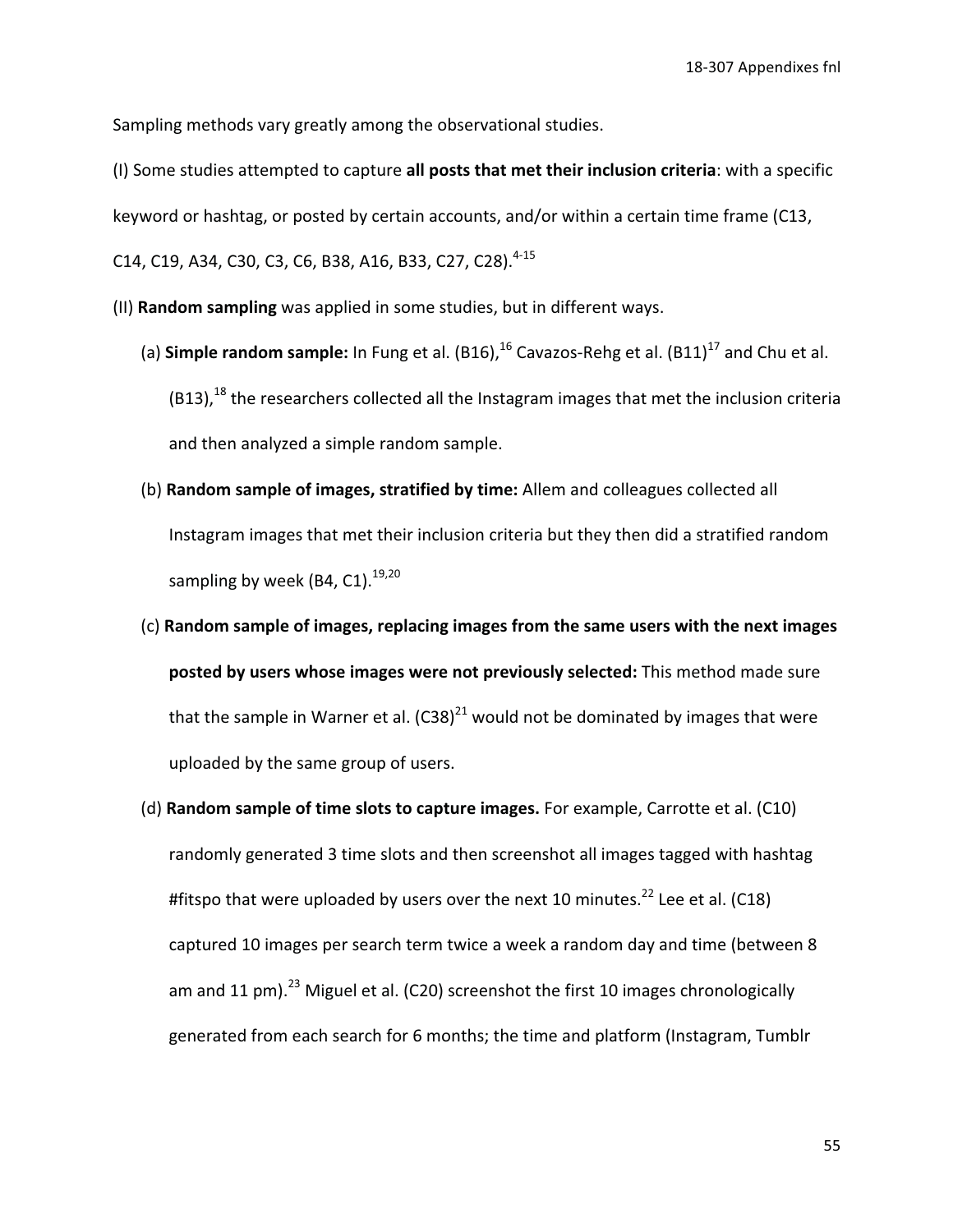Sampling methods vary greatly among the observational studies.

(I) Some studies attempted to capture **all posts that met their inclusion criteria**: with a specific keyword or hashtag, or posted by certain accounts, and/or within a certain time frame (C13, C14, C19, A34, C30, C3, C6, B38, A16, B33, C27, C28).[4-15]

(II) **Random sampling** was applied in some studies, but in different ways.

(a) **Simple random sample:** In Fung et al. (B16),[16] Cavazos-Rehg et al. (B11)[17] and Chu et al. (B13),[18] the researchers collected all the Instagram images that met the inclusion criteria and then analyzed a simple random sample.

(b) **Random sample of images, stratified by time:** Allem and colleagues collected all Instagram images that met their inclusion criteria but they then did a stratified random sampling by week (B4, C1).[19,20]

(c) **Random sample of images, replacing images from the same users with the next images posted by users whose images were not previously selected:** This method made sure that the sample in Warner et al. (C38)[21] would not be dominated by images that were uploaded by the same group of users.

(d) **Random sample of time slots to capture images.** For example, Carrotte et al. (C10) randomly generated 3 time slots and then screenshot all images tagged with hashtag #fitspo that were uploaded by users over the next 10 minutes.[22] Lee et al. (C18) captured 10 images per search term twice a week a random day and time (between 8 am and 11 pm).[23] Miguel et al. (C20) screenshot the first 10 images chronologically generated from each search for 6 months; the time and platform (Instagram, Tumblr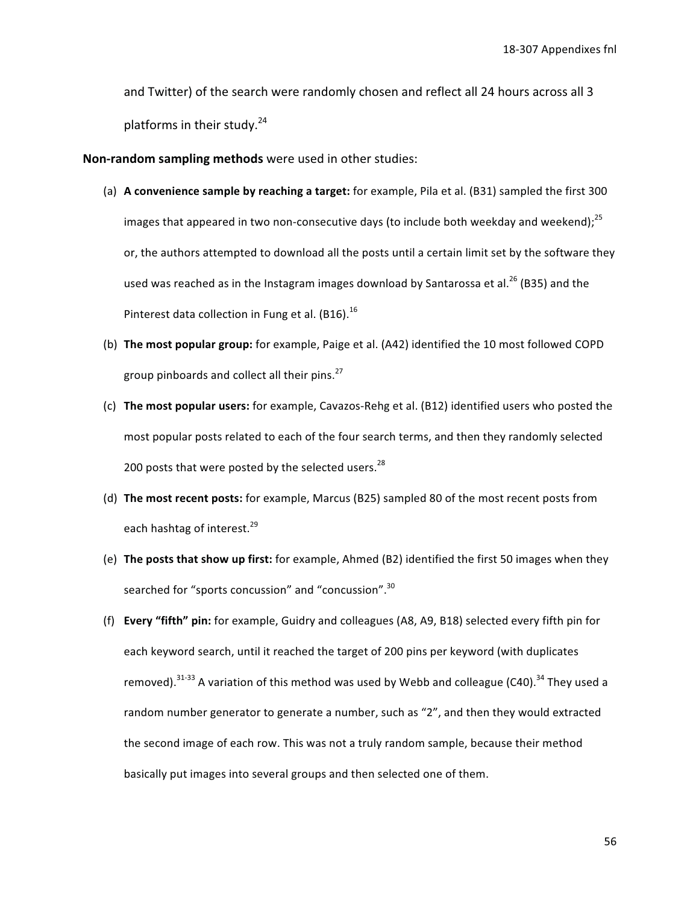and Twitter) of the search were randomly chosen and reflect all 24 hours across all 3 platforms in their study.[24]

**Non-random sampling methods** were used in other studies:

(a) **A convenience sample by reaching a target:** for example, Pila et al. (B31) sampled the first 300 images that appeared in two non-consecutive days (to include both weekday and weekend);[25] or, the authors attempted to download all the posts until a certain limit set by the software they used was reached as in the Instagram images download by Santarossa et al.[26] (B35) and the Pinterest data collection in Fung et al. (B16).[16]

(b) **The most popular group:** for example, Paige et al. (A42) identified the 10 most followed COPD group pinboards and collect all their pins.[27]

(c) **The most popular users:** for example, Cavazos-Rehg et al. (B12) identified users who posted the most popular posts related to each of the four search terms, and then they randomly selected 200 posts that were posted by the selected users.[28]

(d) **The most recent posts:** for example, Marcus (B25) sampled 80 of the most recent posts from each hashtag of interest.[29]

(e) **The posts that show up first:** for example, Ahmed (B2) identified the first 50 images when they searched for "sports concussion" and "concussion".[30]

(f) **Every "fifth" pin:** for example, Guidry and colleagues (A8, A9, B18) selected every fifth pin for each keyword search, until it reached the target of 200 pins per keyword (with duplicates removed).[31-33] A variation of this method was used by Webb and colleague (C40).[34] They used a random number generator to generate a number, such as "2", and then they would extracted the second image of each row. This was not a truly random sample, because their method basically put images into several groups and then selected one of them.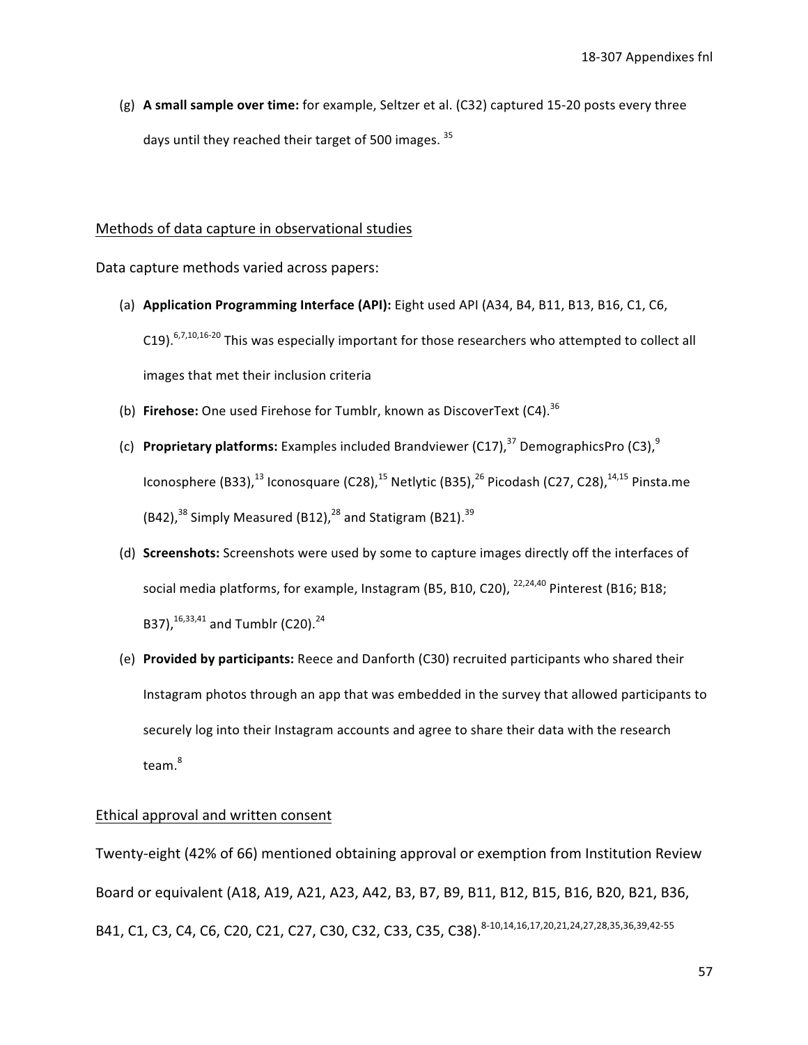(g) **A small sample over time:** for example, Seltzer et al. (C32) captured 15-20 posts every three days until they reached their target of 500 images. [35]

## Methods of data capture in observational studies

Data capture methods varied across papers:

(a) **Application Programming Interface (API):** Eight used API (A34, B4, B11, B13, B16, C1, C6, C19).[6,7,10,16-20] This was especially important for those researchers who attempted to collect all images that met their inclusion criteria

(b) **Firehose:** One used Firehose for Tumblr, known as DiscoverText (C4).[36]

(c) **Proprietary platforms:** Examples included Brandviewer (C17),[37] DemographicsPro (C3),[9] Iconosphere (B33),[13] Iconosquare (C28),[15] Netlytic (B35),[26] Picodash (C27, C28),[14,15] Pinsta.me (B42),[38] Simply Measured (B12),[28] and Statigram (B21).[39]

(d) **Screenshots:** Screenshots were used by some to capture images directly off the interfaces of social media platforms, for example, Instagram (B5, B10, C20), [22,24,40] Pinterest (B16; B18; B37),[16,33,41] and Tumblr (C20).[24]

(e) **Provided by participants:** Reece and Danforth (C30) recruited participants who shared their Instagram photos through an app that was embedded in the survey that allowed participants to securely log into their Instagram accounts and agree to share their data with the research team.[8]

## Ethical approval and written consent

Twenty-eight (42% of 66) mentioned obtaining approval or exemption from Institution Review Board or equivalent (A18, A19, A21, A23, A42, B3, B7, B9, B11, B12, B15, B16, B20, B21, B36, B41, C1, C3, C4, C6, C20, C21, C27, C30, C32, C33, C35, C38).[8-10,14,16,17,20,21,24,27,28,35,36,39,42-55]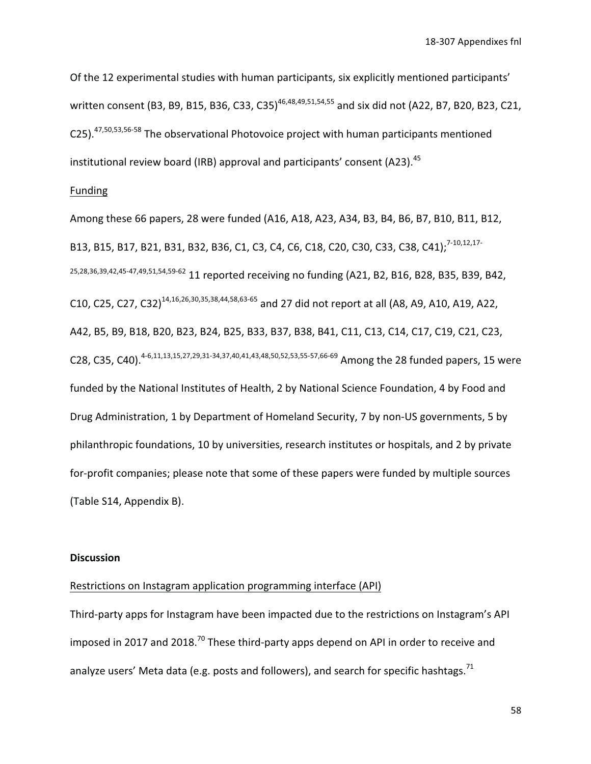Of the 12 experimental studies with human participants, six explicitly mentioned participants' written consent (B3, B9, B15, B36, C33, C35)[46,48,49,51,54,55] and six did not (A22, B7, B20, B23, C21, C25).[47,50,53,56-58] The observational Photovoice project with human participants mentioned institutional review board (IRB) approval and participants' consent (A23).[45]

Funding

Among these 66 papers, 28 were funded (A16, A18, A23, A34, B3, B4, B6, B7, B10, B11, B12, B13, B15, B17, B21, B31, B32, B36, C1, C3, C4, C6, C18, C20, C30, C33, C38, C41);[7-10,12,17-25,28,36,39,42,45-47,49,51,54,59-62] 11 reported receiving no funding (A21, B2, B16, B28, B35, B39, B42, C10, C25, C27, C32)[14,16,26,30,35,38,44,58,63-65] and 27 did not report at all (A8, A9, A10, A19, A22, A42, B5, B9, B18, B20, B23, B24, B25, B33, B37, B38, B41, C11, C13, C14, C17, C19, C21, C23, C28, C35, C40).[4-6,11,13,15,27,29,31-34,37,40,41,43,48,50,52,53,55-57,66-69] Among the 28 funded papers, 15 were funded by the National Institutes of Health, 2 by National Science Foundation, 4 by Food and Drug Administration, 1 by Department of Homeland Security, 7 by non-US governments, 5 by philanthropic foundations, 10 by universities, research institutes or hospitals, and 2 by private for-profit companies; please note that some of these papers were funded by multiple sources (Table S14, Appendix B).

**Discussion**

Restrictions on Instagram application programming interface (API)

Third-party apps for Instagram have been impacted due to the restrictions on Instagram's API imposed in 2017 and 2018.[70] These third-party apps depend on API in order to receive and analyze users' Meta data (e.g. posts and followers), and search for specific hashtags.[71]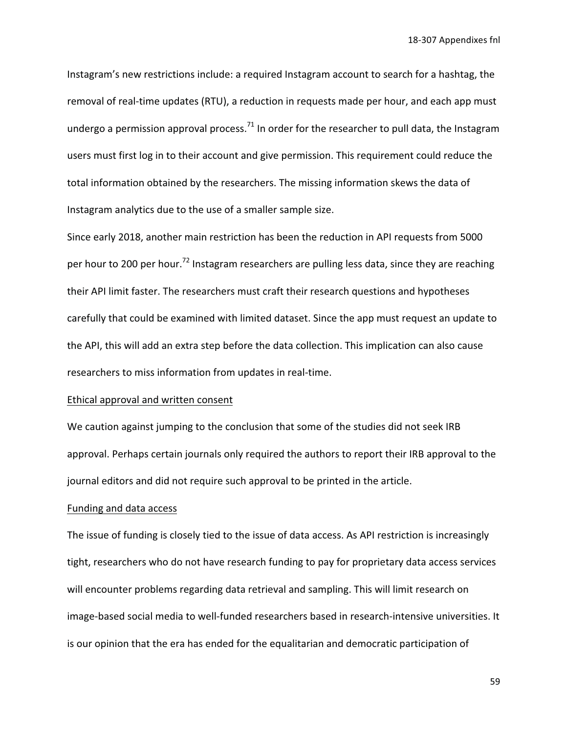Instagram's new restrictions include: a required Instagram account to search for a hashtag, the removal of real-time updates (RTU), a reduction in requests made per hour, and each app must undergo a permission approval process.[71] In order for the researcher to pull data, the Instagram users must first log in to their account and give permission. This requirement could reduce the total information obtained by the researchers. The missing information skews the data of Instagram analytics due to the use of a smaller sample size.

Since early 2018, another main restriction has been the reduction in API requests from 5000 per hour to 200 per hour.[72] Instagram researchers are pulling less data, since they are reaching their API limit faster. The researchers must craft their research questions and hypotheses carefully that could be examined with limited dataset. Since the app must request an update to the API, this will add an extra step before the data collection. This implication can also cause researchers to miss information from updates in real-time.

Ethical approval and written consent

We caution against jumping to the conclusion that some of the studies did not seek IRB approval. Perhaps certain journals only required the authors to report their IRB approval to the journal editors and did not require such approval to be printed in the article.

Funding and data access

The issue of funding is closely tied to the issue of data access. As API restriction is increasingly tight, researchers who do not have research funding to pay for proprietary data access services will encounter problems regarding data retrieval and sampling. This will limit research on image-based social media to well-funded researchers based in research-intensive universities. It is our opinion that the era has ended for the equalitarian and democratic participation of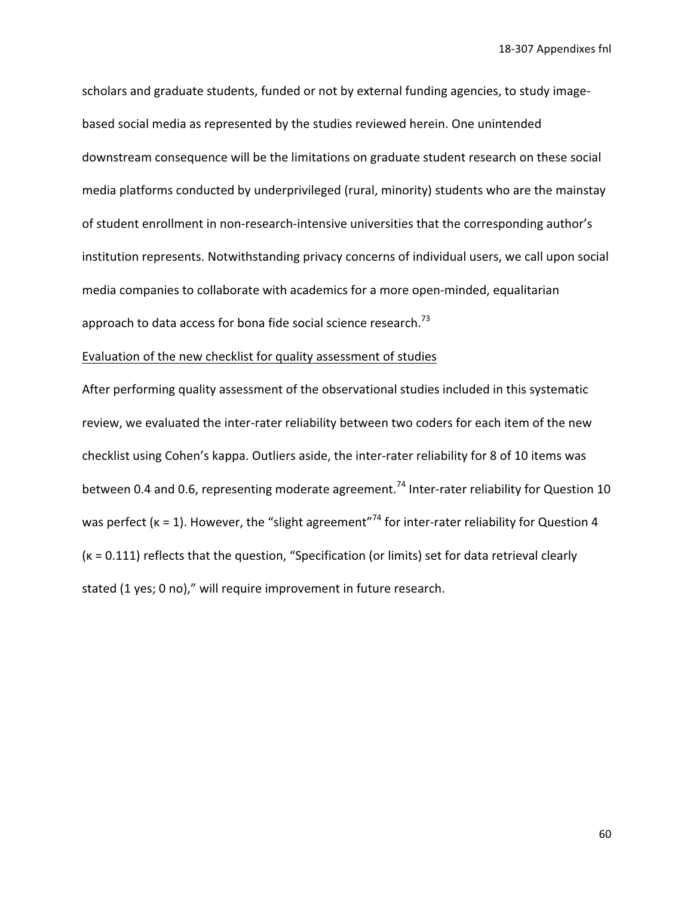scholars and graduate students, funded or not by external funding agencies, to study image-based social media as represented by the studies reviewed herein. One unintended downstream consequence will be the limitations on graduate student research on these social media platforms conducted by underprivileged (rural, minority) students who are the mainstay of student enrollment in non-research-intensive universities that the corresponding author's institution represents. Notwithstanding privacy concerns of individual users, we call upon social media companies to collaborate with academics for a more open-minded, equalitarian approach to data access for bona fide social science research.[73]

<u>Evaluation of the new checklist for quality assessment of studies</u>

After performing quality assessment of the observational studies included in this systematic review, we evaluated the inter-rater reliability between two coders for each item of the new checklist using Cohen's kappa. Outliers aside, the inter-rater reliability for 8 of 10 items was between 0.4 and 0.6, representing moderate agreement.[74] Inter-rater reliability for Question 10 was perfect ($\kappa = 1$). However, the "slight agreement"[74] for inter-rater reliability for Question 4 ($\kappa = 0.111$) reflects that the question, "Specification (or limits) set for data retrieval clearly stated (1 yes; 0 no)," will require improvement in future research.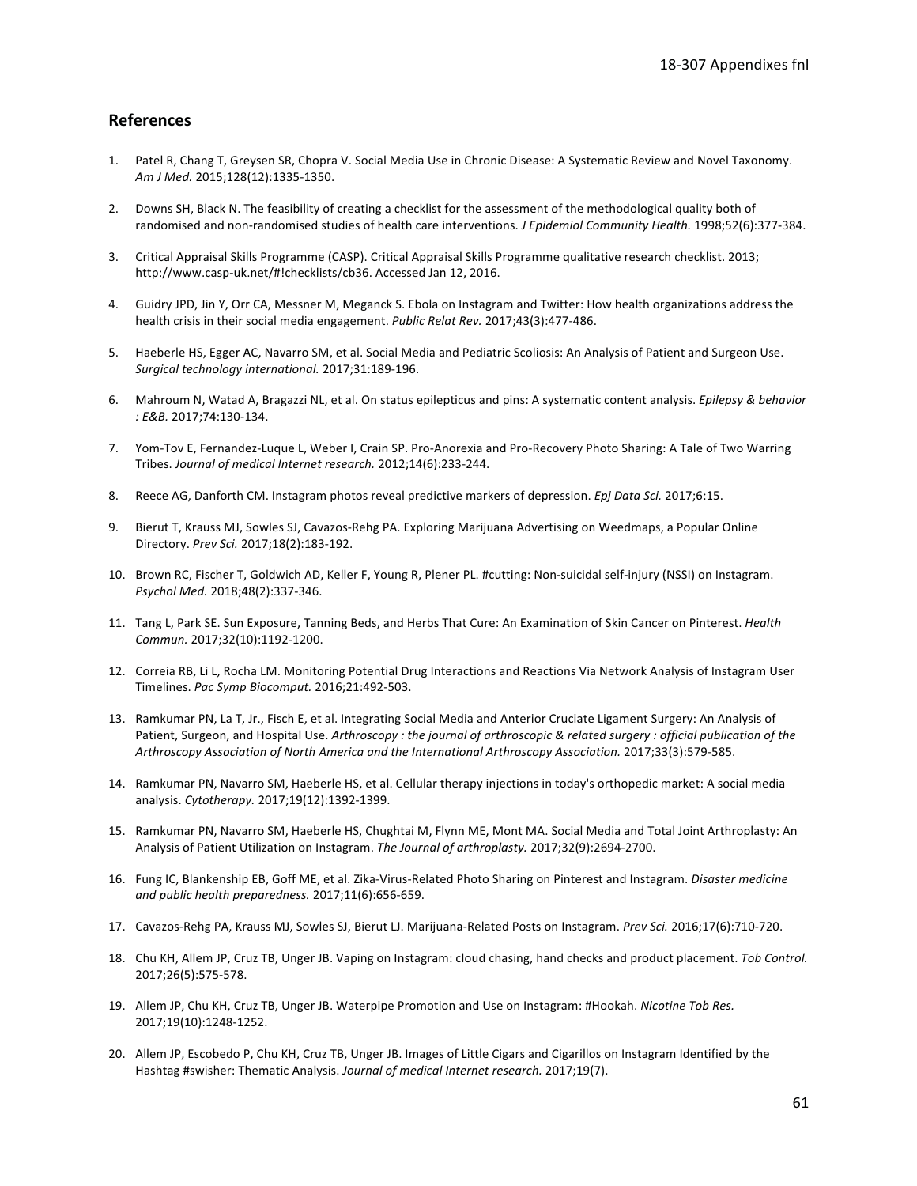## References

1. Patel R, Chang T, Greysen SR, Chopra V. Social Media Use in Chronic Disease: A Systematic Review and Novel Taxonomy. *Am J Med.* 2015;128(12):1335-1350.

2. Downs SH, Black N. The feasibility of creating a checklist for the assessment of the methodological quality both of randomised and non-randomised studies of health care interventions. *J Epidemiol Community Health.* 1998;52(6):377-384.

3. Critical Appraisal Skills Programme (CASP). Critical Appraisal Skills Programme qualitative research checklist. 2013; http://www.casp-uk.net/#!checklists/cb36. Accessed Jan 12, 2016.

4. Guidry JPD, Jin Y, Orr CA, Messner M, Meganck S. Ebola on Instagram and Twitter: How health organizations address the health crisis in their social media engagement. *Public Relat Rev.* 2017;43(3):477-486.

5. Haeberle HS, Egger AC, Navarro SM, et al. Social Media and Pediatric Scoliosis: An Analysis of Patient and Surgeon Use. *Surgical technology international.* 2017;31:189-196.

6. Mahroum N, Watad A, Bragazzi NL, et al. On status epilepticus and pins: A systematic content analysis. *Epilepsy & behavior : E&B.* 2017;74:130-134.

7. Yom-Tov E, Fernandez-Luque L, Weber I, Crain SP. Pro-Anorexia and Pro-Recovery Photo Sharing: A Tale of Two Warring Tribes. *Journal of medical Internet research.* 2012;14(6):233-244.

8. Reece AG, Danforth CM. Instagram photos reveal predictive markers of depression. *Epj Data Sci.* 2017;6:15.

9. Bierut T, Krauss MJ, Sowles SJ, Cavazos-Rehg PA. Exploring Marijuana Advertising on Weedmaps, a Popular Online Directory. *Prev Sci.* 2017;18(2):183-192.

10. Brown RC, Fischer T, Goldwich AD, Keller F, Young R, Plener PL. #cutting: Non-suicidal self-injury (NSSI) on Instagram. *Psychol Med.* 2018;48(2):337-346.

11. Tang L, Park SE. Sun Exposure, Tanning Beds, and Herbs That Cure: An Examination of Skin Cancer on Pinterest. *Health Commun.* 2017;32(10):1192-1200.

12. Correia RB, Li L, Rocha LM. Monitoring Potential Drug Interactions and Reactions Via Network Analysis of Instagram User Timelines. *Pac Symp Biocomput.* 2016;21:492-503.

13. Ramkumar PN, La T, Jr., Fisch E, et al. Integrating Social Media and Anterior Cruciate Ligament Surgery: An Analysis of Patient, Surgeon, and Hospital Use. *Arthroscopy : the journal of arthroscopic & related surgery : official publication of the Arthroscopy Association of North America and the International Arthroscopy Association.* 2017;33(3):579-585.

14. Ramkumar PN, Navarro SM, Haeberle HS, et al. Cellular therapy injections in today's orthopedic market: A social media analysis. *Cytotherapy.* 2017;19(12):1392-1399.

15. Ramkumar PN, Navarro SM, Haeberle HS, Chughtai M, Flynn ME, Mont MA. Social Media and Total Joint Arthroplasty: An Analysis of Patient Utilization on Instagram. *The Journal of arthroplasty.* 2017;32(9):2694-2700.

16. Fung IC, Blankenship EB, Goff ME, et al. Zika-Virus-Related Photo Sharing on Pinterest and Instagram. *Disaster medicine and public health preparedness.* 2017;11(6):656-659.

17. Cavazos-Rehg PA, Krauss MJ, Sowles SJ, Bierut LJ. Marijuana-Related Posts on Instagram. *Prev Sci.* 2016;17(6):710-720.

18. Chu KH, Allem JP, Cruz TB, Unger JB. Vaping on Instagram: cloud chasing, hand checks and product placement. *Tob Control.* 2017;26(5):575-578.

19. Allem JP, Chu KH, Cruz TB, Unger JB. Waterpipe Promotion and Use on Instagram: #Hookah. *Nicotine Tob Res.* 2017;19(10):1248-1252.

20. Allem JP, Escobedo P, Chu KH, Cruz TB, Unger JB. Images of Little Cigars and Cigarillos on Instagram Identified by the Hashtag #swisher: Thematic Analysis. *Journal of medical Internet research.* 2017;19(7).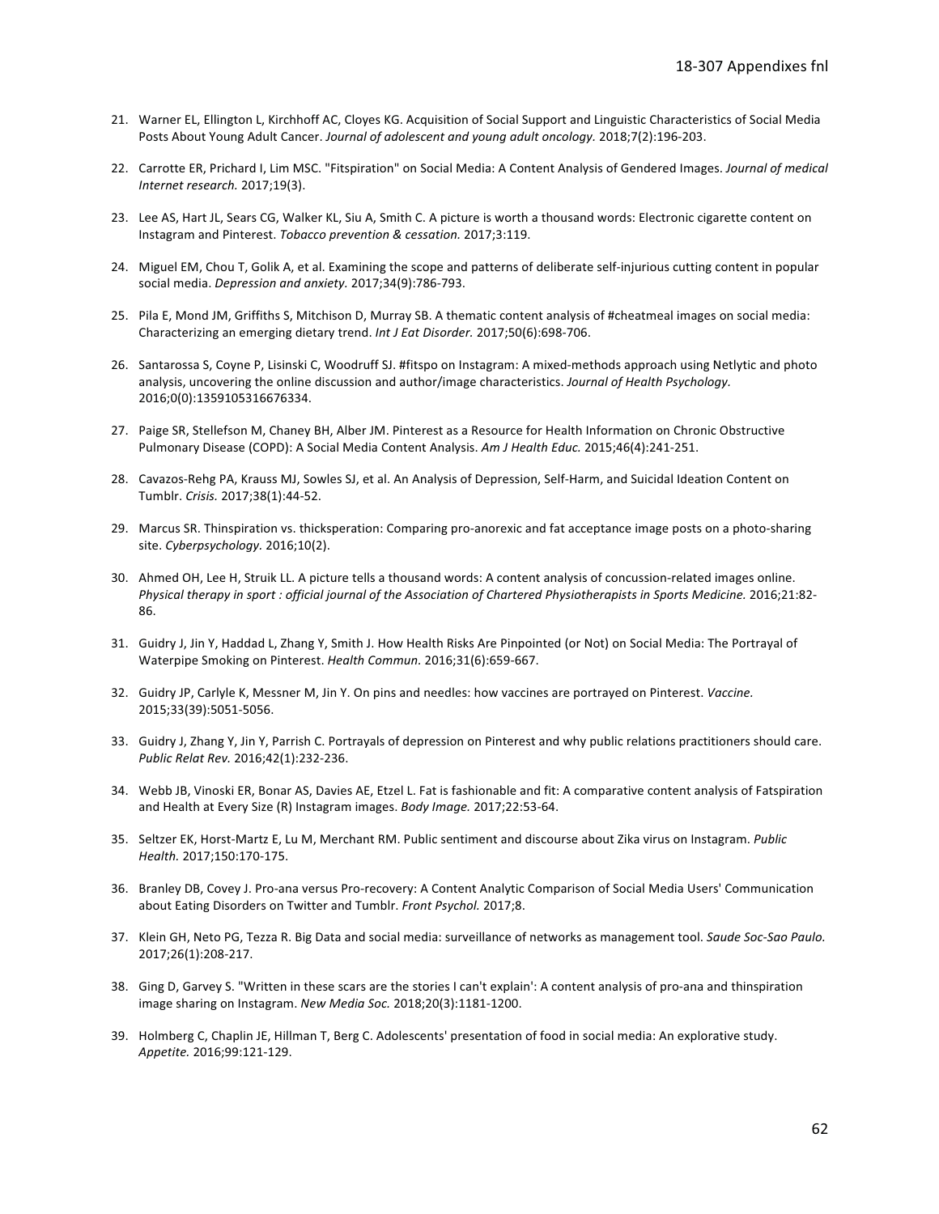21. Warner EL, Ellington L, Kirchhoff AC, Cloyes KG. Acquisition of Social Support and Linguistic Characteristics of Social Media Posts About Young Adult Cancer. *Journal of adolescent and young adult oncology.* 2018;7(2):196-203.

22. Carrotte ER, Prichard I, Lim MSC. "Fitspiration" on Social Media: A Content Analysis of Gendered Images. *Journal of medical Internet research.* 2017;19(3).

23. Lee AS, Hart JL, Sears CG, Walker KL, Siu A, Smith C. A picture is worth a thousand words: Electronic cigarette content on Instagram and Pinterest. *Tobacco prevention & cessation.* 2017;3:119.

24. Miguel EM, Chou T, Golik A, et al. Examining the scope and patterns of deliberate self-injurious cutting content in popular social media. *Depression and anxiety.* 2017;34(9):786-793.

25. Pila E, Mond JM, Griffiths S, Mitchison D, Murray SB. A thematic content analysis of #cheatmeal images on social media: Characterizing an emerging dietary trend. *Int J Eat Disorder.* 2017;50(6):698-706.

26. Santarossa S, Coyne P, Lisinski C, Woodruff SJ. #fitspo on Instagram: A mixed-methods approach using Netlytic and photo analysis, uncovering the online discussion and author/image characteristics. *Journal of Health Psychology.* 2016;0(0):1359105316676334.

27. Paige SR, Stellefson M, Chaney BH, Alber JM. Pinterest as a Resource for Health Information on Chronic Obstructive Pulmonary Disease (COPD): A Social Media Content Analysis. *Am J Health Educ.* 2015;46(4):241-251.

28. Cavazos-Rehg PA, Krauss MJ, Sowles SJ, et al. An Analysis of Depression, Self-Harm, and Suicidal Ideation Content on Tumblr. *Crisis.* 2017;38(1):44-52.

29. Marcus SR. Thinspiration vs. thicksperation: Comparing pro-anorexic and fat acceptance image posts on a photo-sharing site. *Cyberpsychology.* 2016;10(2).

30. Ahmed OH, Lee H, Struik LL. A picture tells a thousand words: A content analysis of concussion-related images online. *Physical therapy in sport : official journal of the Association of Chartered Physiotherapists in Sports Medicine.* 2016;21:82-86.

31. Guidry J, Jin Y, Haddad L, Zhang Y, Smith J. How Health Risks Are Pinpointed (or Not) on Social Media: The Portrayal of Waterpipe Smoking on Pinterest. *Health Commun.* 2016;31(6):659-667.

32. Guidry JP, Carlyle K, Messner M, Jin Y. On pins and needles: how vaccines are portrayed on Pinterest. *Vaccine.* 2015;33(39):5051-5056.

33. Guidry J, Zhang Y, Jin Y, Parrish C. Portrayals of depression on Pinterest and why public relations practitioners should care. *Public Relat Rev.* 2016;42(1):232-236.

34. Webb JB, Vinoski ER, Bonar AS, Davies AE, Etzel L. Fat is fashionable and fit: A comparative content analysis of Fatspiration and Health at Every Size (R) Instagram images. *Body Image.* 2017;22:53-64.

35. Seltzer EK, Horst-Martz E, Lu M, Merchant RM. Public sentiment and discourse about Zika virus on Instagram. *Public Health.* 2017;150:170-175.

36. Branley DB, Covey J. Pro-ana versus Pro-recovery: A Content Analytic Comparison of Social Media Users' Communication about Eating Disorders on Twitter and Tumblr. *Front Psychol.* 2017;8.

37. Klein GH, Neto PG, Tezza R. Big Data and social media: surveillance of networks as management tool. *Saude Soc-Sao Paulo.* 2017;26(1):208-217.

38. Ging D, Garvey S. "Written in these scars are the stories I can't explain': A content analysis of pro-ana and thinspiration image sharing on Instagram. *New Media Soc.* 2018;20(3):1181-1200.

39. Holmberg C, Chaplin JE, Hillman T, Berg C. Adolescents' presentation of food in social media: An explorative study. *Appetite.* 2016;99:121-129.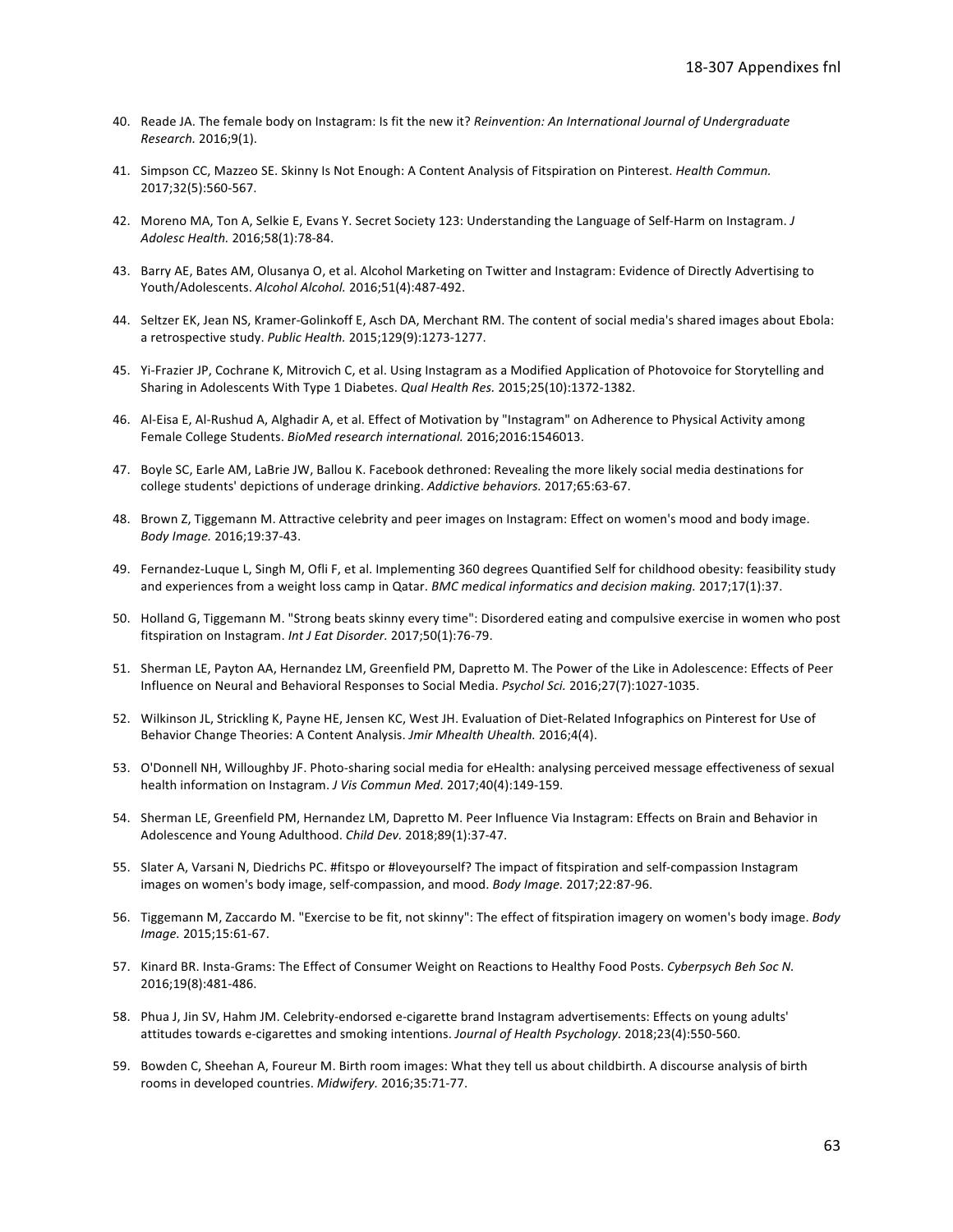40. Reade JA. The female body on Instagram: Is fit the new it? *Reinvention: An International Journal of Undergraduate Research.* 2016;9(1).

41. Simpson CC, Mazzeo SE. Skinny Is Not Enough: A Content Analysis of Fitspiration on Pinterest. *Health Commun.* 2017;32(5):560-567.

42. Moreno MA, Ton A, Selkie E, Evans Y. Secret Society 123: Understanding the Language of Self-Harm on Instagram. *J Adolesc Health.* 2016;58(1):78-84.

43. Barry AE, Bates AM, Olusanya O, et al. Alcohol Marketing on Twitter and Instagram: Evidence of Directly Advertising to Youth/Adolescents. *Alcohol Alcohol.* 2016;51(4):487-492.

44. Seltzer EK, Jean NS, Kramer-Golinkoff E, Asch DA, Merchant RM. The content of social media's shared images about Ebola: a retrospective study. *Public Health.* 2015;129(9):1273-1277.

45. Yi-Frazier JP, Cochrane K, Mitrovich C, et al. Using Instagram as a Modified Application of Photovoice for Storytelling and Sharing in Adolescents With Type 1 Diabetes. *Qual Health Res.* 2015;25(10):1372-1382.

46. Al-Eisa E, Al-Rushud A, Alghadir A, et al. Effect of Motivation by "Instagram" on Adherence to Physical Activity among Female College Students. *BioMed research international.* 2016;2016:1546013.

47. Boyle SC, Earle AM, LaBrie JW, Ballou K. Facebook dethroned: Revealing the more likely social media destinations for college students' depictions of underage drinking. *Addictive behaviors.* 2017;65:63-67.

48. Brown Z, Tiggemann M. Attractive celebrity and peer images on Instagram: Effect on women's mood and body image. *Body Image.* 2016;19:37-43.

49. Fernandez-Luque L, Singh M, Ofli F, et al. Implementing 360 degrees Quantified Self for childhood obesity: feasibility study and experiences from a weight loss camp in Qatar. *BMC medical informatics and decision making.* 2017;17(1):37.

50. Holland G, Tiggemann M. "Strong beats skinny every time": Disordered eating and compulsive exercise in women who post fitspiration on Instagram. *Int J Eat Disorder.* 2017;50(1):76-79.

51. Sherman LE, Payton AA, Hernandez LM, Greenfield PM, Dapretto M. The Power of the Like in Adolescence: Effects of Peer Influence on Neural and Behavioral Responses to Social Media. *Psychol Sci.* 2016;27(7):1027-1035.

52. Wilkinson JL, Strickling K, Payne HE, Jensen KC, West JH. Evaluation of Diet-Related Infographics on Pinterest for Use of Behavior Change Theories: A Content Analysis. *Jmir Mhealth Uhealth.* 2016;4(4).

53. O'Donnell NH, Willoughby JF. Photo-sharing social media for eHealth: analysing perceived message effectiveness of sexual health information on Instagram. *J Vis Commun Med.* 2017;40(4):149-159.

54. Sherman LE, Greenfield PM, Hernandez LM, Dapretto M. Peer Influence Via Instagram: Effects on Brain and Behavior in Adolescence and Young Adulthood. *Child Dev.* 2018;89(1):37-47.

55. Slater A, Varsani N, Diedrichs PC. #fitspo or #loveyourself? The impact of fitspiration and self-compassion Instagram images on women's body image, self-compassion, and mood. *Body Image.* 2017;22:87-96.

56. Tiggemann M, Zaccardo M. "Exercise to be fit, not skinny": The effect of fitspiration imagery on women's body image. *Body Image.* 2015;15:61-67.

57. Kinard BR. Insta-Grams: The Effect of Consumer Weight on Reactions to Healthy Food Posts. *Cyberpsych Beh Soc N.* 2016;19(8):481-486.

58. Phua J, Jin SV, Hahm JM. Celebrity-endorsed e-cigarette brand Instagram advertisements: Effects on young adults' attitudes towards e-cigarettes and smoking intentions. *Journal of Health Psychology.* 2018;23(4):550-560.

59. Bowden C, Sheehan A, Foureur M. Birth room images: What they tell us about childbirth. A discourse analysis of birth rooms in developed countries. *Midwifery.* 2016;35:71-77.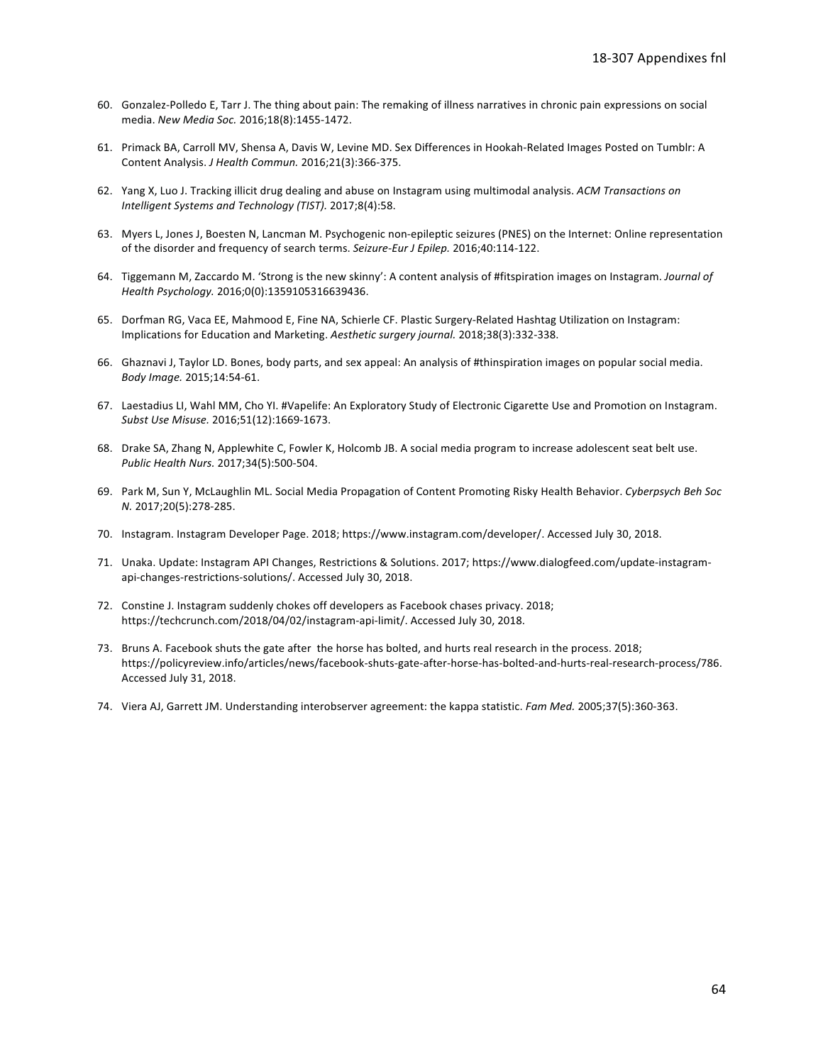60. Gonzalez-Polledo E, Tarr J. The thing about pain: The remaking of illness narratives in chronic pain expressions on social media. *New Media Soc.* 2016;18(8):1455-1472.

61. Primack BA, Carroll MV, Shensa A, Davis W, Levine MD. Sex Differences in Hookah-Related Images Posted on Tumblr: A Content Analysis. *J Health Commun.* 2016;21(3):366-375.

62. Yang X, Luo J. Tracking illicit drug dealing and abuse on Instagram using multimodal analysis. *ACM Transactions on Intelligent Systems and Technology (TIST).* 2017;8(4):58.

63. Myers L, Jones J, Boesten N, Lancman M. Psychogenic non-epileptic seizures (PNES) on the Internet: Online representation of the disorder and frequency of search terms. *Seizure-Eur J Epilep.* 2016;40:114-122.

64. Tiggemann M, Zaccardo M. 'Strong is the new skinny': A content analysis of #fitspiration images on Instagram. *Journal of Health Psychology.* 2016;0(0):1359105316639436.

65. Dorfman RG, Vaca EE, Mahmood E, Fine NA, Schierle CF. Plastic Surgery-Related Hashtag Utilization on Instagram: Implications for Education and Marketing. *Aesthetic surgery journal.* 2018;38(3):332-338.

66. Ghaznavi J, Taylor LD. Bones, body parts, and sex appeal: An analysis of #thinspiration images on popular social media. *Body Image.* 2015;14:54-61.

67. Laestadius LI, Wahl MM, Cho YI. #Vapelife: An Exploratory Study of Electronic Cigarette Use and Promotion on Instagram. *Subst Use Misuse.* 2016;51(12):1669-1673.

68. Drake SA, Zhang N, Applewhite C, Fowler K, Holcomb JB. A social media program to increase adolescent seat belt use. *Public Health Nurs.* 2017;34(5):500-504.

69. Park M, Sun Y, McLaughlin ML. Social Media Propagation of Content Promoting Risky Health Behavior. *Cyberpsych Beh Soc N.* 2017;20(5):278-285.

70. Instagram. Instagram Developer Page. 2018; https://www.instagram.com/developer/. Accessed July 30, 2018.

71. Unaka. Update: Instagram API Changes, Restrictions & Solutions. 2017; https://www.dialogfeed.com/update-instagram-api-changes-restrictions-solutions/. Accessed July 30, 2018.

72. Constine J. Instagram suddenly chokes off developers as Facebook chases privacy. 2018; https://techcrunch.com/2018/04/02/instagram-api-limit/. Accessed July 30, 2018.

73. Bruns A. Facebook shuts the gate after the horse has bolted, and hurts real research in the process. 2018; https://policyreview.info/articles/news/facebook-shuts-gate-after-horse-has-bolted-and-hurts-real-research-process/786. Accessed July 31, 2018.

74. Viera AJ, Garrett JM. Understanding interobserver agreement: the kappa statistic. *Fam Med.* 2005;37(5):360-363.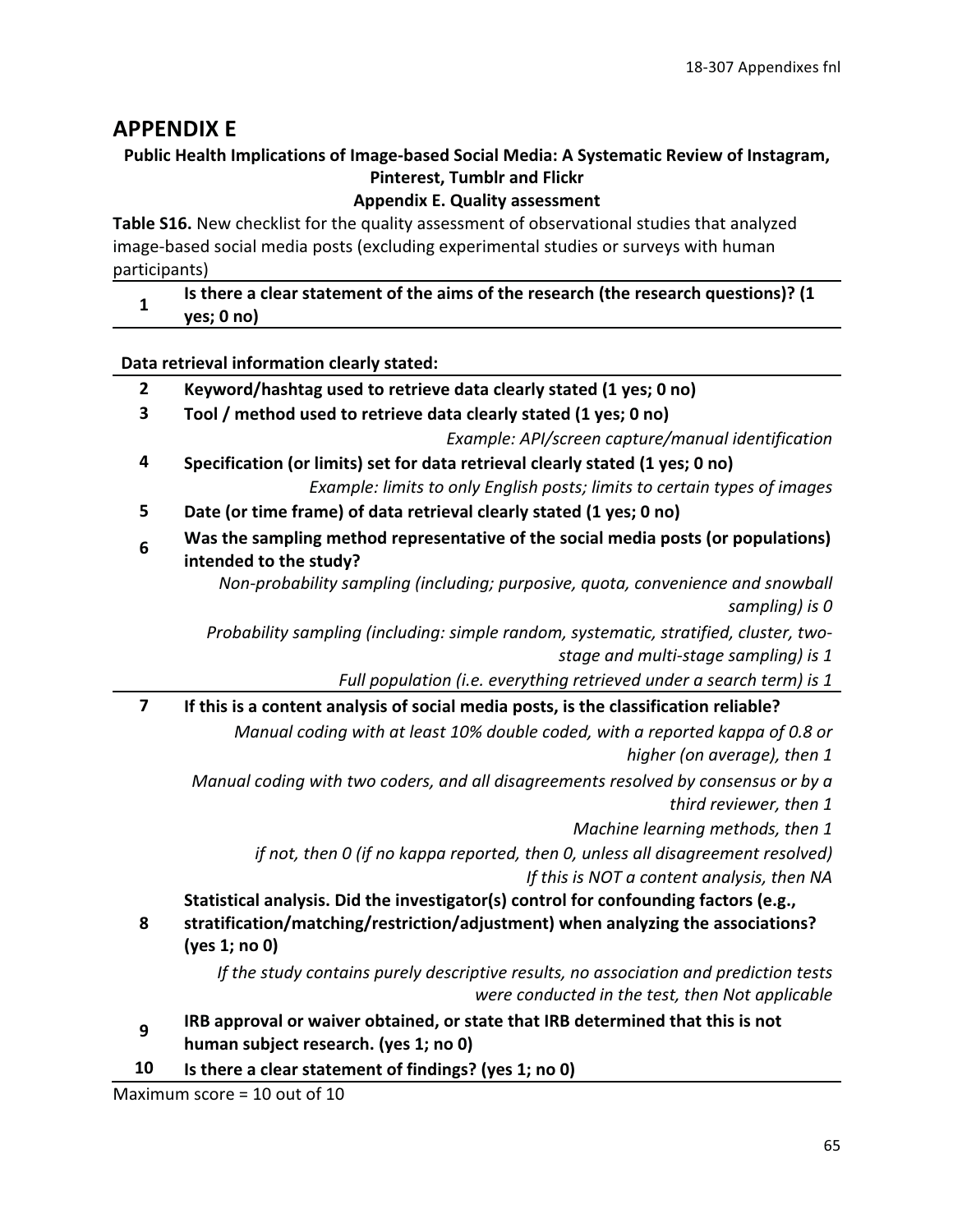## APPENDIX E

**Public Health Implications of Image-based Social Media: A Systematic Review of Instagram, Pinterest, Tumblr and Flickr**

**Appendix E. Quality assessment**

**Table S16.** New checklist for the quality assessment of observational studies that analyzed image-based social media posts (excluding experimental studies or surveys with human participants)

| | |
|---|---|
| **1** | **Is there a clear statement of the aims of the research (the research questions)? (1 yes; 0 no)** |
| | **Data retrieval information clearly stated:** |
| **2** | **Keyword/hashtag used to retrieve data clearly stated (1 yes; 0 no)** |
| **3** | **Tool / method used to retrieve data clearly stated (1 yes; 0 no)** |
| | *Example: API/screen capture/manual identification* |
| **4** | **Specification (or limits) set for data retrieval clearly stated (1 yes; 0 no)** |
| | *Example: limits to only English posts; limits to certain types of images* |
| **5** | **Date (or time frame) of data retrieval clearly stated (1 yes; 0 no)** |
| **6** | **Was the sampling method representative of the social media posts (or populations) intended to the study?** |
| | *Non-probability sampling (including; purposive, quota, convenience and snowball sampling) is 0* |
| | *Probability sampling (including: simple random, systematic, stratified, cluster, two-stage and multi-stage sampling) is 1* |
| | *Full population (i.e. everything retrieved under a search term) is 1* |
| **7** | **If this is a content analysis of social media posts, is the classification reliable?** |
| | *Manual coding with at least 10% double coded, with a reported kappa of 0.8 or higher (on average), then 1* |
| | *Manual coding with two coders, and all disagreements resolved by consensus or by a third reviewer, then 1* |
| | *Machine learning methods, then 1* |
| | *if not, then 0 (if no kappa reported, then 0, unless all disagreement resolved)* |
| | *If this is NOT a content analysis, then NA* |
| **8** | **Statistical analysis. Did the investigator(s) control for confounding factors (e.g., stratification/matching/restriction/adjustment) when analyzing the associations? (yes 1; no 0)** |
| | *If the study contains purely descriptive results, no association and prediction tests were conducted in the test, then Not applicable* |
| **9** | **IRB approval or waiver obtained, or state that IRB determined that this is not human subject research. (yes 1; no 0)** |
| **10** | **Is there a clear statement of findings? (yes 1; no 0)** |

Maximum score = 10 out of 10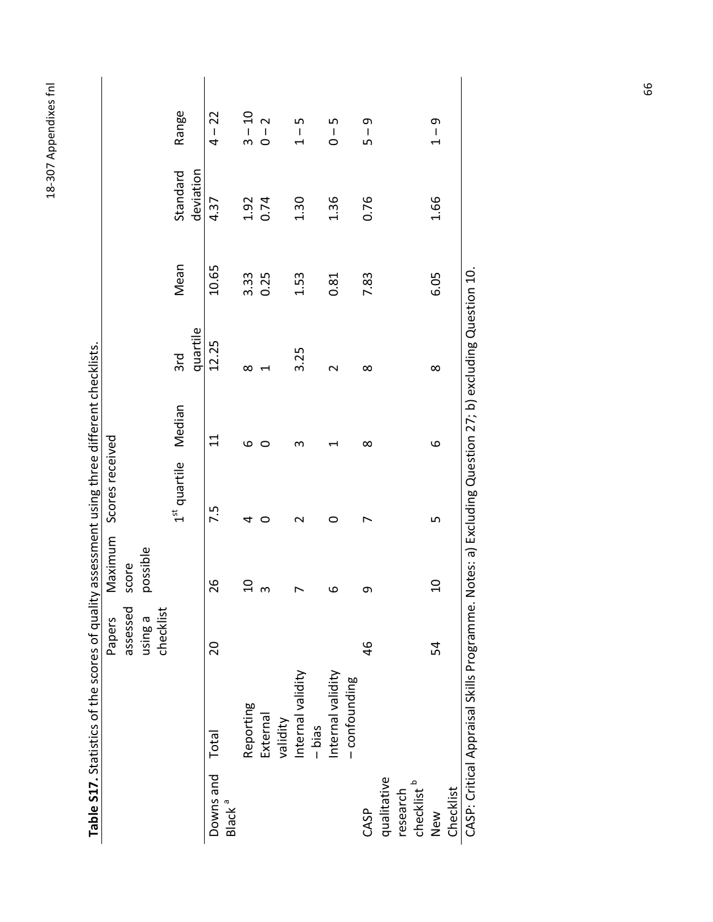**Table S17.** Statistics of the scores of quality assessment using three different checklists.

| | | Papers assessed using a checklist | Maximum score possible | Scores received | | | | | |
|---|---|---|---|---|---|---|---|---|---|
| | | | | 1st quartile | Median | 3rd quartile | Mean | Standard deviation | Range |
| Downs and Black [a] | Total | 20 | 26 | 7.5 | 11 | 12.25 | 10.65 | 4.37 | 4 – 22 |
| | Reporting | | 10 | 4 | 6 | 8 | 3.33 | 1.92 | 3 – 10 |
| | External validity | | 3 | 0 | 0 | 1 | 0.25 | 0.74 | 0 – 2 |
| | Internal validity – bias | | 7 | 2 | 3 | 3.25 | 1.53 | 1.30 | 1 – 5 |
| | Internal validity – confounding | | 6 | 0 | 1 | 2 | 0.81 | 1.36 | 0 – 5 |
| CASP qualitative research checklist [b] | | 46 | 9 | 7 | 8 | 8 | 7.83 | 0.76 | 5 – 9 |
| New Checklist | | 54 | 10 | 5 | 6 | 8 | 6.05 | 1.66 | 1 – 9 |

CASP: Critical Appraisal Skills Programme. Notes: a) Excluding Question 27; b) excluding Question 10.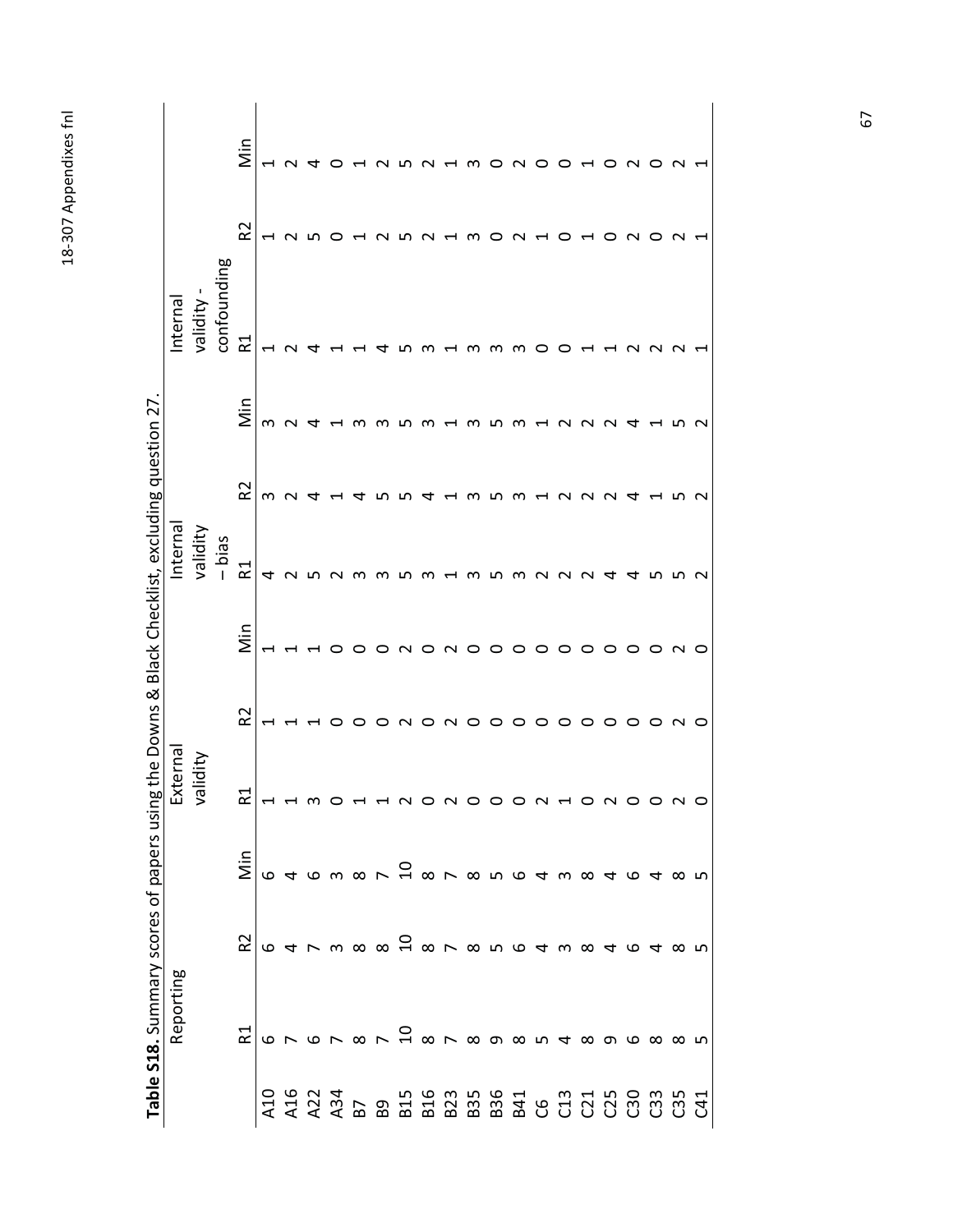**Table S18.** Summary scores of papers using the Downs & Black Checklist, excluding question 27.

| | Reporting | | | External validity | | | Internal validity – bias | | | Internal validity - confounding | | |
|---|---|---|---|---|---|---|---|---|---|---|---|---|
| | R1 | R2 | Min | R1 | R2 | Min | R1 | R2 | Min | R1 | R2 | Min |
| A10 | 6 | 6 | 6 | 1 | 1 | 1 | 4 | 3 | 3 | 1 | 1 | 1 |
| A16 | 7 | 4 | 4 | 1 | 1 | 1 | 2 | 2 | 2 | 2 | 2 | 2 |
| A22 | 6 | 7 | 6 | 3 | 1 | 1 | 5 | 4 | 4 | 4 | 5 | 4 |
| A34 | 7 | 3 | 3 | 0 | 0 | 0 | 2 | 1 | 1 | 1 | 0 | 0 |
| B7 | 8 | 8 | 8 | 1 | 0 | 0 | 3 | 4 | 3 | 1 | 1 | 1 |
| B9 | 7 | 8 | 7 | 1 | 0 | 0 | 3 | 5 | 3 | 4 | 2 | 2 |
| B15 | 10 | 10 | 10 | 2 | 2 | 2 | 5 | 5 | 5 | 5 | 5 | 5 |
| B16 | 8 | 8 | 8 | 0 | 0 | 0 | 3 | 4 | 3 | 3 | 2 | 2 |
| B23 | 7 | 7 | 7 | 2 | 2 | 2 | 1 | 1 | 1 | 1 | 1 | 1 |
| B35 | 8 | 8 | 8 | 0 | 0 | 0 | 3 | 3 | 3 | 3 | 3 | 3 |
| B36 | 9 | 5 | 5 | 0 | 0 | 0 | 5 | 5 | 5 | 3 | 0 | 0 |
| B41 | 8 | 6 | 6 | 0 | 0 | 0 | 3 | 3 | 3 | 3 | 2 | 2 |
| C6 | 5 | 4 | 4 | 2 | 0 | 0 | 2 | 1 | 1 | 0 | 1 | 0 |
| C13 | 4 | 3 | 3 | 1 | 0 | 0 | 2 | 2 | 2 | 0 | 0 | 0 |
| C21 | 8 | 8 | 8 | 0 | 0 | 0 | 2 | 2 | 2 | 1 | 1 | 1 |
| C25 | 9 | 4 | 4 | 2 | 0 | 0 | 4 | 2 | 2 | 1 | 0 | 0 |
| C30 | 6 | 6 | 6 | 0 | 0 | 0 | 4 | 4 | 4 | 2 | 2 | 2 |
| C33 | 8 | 4 | 4 | 0 | 0 | 0 | 5 | 1 | 1 | 2 | 0 | 0 |
| C35 | 8 | 8 | 8 | 2 | 2 | 2 | 5 | 5 | 5 | 2 | 2 | 2 |
| C41 | 5 | 5 | 5 | 0 | 0 | 0 | 2 | 2 | 2 | 1 | 1 | 1 |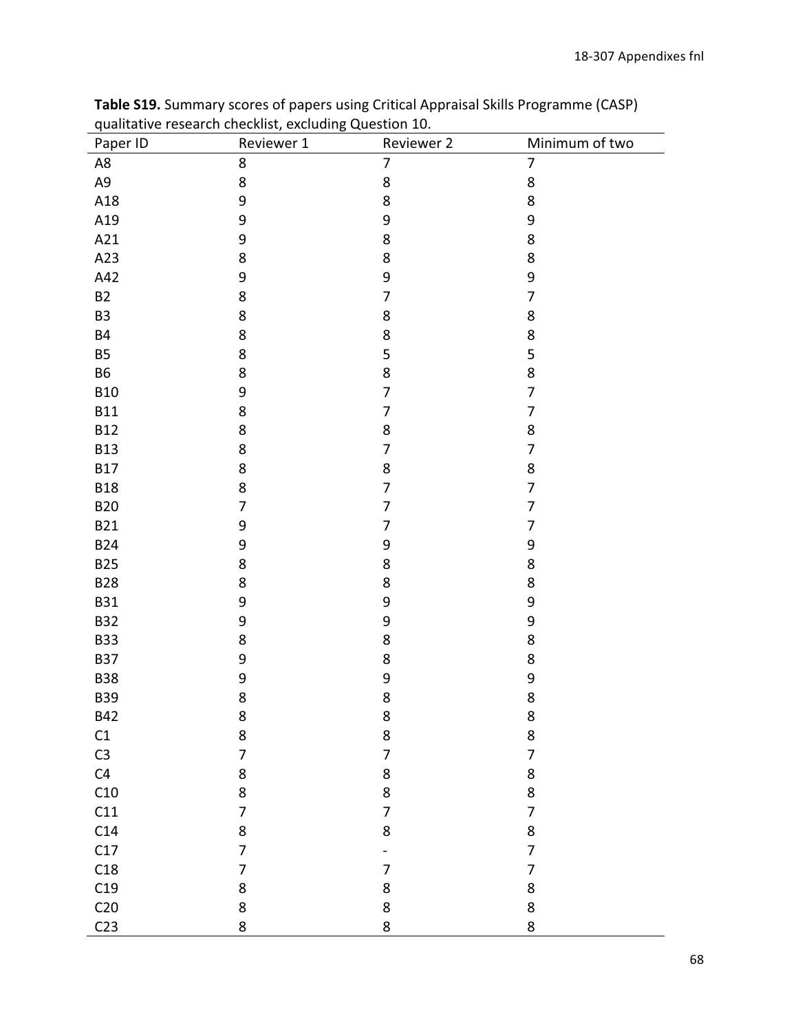**Table S19.** Summary scores of papers using Critical Appraisal Skills Programme (CASP) qualitative research checklist, excluding Question 10.

| Paper ID | Reviewer 1 | Reviewer 2 | Minimum of two |
|---|---|---|---|
| A8 | 8 | 7 | 7 |
| A9 | 8 | 8 | 8 |
| A18 | 9 | 8 | 8 |
| A19 | 9 | 9 | 9 |
| A21 | 9 | 8 | 8 |
| A23 | 8 | 8 | 8 |
| A42 | 9 | 9 | 9 |
| B2 | 8 | 7 | 7 |
| B3 | 8 | 8 | 8 |
| B4 | 8 | 8 | 8 |
| B5 | 8 | 5 | 5 |
| B6 | 8 | 8 | 8 |
| B10 | 9 | 7 | 7 |
| B11 | 8 | 7 | 7 |
| B12 | 8 | 8 | 8 |
| B13 | 8 | 7 | 7 |
| B17 | 8 | 8 | 8 |
| B18 | 8 | 7 | 7 |
| B20 | 7 | 7 | 7 |
| B21 | 9 | 7 | 7 |
| B24 | 9 | 9 | 9 |
| B25 | 8 | 8 | 8 |
| B28 | 8 | 8 | 8 |
| B31 | 9 | 9 | 9 |
| B32 | 9 | 9 | 9 |
| B33 | 8 | 8 | 8 |
| B37 | 9 | 8 | 8 |
| B38 | 9 | 9 | 9 |
| B39 | 8 | 8 | 8 |
| B42 | 8 | 8 | 8 |
| C1 | 8 | 8 | 8 |
| C3 | 7 | 7 | 7 |
| C4 | 8 | 8 | 8 |
| C10 | 8 | 8 | 8 |
| C11 | 7 | 7 | 7 |
| C14 | 8 | 8 | 8 |
| C17 | 7 | - | 7 |
| C18 | 7 | 7 | 7 |
| C19 | 8 | 8 | 8 |
| C20 | 8 | 8 | 8 |
| C23 | 8 | 8 | 8 |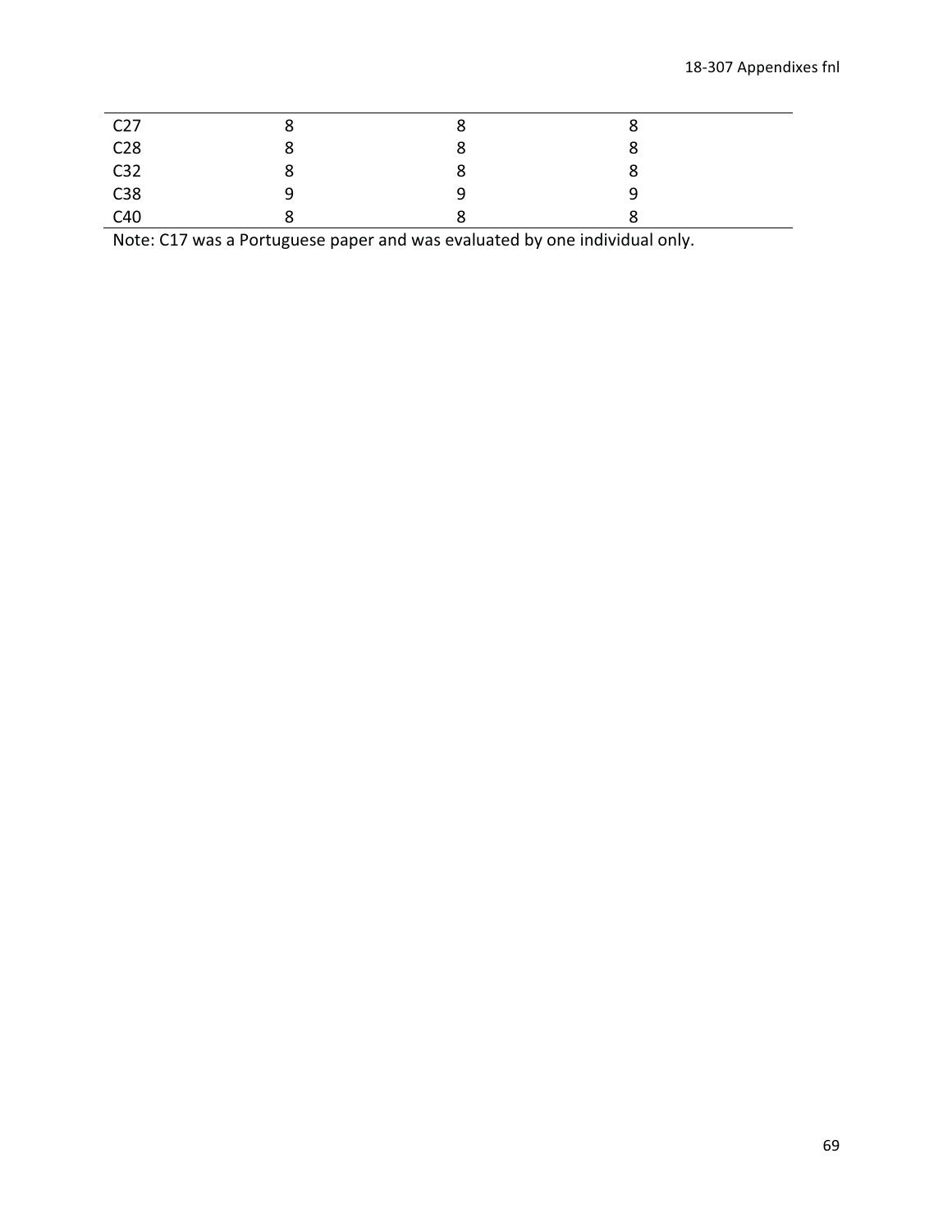| | | | |
|---|---|---|---|
| C27 | 8 | 8 | 8 |
| C28 | 8 | 8 | 8 |
| C32 | 8 | 8 | 8 |
| C38 | 9 | 9 | 9 |
| C40 | 8 | 8 | 8 |

Note: C17 was a Portuguese paper and was evaluated by one individual only.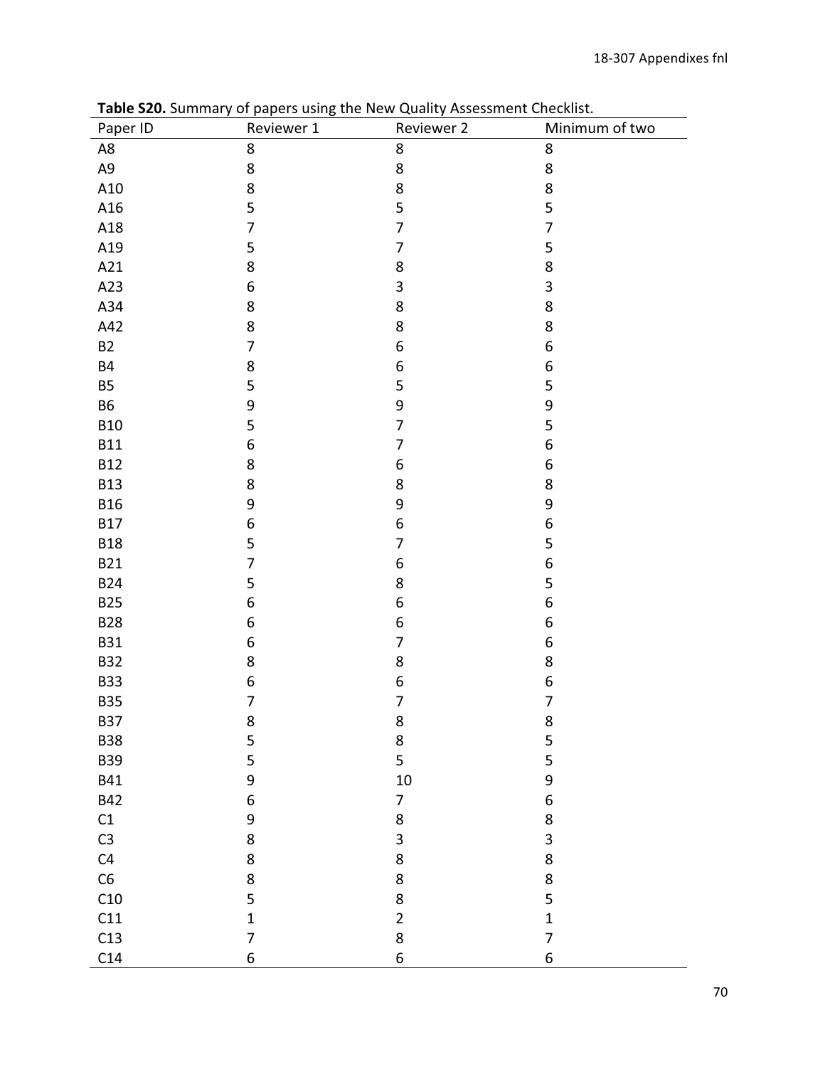**Table S20.** Summary of papers using the New Quality Assessment Checklist.

| Paper ID | Reviewer 1 | Reviewer 2 | Minimum of two |
|---|---|---|---|
| A8 | 8 | 8 | 8 |
| A9 | 8 | 8 | 8 |
| A10 | 8 | 8 | 8 |
| A16 | 5 | 5 | 5 |
| A18 | 7 | 7 | 7 |
| A19 | 5 | 7 | 5 |
| A21 | 8 | 8 | 8 |
| A23 | 6 | 3 | 3 |
| A34 | 8 | 8 | 8 |
| A42 | 8 | 8 | 8 |
| B2 | 7 | 6 | 6 |
| B4 | 8 | 6 | 6 |
| B5 | 5 | 5 | 5 |
| B6 | 9 | 9 | 9 |
| B10 | 5 | 7 | 5 |
| B11 | 6 | 7 | 6 |
| B12 | 8 | 6 | 6 |
| B13 | 8 | 8 | 8 |
| B16 | 9 | 9 | 9 |
| B17 | 6 | 6 | 6 |
| B18 | 5 | 7 | 5 |
| B21 | 7 | 6 | 6 |
| B24 | 5 | 8 | 5 |
| B25 | 6 | 6 | 6 |
| B28 | 6 | 6 | 6 |
| B31 | 6 | 7 | 6 |
| B32 | 8 | 8 | 8 |
| B33 | 6 | 6 | 6 |
| B35 | 7 | 7 | 7 |
| B37 | 8 | 8 | 8 |
| B38 | 5 | 8 | 5 |
| B39 | 5 | 5 | 5 |
| B41 | 9 | 10 | 9 |
| B42 | 6 | 7 | 6 |
| C1 | 9 | 8 | 8 |
| C3 | 8 | 3 | 3 |
| C4 | 8 | 8 | 8 |
| C6 | 8 | 8 | 8 |
| C10 | 5 | 8 | 5 |
| C11 | 1 | 2 | 1 |
| C13 | 7 | 8 | 7 |
| C14 | 6 | 6 | 6 |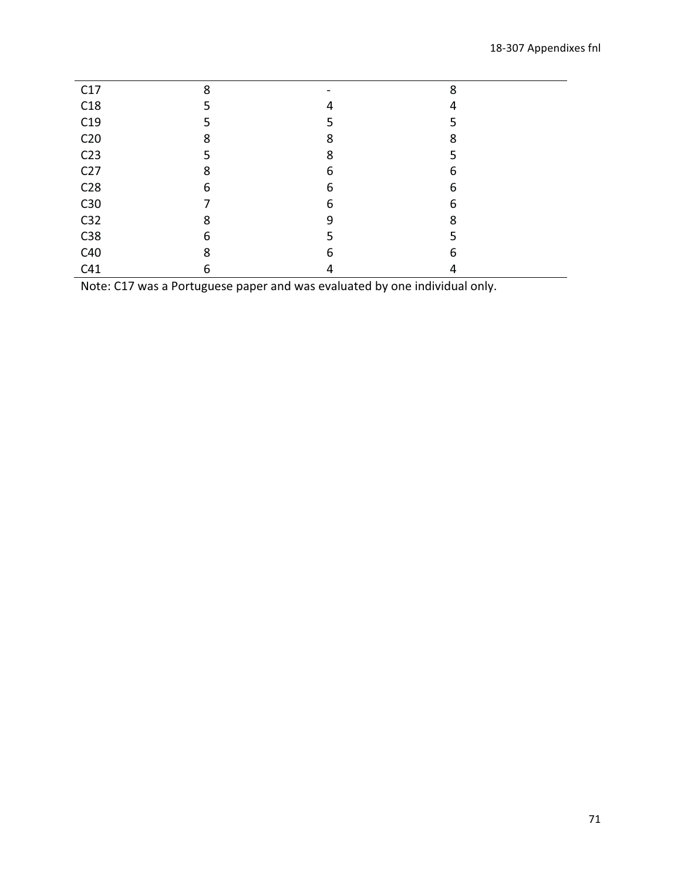| | | | |
|---|---|---|---|
| C17 | 8 | - | 8 |
| C18 | 5 | 4 | 4 |
| C19 | 5 | 5 | 5 |
| C20 | 8 | 8 | 8 |
| C23 | 5 | 8 | 5 |
| C27 | 8 | 6 | 6 |
| C28 | 6 | 6 | 6 |
| C30 | 7 | 6 | 6 |
| C32 | 8 | 9 | 8 |
| C38 | 6 | 5 | 5 |
| C40 | 8 | 6 | 6 |
| C41 | 6 | 4 | 4 |

Note: C17 was a Portuguese paper and was evaluated by one individual only.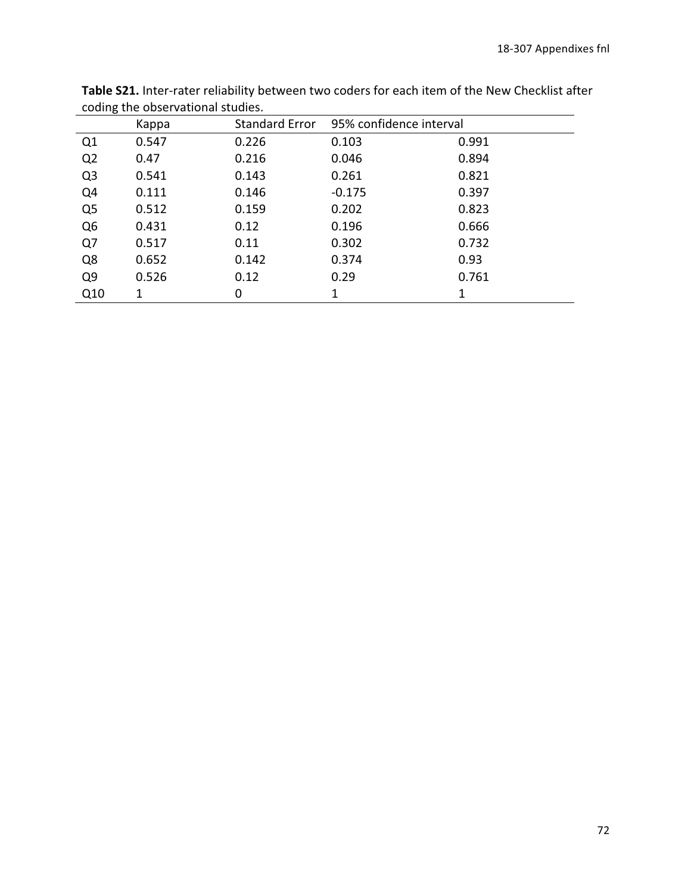**Table S21.** Inter-rater reliability between two coders for each item of the New Checklist after coding the observational studies.

| | Kappa | Standard Error | 95% confidence interval | |
|---|---|---|---|---|
| Q1 | 0.547 | 0.226 | 0.103 | 0.991 |
| Q2 | 0.47 | 0.216 | 0.046 | 0.894 |
| Q3 | 0.541 | 0.143 | 0.261 | 0.821 |
| Q4 | 0.111 | 0.146 | -0.175 | 0.397 |
| Q5 | 0.512 | 0.159 | 0.202 | 0.823 |
| Q6 | 0.431 | 0.12 | 0.196 | 0.666 |
| Q7 | 0.517 | 0.11 | 0.302 | 0.732 |
| Q8 | 0.652 | 0.142 | 0.374 | 0.93 |
| Q9 | 0.526 | 0.12 | 0.29 | 0.761 |
| Q10 | 1 | 0 | 1 | 1 |